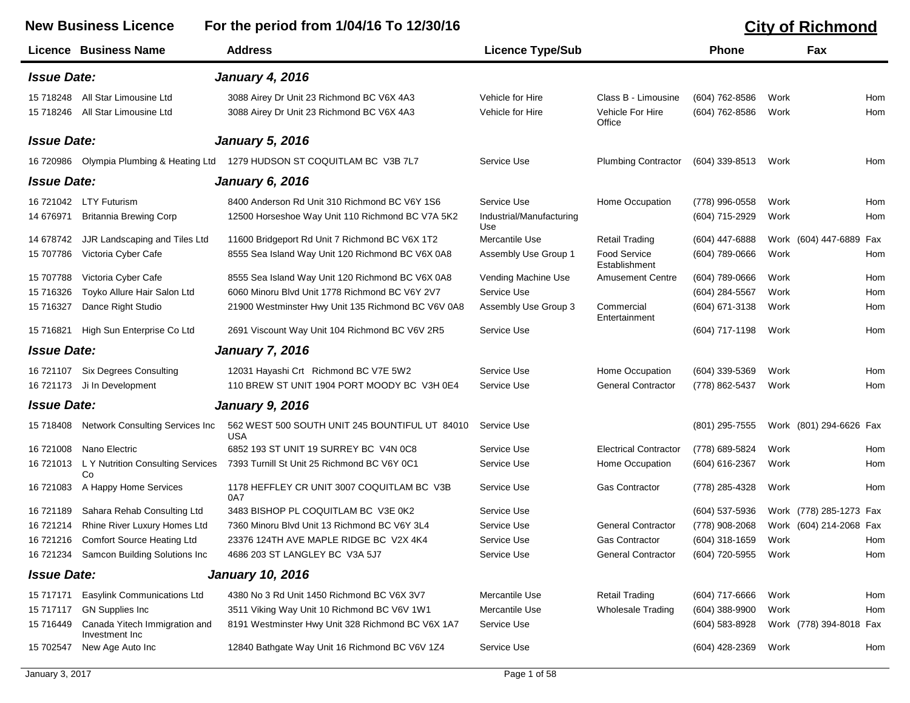# New Business Licence — For the period from 1/04/16 To 12/30/16

## City of Richmond

| Licence | Business Name | Address | Licence Type/Sub | | Phone | | Fax | |
|---|---|---|---|---|---|---|---|---|
| ***Issue Date:*** | | ***January 4, 2016*** | | | | | | |
| 15 718248 | All Star Limousine Ltd | 3088 Airey Dr Unit 23 Richmond BC V6X 4A3 | Vehicle for Hire | Class B - Limousine | (604) 762-8586 | Work | | Hom |
| 15 718246 | All Star Limousine Ltd | 3088 Airey Dr Unit 23 Richmond BC V6X 4A3 | Vehicle for Hire | Vehicle For Hire Office | (604) 762-8586 | Work | | Hom |
| ***Issue Date:*** | | ***January 5, 2016*** | | | | | | |
| 16 720986 | Olympia Plumbing & Heating Ltd | 1279 HUDSON ST COQUITLAM BC V3B 7L7 | Service Use | Plumbing Contractor | (604) 339-8513 | Work | | Hom |
| ***Issue Date:*** | | ***January 6, 2016*** | | | | | | |
| 16 721042 | LTY Futurism | 8400 Anderson Rd Unit 310 Richmond BC V6Y 1S6 | Service Use | Home Occupation | (778) 996-0558 | Work | | Hom |
| 14 676971 | Britannia Brewing Corp | 12500 Horseshoe Way Unit 110 Richmond BC V7A 5K2 | Industrial/Manufacturing Use | | (604) 715-2929 | Work | | Hom |
| 14 678742 | JJR Landscaping and Tiles Ltd | 11600 Bridgeport Rd Unit 7 Richmond BC V6X 1T2 | Mercantile Use | Retail Trading | (604) 447-6888 | Work | (604) 447-6889 | Fax |
| 15 707786 | Victoria Cyber Cafe | 8555 Sea Island Way Unit 120 Richmond BC V6X 0A8 | Assembly Use Group 1 | Food Service Establishment | (604) 789-0666 | Work | | Hom |
| 15 707788 | Victoria Cyber Cafe | 8555 Sea Island Way Unit 120 Richmond BC V6X 0A8 | Vending Machine Use | Amusement Centre | (604) 789-0666 | Work | | Hom |
| 15 716326 | Toyko Allure Hair Salon Ltd | 6060 Minoru Blvd Unit 1778 Richmond BC V6Y 2V7 | Service Use | | (604) 284-5567 | Work | | Hom |
| 15 716327 | Dance Right Studio | 21900 Westminster Hwy Unit 135 Richmond BC V6V 0A8 | Assembly Use Group 3 | Commercial Entertainment | (604) 671-3138 | Work | | Hom |
| 15 716821 | High Sun Enterprise Co Ltd | 2691 Viscount Way Unit 104 Richmond BC V6V 2R5 | Service Use | | (604) 717-1198 | Work | | Hom |
| ***Issue Date:*** | | ***January 7, 2016*** | | | | | | |
| 16 721107 | Six Degrees Consulting | 12031 Hayashi Crt Richmond BC V7E 5W2 | Service Use | Home Occupation | (604) 339-5369 | Work | | Hom |
| 16 721173 | Ji In Development | 110 BREW ST UNIT 1904 PORT MOODY BC V3H 0E4 | Service Use | General Contractor | (778) 862-5437 | Work | | Hom |
| ***Issue Date:*** | | ***January 9, 2016*** | | | | | | |
| 15 718408 | Network Consulting Services Inc | 562 WEST 500 SOUTH UNIT 245 BOUNTIFUL UT 84010 USA | Service Use | | (801) 295-7555 | Work | (801) 294-6626 | Fax |
| 16 721008 | Nano Electric | 6852 193 ST UNIT 19 SURREY BC V4N 0C8 | Service Use | Electrical Contractor | (778) 689-5824 | Work | | Hom |
| 16 721013 | L Y Nutrition Consulting Services Co | 7393 Turnill St Unit 25 Richmond BC V6Y 0C1 | Service Use | Home Occupation | (604) 616-2367 | Work | | Hom |
| 16 721083 | A Happy Home Services | 1178 HEFFLEY CR UNIT 3007 COQUITLAM BC V3B 0A7 | Service Use | Gas Contractor | (778) 285-4328 | Work | | Hom |
| 16 721189 | Sahara Rehab Consulting Ltd | 3483 BISHOP PL COQUITLAM BC V3E 0K2 | Service Use | | (604) 537-5936 | Work | (778) 285-1273 | Fax |
| 16 721214 | Rhine River Luxury Homes Ltd | 7360 Minoru Blvd Unit 13 Richmond BC V6Y 3L4 | Service Use | General Contractor | (778) 908-2068 | Work | (604) 214-2068 | Fax |
| 16 721216 | Comfort Source Heating Ltd | 23376 124TH AVE MAPLE RIDGE BC V2X 4K4 | Service Use | Gas Contractor | (604) 318-1659 | Work | | Hom |
| 16 721234 | Samcon Building Solutions Inc | 4686 203 ST LANGLEY BC V3A 5J7 | Service Use | General Contractor | (604) 720-5955 | Work | | Hom |
| ***Issue Date:*** | | ***January 10, 2016*** | | | | | | |
| 15 717171 | Easylink Communications Ltd | 4380 No 3 Rd Unit 1450 Richmond BC V6X 3V7 | Mercantile Use | Retail Trading | (604) 717-6666 | Work | | Hom |
| 15 717117 | GN Supplies Inc | 3511 Viking Way Unit 10 Richmond BC V6V 1W1 | Mercantile Use | Wholesale Trading | (604) 388-9900 | Work | | Hom |
| 15 716449 | Canada Yitech Immigration and Investment Inc | 8191 Westminster Hwy Unit 328 Richmond BC V6X 1A7 | Service Use | | (604) 583-8928 | Work | (778) 394-8018 | Fax |
| 15 702547 | New Age Auto Inc | 12840 Bathgate Way Unit 16 Richmond BC V6V 1Z4 | Service Use | | (604) 428-2369 | Work | | Hom |

January 3, 2017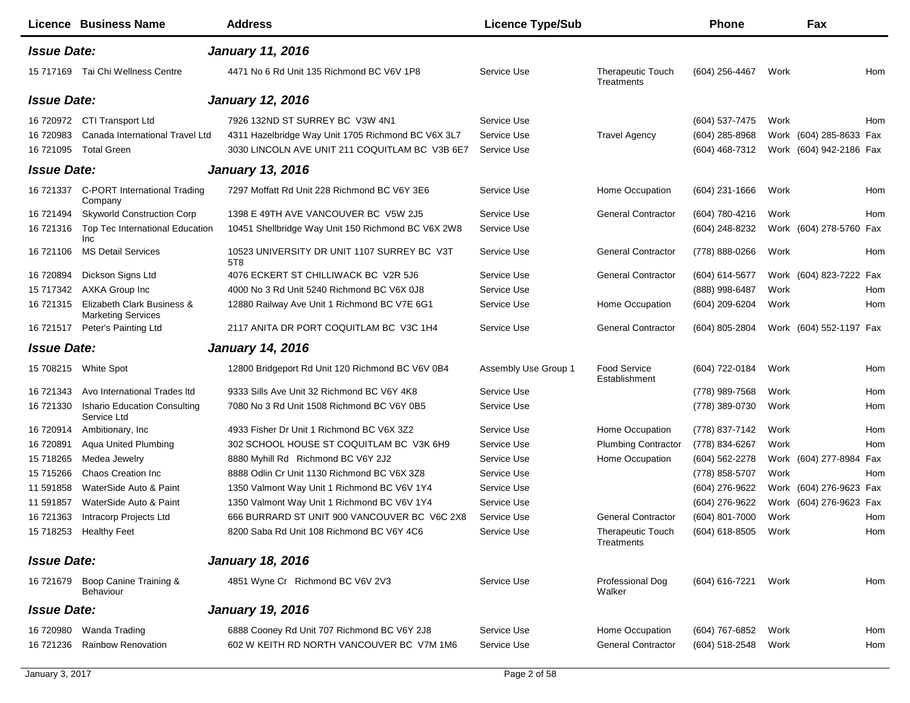| Licence | Business Name | Address | Licence Type/Sub | | Phone | | Fax | |
|---|---|---|---|---|---|---|---|---|
| ***Issue Date:*** | | ***January 11, 2016*** | | | | | | |
| 15 717169 | Tai Chi Wellness Centre | 4471 No 6 Rd Unit 135 Richmond BC V6V 1P8 | Service Use | Therapeutic Touch Treatments | (604) 256-4467 | Work | | Hom |
| ***Issue Date:*** | | ***January 12, 2016*** | | | | | | |
| 16 720972 | CTI Transport Ltd | 7926 132ND ST SURREY BC V3W 4N1 | Service Use | | (604) 537-7475 | Work | | Hom |
| 16 720983 | Canada International Travel Ltd | 4311 Hazelbridge Way Unit 1705 Richmond BC V6X 3L7 | Service Use | Travel Agency | (604) 285-8968 | Work | (604) 285-8633 | Fax |
| 16 721095 | Total Green | 3030 LINCOLN AVE UNIT 211 COQUITLAM BC V3B 6E7 | Service Use | | (604) 468-7312 | Work | (604) 942-2186 | Fax |
| ***Issue Date:*** | | ***January 13, 2016*** | | | | | | |
| 16 721337 | C-PORT International Trading Company | 7297 Moffatt Rd Unit 228 Richmond BC V6Y 3E6 | Service Use | Home Occupation | (604) 231-1666 | Work | | Hom |
| 16 721494 | Skyworld Construction Corp | 1398 E 49TH AVE VANCOUVER BC V5W 2J5 | Service Use | General Contractor | (604) 780-4216 | Work | | Hom |
| 16 721316 | Top Tec International Education Inc | 10451 Shellbridge Way Unit 150 Richmond BC V6X 2W8 | Service Use | | (604) 248-8232 | Work | (604) 278-5760 | Fax |
| 16 721106 | MS Detail Services | 10523 UNIVERSITY DR UNIT 1107 SURREY BC V3T 5T8 | Service Use | General Contractor | (778) 888-0266 | Work | | Hom |
| 16 720894 | Dickson Signs Ltd | 4076 ECKERT ST CHILLIWACK BC V2R 5J6 | Service Use | General Contractor | (604) 614-5677 | Work | (604) 823-7222 | Fax |
| 15 717342 | AXKA Group Inc | 4000 No 3 Rd Unit 5240 Richmond BC V6X 0J8 | Service Use | | (888) 998-6487 | Work | | Hom |
| 16 721315 | Elizabeth Clark Business & Marketing Services | 12880 Railway Ave Unit 1 Richmond BC V7E 6G1 | Service Use | Home Occupation | (604) 209-6204 | Work | | Hom |
| 16 721517 | Peter's Painting Ltd | 2117 ANITA DR PORT COQUITLAM BC V3C 1H4 | Service Use | General Contractor | (604) 805-2804 | Work | (604) 552-1197 | Fax |
| ***Issue Date:*** | | ***January 14, 2016*** | | | | | | |
| 15 708215 | White Spot | 12800 Bridgeport Rd Unit 120 Richmond BC V6V 0B4 | Assembly Use Group 1 | Food Service Establishment | (604) 722-0184 | Work | | Hom |
| 16 721343 | Avo International Trades ltd | 9333 Sills Ave Unit 32 Richmond BC V6Y 4K8 | Service Use | | (778) 989-7568 | Work | | Hom |
| 16 721330 | Ishario Education Consulting Service Ltd | 7080 No 3 Rd Unit 1508 Richmond BC V6Y 0B5 | Service Use | | (778) 389-0730 | Work | | Hom |
| 16 720914 | Ambitionary, Inc | 4933 Fisher Dr Unit 1 Richmond BC V6X 3Z2 | Service Use | Home Occupation | (778) 837-7142 | Work | | Hom |
| 16 720891 | Aqua United Plumbing | 302 SCHOOL HOUSE ST COQUITLAM BC V3K 6H9 | Service Use | Plumbing Contractor | (778) 834-6267 | Work | | Hom |
| 15 718265 | Medea Jewelry | 8880 Myhill Rd Richmond BC V6Y 2J2 | Service Use | Home Occupation | (604) 562-2278 | Work | (604) 277-8984 | Fax |
| 15 715266 | Chaos Creation Inc | 8888 Odlin Cr Unit 1130 Richmond BC V6X 3Z8 | Service Use | | (778) 858-5707 | Work | | Hom |
| 11 591858 | WaterSide Auto & Paint | 1350 Valmont Way Unit 1 Richmond BC V6V 1Y4 | Service Use | | (604) 276-9622 | Work | (604) 276-9623 | Fax |
| 11 591857 | WaterSide Auto & Paint | 1350 Valmont Way Unit 1 Richmond BC V6V 1Y4 | Service Use | | (604) 276-9622 | Work | (604) 276-9623 | Fax |
| 16 721363 | Intracorp Projects Ltd | 666 BURRARD ST UNIT 900 VANCOUVER BC V6C 2X8 | Service Use | General Contractor | (604) 801-7000 | Work | | Hom |
| 15 718253 | Healthy Feet | 8200 Saba Rd Unit 108 Richmond BC V6Y 4C6 | Service Use | Therapeutic Touch Treatments | (604) 618-8505 | Work | | Hom |
| ***Issue Date:*** | | ***January 18, 2016*** | | | | | | |
| 16 721679 | Boop Canine Training & Behaviour | 4851 Wyne Cr Richmond BC V6V 2V3 | Service Use | Professional Dog Walker | (604) 616-7221 | Work | | Hom |
| ***Issue Date:*** | | ***January 19, 2016*** | | | | | | |
| 16 720980 | Wanda Trading | 6888 Cooney Rd Unit 707 Richmond BC V6Y 2J8 | Service Use | Home Occupation | (604) 767-6852 | Work | | Hom |
| 16 721236 | Rainbow Renovation | 602 W KEITH RD NORTH VANCOUVER BC V7M 1M6 | Service Use | General Contractor | (604) 518-2548 | Work | | Hom |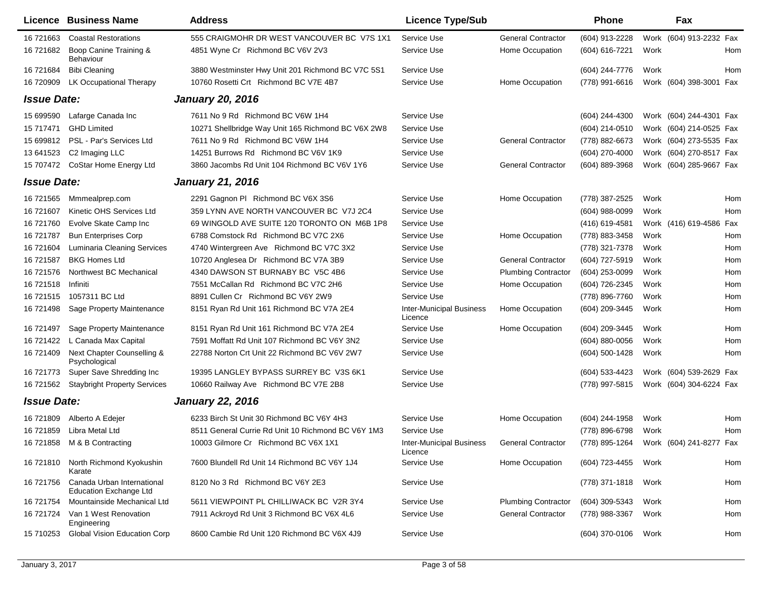| Licence | Business Name | Address | Licence Type/Sub | | Phone | | Fax | |
|---|---|---|---|---|---|---|---|---|
| 16 721663 | Coastal Restorations | 555 CRAIGMOHR DR WEST VANCOUVER BC V7S 1X1 | Service Use | General Contractor | (604) 913-2228 | Work | (604) 913-2232 | Fax |
| 16 721682 | Boop Canine Training & Behaviour | 4851 Wyne Cr Richmond BC V6V 2V3 | Service Use | Home Occupation | (604) 616-7221 | Work | | Hom |
| 16 721684 | Bibi Cleaning | 3880 Westminster Hwy Unit 201 Richmond BC V7C 5S1 | Service Use | | (604) 244-7776 | Work | | Hom |
| 16 720909 | LK Occupational Therapy | 10760 Rosetti Crt Richmond BC V7E 4B7 | Service Use | Home Occupation | (778) 991-6616 | Work | (604) 398-3001 | Fax |
| ***Issue Date:*** | | ***January 20, 2016*** | | | | | | |
| 15 699590 | Lafarge Canada Inc | 7611 No 9 Rd Richmond BC V6W 1H4 | Service Use | | (604) 244-4300 | Work | (604) 244-4301 | Fax |
| 15 717471 | GHD Limited | 10271 Shellbridge Way Unit 165 Richmond BC V6X 2W8 | Service Use | | (604) 214-0510 | Work | (604) 214-0525 | Fax |
| 15 699812 | PSL - Par's Services Ltd | 7611 No 9 Rd Richmond BC V6W 1H4 | Service Use | General Contractor | (778) 882-6673 | Work | (604) 273-5535 | Fax |
| 13 641523 | C2 Imaging LLC | 14251 Burrows Rd Richmond BC V6V 1K9 | Service Use | | (604) 270-4000 | Work | (604) 270-8517 | Fax |
| 15 707472 | CoStar Home Energy Ltd | 3860 Jacombs Rd Unit 104 Richmond BC V6V 1Y6 | Service Use | General Contractor | (604) 889-3968 | Work | (604) 285-9667 | Fax |
| ***Issue Date:*** | | ***January 21, 2016*** | | | | | | |
| 16 721565 | Mmmealprep.com | 2291 Gagnon Pl Richmond BC V6X 3S6 | Service Use | Home Occupation | (778) 387-2525 | Work | | Hom |
| 16 721607 | Kinetic OHS Services Ltd | 359 LYNN AVE NORTH VANCOUVER BC V7J 2C4 | Service Use | | (604) 988-0099 | Work | | Hom |
| 16 721760 | Evolve Skate Camp Inc | 69 WINGOLD AVE SUITE 120 TORONTO ON M6B 1P8 | Service Use | | (416) 619-4581 | Work | (416) 619-4586 | Fax |
| 16 721787 | Bun Enterprises Corp | 6788 Comstock Rd Richmond BC V7C 2X6 | Service Use | Home Occupation | (778) 883-3458 | Work | | Hom |
| 16 721604 | Luminaria Cleaning Services | 4740 Wintergreen Ave Richmond BC V7C 3X2 | Service Use | | (778) 321-7378 | Work | | Hom |
| 16 721587 | BKG Homes Ltd | 10720 Anglesea Dr Richmond BC V7A 3B9 | Service Use | General Contractor | (604) 727-5919 | Work | | Hom |
| 16 721576 | Northwest BC Mechanical | 4340 DAWSON ST BURNABY BC V5C 4B6 | Service Use | Plumbing Contractor | (604) 253-0099 | Work | | Hom |
| 16 721518 | Infiniti | 7551 McCallan Rd Richmond BC V7C 2H6 | Service Use | Home Occupation | (604) 726-2345 | Work | | Hom |
| 16 721515 | 1057311 BC Ltd | 8891 Cullen Cr Richmond BC V6Y 2W9 | Service Use | | (778) 896-7760 | Work | | Hom |
| 16 721498 | Sage Property Maintenance | 8151 Ryan Rd Unit 161 Richmond BC V7A 2E4 | Inter-Municipal Business Licence | Home Occupation | (604) 209-3445 | Work | | Hom |
| 16 721497 | Sage Property Maintenance | 8151 Ryan Rd Unit 161 Richmond BC V7A 2E4 | Service Use | Home Occupation | (604) 209-3445 | Work | | Hom |
| 16 721422 | L Canada Max Capital | 7591 Moffatt Rd Unit 107 Richmond BC V6Y 3N2 | Service Use | | (604) 880-0056 | Work | | Hom |
| 16 721409 | Next Chapter Counselling & Psychological | 22788 Norton Crt Unit 22 Richmond BC V6V 2W7 | Service Use | | (604) 500-1428 | Work | | Hom |
| 16 721773 | Super Save Shredding Inc | 19395 LANGLEY BYPASS SURREY BC V3S 6K1 | Service Use | | (604) 533-4423 | Work | (604) 539-2629 | Fax |
| 16 721562 | Staybright Property Services | 10660 Railway Ave Richmond BC V7E 2B8 | Service Use | | (778) 997-5815 | Work | (604) 304-6224 | Fax |
| ***Issue Date:*** | | ***January 22, 2016*** | | | | | | |
| 16 721809 | Alberto A Edejer | 6233 Birch St Unit 30 Richmond BC V6Y 4H3 | Service Use | Home Occupation | (604) 244-1958 | Work | | Hom |
| 16 721859 | Libra Metal Ltd | 8511 General Currie Rd Unit 10 Richmond BC V6Y 1M3 | Service Use | | (778) 896-6798 | Work | | Hom |
| 16 721858 | M & B Contracting | 10003 Gilmore Cr Richmond BC V6X 1X1 | Inter-Municipal Business Licence | General Contractor | (778) 895-1264 | Work | (604) 241-8277 | Fax |
| 16 721810 | North Richmond Kyokushin Karate | 7600 Blundell Rd Unit 14 Richmond BC V6Y 1J4 | Service Use | Home Occupation | (604) 723-4455 | Work | | Hom |
| 16 721756 | Canada Urban International Education Exchange Ltd | 8120 No 3 Rd Richmond BC V6Y 2E3 | Service Use | | (778) 371-1818 | Work | | Hom |
| 16 721754 | Mountainside Mechanical Ltd | 5611 VIEWPOINT PL CHILLIWACK BC V2R 3Y4 | Service Use | Plumbing Contractor | (604) 309-5343 | Work | | Hom |
| 16 721724 | Van 1 West Renovation Engineering | 7911 Ackroyd Rd Unit 3 Richmond BC V6X 4L6 | Service Use | General Contractor | (778) 988-3367 | Work | | Hom |
| 15 710253 | Global Vision Education Corp | 8600 Cambie Rd Unit 120 Richmond BC V6X 4J9 | Service Use | | (604) 370-0106 | Work | | Hom |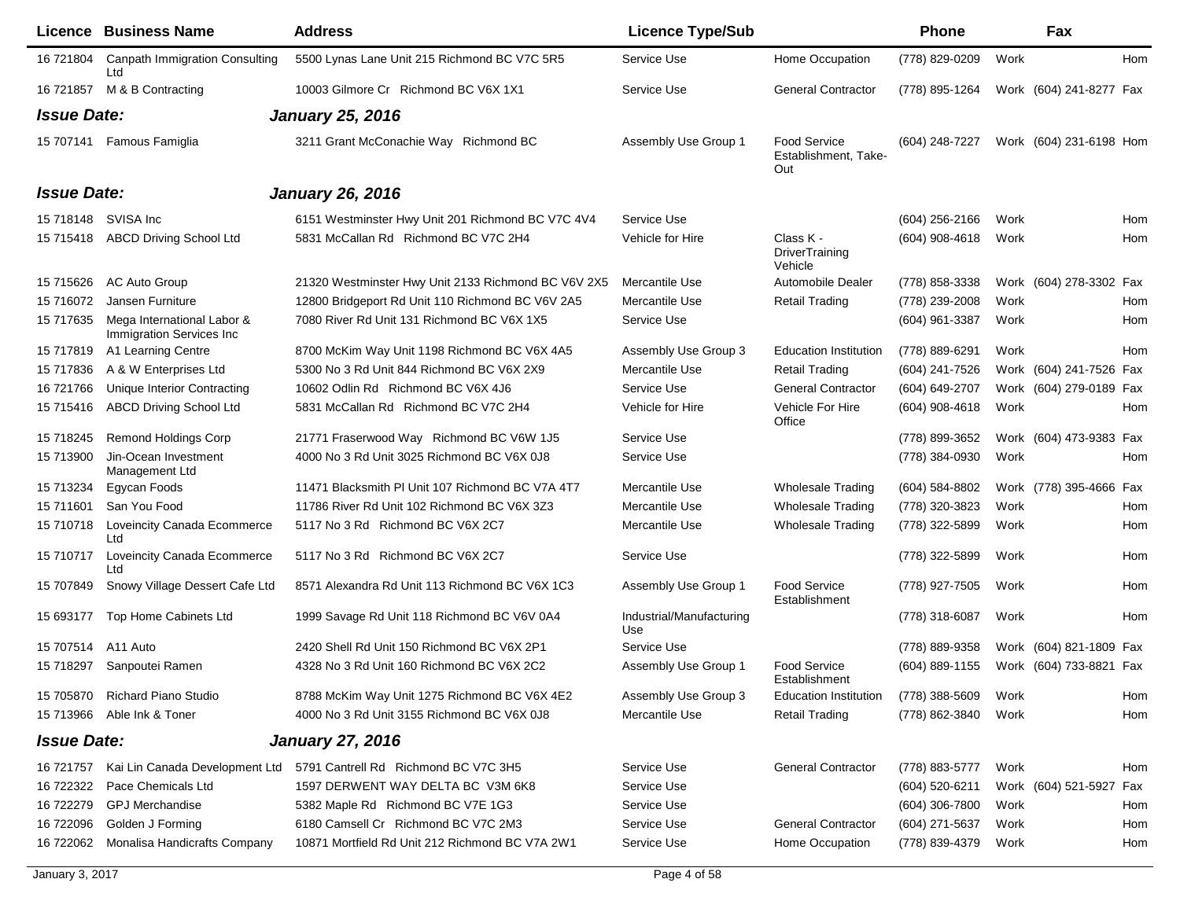| Licence | Business Name | Address | Licence Type/Sub | | Phone | | Fax | |
|---|---|---|---|---|---|---|---|---|
| 16 721804 | Canpath Immigration Consulting Ltd | 5500 Lynas Lane Unit 215 Richmond BC V7C 5R5 | Service Use | Home Occupation | (778) 829-0209 | Work | | Hom |
| 16 721857 | M & B Contracting | 10003 Gilmore Cr Richmond BC V6X 1X1 | Service Use | General Contractor | (778) 895-1264 | Work | (604) 241-8277 | Fax |
| ***Issue Date:*** | | ***January 25, 2016*** | | | | | | |
| 15 707141 | Famous Famiglia | 3211 Grant McConachie Way Richmond BC | Assembly Use Group 1 | Food Service Establishment, Take-Out | (604) 248-7227 | Work | (604) 231-6198 | Hom |
| ***Issue Date:*** | | ***January 26, 2016*** | | | | | | |
| 15 718148 | SVISA Inc | 6151 Westminster Hwy Unit 201 Richmond BC V7C 4V4 | Service Use | | (604) 256-2166 | Work | | Hom |
| 15 715418 | ABCD Driving School Ltd | 5831 McCallan Rd Richmond BC V7C 2H4 | Vehicle for Hire | Class K - DriverTraining Vehicle | (604) 908-4618 | Work | | Hom |
| 15 715626 | AC Auto Group | 21320 Westminster Hwy Unit 2133 Richmond BC V6V 2X5 | Mercantile Use | Automobile Dealer | (778) 858-3338 | Work | (604) 278-3302 | Fax |
| 15 716072 | Jansen Furniture | 12800 Bridgeport Rd Unit 110 Richmond BC V6V 2A5 | Mercantile Use | Retail Trading | (778) 239-2008 | Work | | Hom |
| 15 717635 | Mega International Labor & Immigration Services Inc | 7080 River Rd Unit 131 Richmond BC V6X 1X5 | Service Use | | (604) 961-3387 | Work | | Hom |
| 15 717819 | A1 Learning Centre | 8700 McKim Way Unit 1198 Richmond BC V6X 4A5 | Assembly Use Group 3 | Education Institution | (778) 889-6291 | Work | | Hom |
| 15 717836 | A & W Enterprises Ltd | 5300 No 3 Rd Unit 844 Richmond BC V6X 2X9 | Mercantile Use | Retail Trading | (604) 241-7526 | Work | (604) 241-7526 | Fax |
| 16 721766 | Unique Interior Contracting | 10602 Odlin Rd Richmond BC V6X 4J6 | Service Use | General Contractor | (604) 649-2707 | Work | (604) 279-0189 | Fax |
| 15 715416 | ABCD Driving School Ltd | 5831 McCallan Rd Richmond BC V7C 2H4 | Vehicle for Hire | Vehicle For Hire Office | (604) 908-4618 | Work | | Hom |
| 15 718245 | Remond Holdings Corp | 21771 Fraserwood Way Richmond BC V6W 1J5 | Service Use | | (778) 899-3652 | Work | (604) 473-9383 | Fax |
| 15 713900 | Jin-Ocean Investment Management Ltd | 4000 No 3 Rd Unit 3025 Richmond BC V6X 0J8 | Service Use | | (778) 384-0930 | Work | | Hom |
| 15 713234 | Egycan Foods | 11471 Blacksmith Pl Unit 107 Richmond BC V7A 4T7 | Mercantile Use | Wholesale Trading | (604) 584-8802 | Work | (778) 395-4666 | Fax |
| 15 711601 | San You Food | 11786 River Rd Unit 102 Richmond BC V6X 3Z3 | Mercantile Use | Wholesale Trading | (778) 320-3823 | Work | | Hom |
| 15 710718 | Loveincity Canada Ecommerce Ltd | 5117 No 3 Rd Richmond BC V6X 2C7 | Mercantile Use | Wholesale Trading | (778) 322-5899 | Work | | Hom |
| 15 710717 | Loveincity Canada Ecommerce Ltd | 5117 No 3 Rd Richmond BC V6X 2C7 | Service Use | | (778) 322-5899 | Work | | Hom |
| 15 707849 | Snowy Village Dessert Cafe Ltd | 8571 Alexandra Rd Unit 113 Richmond BC V6X 1C3 | Assembly Use Group 1 | Food Service Establishment | (778) 927-7505 | Work | | Hom |
| 15 693177 | Top Home Cabinets Ltd | 1999 Savage Rd Unit 118 Richmond BC V6V 0A4 | Industrial/Manufacturing Use | | (778) 318-6087 | Work | | Hom |
| 15 707514 | A11 Auto | 2420 Shell Rd Unit 150 Richmond BC V6X 2P1 | Service Use | | (778) 889-9358 | Work | (604) 821-1809 | Fax |
| 15 718297 | Sanpoutei Ramen | 4328 No 3 Rd Unit 160 Richmond BC V6X 2C2 | Assembly Use Group 1 | Food Service Establishment | (604) 889-1155 | Work | (604) 733-8821 | Fax |
| 15 705870 | Richard Piano Studio | 8788 McKim Way Unit 1275 Richmond BC V6X 4E2 | Assembly Use Group 3 | Education Institution | (778) 388-5609 | Work | | Hom |
| 15 713966 | Able Ink & Toner | 4000 No 3 Rd Unit 3155 Richmond BC V6X 0J8 | Mercantile Use | Retail Trading | (778) 862-3840 | Work | | Hom |
| ***Issue Date:*** | | ***January 27, 2016*** | | | | | | |
| 16 721757 | Kai Lin Canada Development Ltd | 5791 Cantrell Rd Richmond BC V7C 3H5 | Service Use | General Contractor | (778) 883-5777 | Work | | Hom |
| 16 722322 | Pace Chemicals Ltd | 1597 DERWENT WAY DELTA BC V3M 6K8 | Service Use | | (604) 520-6211 | Work | (604) 521-5927 | Fax |
| 16 722279 | GPJ Merchandise | 5382 Maple Rd Richmond BC V7E 1G3 | Service Use | | (604) 306-7800 | Work | | Hom |
| 16 722096 | Golden J Forming | 6180 Camsell Cr Richmond BC V7C 2M3 | Service Use | General Contractor | (604) 271-5637 | Work | | Hom |
| 16 722062 | Monalisa Handicrafts Company | 10871 Mortfield Rd Unit 212 Richmond BC V7A 2W1 | Service Use | Home Occupation | (778) 839-4379 | Work | | Hom |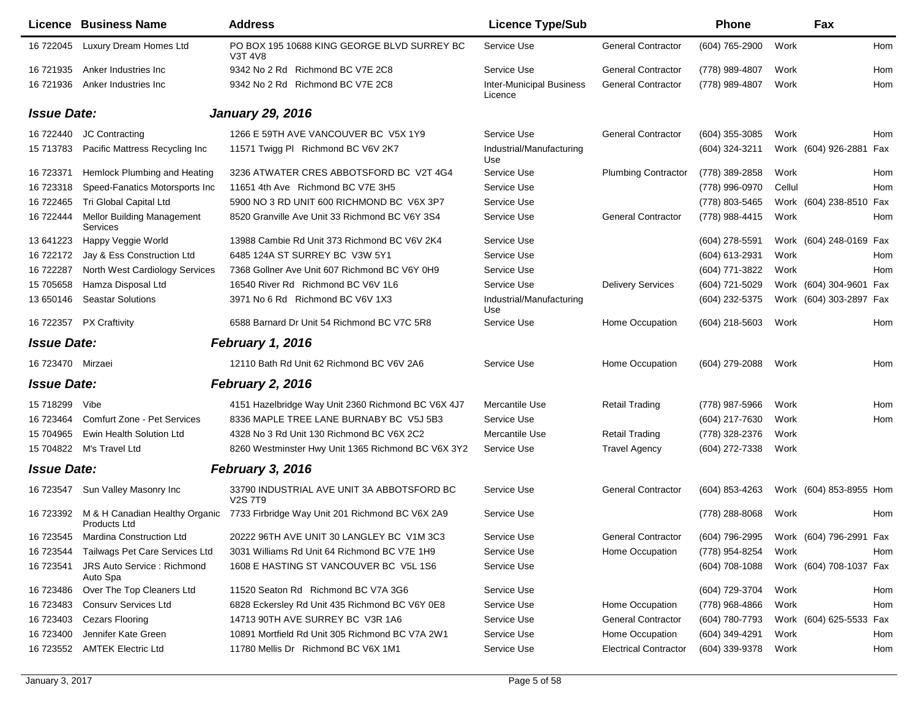| Licence | Business Name | Address | Licence Type/Sub | | Phone | Fax | |
|---|---|---|---|---|---|---|---|
| 16 722045 | Luxury Dream Homes Ltd | PO BOX 195 10688 KING GEORGE BLVD SURREY BC V3T 4V8 | Service Use | General Contractor | (604) 765-2900 | Work | Hom |
| 16 721935 | Anker Industries Inc | 9342 No 2 Rd Richmond BC V7E 2C8 | Service Use | General Contractor | (778) 989-4807 | Work | Hom |
| 16 721936 | Anker Industries Inc | 9342 No 2 Rd Richmond BC V7E 2C8 | Inter-Municipal Business Licence | General Contractor | (778) 989-4807 | Work | Hom |
| ***Issue Date:*** | | ***January 29, 2016*** | | | | | |
| 16 722440 | JC Contracting | 1266 E 59TH AVE VANCOUVER BC V5X 1Y9 | Service Use | General Contractor | (604) 355-3085 | Work | Hom |
| 15 713783 | Pacific Mattress Recycling Inc | 11571 Twigg Pl Richmond BC V6V 2K7 | Industrial/Manufacturing Use | | (604) 324-3211 | Work (604) 926-2881 | Fax |
| 16 723371 | Hemlock Plumbing and Heating | 3236 ATWATER CRES ABBOTSFORD BC V2T 4G4 | Service Use | Plumbing Contractor | (778) 389-2858 | Work | Hom |
| 16 723318 | Speed-Fanatics Motorsports Inc | 11651 4th Ave Richmond BC V7E 3H5 | Service Use | | (778) 996-0970 | Cellul | Hom |
| 16 722465 | Tri Global Capital Ltd | 5900 NO 3 RD UNIT 600 RICHMOND BC V6X 3P7 | Service Use | | (778) 803-5465 | Work (604) 238-8510 | Fax |
| 16 722444 | Mellor Building Management Services | 8520 Granville Ave Unit 33 Richmond BC V6Y 3S4 | Service Use | General Contractor | (778) 988-4415 | Work | Hom |
| 13 641223 | Happy Veggie World | 13988 Cambie Rd Unit 373 Richmond BC V6V 2K4 | Service Use | | (604) 278-5591 | Work (604) 248-0169 | Fax |
| 16 722172 | Jay & Ess Construction Ltd | 6485 124A ST SURREY BC V3W 5Y1 | Service Use | | (604) 613-2931 | Work | Hom |
| 16 722287 | North West Cardiology Services | 7368 Gollner Ave Unit 607 Richmond BC V6Y 0H9 | Service Use | | (604) 771-3822 | Work | Hom |
| 15 705658 | Hamza Disposal Ltd | 16540 River Rd Richmond BC V6V 1L6 | Service Use | Delivery Services | (604) 721-5029 | Work (604) 304-9601 | Fax |
| 13 650146 | Seastar Solutions | 3971 No 6 Rd Richmond BC V6V 1X3 | Industrial/Manufacturing Use | | (604) 232-5375 | Work (604) 303-2897 | Fax |
| 16 722357 | PX Craftivity | 6588 Barnard Dr Unit 54 Richmond BC V7C 5R8 | Service Use | Home Occupation | (604) 218-5603 | Work | Hom |
| ***Issue Date:*** | | ***February 1, 2016*** | | | | | |
| 16 723470 | Mirzaei | 12110 Bath Rd Unit 62 Richmond BC V6V 2A6 | Service Use | Home Occupation | (604) 279-2088 | Work | Hom |
| ***Issue Date:*** | | ***February 2, 2016*** | | | | | |
| 15 718299 | Vibe | 4151 Hazelbridge Way Unit 2360 Richmond BC V6X 4J7 | Mercantile Use | Retail Trading | (778) 987-5966 | Work | Hom |
| 16 723464 | Comfurt Zone - Pet Services | 8336 MAPLE TREE LANE BURNABY BC V5J 5B3 | Service Use | | (604) 217-7630 | Work | Hom |
| 15 704965 | Ewin Health Solution Ltd | 4328 No 3 Rd Unit 130 Richmond BC V6X 2C2 | Mercantile Use | Retail Trading | (778) 328-2376 | Work | |
| 15 704822 | M's Travel Ltd | 8260 Westminster Hwy Unit 1365 Richmond BC V6X 3Y2 | Service Use | Travel Agency | (604) 272-7338 | Work | |
| ***Issue Date:*** | | ***February 3, 2016*** | | | | | |
| 16 723547 | Sun Valley Masonry Inc | 33790 INDUSTRIAL AVE UNIT 3A ABBOTSFORD BC V2S 7T9 | Service Use | General Contractor | (604) 853-4263 | Work (604) 853-8955 | Hom |
| 16 723392 | M & H Canadian Healthy Organic Products Ltd | 7733 Firbridge Way Unit 201 Richmond BC V6X 2A9 | Service Use | | (778) 288-8068 | Work | Hom |
| 16 723545 | Mardina Construction Ltd | 20222 96TH AVE UNIT 30 LANGLEY BC V1M 3C3 | Service Use | General Contractor | (604) 796-2995 | Work (604) 796-2991 | Fax |
| 16 723544 | Tailwags Pet Care Services Ltd | 3031 Williams Rd Unit 64 Richmond BC V7E 1H9 | Service Use | Home Occupation | (778) 954-8254 | Work | Hom |
| 16 723541 | JRS Auto Service : Richmond Auto Spa | 1608 E HASTING ST VANCOUVER BC V5L 1S6 | Service Use | | (604) 708-1088 | Work (604) 708-1037 | Fax |
| 16 723486 | Over The Top Cleaners Ltd | 11520 Seaton Rd Richmond BC V7A 3G6 | Service Use | | (604) 729-3704 | Work | Hom |
| 16 723483 | Consurv Services Ltd | 6828 Eckersley Rd Unit 435 Richmond BC V6Y 0E8 | Service Use | Home Occupation | (778) 968-4866 | Work | Hom |
| 16 723403 | Cezars Flooring | 14713 90TH AVE SURREY BC V3R 1A6 | Service Use | General Contractor | (604) 780-7793 | Work (604) 625-5533 | Fax |
| 16 723400 | Jennifer Kate Green | 10891 Mortfield Rd Unit 305 Richmond BC V7A 2W1 | Service Use | Home Occupation | (604) 349-4291 | Work | Hom |
| 16 723552 | AMTEK Electric Ltd | 11780 Mellis Dr Richmond BC V6X 1M1 | Service Use | Electrical Contractor | (604) 339-9378 | Work | Hom |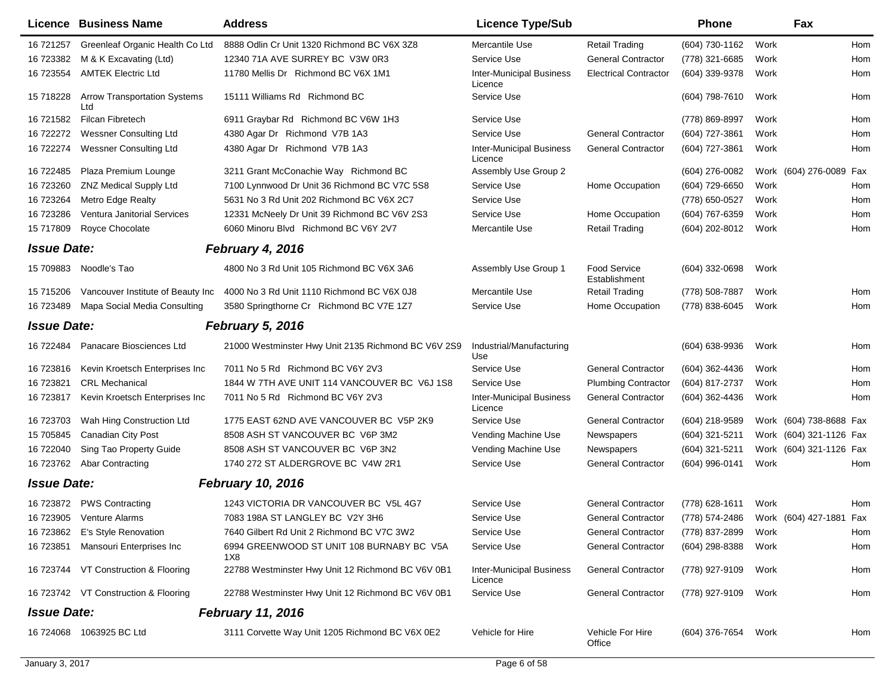| Licence | Business Name | Address | Licence Type/Sub | | Phone | | Fax | |
|---|---|---|---|---|---|---|---|---|
| 16 721257 | Greenleaf Organic Health Co Ltd | 8888 Odlin Cr Unit 1320 Richmond BC V6X 3Z8 | Mercantile Use | Retail Trading | (604) 730-1162 | Work | | Hom |
| 16 723382 | M & K Excavating (Ltd) | 12340 71A AVE SURREY BC V3W 0R3 | Service Use | General Contractor | (778) 321-6685 | Work | | Hom |
| 16 723554 | AMTEK Electric Ltd | 11780 Mellis Dr Richmond BC V6X 1M1 | Inter-Municipal Business Licence | Electrical Contractor | (604) 339-9378 | Work | | Hom |
| 15 718228 | Arrow Transportation Systems Ltd | 15111 Williams Rd Richmond BC | Service Use | | (604) 798-7610 | Work | | Hom |
| 16 721582 | Filcan Fibretech | 6911 Graybar Rd Richmond BC V6W 1H3 | Service Use | | (778) 869-8997 | Work | | Hom |
| 16 722272 | Wessner Consulting Ltd | 4380 Agar Dr Richmond V7B 1A3 | Service Use | General Contractor | (604) 727-3861 | Work | | Hom |
| 16 722274 | Wessner Consulting Ltd | 4380 Agar Dr Richmond V7B 1A3 | Inter-Municipal Business Licence | General Contractor | (604) 727-3861 | Work | | Hom |
| 16 722485 | Plaza Premium Lounge | 3211 Grant McConachie Way Richmond BC | Assembly Use Group 2 | | (604) 276-0082 | Work | (604) 276-0089 | Fax |
| 16 723260 | ZNZ Medical Supply Ltd | 7100 Lynnwood Dr Unit 36 Richmond BC V7C 5S8 | Service Use | Home Occupation | (604) 729-6650 | Work | | Hom |
| 16 723264 | Metro Edge Realty | 5631 No 3 Rd Unit 202 Richmond BC V6X 2C7 | Service Use | | (778) 650-0527 | Work | | Hom |
| 16 723286 | Ventura Janitorial Services | 12331 McNeely Dr Unit 39 Richmond BC V6V 2S3 | Service Use | Home Occupation | (604) 767-6359 | Work | | Hom |
| 15 717809 | Royce Chocolate | 6060 Minoru Blvd Richmond BC V6Y 2V7 | Mercantile Use | Retail Trading | (604) 202-8012 | Work | | Hom |
| ***Issue Date:*** | | ***February 4, 2016*** | | | | | | |
| 15 709883 | Noodle's Tao | 4800 No 3 Rd Unit 105 Richmond BC V6X 3A6 | Assembly Use Group 1 | Food Service Establishment | (604) 332-0698 | Work | | |
| 15 715206 | Vancouver Institute of Beauty Inc | 4000 No 3 Rd Unit 1110 Richmond BC V6X 0J8 | Mercantile Use | Retail Trading | (778) 508-7887 | Work | | Hom |
| 16 723489 | Mapa Social Media Consulting | 3580 Springthorne Cr Richmond BC V7E 1Z7 | Service Use | Home Occupation | (778) 838-6045 | Work | | Hom |
| ***Issue Date:*** | | ***February 5, 2016*** | | | | | | |
| 16 722484 | Panacare Biosciences Ltd | 21000 Westminster Hwy Unit 2135 Richmond BC V6V 2S9 | Industrial/Manufacturing Use | | (604) 638-9936 | Work | | Hom |
| 16 723816 | Kevin Kroetsch Enterprises Inc | 7011 No 5 Rd Richmond BC V6Y 2V3 | Service Use | General Contractor | (604) 362-4436 | Work | | Hom |
| 16 723821 | CRL Mechanical | 1844 W 7TH AVE UNIT 114 VANCOUVER BC V6J 1S8 | Service Use | Plumbing Contractor | (604) 817-2737 | Work | | Hom |
| 16 723817 | Kevin Kroetsch Enterprises Inc | 7011 No 5 Rd Richmond BC V6Y 2V3 | Inter-Municipal Business Licence | General Contractor | (604) 362-4436 | Work | | Hom |
| 16 723703 | Wah Hing Construction Ltd | 1775 EAST 62ND AVE VANCOUVER BC V5P 2K9 | Service Use | General Contractor | (604) 218-9589 | Work | (604) 738-8688 | Fax |
| 15 705845 | Canadian City Post | 8508 ASH ST VANCOUVER BC V6P 3M2 | Vending Machine Use | Newspapers | (604) 321-5211 | Work | (604) 321-1126 | Fax |
| 16 722040 | Sing Tao Property Guide | 8508 ASH ST VANCOUVER BC V6P 3N2 | Vending Machine Use | Newspapers | (604) 321-5211 | Work | (604) 321-1126 | Fax |
| 16 723762 | Abar Contracting | 1740 272 ST ALDERGROVE BC V4W 2R1 | Service Use | General Contractor | (604) 996-0141 | Work | | Hom |
| ***Issue Date:*** | | ***February 10, 2016*** | | | | | | |
| 16 723872 | PWS Contracting | 1243 VICTORIA DR VANCOUVER BC V5L 4G7 | Service Use | General Contractor | (778) 628-1611 | Work | | Hom |
| 16 723905 | Venture Alarms | 7083 198A ST LANGLEY BC V2Y 3H6 | Service Use | General Contractor | (778) 574-2486 | Work | (604) 427-1881 | Fax |
| 16 723862 | E's Style Renovation | 7640 Gilbert Rd Unit 2 Richmond BC V7C 3W2 | Service Use | General Contractor | (778) 837-2899 | Work | | Hom |
| 16 723851 | Mansouri Enterprises Inc | 6994 GREENWOOD ST UNIT 108 BURNABY BC V5A 1X8 | Service Use | General Contractor | (604) 298-8388 | Work | | Hom |
| 16 723744 | VT Construction & Flooring | 22788 Westminster Hwy Unit 12 Richmond BC V6V 0B1 | Inter-Municipal Business Licence | General Contractor | (778) 927-9109 | Work | | Hom |
| 16 723742 | VT Construction & Flooring | 22788 Westminster Hwy Unit 12 Richmond BC V6V 0B1 | Service Use | General Contractor | (778) 927-9109 | Work | | Hom |
| ***Issue Date:*** | | ***February 11, 2016*** | | | | | | |
| 16 724068 | 1063925 BC Ltd | 3111 Corvette Way Unit 1205 Richmond BC V6X 0E2 | Vehicle for Hire | Vehicle For Hire Office | (604) 376-7654 | Work | | Hom |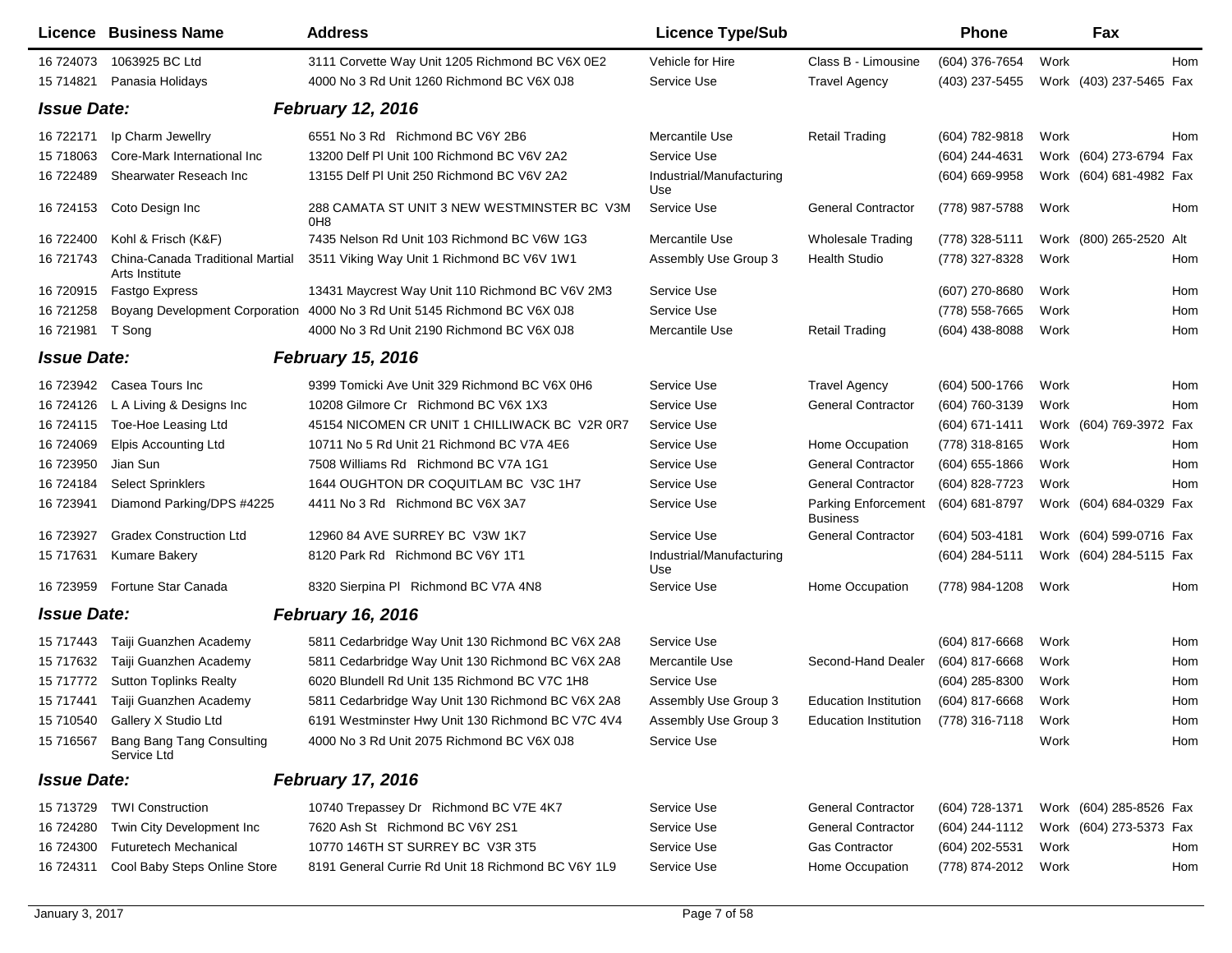| Licence | Business Name | Address | Licence Type/Sub | | Phone | | Fax | |
|---|---|---|---|---|---|---|---|---|
| 16 724073 | 1063925 BC Ltd | 3111 Corvette Way Unit 1205 Richmond BC V6X 0E2 | Vehicle for Hire | Class B - Limousine | (604) 376-7654 | Work | | Hom |
| 15 714821 | Panasia Holidays | 4000 No 3 Rd Unit 1260 Richmond BC V6X 0J8 | Service Use | Travel Agency | (403) 237-5455 | Work | (403) 237-5465 | Fax |
| ***Issue Date:*** | | ***February 12, 2016*** | | | | | | |
| 16 722171 | Ip Charm Jewellry | 6551 No 3 Rd Richmond BC V6Y 2B6 | Mercantile Use | Retail Trading | (604) 782-9818 | Work | | Hom |
| 15 718063 | Core-Mark International Inc | 13200 Delf Pl Unit 100 Richmond BC V6V 2A2 | Service Use | | (604) 244-4631 | Work | (604) 273-6794 | Fax |
| 16 722489 | Shearwater Reseach Inc | 13155 Delf Pl Unit 250 Richmond BC V6V 2A2 | Industrial/Manufacturing Use | | (604) 669-9958 | Work | (604) 681-4982 | Fax |
| 16 724153 | Coto Design Inc | 288 CAMATA ST UNIT 3 NEW WESTMINSTER BC V3M 0H8 | Service Use | General Contractor | (778) 987-5788 | Work | | Hom |
| 16 722400 | Kohl & Frisch (K&F) | 7435 Nelson Rd Unit 103 Richmond BC V6W 1G3 | Mercantile Use | Wholesale Trading | (778) 328-5111 | Work | (800) 265-2520 | Alt |
| 16 721743 | China-Canada Traditional Martial Arts Institute | 3511 Viking Way Unit 1 Richmond BC V6V 1W1 | Assembly Use Group 3 | Health Studio | (778) 327-8328 | Work | | Hom |
| 16 720915 | Fastgo Express | 13431 Maycrest Way Unit 110 Richmond BC V6V 2M3 | Service Use | | (607) 270-8680 | Work | | Hom |
| 16 721258 | Boyang Development Corporation | 4000 No 3 Rd Unit 5145 Richmond BC V6X 0J8 | Service Use | | (778) 558-7665 | Work | | Hom |
| 16 721981 | T Song | 4000 No 3 Rd Unit 2190 Richmond BC V6X 0J8 | Mercantile Use | Retail Trading | (604) 438-8088 | Work | | Hom |
| ***Issue Date:*** | | ***February 15, 2016*** | | | | | | |
| 16 723942 | Casea Tours Inc | 9399 Tomicki Ave Unit 329 Richmond BC V6X 0H6 | Service Use | Travel Agency | (604) 500-1766 | Work | | Hom |
| 16 724126 | L A Living & Designs Inc | 10208 Gilmore Cr Richmond BC V6X 1X3 | Service Use | General Contractor | (604) 760-3139 | Work | | Hom |
| 16 724115 | Toe-Hoe Leasing Ltd | 45154 NICOMEN CR UNIT 1 CHILLIWACK BC V2R 0R7 | Service Use | | (604) 671-1411 | Work | (604) 769-3972 | Fax |
| 16 724069 | Elpis Accounting Ltd | 10711 No 5 Rd Unit 21 Richmond BC V7A 4E6 | Service Use | Home Occupation | (778) 318-8165 | Work | | Hom |
| 16 723950 | Jian Sun | 7508 Williams Rd Richmond BC V7A 1G1 | Service Use | General Contractor | (604) 655-1866 | Work | | Hom |
| 16 724184 | Select Sprinklers | 1644 OUGHTON DR COQUITLAM BC V3C 1H7 | Service Use | General Contractor | (604) 828-7723 | Work | | Hom |
| 16 723941 | Diamond Parking/DPS #4225 | 4411 No 3 Rd Richmond BC V6X 3A7 | Service Use | Parking Enforcement Business | (604) 681-8797 | Work | (604) 684-0329 | Fax |
| 16 723927 | Gradex Construction Ltd | 12960 84 AVE SURREY BC V3W 1K7 | Service Use | General Contractor | (604) 503-4181 | Work | (604) 599-0716 | Fax |
| 15 717631 | Kumare Bakery | 8120 Park Rd Richmond BC V6Y 1T1 | Industrial/Manufacturing Use | | (604) 284-5111 | Work | (604) 284-5115 | Fax |
| 16 723959 | Fortune Star Canada | 8320 Sierpina Pl Richmond BC V7A 4N8 | Service Use | Home Occupation | (778) 984-1208 | Work | | Hom |
| ***Issue Date:*** | | ***February 16, 2016*** | | | | | | |
| 15 717443 | Taiji Guanzhen Academy | 5811 Cedarbridge Way Unit 130 Richmond BC V6X 2A8 | Service Use | | (604) 817-6668 | Work | | Hom |
| 15 717632 | Taiji Guanzhen Academy | 5811 Cedarbridge Way Unit 130 Richmond BC V6X 2A8 | Mercantile Use | Second-Hand Dealer | (604) 817-6668 | Work | | Hom |
| 15 717772 | Sutton Toplinks Realty | 6020 Blundell Rd Unit 135 Richmond BC V7C 1H8 | Service Use | | (604) 285-8300 | Work | | Hom |
| 15 717441 | Taiji Guanzhen Academy | 5811 Cedarbridge Way Unit 130 Richmond BC V6X 2A8 | Assembly Use Group 3 | Education Institution | (604) 817-6668 | Work | | Hom |
| 15 710540 | Gallery X Studio Ltd | 6191 Westminster Hwy Unit 130 Richmond BC V7C 4V4 | Assembly Use Group 3 | Education Institution | (778) 316-7118 | Work | | Hom |
| 15 716567 | Bang Bang Tang Consulting Service Ltd | 4000 No 3 Rd Unit 2075 Richmond BC V6X 0J8 | Service Use | | | Work | | Hom |
| ***Issue Date:*** | | ***February 17, 2016*** | | | | | | |
| 15 713729 | TWI Construction | 10740 Trepassey Dr Richmond BC V7E 4K7 | Service Use | General Contractor | (604) 728-1371 | Work | (604) 285-8526 | Fax |
| 16 724280 | Twin City Development Inc | 7620 Ash St Richmond BC V6Y 2S1 | Service Use | General Contractor | (604) 244-1112 | Work | (604) 273-5373 | Fax |
| 16 724300 | Futuretech Mechanical | 10770 146TH ST SURREY BC V3R 3T5 | Service Use | Gas Contractor | (604) 202-5531 | Work | | Hom |
| 16 724311 | Cool Baby Steps Online Store | 8191 General Currie Rd Unit 18 Richmond BC V6Y 1L9 | Service Use | Home Occupation | (778) 874-2012 | Work | | Hom |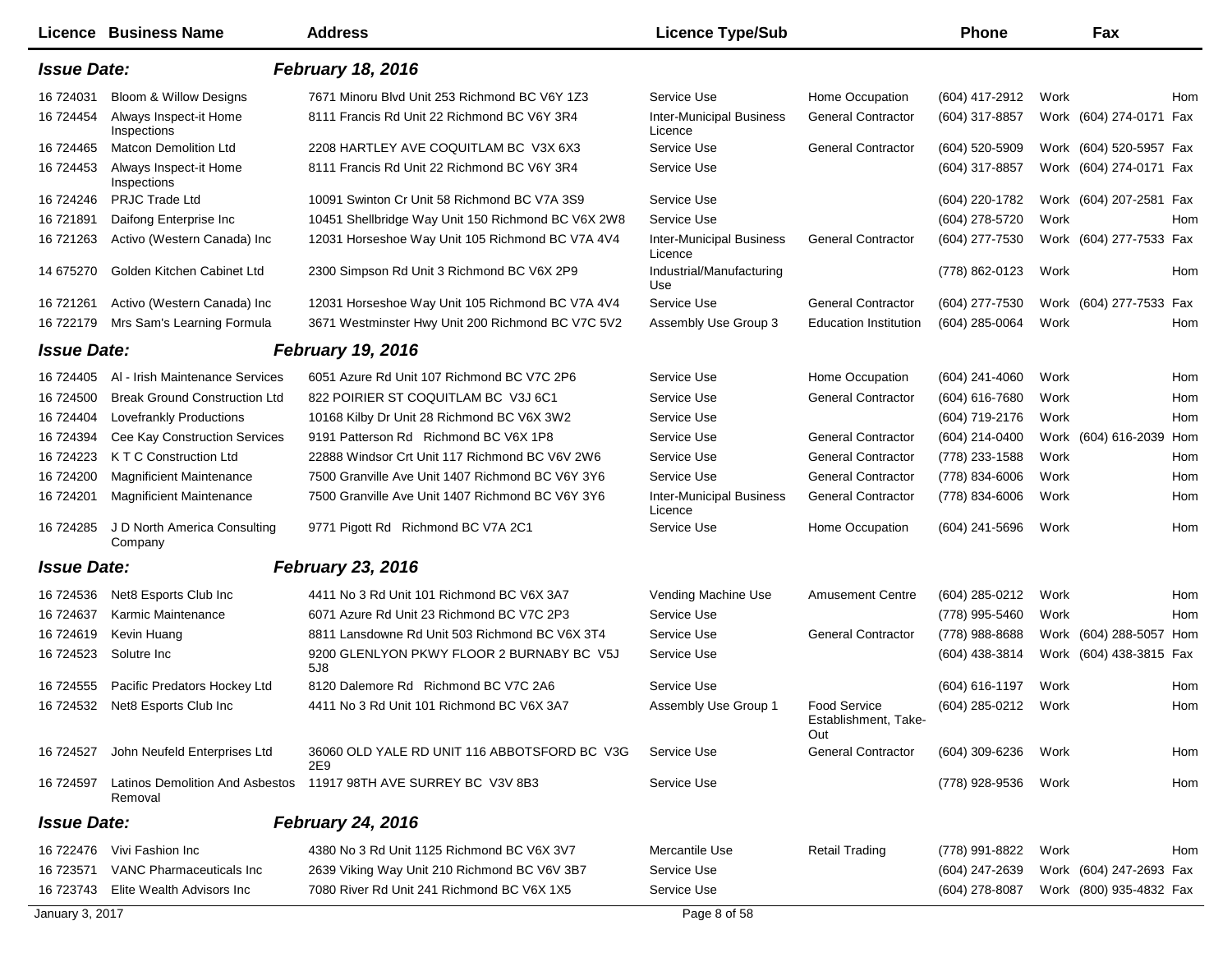| Licence | Business Name | Address | Licence Type/Sub | | Phone | | Fax | |
|---|---|---|---|---|---|---|---|---|
| ***Issue Date:*** | | ***February 18, 2016*** | | | | | | |
| 16 724031 | Bloom & Willow Designs | 7671 Minoru Blvd Unit 253 Richmond BC V6Y 1Z3 | Service Use | Home Occupation | (604) 417-2912 | Work | | Hom |
| 16 724454 | Always Inspect-it Home Inspections | 8111 Francis Rd Unit 22 Richmond BC V6Y 3R4 | Inter-Municipal Business Licence | General Contractor | (604) 317-8857 | Work | (604) 274-0171 | Fax |
| 16 724465 | Matcon Demolition Ltd | 2208 HARTLEY AVE COQUITLAM BC V3X 6X3 | Service Use | General Contractor | (604) 520-5909 | Work | (604) 520-5957 | Fax |
| 16 724453 | Always Inspect-it Home Inspections | 8111 Francis Rd Unit 22 Richmond BC V6Y 3R4 | Service Use | | (604) 317-8857 | Work | (604) 274-0171 | Fax |
| 16 724246 | PRJC Trade Ltd | 10091 Swinton Cr Unit 58 Richmond BC V7A 3S9 | Service Use | | (604) 220-1782 | Work | (604) 207-2581 | Fax |
| 16 721891 | Daifong Enterprise Inc | 10451 Shellbridge Way Unit 150 Richmond BC V6X 2W8 | Service Use | | (604) 278-5720 | Work | | Hom |
| 16 721263 | Activo (Western Canada) Inc | 12031 Horseshoe Way Unit 105 Richmond BC V7A 4V4 | Inter-Municipal Business Licence | General Contractor | (604) 277-7530 | Work | (604) 277-7533 | Fax |
| 14 675270 | Golden Kitchen Cabinet Ltd | 2300 Simpson Rd Unit 3 Richmond BC V6X 2P9 | Industrial/Manufacturing Use | | (778) 862-0123 | Work | | Hom |
| 16 721261 | Activo (Western Canada) Inc | 12031 Horseshoe Way Unit 105 Richmond BC V7A 4V4 | Service Use | General Contractor | (604) 277-7530 | Work | (604) 277-7533 | Fax |
| 16 722179 | Mrs Sam's Learning Formula | 3671 Westminster Hwy Unit 200 Richmond BC V7C 5V2 | Assembly Use Group 3 | Education Institution | (604) 285-0064 | Work | | Hom |
| ***Issue Date:*** | | ***February 19, 2016*** | | | | | | |
| 16 724405 | Al - Irish Maintenance Services | 6051 Azure Rd Unit 107 Richmond BC V7C 2P6 | Service Use | Home Occupation | (604) 241-4060 | Work | | Hom |
| 16 724500 | Break Ground Construction Ltd | 822 POIRIER ST COQUITLAM BC V3J 6C1 | Service Use | General Contractor | (604) 616-7680 | Work | | Hom |
| 16 724404 | Lovefrankly Productions | 10168 Kilby Dr Unit 28 Richmond BC V6X 3W2 | Service Use | | (604) 719-2176 | Work | | Hom |
| 16 724394 | Cee Kay Construction Services | 9191 Patterson Rd Richmond BC V6X 1P8 | Service Use | General Contractor | (604) 214-0400 | Work | (604) 616-2039 | Hom |
| 16 724223 | K T C Construction Ltd | 22888 Windsor Crt Unit 117 Richmond BC V6V 2W6 | Service Use | General Contractor | (778) 233-1588 | Work | | Hom |
| 16 724200 | Magnificient Maintenance | 7500 Granville Ave Unit 1407 Richmond BC V6Y 3Y6 | Service Use | General Contractor | (778) 834-6006 | Work | | Hom |
| 16 724201 | Magnificient Maintenance | 7500 Granville Ave Unit 1407 Richmond BC V6Y 3Y6 | Inter-Municipal Business Licence | General Contractor | (778) 834-6006 | Work | | Hom |
| 16 724285 | J D North America Consulting Company | 9771 Pigott Rd Richmond BC V7A 2C1 | Service Use | Home Occupation | (604) 241-5696 | Work | | Hom |
| ***Issue Date:*** | | ***February 23, 2016*** | | | | | | |
| 16 724536 | Net8 Esports Club Inc | 4411 No 3 Rd Unit 101 Richmond BC V6X 3A7 | Vending Machine Use | Amusement Centre | (604) 285-0212 | Work | | Hom |
| 16 724637 | Karmic Maintenance | 6071 Azure Rd Unit 23 Richmond BC V7C 2P3 | Service Use | | (778) 995-5460 | Work | | Hom |
| 16 724619 | Kevin Huang | 8811 Lansdowne Rd Unit 503 Richmond BC V6X 3T4 | Service Use | General Contractor | (778) 988-8688 | Work | (604) 288-5057 | Hom |
| 16 724523 | Solutre Inc | 9200 GLENLYON PKWY FLOOR 2 BURNABY BC V5J 5J8 | Service Use | | (604) 438-3814 | Work | (604) 438-3815 | Fax |
| 16 724555 | Pacific Predators Hockey Ltd | 8120 Dalemore Rd Richmond BC V7C 2A6 | Service Use | | (604) 616-1197 | Work | | Hom |
| 16 724532 | Net8 Esports Club Inc | 4411 No 3 Rd Unit 101 Richmond BC V6X 3A7 | Assembly Use Group 1 | Food Service Establishment, Take-Out | (604) 285-0212 | Work | | Hom |
| 16 724527 | John Neufeld Enterprises Ltd | 36060 OLD YALE RD UNIT 116 ABBOTSFORD BC V3G 2E9 | Service Use | General Contractor | (604) 309-6236 | Work | | Hom |
| 16 724597 | Latinos Demolition And Asbestos Removal | 11917 98TH AVE SURREY BC V3V 8B3 | Service Use | | (778) 928-9536 | Work | | Hom |
| ***Issue Date:*** | | ***February 24, 2016*** | | | | | | |
| 16 722476 | Vivi Fashion Inc | 4380 No 3 Rd Unit 1125 Richmond BC V6X 3V7 | Mercantile Use | Retail Trading | (778) 991-8822 | Work | | Hom |
| 16 723571 | VANC Pharmaceuticals Inc | 2639 Viking Way Unit 210 Richmond BC V6V 3B7 | Service Use | | (604) 247-2639 | Work | (604) 247-2693 | Fax |
| 16 723743 | Elite Wealth Advisors Inc | 7080 River Rd Unit 241 Richmond BC V6X 1X5 | Service Use | | (604) 278-8087 | Work | (800) 935-4832 | Fax |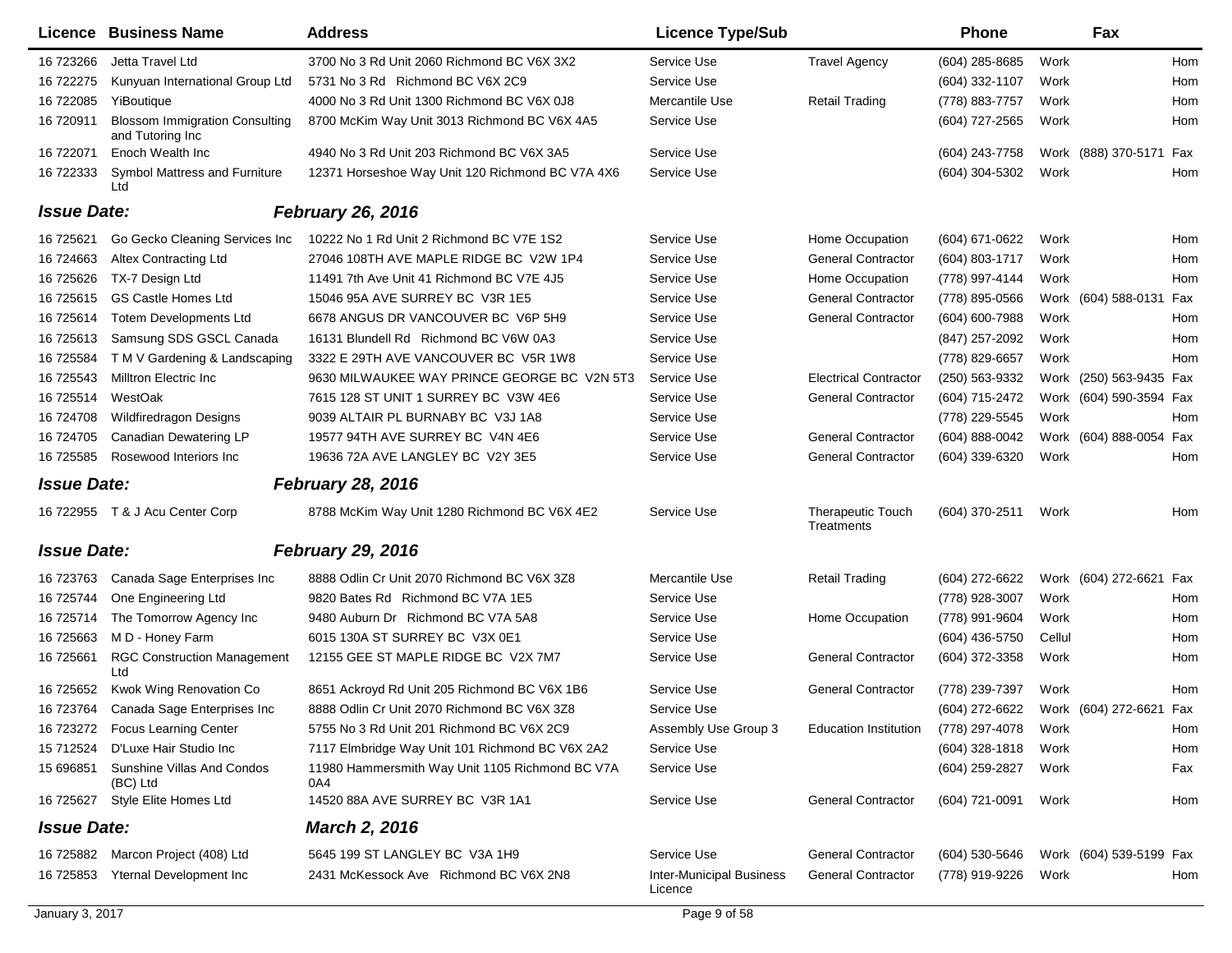| Licence | Business Name | Address | Licence Type/Sub | | Phone | | Fax | |
|---|---|---|---|---|---|---|---|---|
| 16 723266 | Jetta Travel Ltd | 3700 No 3 Rd Unit 2060 Richmond BC V6X 3X2 | Service Use | Travel Agency | (604) 285-8685 | Work | | Hom |
| 16 722275 | Kunyuan International Group Ltd | 5731 No 3 Rd Richmond BC V6X 2C9 | Service Use | | (604) 332-1107 | Work | | Hom |
| 16 722085 | YiBoutique | 4000 No 3 Rd Unit 1300 Richmond BC V6X 0J8 | Mercantile Use | Retail Trading | (778) 883-7757 | Work | | Hom |
| 16 720911 | Blossom Immigration Consulting and Tutoring Inc | 8700 McKim Way Unit 3013 Richmond BC V6X 4A5 | Service Use | | (604) 727-2565 | Work | | Hom |
| 16 722071 | Enoch Wealth Inc | 4940 No 3 Rd Unit 203 Richmond BC V6X 3A5 | Service Use | | (604) 243-7758 | Work | (888) 370-5171 | Fax |
| 16 722333 | Symbol Mattress and Furniture Ltd | 12371 Horseshoe Way Unit 120 Richmond BC V7A 4X6 | Service Use | | (604) 304-5302 | Work | | Hom |
| ***Issue Date:*** | | ***February 26, 2016*** | | | | | | |
| 16 725621 | Go Gecko Cleaning Services Inc | 10222 No 1 Rd Unit 2 Richmond BC V7E 1S2 | Service Use | Home Occupation | (604) 671-0622 | Work | | Hom |
| 16 724663 | Altex Contracting Ltd | 27046 108TH AVE MAPLE RIDGE BC V2W 1P4 | Service Use | General Contractor | (604) 803-1717 | Work | | Hom |
| 16 725626 | TX-7 Design Ltd | 11491 7th Ave Unit 41 Richmond BC V7E 4J5 | Service Use | Home Occupation | (778) 997-4144 | Work | | Hom |
| 16 725615 | GS Castle Homes Ltd | 15046 95A AVE SURREY BC V3R 1E5 | Service Use | General Contractor | (778) 895-0566 | Work | (604) 588-0131 | Fax |
| 16 725614 | Totem Developments Ltd | 6678 ANGUS DR VANCOUVER BC V6P 5H9 | Service Use | General Contractor | (604) 600-7988 | Work | | Hom |
| 16 725613 | Samsung SDS GSCL Canada | 16131 Blundell Rd Richmond BC V6W 0A3 | Service Use | | (847) 257-2092 | Work | | Hom |
| 16 725584 | T M V Gardening & Landscaping | 3322 E 29TH AVE VANCOUVER BC V5R 1W8 | Service Use | | (778) 829-6657 | Work | | Hom |
| 16 725543 | Milltron Electric Inc | 9630 MILWAUKEE WAY PRINCE GEORGE BC V2N 5T3 | Service Use | Electrical Contractor | (250) 563-9332 | Work | (250) 563-9435 | Fax |
| 16 725514 | WestOak | 7615 128 ST UNIT 1 SURREY BC V3W 4E6 | Service Use | General Contractor | (604) 715-2472 | Work | (604) 590-3594 | Fax |
| 16 724708 | Wildfiredragon Designs | 9039 ALTAIR PL BURNABY BC V3J 1A8 | Service Use | | (778) 229-5545 | Work | | Hom |
| 16 724705 | Canadian Dewatering LP | 19577 94TH AVE SURREY BC V4N 4E6 | Service Use | General Contractor | (604) 888-0042 | Work | (604) 888-0054 | Fax |
| 16 725585 | Rosewood Interiors Inc | 19636 72A AVE LANGLEY BC V2Y 3E5 | Service Use | General Contractor | (604) 339-6320 | Work | | Hom |
| ***Issue Date:*** | | ***February 28, 2016*** | | | | | | |
| 16 722955 | T & J Acu Center Corp | 8788 McKim Way Unit 1280 Richmond BC V6X 4E2 | Service Use | Therapeutic Touch Treatments | (604) 370-2511 | Work | | Hom |
| ***Issue Date:*** | | ***February 29, 2016*** | | | | | | |
| 16 723763 | Canada Sage Enterprises Inc | 8888 Odlin Cr Unit 2070 Richmond BC V6X 3Z8 | Mercantile Use | Retail Trading | (604) 272-6622 | Work | (604) 272-6621 | Fax |
| 16 725744 | One Engineering Ltd | 9820 Bates Rd Richmond BC V7A 1E5 | Service Use | | (778) 928-3007 | Work | | Hom |
| 16 725714 | The Tomorrow Agency Inc | 9480 Auburn Dr Richmond BC V7A 5A8 | Service Use | Home Occupation | (778) 991-9604 | Work | | Hom |
| 16 725663 | M D - Honey Farm | 6015 130A ST SURREY BC V3X 0E1 | Service Use | | (604) 436-5750 | Cellul | | Hom |
| 16 725661 | RGC Construction Management Ltd | 12155 GEE ST MAPLE RIDGE BC V2X 7M7 | Service Use | General Contractor | (604) 372-3358 | Work | | Hom |
| 16 725652 | Kwok Wing Renovation Co | 8651 Ackroyd Rd Unit 205 Richmond BC V6X 1B6 | Service Use | General Contractor | (778) 239-7397 | Work | | Hom |
| 16 723764 | Canada Sage Enterprises Inc | 8888 Odlin Cr Unit 2070 Richmond BC V6X 3Z8 | Service Use | | (604) 272-6622 | Work | (604) 272-6621 | Fax |
| 16 723272 | Focus Learning Center | 5755 No 3 Rd Unit 201 Richmond BC V6X 2C9 | Assembly Use Group 3 | Education Institution | (778) 297-4078 | Work | | Hom |
| 15 712524 | D'Luxe Hair Studio Inc | 7117 Elmbridge Way Unit 101 Richmond BC V6X 2A2 | Service Use | | (604) 328-1818 | Work | | Hom |
| 15 696851 | Sunshine Villas And Condos (BC) Ltd | 11980 Hammersmith Way Unit 1105 Richmond BC V7A 0A4 | Service Use | | (604) 259-2827 | Work | | Fax |
| 16 725627 | Style Elite Homes Ltd | 14520 88A AVE SURREY BC V3R 1A1 | Service Use | General Contractor | (604) 721-0091 | Work | | Hom |
| ***Issue Date:*** | | ***March 2, 2016*** | | | | | | |
| 16 725882 | Marcon Project (408) Ltd | 5645 199 ST LANGLEY BC V3A 1H9 | Service Use | General Contractor | (604) 530-5646 | Work | (604) 539-5199 | Fax |
| 16 725853 | Yternal Development Inc | 2431 McKessock Ave Richmond BC V6X 2N8 | Inter-Municipal Business Licence | General Contractor | (778) 919-9226 | Work | | Hom |

January 3, 2017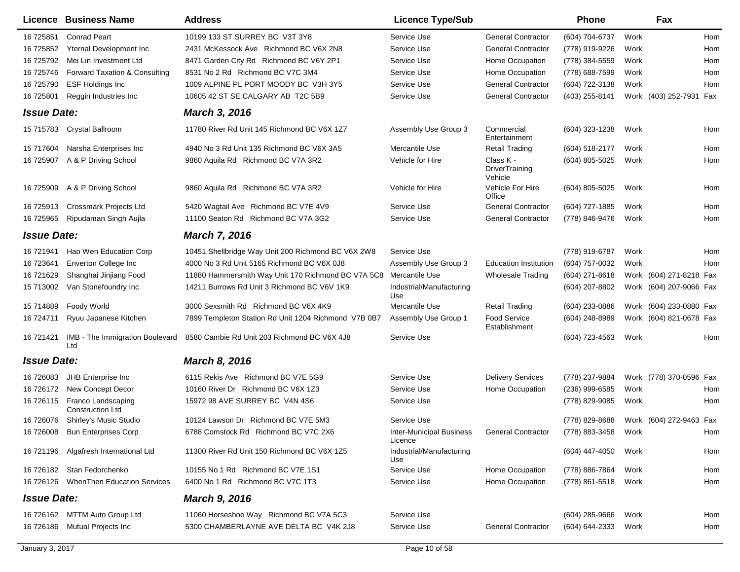| Licence | Business Name | Address | Licence Type/Sub | | Phone | | Fax | |
|---|---|---|---|---|---|---|---|---|
| 16 725851 | Conrad Peart | 10199 133 ST SURREY BC V3T 3Y8 | Service Use | General Contractor | (604) 704-6737 | Work | | Hom |
| 16 725852 | Yternal Development Inc | 2431 McKessock Ave Richmond BC V6X 2N8 | Service Use | General Contractor | (778) 919-9226 | Work | | Hom |
| 16 725792 | Mei Lin Investment Ltd | 8471 Garden City Rd Richmond BC V6Y 2P1 | Service Use | Home Occupation | (778) 384-5559 | Work | | Hom |
| 16 725746 | Forward Taxation & Consulting | 8531 No 2 Rd Richmond BC V7C 3M4 | Service Use | Home Occupation | (778) 688-7599 | Work | | Hom |
| 16 725790 | ESF Holdings Inc | 1009 ALPINE PL PORT MOODY BC V3H 3Y5 | Service Use | General Contractor | (604) 722-3138 | Work | | Hom |
| 16 725801 | Reggin Industries Inc | 10605 42 ST SE CALGARY AB T2C 5B9 | Service Use | General Contractor | (403) 255-8141 | Work | (403) 252-7931 | Fax |
| ***Issue Date:*** | | ***March 3, 2016*** | | | | | | |
| 15 715783 | Crystal Ballroom | 11780 River Rd Unit 145 Richmond BC V6X 1Z7 | Assembly Use Group 3 | Commercial Entertainment | (604) 323-1238 | Work | | Hom |
| 15 717604 | Narsha Enterprises Inc | 4940 No 3 Rd Unit 135 Richmond BC V6X 3A5 | Mercantile Use | Retail Trading | (604) 518-2177 | Work | | Hom |
| 16 725907 | A & P Driving School | 9860 Aquila Rd Richmond BC V7A 3R2 | Vehicle for Hire | Class K - DriverTraining Vehicle | (604) 805-5025 | Work | | Hom |
| 16 725909 | A & P Driving School | 9860 Aquila Rd Richmond BC V7A 3R2 | Vehicle for Hire | Vehicle For Hire Office | (604) 805-5025 | Work | | Hom |
| 16 725913 | Crossmark Projects Ltd | 5420 Wagtail Ave Richmond BC V7E 4V9 | Service Use | General Contractor | (604) 727-1885 | Work | | Hom |
| 16 725965 | Ripudaman Singh Aujla | 11100 Seaton Rd Richmond BC V7A 3G2 | Service Use | General Contractor | (778) 846-9476 | Work | | Hom |
| ***Issue Date:*** | | ***March 7, 2016*** | | | | | | |
| 16 721941 | Hao Wen Education Corp | 10451 Shellbridge Way Unit 200 Richmond BC V6X 2W8 | Service Use | | (778) 919-6787 | Work | | Hom |
| 16 723641 | Enverton College Inc | 4000 No 3 Rd Unit 5165 Richmond BC V6X 0J8 | Assembly Use Group 3 | Education Institution | (604) 757-0032 | Work | | Hom |
| 16 721629 | Shanghai Jinjiang Food | 11880 Hammersmith Way Unit 170 Richmond BC V7A 5C8 | Mercantile Use | Wholesale Trading | (604) 271-8618 | Work | (604) 271-8218 | Fax |
| 15 713002 | Van Stonefoundry Inc | 14211 Burrows Rd Unit 3 Richmond BC V6V 1K9 | Industrial/Manufacturing Use | | (604) 207-8802 | Work | (604) 207-9066 | Fax |
| 15 714889 | Foody World | 3000 Sexsmith Rd Richmond BC V6X 4K9 | Mercantile Use | Retail Trading | (604) 233-0886 | Work | (604) 233-0880 | Fax |
| 16 724711 | Ryuu Japanese Kitchen | 7899 Templeton Station Rd Unit 1204 Richmond V7B 0B7 | Assembly Use Group 1 | Food Service Establishment | (604) 248-8989 | Work | (604) 821-0678 | Fax |
| 16 721421 | IMB - The Immigration Boulevard Ltd | 8580 Cambie Rd Unit 203 Richmond BC V6X 4J8 | Service Use | | (604) 723-4563 | Work | | Hom |
| ***Issue Date:*** | | ***March 8, 2016*** | | | | | | |
| 16 726083 | JHB Enterprise Inc | 6115 Rekis Ave Richmond BC V7E 5G9 | Service Use | Delivery Services | (778) 237-9884 | Work | (778) 370-0596 | Fax |
| 16 726172 | New Concept Decor | 10160 River Dr Richmond BC V6X 1Z3 | Service Use | Home Occupation | (236) 999-6585 | Work | | Hom |
| 16 726115 | Franco Landscaping Construction Ltd | 15972 98 AVE SURREY BC V4N 4S6 | Service Use | | (778) 829-9085 | Work | | Hom |
| 16 726076 | Shirley's Music Studio | 10124 Lawson Dr Richmond BC V7E 5M3 | Service Use | | (778) 829-8688 | Work | (604) 272-9463 | Fax |
| 16 726008 | Bun Enterprises Corp | 6788 Comstock Rd Richmond BC V7C 2X6 | Inter-Municipal Business Licence | General Contractor | (778) 883-3458 | Work | | Hom |
| 16 721196 | Algafresh International Ltd | 11300 River Rd Unit 150 Richmond BC V6X 1Z5 | Industrial/Manufacturing Use | | (604) 447-4050 | Work | | Hom |
| 16 726182 | Stan Fedorchenko | 10155 No 1 Rd Richmond BC V7E 1S1 | Service Use | Home Occupation | (778) 886-7864 | Work | | Hom |
| 16 726126 | WhenThen Education Services | 6400 No 1 Rd Richmond BC V7C 1T3 | Service Use | Home Occupation | (778) 861-5518 | Work | | Hom |
| ***Issue Date:*** | | ***March 9, 2016*** | | | | | | |
| 16 726162 | MTTM Auto Group Ltd | 11060 Horseshoe Way Richmond BC V7A 5C3 | Service Use | | (604) 285-9666 | Work | | Hom |
| 16 726186 | Mutual Projects Inc | 5300 CHAMBERLAYNE AVE DELTA BC V4K 2J8 | Service Use | General Contractor | (604) 644-2333 | Work | | Hom |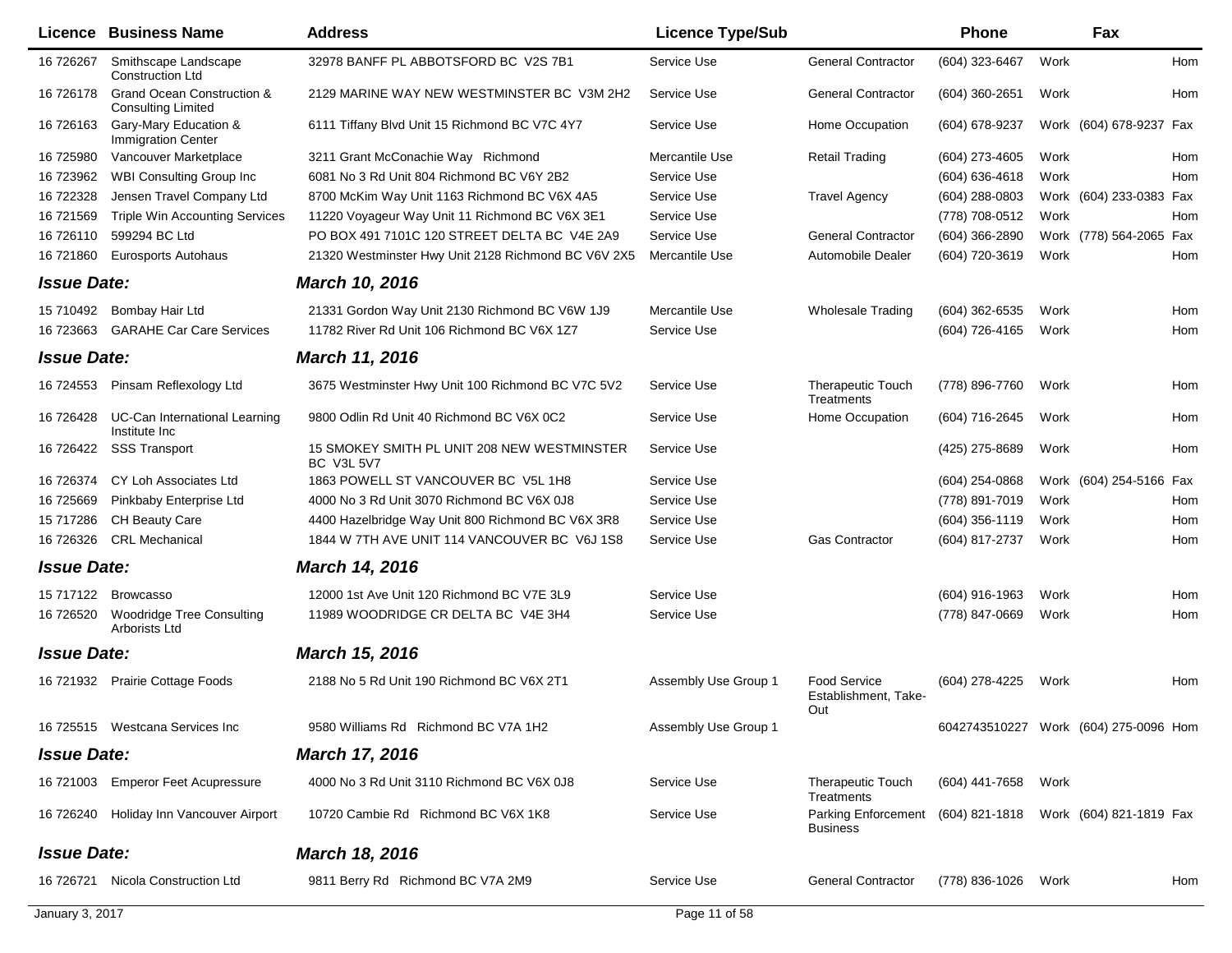| Licence | Business Name | Address | Licence Type/Sub | | Phone | | Fax | |
|---|---|---|---|---|---|---|---|---|
| 16 726267 | Smithscape Landscape Construction Ltd | 32978 BANFF PL ABBOTSFORD BC V2S 7B1 | Service Use | General Contractor | (604) 323-6467 | Work | | Hom |
| 16 726178 | Grand Ocean Construction & Consulting Limited | 2129 MARINE WAY NEW WESTMINSTER BC V3M 2H2 | Service Use | General Contractor | (604) 360-2651 | Work | | Hom |
| 16 726163 | Gary-Mary Education & Immigration Center | 6111 Tiffany Blvd Unit 15 Richmond BC V7C 4Y7 | Service Use | Home Occupation | (604) 678-9237 | Work | (604) 678-9237 | Fax |
| 16 725980 | Vancouver Marketplace | 3211 Grant McConachie Way Richmond | Mercantile Use | Retail Trading | (604) 273-4605 | Work | | Hom |
| 16 723962 | WBI Consulting Group Inc | 6081 No 3 Rd Unit 804 Richmond BC V6Y 2B2 | Service Use | | (604) 636-4618 | Work | | Hom |
| 16 722328 | Jensen Travel Company Ltd | 8700 McKim Way Unit 1163 Richmond BC V6X 4A5 | Service Use | Travel Agency | (604) 288-0803 | Work | (604) 233-0383 | Fax |
| 16 721569 | Triple Win Accounting Services | 11220 Voyageur Way Unit 11 Richmond BC V6X 3E1 | Service Use | | (778) 708-0512 | Work | | Hom |
| 16 726110 | 599294 BC Ltd | PO BOX 491 7101C 120 STREET DELTA BC V4E 2A9 | Service Use | General Contractor | (604) 366-2890 | Work | (778) 564-2065 | Fax |
| 16 721860 | Eurosports Autohaus | 21320 Westminster Hwy Unit 2128 Richmond BC V6V 2X5 | Mercantile Use | Automobile Dealer | (604) 720-3619 | Work | | Hom |
| ***Issue Date:*** | | ***March 10, 2016*** | | | | | | |
| 15 710492 | Bombay Hair Ltd | 21331 Gordon Way Unit 2130 Richmond BC V6W 1J9 | Mercantile Use | Wholesale Trading | (604) 362-6535 | Work | | Hom |
| 16 723663 | GARAHE Car Care Services | 11782 River Rd Unit 106 Richmond BC V6X 1Z7 | Service Use | | (604) 726-4165 | Work | | Hom |
| ***Issue Date:*** | | ***March 11, 2016*** | | | | | | |
| 16 724553 | Pinsam Reflexology Ltd | 3675 Westminster Hwy Unit 100 Richmond BC V7C 5V2 | Service Use | Therapeutic Touch Treatments | (778) 896-7760 | Work | | Hom |
| 16 726428 | UC-Can International Learning Institute Inc | 9800 Odlin Rd Unit 40 Richmond BC V6X 0C2 | Service Use | Home Occupation | (604) 716-2645 | Work | | Hom |
| 16 726422 | SSS Transport | 15 SMOKEY SMITH PL UNIT 208 NEW WESTMINSTER BC V3L 5V7 | Service Use | | (425) 275-8689 | Work | | Hom |
| 16 726374 | CY Loh Associates Ltd | 1863 POWELL ST VANCOUVER BC V5L 1H8 | Service Use | | (604) 254-0868 | Work | (604) 254-5166 | Fax |
| 16 725669 | Pinkbaby Enterprise Ltd | 4000 No 3 Rd Unit 3070 Richmond BC V6X 0J8 | Service Use | | (778) 891-7019 | Work | | Hom |
| 15 717286 | CH Beauty Care | 4400 Hazelbridge Way Unit 800 Richmond BC V6X 3R8 | Service Use | | (604) 356-1119 | Work | | Hom |
| 16 726326 | CRL Mechanical | 1844 W 7TH AVE UNIT 114 VANCOUVER BC V6J 1S8 | Service Use | Gas Contractor | (604) 817-2737 | Work | | Hom |
| ***Issue Date:*** | | ***March 14, 2016*** | | | | | | |
| 15 717122 | Browcasso | 12000 1st Ave Unit 120 Richmond BC V7E 3L9 | Service Use | | (604) 916-1963 | Work | | Hom |
| 16 726520 | Woodridge Tree Consulting Arborists Ltd | 11989 WOODRIDGE CR DELTA BC V4E 3H4 | Service Use | | (778) 847-0669 | Work | | Hom |
| ***Issue Date:*** | | ***March 15, 2016*** | | | | | | |
| 16 721932 | Prairie Cottage Foods | 2188 No 5 Rd Unit 190 Richmond BC V6X 2T1 | Assembly Use Group 1 | Food Service Establishment, Take-Out | (604) 278-4225 | Work | | Hom |
| 16 725515 | Westcana Services Inc | 9580 Williams Rd Richmond BC V7A 1H2 | Assembly Use Group 1 | | 6042743510227 | Work | (604) 275-0096 | Hom |
| ***Issue Date:*** | | ***March 17, 2016*** | | | | | | |
| 16 721003 | Emperor Feet Acupressure | 4000 No 3 Rd Unit 3110 Richmond BC V6X 0J8 | Service Use | Therapeutic Touch Treatments | (604) 441-7658 | Work | | |
| 16 726240 | Holiday Inn Vancouver Airport | 10720 Cambie Rd Richmond BC V6X 1K8 | Service Use | Parking Enforcement Business | (604) 821-1818 | Work | (604) 821-1819 | Fax |
| ***Issue Date:*** | | ***March 18, 2016*** | | | | | | |
| 16 726721 | Nicola Construction Ltd | 9811 Berry Rd Richmond BC V7A 2M9 | Service Use | General Contractor | (778) 836-1026 | Work | | Hom |

January 3, 2017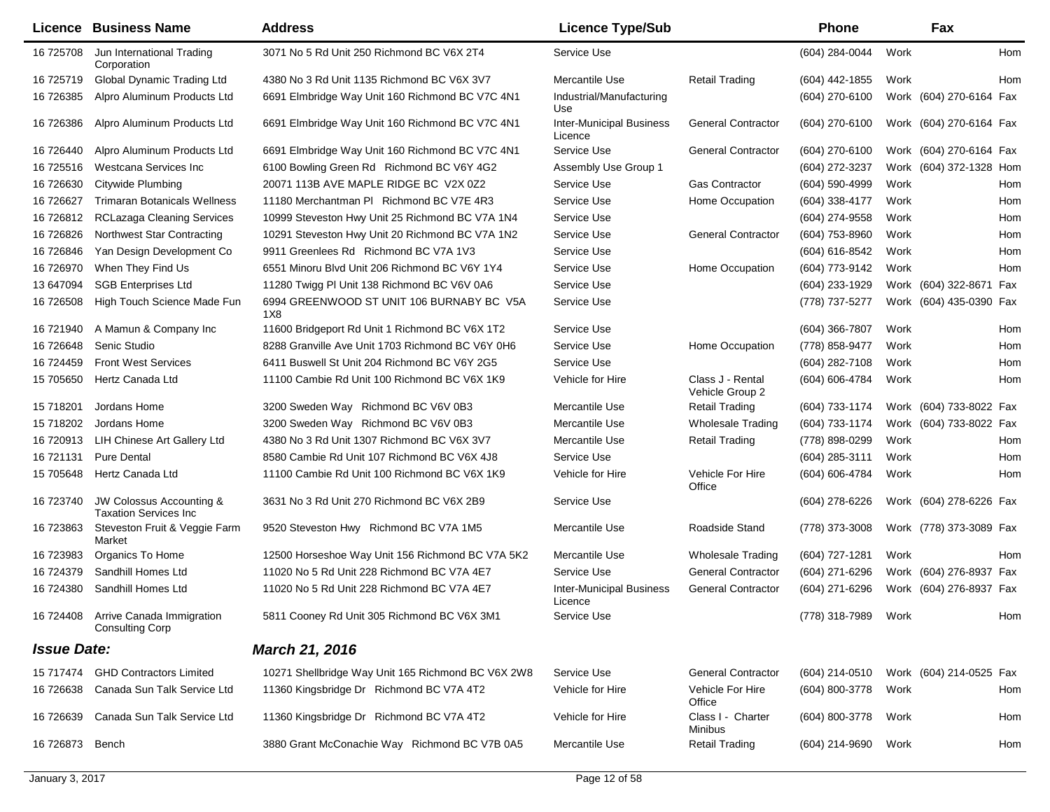| Licence | Business Name | Address | Licence Type/Sub | | Phone | | Fax | |
|---|---|---|---|---|---|---|---|---|
| 16 725708 | Jun International Trading Corporation | 3071 No 5 Rd Unit 250 Richmond BC V6X 2T4 | Service Use | | (604) 284-0044 | Work | | Hom |
| 16 725719 | Global Dynamic Trading Ltd | 4380 No 3 Rd Unit 1135 Richmond BC V6X 3V7 | Mercantile Use | Retail Trading | (604) 442-1855 | Work | | Hom |
| 16 726385 | Alpro Aluminum Products Ltd | 6691 Elmbridge Way Unit 160 Richmond BC V7C 4N1 | Industrial/Manufacturing Use | | (604) 270-6100 | Work | (604) 270-6164 | Fax |
| 16 726386 | Alpro Aluminum Products Ltd | 6691 Elmbridge Way Unit 160 Richmond BC V7C 4N1 | Inter-Municipal Business Licence | General Contractor | (604) 270-6100 | Work | (604) 270-6164 | Fax |
| 16 726440 | Alpro Aluminum Products Ltd | 6691 Elmbridge Way Unit 160 Richmond BC V7C 4N1 | Service Use | General Contractor | (604) 270-6100 | Work | (604) 270-6164 | Fax |
| 16 725516 | Westcana Services Inc | 6100 Bowling Green Rd Richmond BC V6Y 4G2 | Assembly Use Group 1 | | (604) 272-3237 | Work | (604) 372-1328 | Hom |
| 16 726630 | Citywide Plumbing | 20071 113B AVE MAPLE RIDGE BC V2X 0Z2 | Service Use | Gas Contractor | (604) 590-4999 | Work | | Hom |
| 16 726627 | Trimaran Botanicals Wellness | 11180 Merchantman Pl Richmond BC V7E 4R3 | Service Use | Home Occupation | (604) 338-4177 | Work | | Hom |
| 16 726812 | RCLazaga Cleaning Services | 10999 Steveston Hwy Unit 25 Richmond BC V7A 1N4 | Service Use | | (604) 274-9558 | Work | | Hom |
| 16 726826 | Northwest Star Contracting | 10291 Steveston Hwy Unit 20 Richmond BC V7A 1N2 | Service Use | General Contractor | (604) 753-8960 | Work | | Hom |
| 16 726846 | Yan Design Development Co | 9911 Greenlees Rd Richmond BC V7A 1V3 | Service Use | | (604) 616-8542 | Work | | Hom |
| 16 726970 | When They Find Us | 6551 Minoru Blvd Unit 206 Richmond BC V6Y 1Y4 | Service Use | Home Occupation | (604) 773-9142 | Work | | Hom |
| 13 647094 | SGB Enterprises Ltd | 11280 Twigg Pl Unit 138 Richmond BC V6V 0A6 | Service Use | | (604) 233-1929 | Work | (604) 322-8671 | Fax |
| 16 726508 | High Touch Science Made Fun | 6994 GREENWOOD ST UNIT 106 BURNABY BC V5A 1X8 | Service Use | | (778) 737-5277 | Work | (604) 435-0390 | Fax |
| 16 721940 | A Mamun & Company Inc | 11600 Bridgeport Rd Unit 1 Richmond BC V6X 1T2 | Service Use | | (604) 366-7807 | Work | | Hom |
| 16 726648 | Senic Studio | 8288 Granville Ave Unit 1703 Richmond BC V6Y 0H6 | Service Use | Home Occupation | (778) 858-9477 | Work | | Hom |
| 16 724459 | Front West Services | 6411 Buswell St Unit 204 Richmond BC V6Y 2G5 | Service Use | | (604) 282-7108 | Work | | Hom |
| 15 705650 | Hertz Canada Ltd | 11100 Cambie Rd Unit 100 Richmond BC V6X 1K9 | Vehicle for Hire | Class J - Rental Vehicle Group 2 | (604) 606-4784 | Work | | Hom |
| 15 718201 | Jordans Home | 3200 Sweden Way Richmond BC V6V 0B3 | Mercantile Use | Retail Trading | (604) 733-1174 | Work | (604) 733-8022 | Fax |
| 15 718202 | Jordans Home | 3200 Sweden Way Richmond BC V6V 0B3 | Mercantile Use | Wholesale Trading | (604) 733-1174 | Work | (604) 733-8022 | Fax |
| 16 720913 | LIH Chinese Art Gallery Ltd | 4380 No 3 Rd Unit 1307 Richmond BC V6X 3V7 | Mercantile Use | Retail Trading | (778) 898-0299 | Work | | Hom |
| 16 721131 | Pure Dental | 8580 Cambie Rd Unit 107 Richmond BC V6X 4J8 | Service Use | | (604) 285-3111 | Work | | Hom |
| 15 705648 | Hertz Canada Ltd | 11100 Cambie Rd Unit 100 Richmond BC V6X 1K9 | Vehicle for Hire | Vehicle For Hire Office | (604) 606-4784 | Work | | Hom |
| 16 723740 | JW Colossus Accounting & Taxation Services Inc | 3631 No 3 Rd Unit 270 Richmond BC V6X 2B9 | Service Use | | (604) 278-6226 | Work | (604) 278-6226 | Fax |
| 16 723863 | Steveston Fruit & Veggie Farm Market | 9520 Steveston Hwy Richmond BC V7A 1M5 | Mercantile Use | Roadside Stand | (778) 373-3008 | Work | (778) 373-3089 | Fax |
| 16 723983 | Organics To Home | 12500 Horseshoe Way Unit 156 Richmond BC V7A 5K2 | Mercantile Use | Wholesale Trading | (604) 727-1281 | Work | | Hom |
| 16 724379 | Sandhill Homes Ltd | 11020 No 5 Rd Unit 228 Richmond BC V7A 4E7 | Service Use | General Contractor | (604) 271-6296 | Work | (604) 276-8937 | Fax |
| 16 724380 | Sandhill Homes Ltd | 11020 No 5 Rd Unit 228 Richmond BC V7A 4E7 | Inter-Municipal Business Licence | General Contractor | (604) 271-6296 | Work | (604) 276-8937 | Fax |
| 16 724408 | Arrive Canada Immigration Consulting Corp | 5811 Cooney Rd Unit 305 Richmond BC V6X 3M1 | Service Use | | (778) 318-7989 | Work | | Hom |

***Issue Date:*** ***March 21, 2016***

| Licence | Business Name | Address | Licence Type/Sub | | Phone | | Fax | |
|---|---|---|---|---|---|---|---|---|
| 15 717474 | GHD Contractors Limited | 10271 Shellbridge Way Unit 165 Richmond BC V6X 2W8 | Service Use | General Contractor | (604) 214-0510 | Work | (604) 214-0525 | Fax |
| 16 726638 | Canada Sun Talk Service Ltd | 11360 Kingsbridge Dr Richmond BC V7A 4T2 | Vehicle for Hire | Vehicle For Hire Office | (604) 800-3778 | Work | | Hom |
| 16 726639 | Canada Sun Talk Service Ltd | 11360 Kingsbridge Dr Richmond BC V7A 4T2 | Vehicle for Hire | Class I - Charter Minibus | (604) 800-3778 | Work | | Hom |
| 16 726873 | Bench | 3880 Grant McConachie Way Richmond BC V7B 0A5 | Mercantile Use | Retail Trading | (604) 214-9690 | Work | | Hom |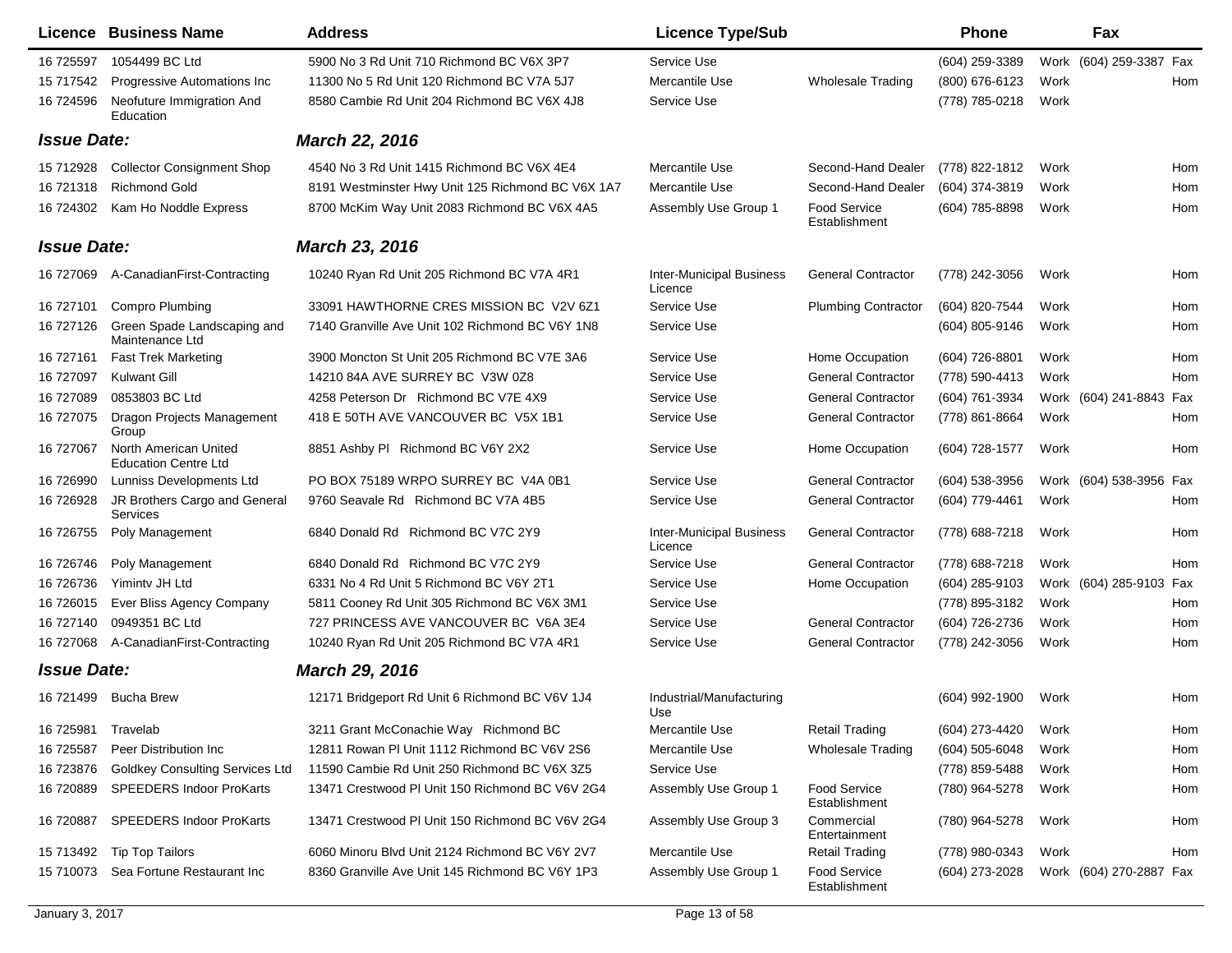| Licence | Business Name | Address | Licence Type/Sub | | Phone | | Fax | |
|---|---|---|---|---|---|---|---|---|
| 16 725597 | 1054499 BC Ltd | 5900 No 3 Rd Unit 710 Richmond BC V6X 3P7 | Service Use | | (604) 259-3389 | Work | (604) 259-3387 | Fax |
| 15 717542 | Progressive Automations Inc | 11300 No 5 Rd Unit 120 Richmond BC V7A 5J7 | Mercantile Use | Wholesale Trading | (800) 676-6123 | Work | | Hom |
| 16 724596 | Neofuture Immigration And Education | 8580 Cambie Rd Unit 204 Richmond BC V6X 4J8 | Service Use | | (778) 785-0218 | Work | | |
| ***Issue Date:*** | | ***March 22, 2016*** | | | | | | |
| 15 712928 | Collector Consignment Shop | 4540 No 3 Rd Unit 1415 Richmond BC V6X 4E4 | Mercantile Use | Second-Hand Dealer | (778) 822-1812 | Work | | Hom |
| 16 721318 | Richmond Gold | 8191 Westminster Hwy Unit 125 Richmond BC V6X 1A7 | Mercantile Use | Second-Hand Dealer | (604) 374-3819 | Work | | Hom |
| 16 724302 | Kam Ho Noddle Express | 8700 McKim Way Unit 2083 Richmond BC V6X 4A5 | Assembly Use Group 1 | Food Service Establishment | (604) 785-8898 | Work | | Hom |
| ***Issue Date:*** | | ***March 23, 2016*** | | | | | | |
| 16 727069 | A-CanadianFirst-Contracting | 10240 Ryan Rd Unit 205 Richmond BC V7A 4R1 | Inter-Municipal Business Licence | General Contractor | (778) 242-3056 | Work | | Hom |
| 16 727101 | Compro Plumbing | 33091 HAWTHORNE CRES MISSION BC V2V 6Z1 | Service Use | Plumbing Contractor | (604) 820-7544 | Work | | Hom |
| 16 727126 | Green Spade Landscaping and Maintenance Ltd | 7140 Granville Ave Unit 102 Richmond BC V6Y 1N8 | Service Use | | (604) 805-9146 | Work | | Hom |
| 16 727161 | Fast Trek Marketing | 3900 Moncton St Unit 205 Richmond BC V7E 3A6 | Service Use | Home Occupation | (604) 726-8801 | Work | | Hom |
| 16 727097 | Kulwant Gill | 14210 84A AVE SURREY BC V3W 0Z8 | Service Use | General Contractor | (778) 590-4413 | Work | | Hom |
| 16 727089 | 0853803 BC Ltd | 4258 Peterson Dr Richmond BC V7E 4X9 | Service Use | General Contractor | (604) 761-3934 | Work | (604) 241-8843 | Fax |
| 16 727075 | Dragon Projects Management Group | 418 E 50TH AVE VANCOUVER BC V5X 1B1 | Service Use | General Contractor | (778) 861-8664 | Work | | Hom |
| 16 727067 | North American United Education Centre Ltd | 8851 Ashby Pl Richmond BC V6Y 2X2 | Service Use | Home Occupation | (604) 728-1577 | Work | | Hom |
| 16 726990 | Lunniss Developments Ltd | PO BOX 75189 WRPO SURREY BC V4A 0B1 | Service Use | General Contractor | (604) 538-3956 | Work | (604) 538-3956 | Fax |
| 16 726928 | JR Brothers Cargo and General Services | 9760 Seavale Rd Richmond BC V7A 4B5 | Service Use | General Contractor | (604) 779-4461 | Work | | Hom |
| 16 726755 | Poly Management | 6840 Donald Rd Richmond BC V7C 2Y9 | Inter-Municipal Business Licence | General Contractor | (778) 688-7218 | Work | | Hom |
| 16 726746 | Poly Management | 6840 Donald Rd Richmond BC V7C 2Y9 | Service Use | General Contractor | (778) 688-7218 | Work | | Hom |
| 16 726736 | Yimintv JH Ltd | 6331 No 4 Rd Unit 5 Richmond BC V6Y 2T1 | Service Use | Home Occupation | (604) 285-9103 | Work | (604) 285-9103 | Fax |
| 16 726015 | Ever Bliss Agency Company | 5811 Cooney Rd Unit 305 Richmond BC V6X 3M1 | Service Use | | (778) 895-3182 | Work | | Hom |
| 16 727140 | 0949351 BC Ltd | 727 PRINCESS AVE VANCOUVER BC V6A 3E4 | Service Use | General Contractor | (604) 726-2736 | Work | | Hom |
| 16 727068 | A-CanadianFirst-Contracting | 10240 Ryan Rd Unit 205 Richmond BC V7A 4R1 | Service Use | General Contractor | (778) 242-3056 | Work | | Hom |
| ***Issue Date:*** | | ***March 29, 2016*** | | | | | | |
| 16 721499 | Bucha Brew | 12171 Bridgeport Rd Unit 6 Richmond BC V6V 1J4 | Industrial/Manufacturing Use | | (604) 992-1900 | Work | | Hom |
| 16 725981 | Travelab | 3211 Grant McConachie Way Richmond BC | Mercantile Use | Retail Trading | (604) 273-4420 | Work | | Hom |
| 16 725587 | Peer Distribution Inc | 12811 Rowan Pl Unit 1112 Richmond BC V6V 2S6 | Mercantile Use | Wholesale Trading | (604) 505-6048 | Work | | Hom |
| 16 723876 | Goldkey Consulting Services Ltd | 11590 Cambie Rd Unit 250 Richmond BC V6X 3Z5 | Service Use | | (778) 859-5488 | Work | | Hom |
| 16 720889 | SPEEDERS Indoor ProKarts | 13471 Crestwood Pl Unit 150 Richmond BC V6V 2G4 | Assembly Use Group 1 | Food Service Establishment | (780) 964-5278 | Work | | Hom |
| 16 720887 | SPEEDERS Indoor ProKarts | 13471 Crestwood Pl Unit 150 Richmond BC V6V 2G4 | Assembly Use Group 3 | Commercial Entertainment | (780) 964-5278 | Work | | Hom |
| 15 713492 | Tip Top Tailors | 6060 Minoru Blvd Unit 2124 Richmond BC V6Y 2V7 | Mercantile Use | Retail Trading | (778) 980-0343 | Work | | Hom |
| 15 710073 | Sea Fortune Restaurant Inc | 8360 Granville Ave Unit 145 Richmond BC V6Y 1P3 | Assembly Use Group 1 | Food Service Establishment | (604) 273-2028 | Work | (604) 270-2887 | Fax |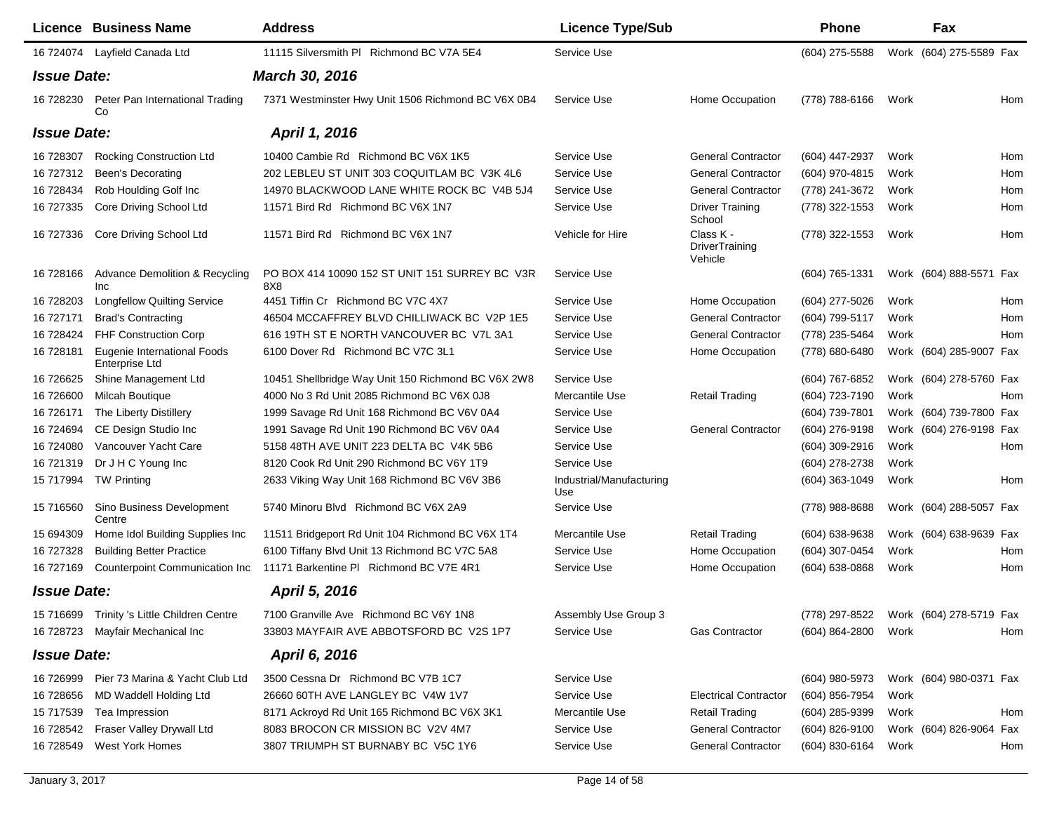| Licence | Business Name | Address | Licence Type/Sub | | Phone | | Fax | |
|---|---|---|---|---|---|---|---|---|
| 16 724074 | Layfield Canada Ltd | 11115 Silversmith Pl Richmond BC V7A 5E4 | Service Use | | (604) 275-5588 | Work | (604) 275-5589 | Fax |
| ***Issue Date:*** | | ***March 30, 2016*** | | | | | | |
| 16 728230 | Peter Pan International Trading Co | 7371 Westminster Hwy Unit 1506 Richmond BC V6X 0B4 | Service Use | Home Occupation | (778) 788-6166 | Work | | Hom |
| ***Issue Date:*** | | ***April 1, 2016*** | | | | | | |
| 16 728307 | Rocking Construction Ltd | 10400 Cambie Rd Richmond BC V6X 1K5 | Service Use | General Contractor | (604) 447-2937 | Work | | Hom |
| 16 727312 | Been's Decorating | 202 LEBLEU ST UNIT 303 COQUITLAM BC V3K 4L6 | Service Use | General Contractor | (604) 970-4815 | Work | | Hom |
| 16 728434 | Rob Houlding Golf Inc | 14970 BLACKWOOD LANE WHITE ROCK BC V4B 5J4 | Service Use | General Contractor | (778) 241-3672 | Work | | Hom |
| 16 727335 | Core Driving School Ltd | 11571 Bird Rd Richmond BC V6X 1N7 | Service Use | Driver Training School | (778) 322-1553 | Work | | Hom |
| 16 727336 | Core Driving School Ltd | 11571 Bird Rd Richmond BC V6X 1N7 | Vehicle for Hire | Class K - DriverTraining Vehicle | (778) 322-1553 | Work | | Hom |
| 16 728166 | Advance Demolition & Recycling Inc | PO BOX 414 10090 152 ST UNIT 151 SURREY BC V3R 8X8 | Service Use | | (604) 765-1331 | Work | (604) 888-5571 | Fax |
| 16 728203 | Longfellow Quilting Service | 4451 Tiffin Cr Richmond BC V7C 4X7 | Service Use | Home Occupation | (604) 277-5026 | Work | | Hom |
| 16 727171 | Brad's Contracting | 46504 MCCAFFREY BLVD CHILLIWACK BC V2P 1E5 | Service Use | General Contractor | (604) 799-5117 | Work | | Hom |
| 16 728424 | FHF Construction Corp | 616 19TH ST E NORTH VANCOUVER BC V7L 3A1 | Service Use | General Contractor | (778) 235-5464 | Work | | Hom |
| 16 728181 | Eugenie International Foods Enterprise Ltd | 6100 Dover Rd Richmond BC V7C 3L1 | Service Use | Home Occupation | (778) 680-6480 | Work | (604) 285-9007 | Fax |
| 16 726625 | Shine Management Ltd | 10451 Shellbridge Way Unit 150 Richmond BC V6X 2W8 | Service Use | | (604) 767-6852 | Work | (604) 278-5760 | Fax |
| 16 726600 | Milcah Boutique | 4000 No 3 Rd Unit 2085 Richmond BC V6X 0J8 | Mercantile Use | Retail Trading | (604) 723-7190 | Work | | Hom |
| 16 726171 | The Liberty Distillery | 1999 Savage Rd Unit 168 Richmond BC V6V 0A4 | Service Use | | (604) 739-7801 | Work | (604) 739-7800 | Fax |
| 16 724694 | CE Design Studio Inc | 1991 Savage Rd Unit 190 Richmond BC V6V 0A4 | Service Use | General Contractor | (604) 276-9198 | Work | (604) 276-9198 | Fax |
| 16 724080 | Vancouver Yacht Care | 5158 48TH AVE UNIT 223 DELTA BC V4K 5B6 | Service Use | | (604) 309-2916 | Work | | Hom |
| 16 721319 | Dr J H C Young Inc | 8120 Cook Rd Unit 290 Richmond BC V6Y 1T9 | Service Use | | (604) 278-2738 | Work | | |
| 15 717994 | TW Printing | 2633 Viking Way Unit 168 Richmond BC V6V 3B6 | Industrial/Manufacturing Use | | (604) 363-1049 | Work | | Hom |
| 15 716560 | Sino Business Development Centre | 5740 Minoru Blvd Richmond BC V6X 2A9 | Service Use | | (778) 988-8688 | Work | (604) 288-5057 | Fax |
| 15 694309 | Home Idol Building Supplies Inc | 11511 Bridgeport Rd Unit 104 Richmond BC V6X 1T4 | Mercantile Use | Retail Trading | (604) 638-9638 | Work | (604) 638-9639 | Fax |
| 16 727328 | Building Better Practice | 6100 Tiffany Blvd Unit 13 Richmond BC V7C 5A8 | Service Use | Home Occupation | (604) 307-0454 | Work | | Hom |
| 16 727169 | Counterpoint Communication Inc | 11171 Barkentine Pl Richmond BC V7E 4R1 | Service Use | Home Occupation | (604) 638-0868 | Work | | Hom |
| ***Issue Date:*** | | ***April 5, 2016*** | | | | | | |
| 15 716699 | Trinity 's Little Children Centre | 7100 Granville Ave Richmond BC V6Y 1N8 | Assembly Use Group 3 | | (778) 297-8522 | Work | (604) 278-5719 | Fax |
| 16 728723 | Mayfair Mechanical Inc | 33803 MAYFAIR AVE ABBOTSFORD BC V2S 1P7 | Service Use | Gas Contractor | (604) 864-2800 | Work | | Hom |
| ***Issue Date:*** | | ***April 6, 2016*** | | | | | | |
| 16 726999 | Pier 73 Marina & Yacht Club Ltd | 3500 Cessna Dr Richmond BC V7B 1C7 | Service Use | | (604) 980-5973 | Work | (604) 980-0371 | Fax |
| 16 728656 | MD Waddell Holding Ltd | 26660 60TH AVE LANGLEY BC V4W 1V7 | Service Use | Electrical Contractor | (604) 856-7954 | Work | | |
| 15 717539 | Tea Impression | 8171 Ackroyd Rd Unit 165 Richmond BC V6X 3K1 | Mercantile Use | Retail Trading | (604) 285-9399 | Work | | Hom |
| 16 728542 | Fraser Valley Drywall Ltd | 8083 BROCON CR MISSION BC V2V 4M7 | Service Use | General Contractor | (604) 826-9100 | Work | (604) 826-9064 | Fax |
| 16 728549 | West York Homes | 3807 TRIUMPH ST BURNABY BC V5C 1Y6 | Service Use | General Contractor | (604) 830-6164 | Work | | Hom |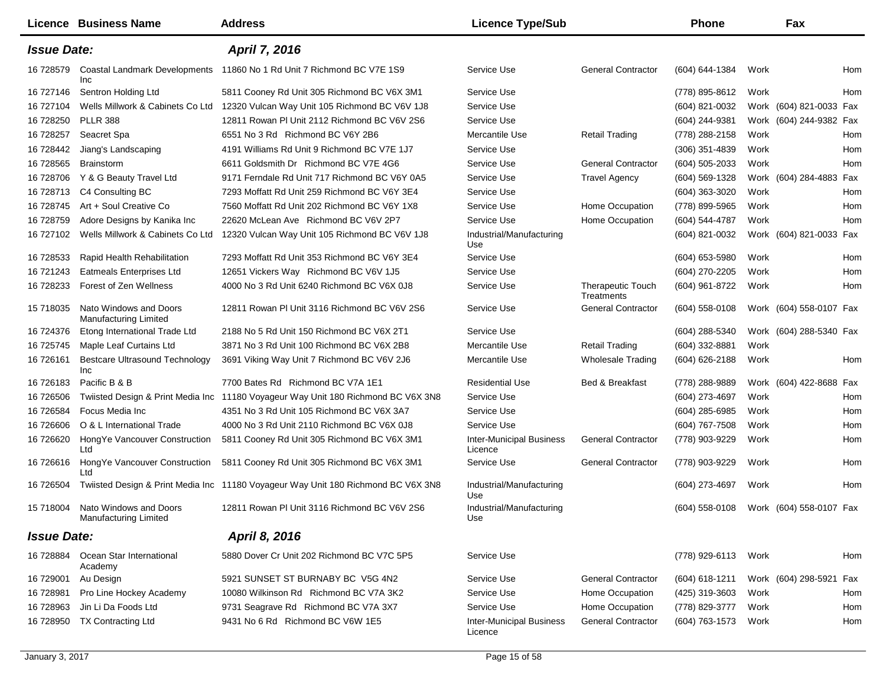| Licence | Business Name | Address | Licence Type/Sub | | Phone | | Fax | |
|---|---|---|---|---|---|---|---|---|
| ***Issue Date:*** | | ***April 7, 2016*** | | | | | | |
| 16 728579 | Coastal Landmark Developments Inc | 11860 No 1 Rd Unit 7 Richmond BC V7E 1S9 | Service Use | General Contractor | (604) 644-1384 | Work | | Hom |
| 16 727146 | Sentron Holding Ltd | 5811 Cooney Rd Unit 305 Richmond BC V6X 3M1 | Service Use | | (778) 895-8612 | Work | | Hom |
| 16 727104 | Wells Millwork & Cabinets Co Ltd | 12320 Vulcan Way Unit 105 Richmond BC V6V 1J8 | Service Use | | (604) 821-0032 | Work | (604) 821-0033 | Fax |
| 16 728250 | PLLR 388 | 12811 Rowan Pl Unit 2112 Richmond BC V6V 2S6 | Service Use | | (604) 244-9381 | Work | (604) 244-9382 | Fax |
| 16 728257 | Seacret Spa | 6551 No 3 Rd Richmond BC V6Y 2B6 | Mercantile Use | Retail Trading | (778) 288-2158 | Work | | Hom |
| 16 728442 | Jiang's Landscaping | 4191 Williams Rd Unit 9 Richmond BC V7E 1J7 | Service Use | | (306) 351-4839 | Work | | Hom |
| 16 728565 | Brainstorm | 6611 Goldsmith Dr Richmond BC V7E 4G6 | Service Use | General Contractor | (604) 505-2033 | Work | | Hom |
| 16 728706 | Y & G Beauty Travel Ltd | 9171 Ferndale Rd Unit 717 Richmond BC V6Y 0A5 | Service Use | Travel Agency | (604) 569-1328 | Work | (604) 284-4883 | Fax |
| 16 728713 | C4 Consulting BC | 7293 Moffatt Rd Unit 259 Richmond BC V6Y 3E4 | Service Use | | (604) 363-3020 | Work | | Hom |
| 16 728745 | Art + Soul Creative Co | 7560 Moffatt Rd Unit 202 Richmond BC V6Y 1X8 | Service Use | Home Occupation | (778) 899-5965 | Work | | Hom |
| 16 728759 | Adore Designs by Kanika Inc | 22620 McLean Ave Richmond BC V6V 2P7 | Service Use | Home Occupation | (604) 544-4787 | Work | | Hom |
| 16 727102 | Wells Millwork & Cabinets Co Ltd | 12320 Vulcan Way Unit 105 Richmond BC V6V 1J8 | Industrial/Manufacturing Use | | (604) 821-0032 | Work | (604) 821-0033 | Fax |
| 16 728533 | Rapid Health Rehabilitation | 7293 Moffatt Rd Unit 353 Richmond BC V6Y 3E4 | Service Use | | (604) 653-5980 | Work | | Hom |
| 16 721243 | Eatmeals Enterprises Ltd | 12651 Vickers Way Richmond BC V6V 1J5 | Service Use | | (604) 270-2205 | Work | | Hom |
| 16 728233 | Forest of Zen Wellness | 4000 No 3 Rd Unit 6240 Richmond BC V6X 0J8 | Service Use | Therapeutic Touch Treatments | (604) 961-8722 | Work | | Hom |
| 15 718035 | Nato Windows and Doors Manufacturing Limited | 12811 Rowan Pl Unit 3116 Richmond BC V6V 2S6 | Service Use | General Contractor | (604) 558-0108 | Work | (604) 558-0107 | Fax |
| 16 724376 | Etong International Trade Ltd | 2188 No 5 Rd Unit 150 Richmond BC V6X 2T1 | Service Use | | (604) 288-5340 | Work | (604) 288-5340 | Fax |
| 16 725745 | Maple Leaf Curtains Ltd | 3871 No 3 Rd Unit 100 Richmond BC V6X 2B8 | Mercantile Use | Retail Trading | (604) 332-8881 | Work | | |
| 16 726161 | Bestcare Ultrasound Technology Inc | 3691 Viking Way Unit 7 Richmond BC V6V 2J6 | Mercantile Use | Wholesale Trading | (604) 626-2188 | Work | | Hom |
| 16 726183 | Pacific B & B | 7700 Bates Rd Richmond BC V7A 1E1 | Residential Use | Bed & Breakfast | (778) 288-9889 | Work | (604) 422-8688 | Fax |
| 16 726506 | Twiisted Design & Print Media Inc | 11180 Voyageur Way Unit 180 Richmond BC V6X 3N8 | Service Use | | (604) 273-4697 | Work | | Hom |
| 16 726584 | Focus Media Inc | 4351 No 3 Rd Unit 105 Richmond BC V6X 3A7 | Service Use | | (604) 285-6985 | Work | | Hom |
| 16 726606 | O & L International Trade | 4000 No 3 Rd Unit 2110 Richmond BC V6X 0J8 | Service Use | | (604) 767-7508 | Work | | Hom |
| 16 726620 | HongYe Vancouver Construction Ltd | 5811 Cooney Rd Unit 305 Richmond BC V6X 3M1 | Inter-Municipal Business Licence | General Contractor | (778) 903-9229 | Work | | Hom |
| 16 726616 | HongYe Vancouver Construction Ltd | 5811 Cooney Rd Unit 305 Richmond BC V6X 3M1 | Service Use | General Contractor | (778) 903-9229 | Work | | Hom |
| 16 726504 | Twiisted Design & Print Media Inc | 11180 Voyageur Way Unit 180 Richmond BC V6X 3N8 | Industrial/Manufacturing Use | | (604) 273-4697 | Work | | Hom |
| 15 718004 | Nato Windows and Doors Manufacturing Limited | 12811 Rowan Pl Unit 3116 Richmond BC V6V 2S6 | Industrial/Manufacturing Use | | (604) 558-0108 | Work | (604) 558-0107 | Fax |
| ***Issue Date:*** | | ***April 8, 2016*** | | | | | | |
| 16 728884 | Ocean Star International Academy | 5880 Dover Cr Unit 202 Richmond BC V7C 5P5 | Service Use | | (778) 929-6113 | Work | | Hom |
| 16 729001 | Au Design | 5921 SUNSET ST BURNABY BC V5G 4N2 | Service Use | General Contractor | (604) 618-1211 | Work | (604) 298-5921 | Fax |
| 16 728981 | Pro Line Hockey Academy | 10080 Wilkinson Rd Richmond BC V7A 3K2 | Service Use | Home Occupation | (425) 319-3603 | Work | | Hom |
| 16 728963 | Jin Li Da Foods Ltd | 9731 Seagrave Rd Richmond BC V7A 3X7 | Service Use | Home Occupation | (778) 829-3777 | Work | | Hom |
| 16 728950 | TX Contracting Ltd | 9431 No 6 Rd Richmond BC V6W 1E5 | Inter-Municipal Business Licence | General Contractor | (604) 763-1573 | Work | | Hom |

January 3, 2017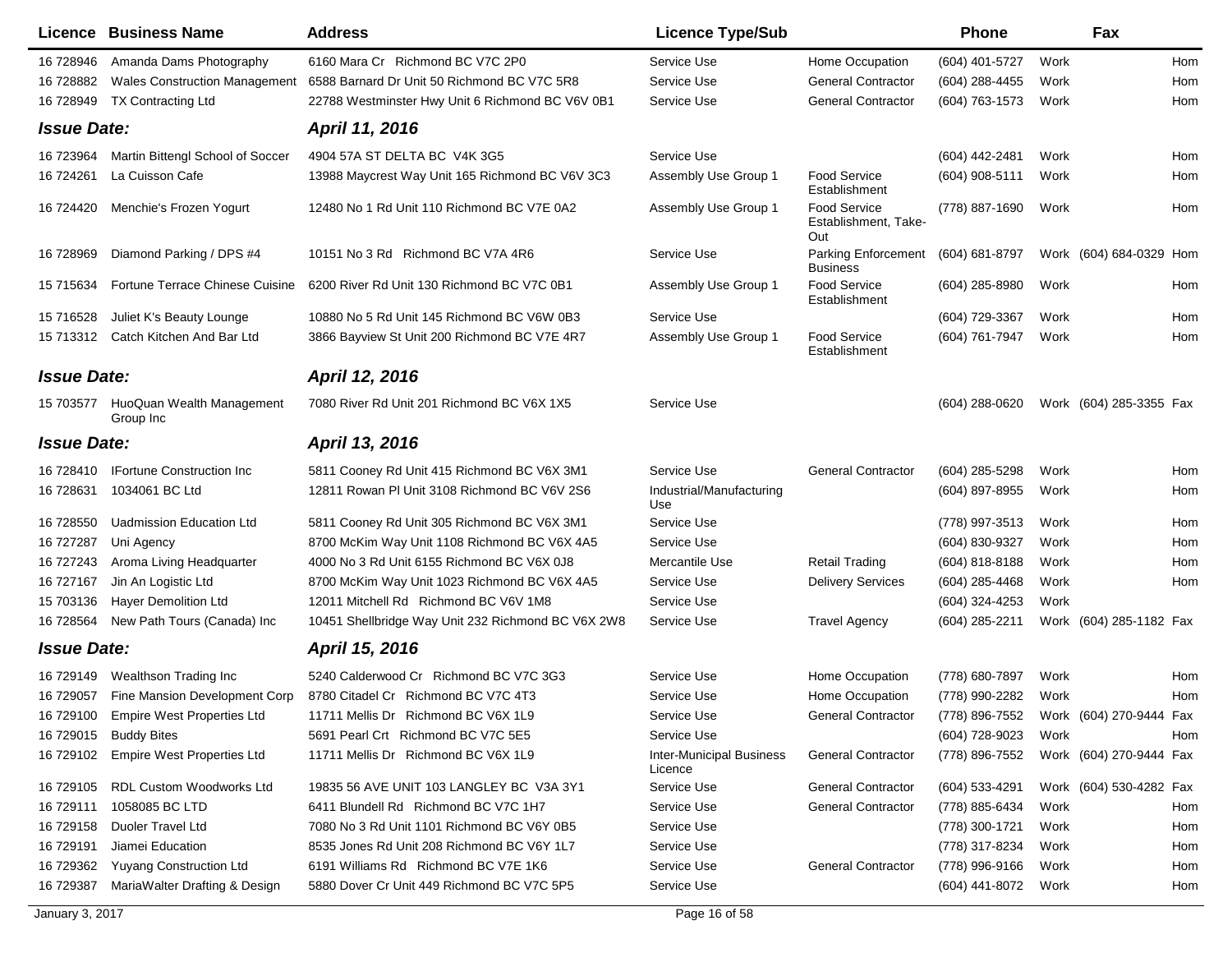| Licence | Business Name | Address | Licence Type/Sub | | Phone | | Fax | |
|---|---|---|---|---|---|---|---|---|
| 16 728946 | Amanda Dams Photography | 6160 Mara Cr Richmond BC V7C 2P0 | Service Use | Home Occupation | (604) 401-5727 | Work | | Hom |
| 16 728882 | Wales Construction Management | 6588 Barnard Dr Unit 50 Richmond BC V7C 5R8 | Service Use | General Contractor | (604) 288-4455 | Work | | Hom |
| 16 728949 | TX Contracting Ltd | 22788 Westminster Hwy Unit 6 Richmond BC V6V 0B1 | Service Use | General Contractor | (604) 763-1573 | Work | | Hom |
| ***Issue Date:*** | | ***April 11, 2016*** | | | | | | |
| 16 723964 | Martin Bittengl School of Soccer | 4904 57A ST DELTA BC V4K 3G5 | Service Use | | (604) 442-2481 | Work | | Hom |
| 16 724261 | La Cuisson Cafe | 13988 Maycrest Way Unit 165 Richmond BC V6V 3C3 | Assembly Use Group 1 | Food Service Establishment | (604) 908-5111 | Work | | Hom |
| 16 724420 | Menchie's Frozen Yogurt | 12480 No 1 Rd Unit 110 Richmond BC V7E 0A2 | Assembly Use Group 1 | Food Service Establishment, Take-Out | (778) 887-1690 | Work | | Hom |
| 16 728969 | Diamond Parking / DPS #4 | 10151 No 3 Rd Richmond BC V7A 4R6 | Service Use | Parking Enforcement Business | (604) 681-8797 | Work | (604) 684-0329 | Hom |
| 15 715634 | Fortune Terrace Chinese Cuisine | 6200 River Rd Unit 130 Richmond BC V7C 0B1 | Assembly Use Group 1 | Food Service Establishment | (604) 285-8980 | Work | | Hom |
| 15 716528 | Juliet K's Beauty Lounge | 10880 No 5 Rd Unit 145 Richmond BC V6W 0B3 | Service Use | | (604) 729-3367 | Work | | Hom |
| 15 713312 | Catch Kitchen And Bar Ltd | 3866 Bayview St Unit 200 Richmond BC V7E 4R7 | Assembly Use Group 1 | Food Service Establishment | (604) 761-7947 | Work | | Hom |
| ***Issue Date:*** | | ***April 12, 2016*** | | | | | | |
| 15 703577 | HuoQuan Wealth Management Group Inc | 7080 River Rd Unit 201 Richmond BC V6X 1X5 | Service Use | | (604) 288-0620 | Work | (604) 285-3355 | Fax |
| ***Issue Date:*** | | ***April 13, 2016*** | | | | | | |
| 16 728410 | IFortune Construction Inc | 5811 Cooney Rd Unit 415 Richmond BC V6X 3M1 | Service Use | General Contractor | (604) 285-5298 | Work | | Hom |
| 16 728631 | 1034061 BC Ltd | 12811 Rowan Pl Unit 3108 Richmond BC V6V 2S6 | Industrial/Manufacturing Use | | (604) 897-8955 | Work | | Hom |
| 16 728550 | Uadmission Education Ltd | 5811 Cooney Rd Unit 305 Richmond BC V6X 3M1 | Service Use | | (778) 997-3513 | Work | | Hom |
| 16 727287 | Uni Agency | 8700 McKim Way Unit 1108 Richmond BC V6X 4A5 | Service Use | | (604) 830-9327 | Work | | Hom |
| 16 727243 | Aroma Living Headquarter | 4000 No 3 Rd Unit 6155 Richmond BC V6X 0J8 | Mercantile Use | Retail Trading | (604) 818-8188 | Work | | Hom |
| 16 727167 | Jin An Logistic Ltd | 8700 McKim Way Unit 1023 Richmond BC V6X 4A5 | Service Use | Delivery Services | (604) 285-4468 | Work | | Hom |
| 15 703136 | Hayer Demolition Ltd | 12011 Mitchell Rd Richmond BC V6V 1M8 | Service Use | | (604) 324-4253 | Work | | |
| 16 728564 | New Path Tours (Canada) Inc | 10451 Shellbridge Way Unit 232 Richmond BC V6X 2W8 | Service Use | Travel Agency | (604) 285-2211 | Work | (604) 285-1182 | Fax |
| ***Issue Date:*** | | ***April 15, 2016*** | | | | | | |
| 16 729149 | Wealthson Trading Inc | 5240 Calderwood Cr Richmond BC V7C 3G3 | Service Use | Home Occupation | (778) 680-7897 | Work | | Hom |
| 16 729057 | Fine Mansion Development Corp | 8780 Citadel Cr Richmond BC V7C 4T3 | Service Use | Home Occupation | (778) 990-2282 | Work | | Hom |
| 16 729100 | Empire West Properties Ltd | 11711 Mellis Dr Richmond BC V6X 1L9 | Service Use | General Contractor | (778) 896-7552 | Work | (604) 270-9444 | Fax |
| 16 729015 | Buddy Bites | 5691 Pearl Crt Richmond BC V7C 5E5 | Service Use | | (604) 728-9023 | Work | | Hom |
| 16 729102 | Empire West Properties Ltd | 11711 Mellis Dr Richmond BC V6X 1L9 | Inter-Municipal Business Licence | General Contractor | (778) 896-7552 | Work | (604) 270-9444 | Fax |
| 16 729105 | RDL Custom Woodworks Ltd | 19835 56 AVE UNIT 103 LANGLEY BC V3A 3Y1 | Service Use | General Contractor | (604) 533-4291 | Work | (604) 530-4282 | Fax |
| 16 729111 | 1058085 BC LTD | 6411 Blundell Rd Richmond BC V7C 1H7 | Service Use | General Contractor | (778) 885-6434 | Work | | Hom |
| 16 729158 | Duoler Travel Ltd | 7080 No 3 Rd Unit 1101 Richmond BC V6Y 0B5 | Service Use | | (778) 300-1721 | Work | | Hom |
| 16 729191 | Jiamei Education | 8535 Jones Rd Unit 208 Richmond BC V6Y 1L7 | Service Use | | (778) 317-8234 | Work | | Hom |
| 16 729362 | Yuyang Construction Ltd | 6191 Williams Rd Richmond BC V7E 1K6 | Service Use | General Contractor | (778) 996-9166 | Work | | Hom |
| 16 729387 | MariaWalter Drafting & Design | 5880 Dover Cr Unit 449 Richmond BC V7C 5P5 | Service Use | | (604) 441-8072 | Work | | Hom |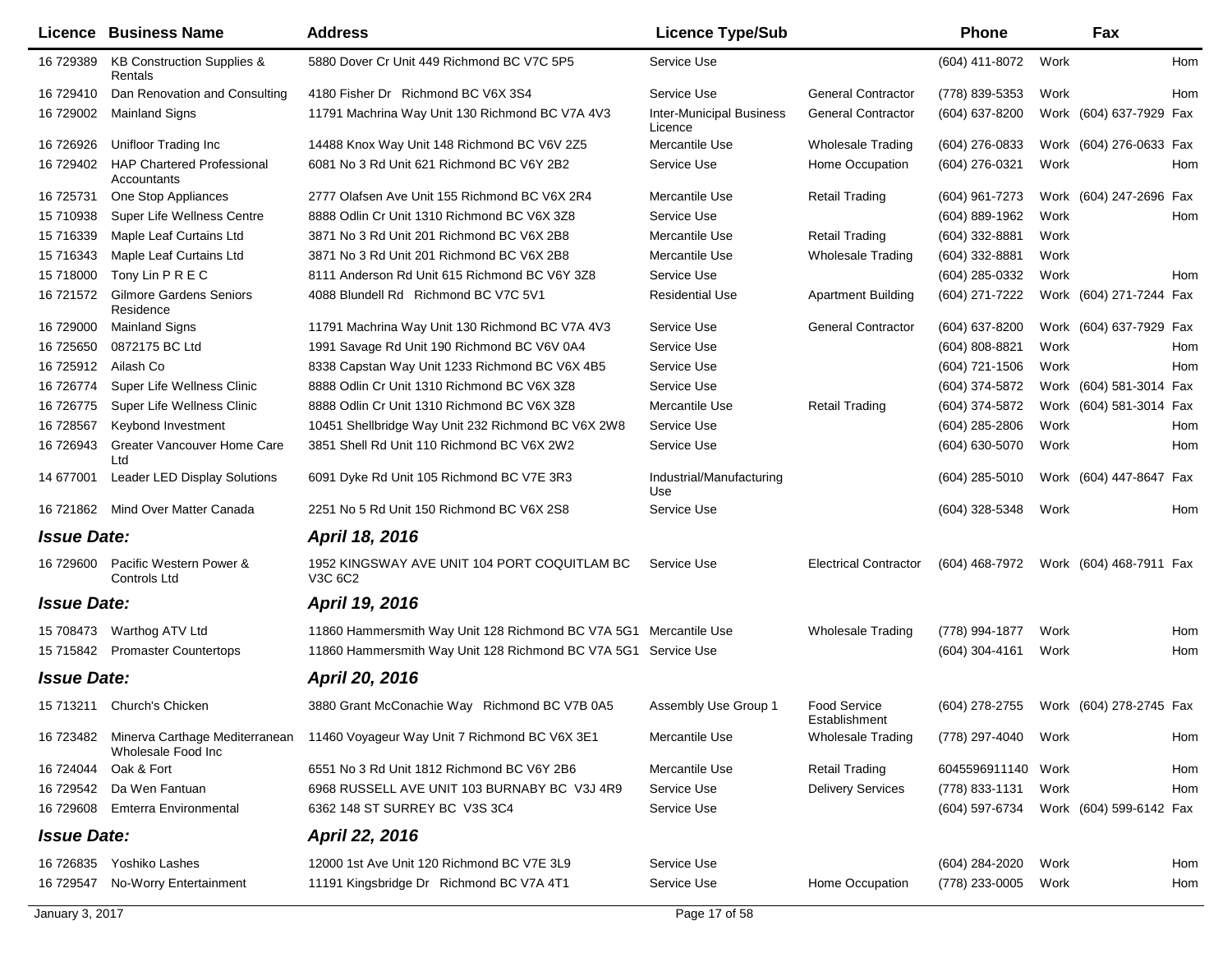| Licence | Business Name | Address | Licence Type/Sub | | Phone | | Fax | |
|---|---|---|---|---|---|---|---|---|
| 16 729389 | KB Construction Supplies & Rentals | 5880 Dover Cr Unit 449 Richmond BC V7C 5P5 | Service Use | | (604) 411-8072 | Work | | Hom |
| 16 729410 | Dan Renovation and Consulting | 4180 Fisher Dr Richmond BC V6X 3S4 | Service Use | General Contractor | (778) 839-5353 | Work | | Hom |
| 16 729002 | Mainland Signs | 11791 Machrina Way Unit 130 Richmond BC V7A 4V3 | Inter-Municipal Business Licence | General Contractor | (604) 637-8200 | Work | (604) 637-7929 | Fax |
| 16 726926 | Unifloor Trading Inc | 14488 Knox Way Unit 148 Richmond BC V6V 2Z5 | Mercantile Use | Wholesale Trading | (604) 276-0833 | Work | (604) 276-0633 | Fax |
| 16 729402 | HAP Chartered Professional Accountants | 6081 No 3 Rd Unit 621 Richmond BC V6Y 2B2 | Service Use | Home Occupation | (604) 276-0321 | Work | | Hom |
| 16 725731 | One Stop Appliances | 2777 Olafsen Ave Unit 155 Richmond BC V6X 2R4 | Mercantile Use | Retail Trading | (604) 961-7273 | Work | (604) 247-2696 | Fax |
| 15 710938 | Super Life Wellness Centre | 8888 Odlin Cr Unit 1310 Richmond BC V6X 3Z8 | Service Use | | (604) 889-1962 | Work | | Hom |
| 15 716339 | Maple Leaf Curtains Ltd | 3871 No 3 Rd Unit 201 Richmond BC V6X 2B8 | Mercantile Use | Retail Trading | (604) 332-8881 | Work | | |
| 15 716343 | Maple Leaf Curtains Ltd | 3871 No 3 Rd Unit 201 Richmond BC V6X 2B8 | Mercantile Use | Wholesale Trading | (604) 332-8881 | Work | | |
| 15 718000 | Tony Lin P R E C | 8111 Anderson Rd Unit 615 Richmond BC V6Y 3Z8 | Service Use | | (604) 285-0332 | Work | | Hom |
| 16 721572 | Gilmore Gardens Seniors Residence | 4088 Blundell Rd Richmond BC V7C 5V1 | Residential Use | Apartment Building | (604) 271-7222 | Work | (604) 271-7244 | Fax |
| 16 729000 | Mainland Signs | 11791 Machrina Way Unit 130 Richmond BC V7A 4V3 | Service Use | General Contractor | (604) 637-8200 | Work | (604) 637-7929 | Fax |
| 16 725650 | 0872175 BC Ltd | 1991 Savage Rd Unit 190 Richmond BC V6V 0A4 | Service Use | | (604) 808-8821 | Work | | Hom |
| 16 725912 | Ailash Co | 8338 Capstan Way Unit 1233 Richmond BC V6X 4B5 | Service Use | | (604) 721-1506 | Work | | Hom |
| 16 726774 | Super Life Wellness Clinic | 8888 Odlin Cr Unit 1310 Richmond BC V6X 3Z8 | Service Use | | (604) 374-5872 | Work | (604) 581-3014 | Fax |
| 16 726775 | Super Life Wellness Clinic | 8888 Odlin Cr Unit 1310 Richmond BC V6X 3Z8 | Mercantile Use | Retail Trading | (604) 374-5872 | Work | (604) 581-3014 | Fax |
| 16 728567 | Keybond Investment | 10451 Shellbridge Way Unit 232 Richmond BC V6X 2W8 | Service Use | | (604) 285-2806 | Work | | Hom |
| 16 726943 | Greater Vancouver Home Care Ltd | 3851 Shell Rd Unit 110 Richmond BC V6X 2W2 | Service Use | | (604) 630-5070 | Work | | Hom |
| 14 677001 | Leader LED Display Solutions | 6091 Dyke Rd Unit 105 Richmond BC V7E 3R3 | Industrial/Manufacturing Use | | (604) 285-5010 | Work | (604) 447-8647 | Fax |
| 16 721862 | Mind Over Matter Canada | 2251 No 5 Rd Unit 150 Richmond BC V6X 2S8 | Service Use | | (604) 328-5348 | Work | | Hom |
| ***Issue Date:*** | | ***April 18, 2016*** | | | | | | |
| 16 729600 | Pacific Western Power & Controls Ltd | 1952 KINGSWAY AVE UNIT 104 PORT COQUITLAM BC V3C 6C2 | Service Use | Electrical Contractor | (604) 468-7972 | Work | (604) 468-7911 | Fax |
| ***Issue Date:*** | | ***April 19, 2016*** | | | | | | |
| 15 708473 | Warthog ATV Ltd | 11860 Hammersmith Way Unit 128 Richmond BC V7A 5G1 | Mercantile Use | Wholesale Trading | (778) 994-1877 | Work | | Hom |
| 15 715842 | Promaster Countertops | 11860 Hammersmith Way Unit 128 Richmond BC V7A 5G1 | Service Use | | (604) 304-4161 | Work | | Hom |
| ***Issue Date:*** | | ***April 20, 2016*** | | | | | | |
| 15 713211 | Church's Chicken | 3880 Grant McConachie Way Richmond BC V7B 0A5 | Assembly Use Group 1 | Food Service Establishment | (604) 278-2755 | Work | (604) 278-2745 | Fax |
| 16 723482 | Minerva Carthage Mediterranean Wholesale Food Inc | 11460 Voyageur Way Unit 7 Richmond BC V6X 3E1 | Mercantile Use | Wholesale Trading | (778) 297-4040 | Work | | Hom |
| 16 724044 | Oak & Fort | 6551 No 3 Rd Unit 1812 Richmond BC V6Y 2B6 | Mercantile Use | Retail Trading | 6045596911140 | Work | | Hom |
| 16 729542 | Da Wen Fantuan | 6968 RUSSELL AVE UNIT 103 BURNABY BC V3J 4R9 | Service Use | Delivery Services | (778) 833-1131 | Work | | Hom |
| 16 729608 | Emterra Environmental | 6362 148 ST SURREY BC V3S 3C4 | Service Use | | (604) 597-6734 | Work | (604) 599-6142 | Fax |
| ***Issue Date:*** | | ***April 22, 2016*** | | | | | | |
| 16 726835 | Yoshiko Lashes | 12000 1st Ave Unit 120 Richmond BC V7E 3L9 | Service Use | | (604) 284-2020 | Work | | Hom |
| 16 729547 | No-Worry Entertainment | 11191 Kingsbridge Dr Richmond BC V7A 4T1 | Service Use | Home Occupation | (778) 233-0005 | Work | | Hom |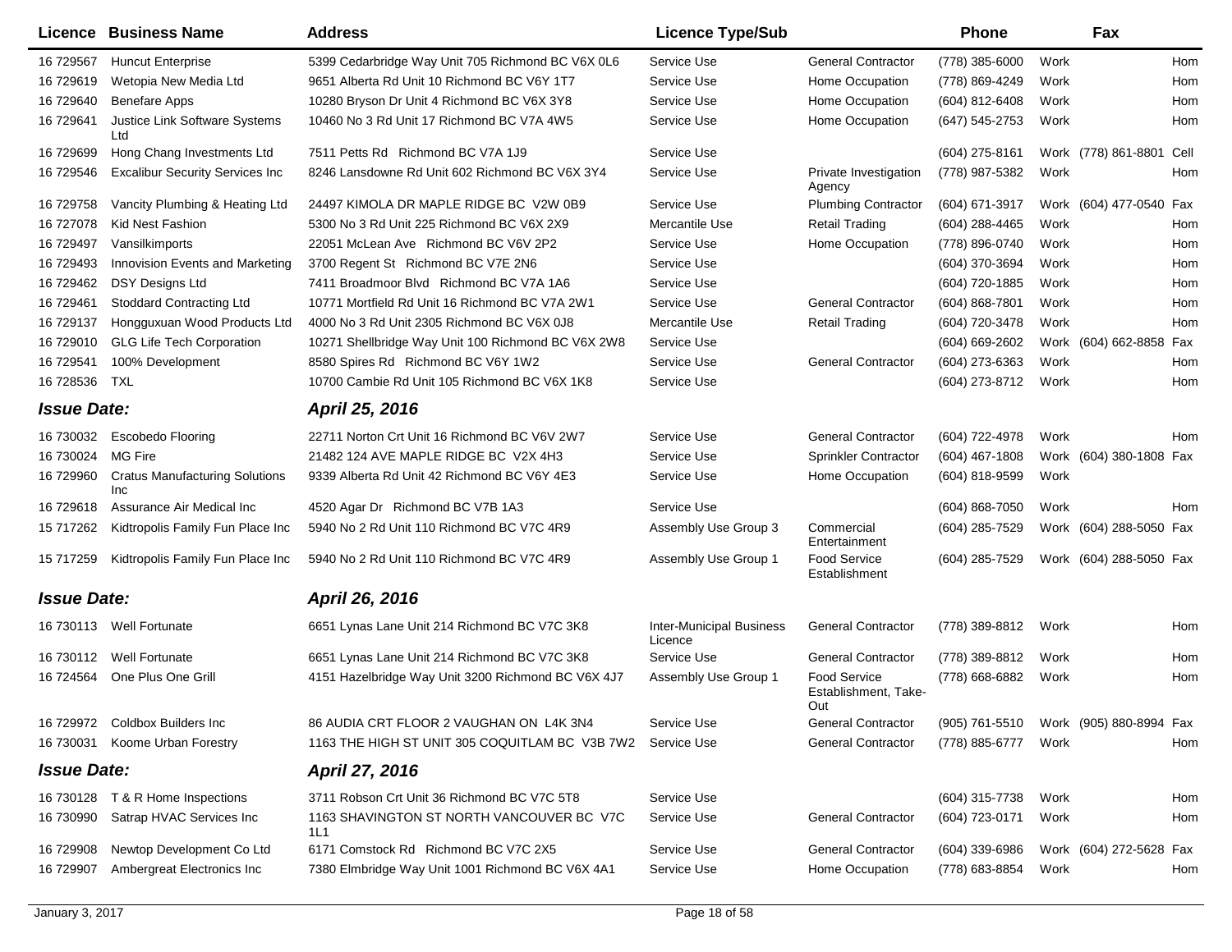| Licence | Business Name | Address | Licence Type/Sub | | Phone | | Fax | |
|---|---|---|---|---|---|---|---|---|
| 16 729567 | Huncut Enterprise | 5399 Cedarbridge Way Unit 705 Richmond BC V6X 0L6 | Service Use | General Contractor | (778) 385-6000 | Work | | Hom |
| 16 729619 | Wetopia New Media Ltd | 9651 Alberta Rd Unit 10 Richmond BC V6Y 1T7 | Service Use | Home Occupation | (778) 869-4249 | Work | | Hom |
| 16 729640 | Benefare Apps | 10280 Bryson Dr Unit 4 Richmond BC V6X 3Y8 | Service Use | Home Occupation | (604) 812-6408 | Work | | Hom |
| 16 729641 | Justice Link Software Systems Ltd | 10460 No 3 Rd Unit 17 Richmond BC V7A 4W5 | Service Use | Home Occupation | (647) 545-2753 | Work | | Hom |
| 16 729699 | Hong Chang Investments Ltd | 7511 Petts Rd Richmond BC V7A 1J9 | Service Use | | (604) 275-8161 | Work | (778) 861-8801 | Cell |
| 16 729546 | Excalibur Security Services Inc | 8246 Lansdowne Rd Unit 602 Richmond BC V6X 3Y4 | Service Use | Private Investigation Agency | (778) 987-5382 | Work | | Hom |
| 16 729758 | Vancity Plumbing & Heating Ltd | 24497 KIMOLA DR MAPLE RIDGE BC V2W 0B9 | Service Use | Plumbing Contractor | (604) 671-3917 | Work | (604) 477-0540 | Fax |
| 16 727078 | Kid Nest Fashion | 5300 No 3 Rd Unit 225 Richmond BC V6X 2X9 | Mercantile Use | Retail Trading | (604) 288-4465 | Work | | Hom |
| 16 729497 | Vansilkimports | 22051 McLean Ave Richmond BC V6V 2P2 | Service Use | Home Occupation | (778) 896-0740 | Work | | Hom |
| 16 729493 | Innovision Events and Marketing | 3700 Regent St Richmond BC V7E 2N6 | Service Use | | (604) 370-3694 | Work | | Hom |
| 16 729462 | DSY Designs Ltd | 7411 Broadmoor Blvd Richmond BC V7A 1A6 | Service Use | | (604) 720-1885 | Work | | Hom |
| 16 729461 | Stoddard Contracting Ltd | 10771 Mortfield Rd Unit 16 Richmond BC V7A 2W1 | Service Use | General Contractor | (604) 868-7801 | Work | | Hom |
| 16 729137 | Hongguxuan Wood Products Ltd | 4000 No 3 Rd Unit 2305 Richmond BC V6X 0J8 | Mercantile Use | Retail Trading | (604) 720-3478 | Work | | Hom |
| 16 729010 | GLG Life Tech Corporation | 10271 Shellbridge Way Unit 100 Richmond BC V6X 2W8 | Service Use | | (604) 669-2602 | Work | (604) 662-8858 | Fax |
| 16 729541 | 100% Development | 8580 Spires Rd Richmond BC V6Y 1W2 | Service Use | General Contractor | (604) 273-6363 | Work | | Hom |
| 16 728536 | TXL | 10700 Cambie Rd Unit 105 Richmond BC V6X 1K8 | Service Use | | (604) 273-8712 | Work | | Hom |
| ***Issue Date:*** | | ***April 25, 2016*** | | | | | | |
| 16 730032 | Escobedo Flooring | 22711 Norton Crt Unit 16 Richmond BC V6V 2W7 | Service Use | General Contractor | (604) 722-4978 | Work | | Hom |
| 16 730024 | MG Fire | 21482 124 AVE MAPLE RIDGE BC V2X 4H3 | Service Use | Sprinkler Contractor | (604) 467-1808 | Work | (604) 380-1808 | Fax |
| 16 729960 | Cratus Manufacturing Solutions Inc | 9339 Alberta Rd Unit 42 Richmond BC V6Y 4E3 | Service Use | Home Occupation | (604) 818-9599 | Work | | |
| 16 729618 | Assurance Air Medical Inc | 4520 Agar Dr Richmond BC V7B 1A3 | Service Use | | (604) 868-7050 | Work | | Hom |
| 15 717262 | Kidtropolis Family Fun Place Inc | 5940 No 2 Rd Unit 110 Richmond BC V7C 4R9 | Assembly Use Group 3 | Commercial Entertainment | (604) 285-7529 | Work | (604) 288-5050 | Fax |
| 15 717259 | Kidtropolis Family Fun Place Inc | 5940 No 2 Rd Unit 110 Richmond BC V7C 4R9 | Assembly Use Group 1 | Food Service Establishment | (604) 285-7529 | Work | (604) 288-5050 | Fax |
| ***Issue Date:*** | | ***April 26, 2016*** | | | | | | |
| 16 730113 | Well Fortunate | 6651 Lynas Lane Unit 214 Richmond BC V7C 3K8 | Inter-Municipal Business Licence | General Contractor | (778) 389-8812 | Work | | Hom |
| 16 730112 | Well Fortunate | 6651 Lynas Lane Unit 214 Richmond BC V7C 3K8 | Service Use | General Contractor | (778) 389-8812 | Work | | Hom |
| 16 724564 | One Plus One Grill | 4151 Hazelbridge Way Unit 3200 Richmond BC V6X 4J7 | Assembly Use Group 1 | Food Service Establishment, Take-Out | (778) 668-6882 | Work | | Hom |
| 16 729972 | Coldbox Builders Inc | 86 AUDIA CRT FLOOR 2 VAUGHAN ON L4K 3N4 | Service Use | General Contractor | (905) 761-5510 | Work | (905) 880-8994 | Fax |
| 16 730031 | Koome Urban Forestry | 1163 THE HIGH ST UNIT 305 COQUITLAM BC V3B 7W2 | Service Use | General Contractor | (778) 885-6777 | Work | | Hom |
| ***Issue Date:*** | | ***April 27, 2016*** | | | | | | |
| 16 730128 | T & R Home Inspections | 3711 Robson Crt Unit 36 Richmond BC V7C 5T8 | Service Use | | (604) 315-7738 | Work | | Hom |
| 16 730990 | Satrap HVAC Services Inc | 1163 SHAVINGTON ST NORTH VANCOUVER BC V7C 1L1 | Service Use | General Contractor | (604) 723-0171 | Work | | Hom |
| 16 729908 | Newtop Development Co Ltd | 6171 Comstock Rd Richmond BC V7C 2X5 | Service Use | General Contractor | (604) 339-6986 | Work | (604) 272-5628 | Fax |
| 16 729907 | Ambergreat Electronics Inc | 7380 Elmbridge Way Unit 1001 Richmond BC V6X 4A1 | Service Use | Home Occupation | (778) 683-8854 | Work | | Hom |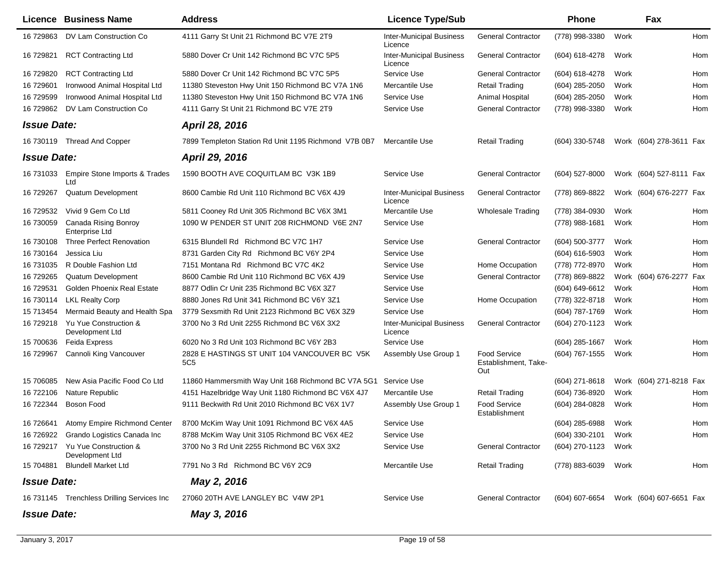| Licence | Business Name | Address | Licence Type/Sub | | Phone | | Fax | |
|---|---|---|---|---|---|---|---|---|
| 16 729863 | DV Lam Construction Co | 4111 Garry St Unit 21 Richmond BC V7E 2T9 | Inter-Municipal Business Licence | General Contractor | (778) 998-3380 | Work | | Hom |
| 16 729821 | RCT Contracting Ltd | 5880 Dover Cr Unit 142 Richmond BC V7C 5P5 | Inter-Municipal Business Licence | General Contractor | (604) 618-4278 | Work | | Hom |
| 16 729820 | RCT Contracting Ltd | 5880 Dover Cr Unit 142 Richmond BC V7C 5P5 | Service Use | General Contractor | (604) 618-4278 | Work | | Hom |
| 16 729601 | Ironwood Animal Hospital Ltd | 11380 Steveston Hwy Unit 150 Richmond BC V7A 1N6 | Mercantile Use | Retail Trading | (604) 285-2050 | Work | | Hom |
| 16 729599 | Ironwood Animal Hospital Ltd | 11380 Steveston Hwy Unit 150 Richmond BC V7A 1N6 | Service Use | Animal Hospital | (604) 285-2050 | Work | | Hom |
| 16 729862 | DV Lam Construction Co | 4111 Garry St Unit 21 Richmond BC V7E 2T9 | Service Use | General Contractor | (778) 998-3380 | Work | | Hom |
| ***Issue Date:*** | | ***April 28, 2016*** | | | | | | |
| 16 730119 | Thread And Copper | 7899 Templeton Station Rd Unit 1195 Richmond V7B 0B7 | Mercantile Use | Retail Trading | (604) 330-5748 | Work | (604) 278-3611 | Fax |
| ***Issue Date:*** | | ***April 29, 2016*** | | | | | | |
| 16 731033 | Empire Stone Imports & Trades Ltd | 1590 BOOTH AVE COQUITLAM BC V3K 1B9 | Service Use | General Contractor | (604) 527-8000 | Work | (604) 527-8111 | Fax |
| 16 729267 | Quatum Development | 8600 Cambie Rd Unit 110 Richmond BC V6X 4J9 | Inter-Municipal Business Licence | General Contractor | (778) 869-8822 | Work | (604) 676-2277 | Fax |
| 16 729532 | Vivid 9 Gem Co Ltd | 5811 Cooney Rd Unit 305 Richmond BC V6X 3M1 | Mercantile Use | Wholesale Trading | (778) 384-0930 | Work | | Hom |
| 16 730059 | Canada Rising Bonroy Enterprise Ltd | 1090 W PENDER ST UNIT 208 RICHMOND V6E 2N7 | Service Use | | (778) 988-1681 | Work | | Hom |
| 16 730108 | Three Perfect Renovation | 6315 Blundell Rd Richmond BC V7C 1H7 | Service Use | General Contractor | (604) 500-3777 | Work | | Hom |
| 16 730164 | Jessica Liu | 8731 Garden City Rd Richmond BC V6Y 2P4 | Service Use | | (604) 616-5903 | Work | | Hom |
| 16 731035 | R Double Fashion Ltd | 7151 Montana Rd Richmond BC V7C 4K2 | Service Use | Home Occupation | (778) 772-8970 | Work | | Hom |
| 16 729265 | Quatum Development | 8600 Cambie Rd Unit 110 Richmond BC V6X 4J9 | Service Use | General Contractor | (778) 869-8822 | Work | (604) 676-2277 | Fax |
| 16 729531 | Golden Phoenix Real Estate | 8877 Odlin Cr Unit 235 Richmond BC V6X 3Z7 | Service Use | | (604) 649-6612 | Work | | Hom |
| 16 730114 | LKL Realty Corp | 8880 Jones Rd Unit 341 Richmond BC V6Y 3Z1 | Service Use | Home Occupation | (778) 322-8718 | Work | | Hom |
| 15 713454 | Mermaid Beauty and Health Spa | 3779 Sexsmith Rd Unit 2123 Richmond BC V6X 3Z9 | Service Use | | (604) 787-1769 | Work | | Hom |
| 16 729218 | Yu Yue Construction & Development Ltd | 3700 No 3 Rd Unit 2255 Richmond BC V6X 3X2 | Inter-Municipal Business Licence | General Contractor | (604) 270-1123 | Work | | |
| 15 700636 | Feida Express | 6020 No 3 Rd Unit 103 Richmond BC V6Y 2B3 | Service Use | | (604) 285-1667 | Work | | Hom |
| 16 729967 | Cannoli King Vancouver | 2828 E HASTINGS ST UNIT 104 VANCOUVER BC V5K 5C5 | Assembly Use Group 1 | Food Service Establishment, Take-Out | (604) 767-1555 | Work | | Hom |
| 15 706085 | New Asia Pacific Food Co Ltd | 11860 Hammersmith Way Unit 168 Richmond BC V7A 5G1 | Service Use | | (604) 271-8618 | Work | (604) 271-8218 | Fax |
| 16 722106 | Nature Republic | 4151 Hazelbridge Way Unit 1180 Richmond BC V6X 4J7 | Mercantile Use | Retail Trading | (604) 736-8920 | Work | | Hom |
| 16 722344 | Boson Food | 9111 Beckwith Rd Unit 2010 Richmond BC V6X 1V7 | Assembly Use Group 1 | Food Service Establishment | (604) 284-0828 | Work | | Hom |
| 16 726641 | Atomy Empire Richmond Center | 8700 McKim Way Unit 1091 Richmond BC V6X 4A5 | Service Use | | (604) 285-6988 | Work | | Hom |
| 16 726922 | Grando Logistics Canada Inc | 8788 McKim Way Unit 3105 Richmond BC V6X 4E2 | Service Use | | (604) 330-2101 | Work | | Hom |
| 16 729217 | Yu Yue Construction & Development Ltd | 3700 No 3 Rd Unit 2255 Richmond BC V6X 3X2 | Service Use | General Contractor | (604) 270-1123 | Work | | |
| 15 704881 | Blundell Market Ltd | 7791 No 3 Rd Richmond BC V6Y 2C9 | Mercantile Use | Retail Trading | (778) 883-6039 | Work | | Hom |
| ***Issue Date:*** | | ***May 2, 2016*** | | | | | | |
| 16 731145 | Trenchless Drilling Services Inc | 27060 20TH AVE LANGLEY BC V4W 2P1 | Service Use | General Contractor | (604) 607-6654 | Work | (604) 607-6651 | Fax |
| ***Issue Date:*** | | ***May 3, 2016*** | | | | | | |

January 3, 2017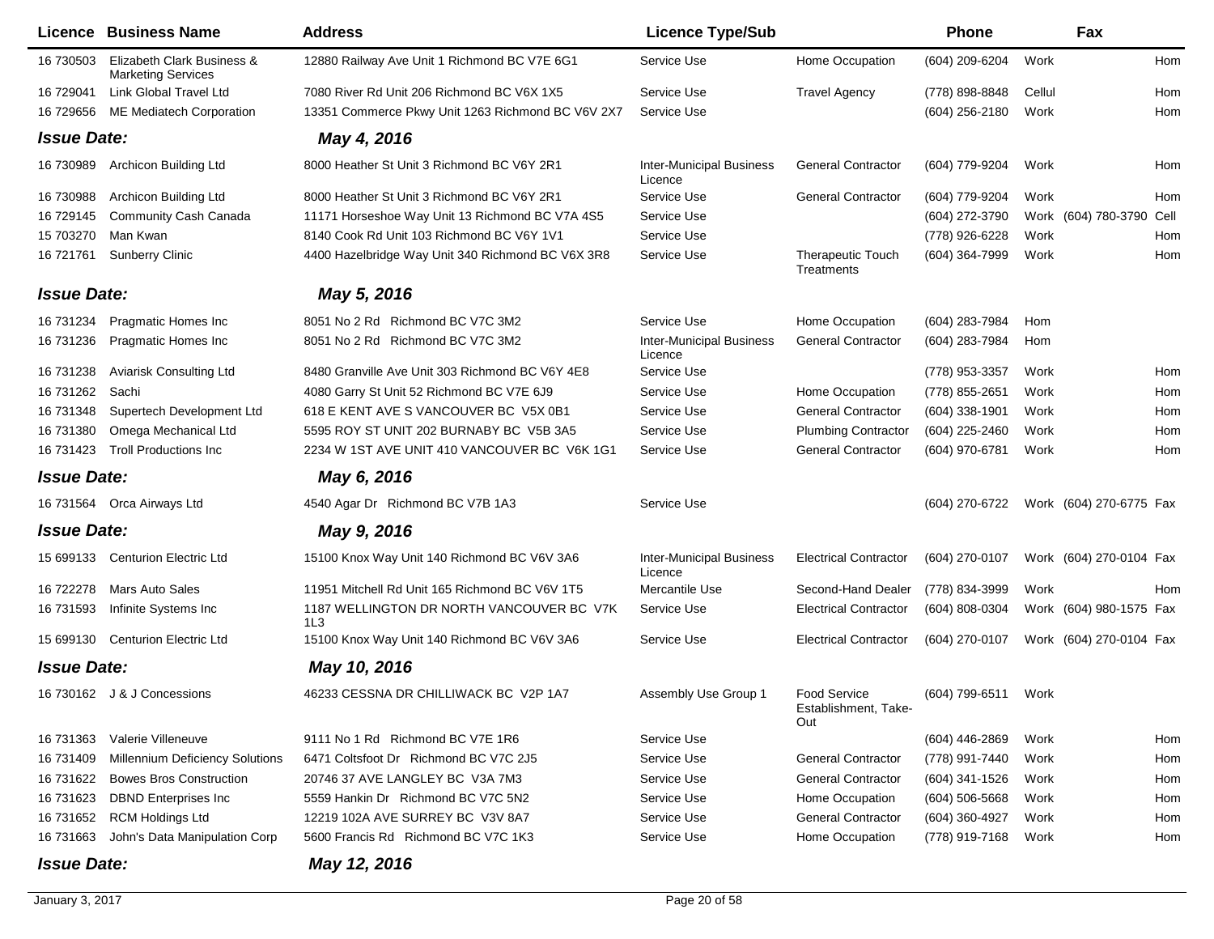| Licence | Business Name | Address | Licence Type/Sub | | Phone | | Fax | |
|---|---|---|---|---|---|---|---|---|
| 16 730503 | Elizabeth Clark Business & Marketing Services | 12880 Railway Ave Unit 1 Richmond BC V7E 6G1 | Service Use | Home Occupation | (604) 209-6204 | Work | | Hom |
| 16 729041 | Link Global Travel Ltd | 7080 River Rd Unit 206 Richmond BC V6X 1X5 | Service Use | Travel Agency | (778) 898-8848 | Cellul | | Hom |
| 16 729656 | ME Mediatech Corporation | 13351 Commerce Pkwy Unit 1263 Richmond BC V6V 2X7 | Service Use | | (604) 256-2180 | Work | | Hom |
| ***Issue Date:*** | | ***May 4, 2016*** | | | | | | |
| 16 730989 | Archicon Building Ltd | 8000 Heather St Unit 3 Richmond BC V6Y 2R1 | Inter-Municipal Business Licence | General Contractor | (604) 779-9204 | Work | | Hom |
| 16 730988 | Archicon Building Ltd | 8000 Heather St Unit 3 Richmond BC V6Y 2R1 | Service Use | General Contractor | (604) 779-9204 | Work | | Hom |
| 16 729145 | Community Cash Canada | 11171 Horseshoe Way Unit 13 Richmond BC V7A 4S5 | Service Use | | (604) 272-3790 | Work | (604) 780-3790 | Cell |
| 15 703270 | Man Kwan | 8140 Cook Rd Unit 103 Richmond BC V6Y 1V1 | Service Use | | (778) 926-6228 | Work | | Hom |
| 16 721761 | Sunberry Clinic | 4400 Hazelbridge Way Unit 340 Richmond BC V6X 3R8 | Service Use | Therapeutic Touch Treatments | (604) 364-7999 | Work | | Hom |
| ***Issue Date:*** | | ***May 5, 2016*** | | | | | | |
| 16 731234 | Pragmatic Homes Inc | 8051 No 2 Rd Richmond BC V7C 3M2 | Service Use | Home Occupation | (604) 283-7984 | Hom | | |
| 16 731236 | Pragmatic Homes Inc | 8051 No 2 Rd Richmond BC V7C 3M2 | Inter-Municipal Business Licence | General Contractor | (604) 283-7984 | Hom | | |
| 16 731238 | Aviarisk Consulting Ltd | 8480 Granville Ave Unit 303 Richmond BC V6Y 4E8 | Service Use | | (778) 953-3357 | Work | | Hom |
| 16 731262 | Sachi | 4080 Garry St Unit 52 Richmond BC V7E 6J9 | Service Use | Home Occupation | (778) 855-2651 | Work | | Hom |
| 16 731348 | Supertech Development Ltd | 618 E KENT AVE S VANCOUVER BC V5X 0B1 | Service Use | General Contractor | (604) 338-1901 | Work | | Hom |
| 16 731380 | Omega Mechanical Ltd | 5595 ROY ST UNIT 202 BURNABY BC V5B 3A5 | Service Use | Plumbing Contractor | (604) 225-2460 | Work | | Hom |
| 16 731423 | Troll Productions Inc | 2234 W 1ST AVE UNIT 410 VANCOUVER BC V6K 1G1 | Service Use | General Contractor | (604) 970-6781 | Work | | Hom |
| ***Issue Date:*** | | ***May 6, 2016*** | | | | | | |
| 16 731564 | Orca Airways Ltd | 4540 Agar Dr Richmond BC V7B 1A3 | Service Use | | (604) 270-6722 | Work | (604) 270-6775 | Fax |
| ***Issue Date:*** | | ***May 9, 2016*** | | | | | | |
| 15 699133 | Centurion Electric Ltd | 15100 Knox Way Unit 140 Richmond BC V6V 3A6 | Inter-Municipal Business Licence | Electrical Contractor | (604) 270-0107 | Work | (604) 270-0104 | Fax |
| 16 722278 | Mars Auto Sales | 11951 Mitchell Rd Unit 165 Richmond BC V6V 1T5 | Mercantile Use | Second-Hand Dealer | (778) 834-3999 | Work | | Hom |
| 16 731593 | Infinite Systems Inc | 1187 WELLINGTON DR NORTH VANCOUVER BC V7K 1L3 | Service Use | Electrical Contractor | (604) 808-0304 | Work | (604) 980-1575 | Fax |
| 15 699130 | Centurion Electric Ltd | 15100 Knox Way Unit 140 Richmond BC V6V 3A6 | Service Use | Electrical Contractor | (604) 270-0107 | Work | (604) 270-0104 | Fax |
| ***Issue Date:*** | | ***May 10, 2016*** | | | | | | |
| 16 730162 | J & J Concessions | 46233 CESSNA DR CHILLIWACK BC V2P 1A7 | Assembly Use Group 1 | Food Service Establishment, Take-Out | (604) 799-6511 | Work | | |
| 16 731363 | Valerie Villeneuve | 9111 No 1 Rd Richmond BC V7E 1R6 | Service Use | | (604) 446-2869 | Work | | Hom |
| 16 731409 | Millennium Deficiency Solutions | 6471 Coltsfoot Dr Richmond BC V7C 2J5 | Service Use | General Contractor | (778) 991-7440 | Work | | Hom |
| 16 731622 | Bowes Bros Construction | 20746 37 AVE LANGLEY BC V3A 7M3 | Service Use | General Contractor | (604) 341-1526 | Work | | Hom |
| 16 731623 | DBND Enterprises Inc | 5559 Hankin Dr Richmond BC V7C 5N2 | Service Use | Home Occupation | (604) 506-5668 | Work | | Hom |
| 16 731652 | RCM Holdings Ltd | 12219 102A AVE SURREY BC V3V 8A7 | Service Use | General Contractor | (604) 360-4927 | Work | | Hom |
| 16 731663 | John's Data Manipulation Corp | 5600 Francis Rd Richmond BC V7C 1K3 | Service Use | Home Occupation | (778) 919-7168 | Work | | Hom |
| ***Issue Date:*** | | ***May 12, 2016*** | | | | | | |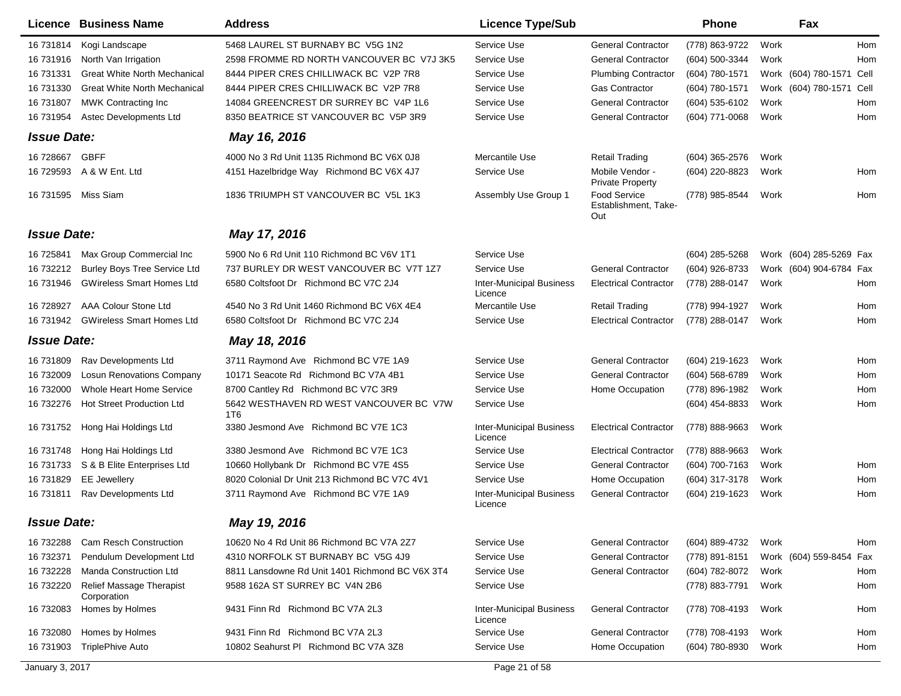| Licence | Business Name | Address | Licence Type/Sub | | Phone | | Fax | |
|---|---|---|---|---|---|---|---|---|
| 16 731814 | Kogi Landscape | 5468 LAUREL ST BURNABY BC V5G 1N2 | Service Use | General Contractor | (778) 863-9722 | Work | | Hom |
| 16 731916 | North Van Irrigation | 2598 FROMME RD NORTH VANCOUVER BC V7J 3K5 | Service Use | General Contractor | (604) 500-3344 | Work | | Hom |
| 16 731331 | Great White North Mechanical | 8444 PIPER CRES CHILLIWACK BC V2P 7R8 | Service Use | Plumbing Contractor | (604) 780-1571 | Work | (604) 780-1571 | Cell |
| 16 731330 | Great White North Mechanical | 8444 PIPER CRES CHILLIWACK BC V2P 7R8 | Service Use | Gas Contractor | (604) 780-1571 | Work | (604) 780-1571 | Cell |
| 16 731807 | MWK Contracting Inc | 14084 GREENCREST DR SURREY BC V4P 1L6 | Service Use | General Contractor | (604) 535-6102 | Work | | Hom |
| 16 731954 | Astec Developments Ltd | 8350 BEATRICE ST VANCOUVER BC V5P 3R9 | Service Use | General Contractor | (604) 771-0068 | Work | | Hom |
| ***Issue Date:*** | | ***May 16, 2016*** | | | | | | |
| 16 728667 | GBFF | 4000 No 3 Rd Unit 1135 Richmond BC V6X 0J8 | Mercantile Use | Retail Trading | (604) 365-2576 | Work | | |
| 16 729593 | A & W Ent. Ltd | 4151 Hazelbridge Way Richmond BC V6X 4J7 | Service Use | Mobile Vendor - Private Property | (604) 220-8823 | Work | | Hom |
| 16 731595 | Miss Siam | 1836 TRIUMPH ST VANCOUVER BC V5L 1K3 | Assembly Use Group 1 | Food Service Establishment, Take-Out | (778) 985-8544 | Work | | Hom |
| ***Issue Date:*** | | ***May 17, 2016*** | | | | | | |
| 16 725841 | Max Group Commercial Inc | 5900 No 6 Rd Unit 110 Richmond BC V6V 1T1 | Service Use | | (604) 285-5268 | Work | (604) 285-5269 | Fax |
| 16 732212 | Burley Boys Tree Service Ltd | 737 BURLEY DR WEST VANCOUVER BC V7T 1Z7 | Service Use | General Contractor | (604) 926-8733 | Work | (604) 904-6784 | Fax |
| 16 731946 | GWireless Smart Homes Ltd | 6580 Coltsfoot Dr Richmond BC V7C 2J4 | Inter-Municipal Business Licence | Electrical Contractor | (778) 288-0147 | Work | | Hom |
| 16 728927 | AAA Colour Stone Ltd | 4540 No 3 Rd Unit 1460 Richmond BC V6X 4E4 | Mercantile Use | Retail Trading | (778) 994-1927 | Work | | Hom |
| 16 731942 | GWireless Smart Homes Ltd | 6580 Coltsfoot Dr Richmond BC V7C 2J4 | Service Use | Electrical Contractor | (778) 288-0147 | Work | | Hom |
| ***Issue Date:*** | | ***May 18, 2016*** | | | | | | |
| 16 731809 | Rav Developments Ltd | 3711 Raymond Ave Richmond BC V7E 1A9 | Service Use | General Contractor | (604) 219-1623 | Work | | Hom |
| 16 732009 | Losun Renovations Company | 10171 Seacote Rd Richmond BC V7A 4B1 | Service Use | General Contractor | (604) 568-6789 | Work | | Hom |
| 16 732000 | Whole Heart Home Service | 8700 Cantley Rd Richmond BC V7C 3R9 | Service Use | Home Occupation | (778) 896-1982 | Work | | Hom |
| 16 732276 | Hot Street Production Ltd | 5642 WESTHAVEN RD WEST VANCOUVER BC V7W 1T6 | Service Use | | (604) 454-8833 | Work | | Hom |
| 16 731752 | Hong Hai Holdings Ltd | 3380 Jesmond Ave Richmond BC V7E 1C3 | Inter-Municipal Business Licence | Electrical Contractor | (778) 888-9663 | Work | | |
| 16 731748 | Hong Hai Holdings Ltd | 3380 Jesmond Ave Richmond BC V7E 1C3 | Service Use | Electrical Contractor | (778) 888-9663 | Work | | |
| 16 731733 | S & B Elite Enterprises Ltd | 10660 Hollybank Dr Richmond BC V7E 4S5 | Service Use | General Contractor | (604) 700-7163 | Work | | Hom |
| 16 731829 | EE Jewellery | 8020 Colonial Dr Unit 213 Richmond BC V7C 4V1 | Service Use | Home Occupation | (604) 317-3178 | Work | | Hom |
| 16 731811 | Rav Developments Ltd | 3711 Raymond Ave Richmond BC V7E 1A9 | Inter-Municipal Business Licence | General Contractor | (604) 219-1623 | Work | | Hom |
| ***Issue Date:*** | | ***May 19, 2016*** | | | | | | |
| 16 732288 | Cam Resch Construction | 10620 No 4 Rd Unit 86 Richmond BC V7A 2Z7 | Service Use | General Contractor | (604) 889-4732 | Work | | Hom |
| 16 732371 | Pendulum Development Ltd | 4310 NORFOLK ST BURNABY BC V5G 4J9 | Service Use | General Contractor | (778) 891-8151 | Work | (604) 559-8454 | Fax |
| 16 732228 | Manda Construction Ltd | 8811 Lansdowne Rd Unit 1401 Richmond BC V6X 3T4 | Service Use | General Contractor | (604) 782-8072 | Work | | Hom |
| 16 732220 | Relief Massage Therapist Corporation | 9588 162A ST SURREY BC V4N 2B6 | Service Use | | (778) 883-7791 | Work | | Hom |
| 16 732083 | Homes by Holmes | 9431 Finn Rd Richmond BC V7A 2L3 | Inter-Municipal Business Licence | General Contractor | (778) 708-4193 | Work | | Hom |
| 16 732080 | Homes by Holmes | 9431 Finn Rd Richmond BC V7A 2L3 | Service Use | General Contractor | (778) 708-4193 | Work | | Hom |
| 16 731903 | TriplePhive Auto | 10802 Seahurst Pl Richmond BC V7A 3Z8 | Service Use | Home Occupation | (604) 780-8930 | Work | | Hom |

January 3, 2017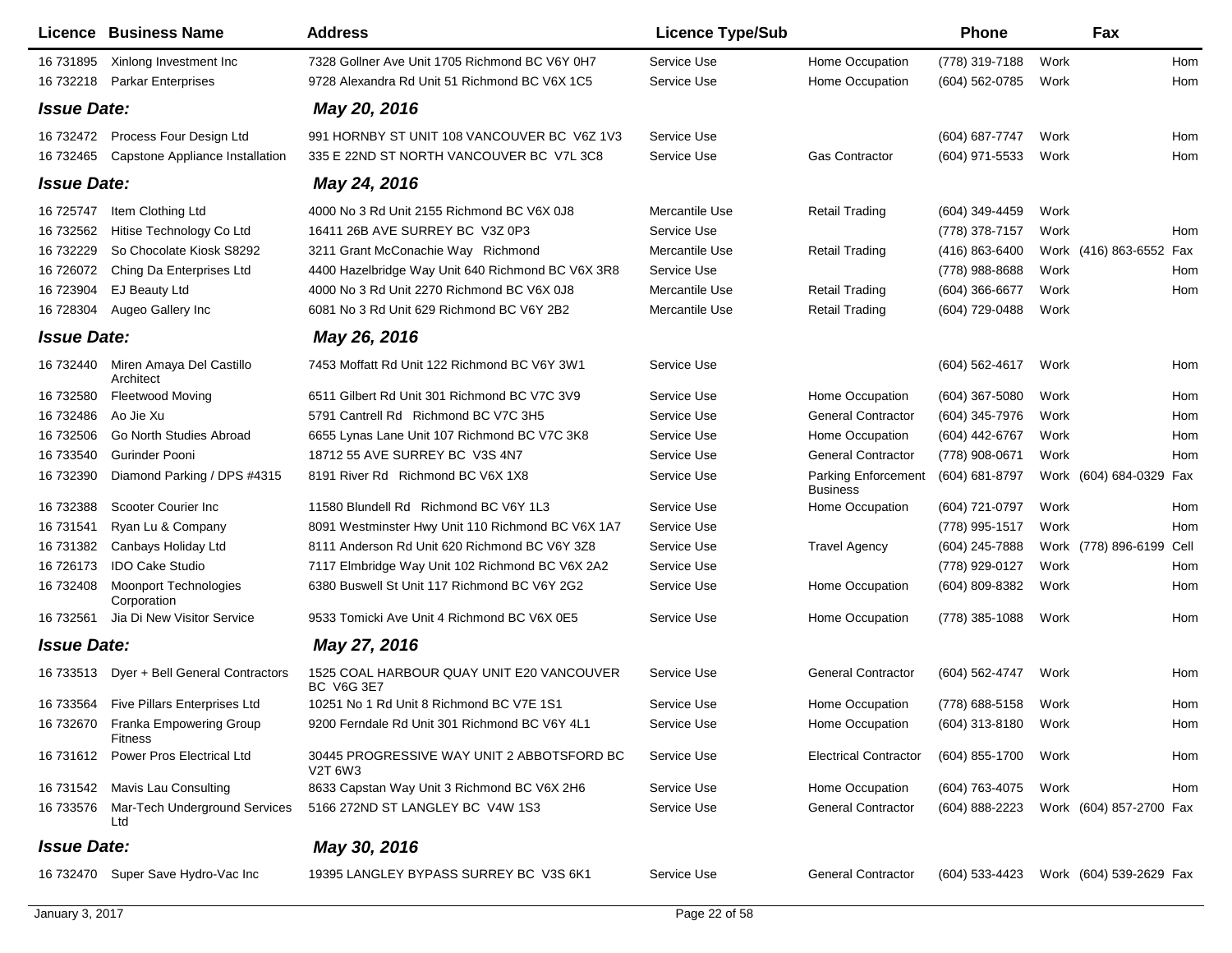| Licence | Business Name | Address | Licence Type/Sub | | Phone | | Fax | |
|---|---|---|---|---|---|---|---|---|
| 16 731895 | Xinlong Investment Inc | 7328 Gollner Ave Unit 1705 Richmond BC V6Y 0H7 | Service Use | Home Occupation | (778) 319-7188 | Work | | Hom |
| 16 732218 | Parkar Enterprises | 9728 Alexandra Rd Unit 51 Richmond BC V6X 1C5 | Service Use | Home Occupation | (604) 562-0785 | Work | | Hom |
| ***Issue Date:*** | | ***May 20, 2016*** | | | | | | |
| 16 732472 | Process Four Design Ltd | 991 HORNBY ST UNIT 108 VANCOUVER BC V6Z 1V3 | Service Use | | (604) 687-7747 | Work | | Hom |
| 16 732465 | Capstone Appliance Installation | 335 E 22ND ST NORTH VANCOUVER BC V7L 3C8 | Service Use | Gas Contractor | (604) 971-5533 | Work | | Hom |
| ***Issue Date:*** | | ***May 24, 2016*** | | | | | | |
| 16 725747 | Item Clothing Ltd | 4000 No 3 Rd Unit 2155 Richmond BC V6X 0J8 | Mercantile Use | Retail Trading | (604) 349-4459 | Work | | |
| 16 732562 | Hitise Technology Co Ltd | 16411 26B AVE SURREY BC V3Z 0P3 | Service Use | | (778) 378-7157 | Work | | Hom |
| 16 732229 | So Chocolate Kiosk S8292 | 3211 Grant McConachie Way Richmond | Mercantile Use | Retail Trading | (416) 863-6400 | Work | (416) 863-6552 | Fax |
| 16 726072 | Ching Da Enterprises Ltd | 4400 Hazelbridge Way Unit 640 Richmond BC V6X 3R8 | Service Use | | (778) 988-8688 | Work | | Hom |
| 16 723904 | EJ Beauty Ltd | 4000 No 3 Rd Unit 2270 Richmond BC V6X 0J8 | Mercantile Use | Retail Trading | (604) 366-6677 | Work | | Hom |
| 16 728304 | Augeo Gallery Inc | 6081 No 3 Rd Unit 629 Richmond BC V6Y 2B2 | Mercantile Use | Retail Trading | (604) 729-0488 | Work | | |
| ***Issue Date:*** | | ***May 26, 2016*** | | | | | | |
| 16 732440 | Miren Amaya Del Castillo Architect | 7453 Moffatt Rd Unit 122 Richmond BC V6Y 3W1 | Service Use | | (604) 562-4617 | Work | | Hom |
| 16 732580 | Fleetwood Moving | 6511 Gilbert Rd Unit 301 Richmond BC V7C 3V9 | Service Use | Home Occupation | (604) 367-5080 | Work | | Hom |
| 16 732486 | Ao Jie Xu | 5791 Cantrell Rd Richmond BC V7C 3H5 | Service Use | General Contractor | (604) 345-7976 | Work | | Hom |
| 16 732506 | Go North Studies Abroad | 6655 Lynas Lane Unit 107 Richmond BC V7C 3K8 | Service Use | Home Occupation | (604) 442-6767 | Work | | Hom |
| 16 733540 | Gurinder Pooni | 18712 55 AVE SURREY BC V3S 4N7 | Service Use | General Contractor | (778) 908-0671 | Work | | Hom |
| 16 732390 | Diamond Parking / DPS #4315 | 8191 River Rd Richmond BC V6X 1X8 | Service Use | Parking Enforcement Business | (604) 681-8797 | Work | (604) 684-0329 | Fax |
| 16 732388 | Scooter Courier Inc | 11580 Blundell Rd Richmond BC V6Y 1L3 | Service Use | Home Occupation | (604) 721-0797 | Work | | Hom |
| 16 731541 | Ryan Lu & Company | 8091 Westminster Hwy Unit 110 Richmond BC V6X 1A7 | Service Use | | (778) 995-1517 | Work | | Hom |
| 16 731382 | Canbays Holiday Ltd | 8111 Anderson Rd Unit 620 Richmond BC V6Y 3Z8 | Service Use | Travel Agency | (604) 245-7888 | Work | (778) 896-6199 | Cell |
| 16 726173 | IDO Cake Studio | 7117 Elmbridge Way Unit 102 Richmond BC V6X 2A2 | Service Use | | (778) 929-0127 | Work | | Hom |
| 16 732408 | Moonport Technologies Corporation | 6380 Buswell St Unit 117 Richmond BC V6Y 2G2 | Service Use | Home Occupation | (604) 809-8382 | Work | | Hom |
| 16 732561 | Jia Di New Visitor Service | 9533 Tomicki Ave Unit 4 Richmond BC V6X 0E5 | Service Use | Home Occupation | (778) 385-1088 | Work | | Hom |
| ***Issue Date:*** | | ***May 27, 2016*** | | | | | | |
| 16 733513 | Dyer + Bell General Contractors | 1525 COAL HARBOUR QUAY UNIT E20 VANCOUVER BC V6G 3E7 | Service Use | General Contractor | (604) 562-4747 | Work | | Hom |
| 16 733564 | Five Pillars Enterprises Ltd | 10251 No 1 Rd Unit 8 Richmond BC V7E 1S1 | Service Use | Home Occupation | (778) 688-5158 | Work | | Hom |
| 16 732670 | Franka Empowering Group Fitness | 9200 Ferndale Rd Unit 301 Richmond BC V6Y 4L1 | Service Use | Home Occupation | (604) 313-8180 | Work | | Hom |
| 16 731612 | Power Pros Electrical Ltd | 30445 PROGRESSIVE WAY UNIT 2 ABBOTSFORD BC V2T 6W3 | Service Use | Electrical Contractor | (604) 855-1700 | Work | | Hom |
| 16 731542 | Mavis Lau Consulting | 8633 Capstan Way Unit 3 Richmond BC V6X 2H6 | Service Use | Home Occupation | (604) 763-4075 | Work | | Hom |
| 16 733576 | Mar-Tech Underground Services Ltd | 5166 272ND ST LANGLEY BC V4W 1S3 | Service Use | General Contractor | (604) 888-2223 | Work | (604) 857-2700 | Fax |
| ***Issue Date:*** | | ***May 30, 2016*** | | | | | | |
| 16 732470 | Super Save Hydro-Vac Inc | 19395 LANGLEY BYPASS SURREY BC V3S 6K1 | Service Use | General Contractor | (604) 533-4423 | Work | (604) 539-2629 | Fax |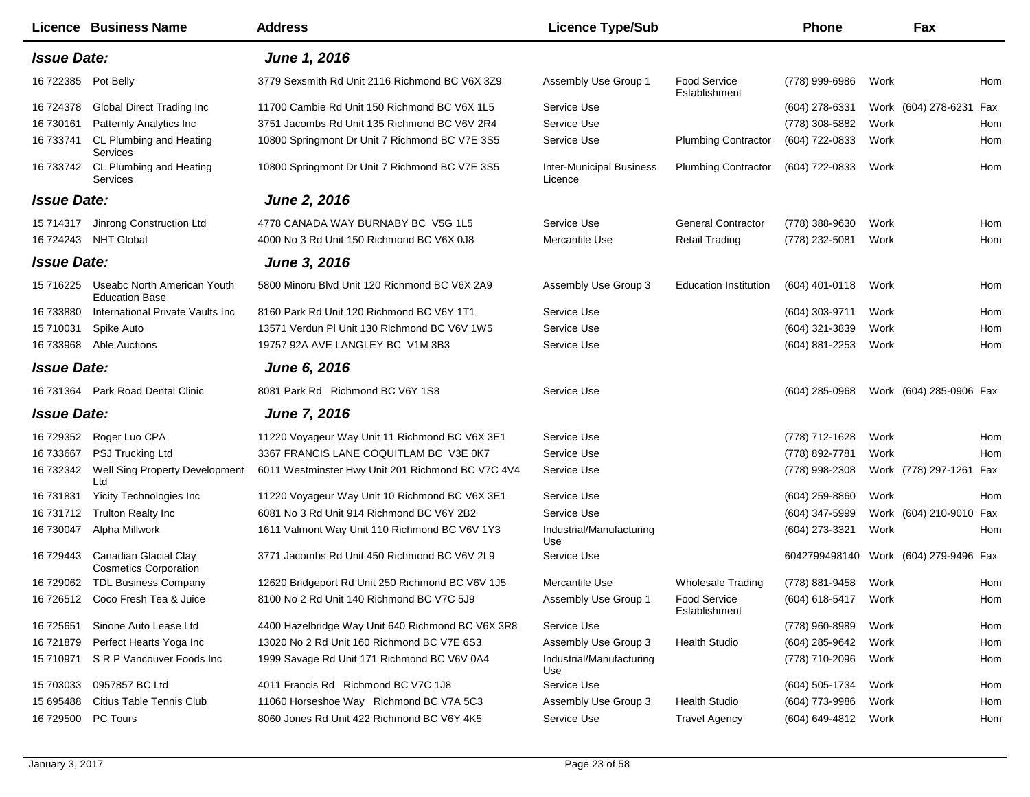| Licence | Business Name | Address | Licence Type/Sub | | Phone | | Fax | |
|---|---|---|---|---|---|---|---|---|
| ***Issue Date:*** | | ***June 1, 2016*** | | | | | | |
| 16 722385 | Pot Belly | 3779 Sexsmith Rd Unit 2116 Richmond BC V6X 3Z9 | Assembly Use Group 1 | Food Service Establishment | (778) 999-6986 | Work | | Hom |
| 16 724378 | Global Direct Trading Inc | 11700 Cambie Rd Unit 150 Richmond BC V6X 1L5 | Service Use | | (604) 278-6331 | Work | (604) 278-6231 | Fax |
| 16 730161 | Patternly Analytics Inc | 3751 Jacombs Rd Unit 135 Richmond BC V6V 2R4 | Service Use | | (778) 308-5882 | Work | | Hom |
| 16 733741 | CL Plumbing and Heating Services | 10800 Springmont Dr Unit 7 Richmond BC V7E 3S5 | Service Use | Plumbing Contractor | (604) 722-0833 | Work | | Hom |
| 16 733742 | CL Plumbing and Heating Services | 10800 Springmont Dr Unit 7 Richmond BC V7E 3S5 | Inter-Municipal Business Licence | Plumbing Contractor | (604) 722-0833 | Work | | Hom |
| ***Issue Date:*** | | ***June 2, 2016*** | | | | | | |
| 15 714317 | Jinrong Construction Ltd | 4778 CANADA WAY BURNABY BC V5G 1L5 | Service Use | General Contractor | (778) 388-9630 | Work | | Hom |
| 16 724243 | NHT Global | 4000 No 3 Rd Unit 150 Richmond BC V6X 0J8 | Mercantile Use | Retail Trading | (778) 232-5081 | Work | | Hom |
| ***Issue Date:*** | | ***June 3, 2016*** | | | | | | |
| 15 716225 | Useabc North American Youth Education Base | 5800 Minoru Blvd Unit 120 Richmond BC V6X 2A9 | Assembly Use Group 3 | Education Institution | (604) 401-0118 | Work | | Hom |
| 16 733880 | International Private Vaults Inc | 8160 Park Rd Unit 120 Richmond BC V6Y 1T1 | Service Use | | (604) 303-9711 | Work | | Hom |
| 15 710031 | Spike Auto | 13571 Verdun Pl Unit 130 Richmond BC V6V 1W5 | Service Use | | (604) 321-3839 | Work | | Hom |
| 16 733968 | Able Auctions | 19757 92A AVE LANGLEY BC V1M 3B3 | Service Use | | (604) 881-2253 | Work | | Hom |
| ***Issue Date:*** | | ***June 6, 2016*** | | | | | | |
| 16 731364 | Park Road Dental Clinic | 8081 Park Rd Richmond BC V6Y 1S8 | Service Use | | (604) 285-0968 | Work | (604) 285-0906 | Fax |
| ***Issue Date:*** | | ***June 7, 2016*** | | | | | | |
| 16 729352 | Roger Luo CPA | 11220 Voyageur Way Unit 11 Richmond BC V6X 3E1 | Service Use | | (778) 712-1628 | Work | | Hom |
| 16 733667 | PSJ Trucking Ltd | 3367 FRANCIS LANE COQUITLAM BC V3E 0K7 | Service Use | | (778) 892-7781 | Work | | Hom |
| 16 732342 | Well Sing Property Development Ltd | 6011 Westminster Hwy Unit 201 Richmond BC V7C 4V4 | Service Use | | (778) 998-2308 | Work | (778) 297-1261 | Fax |
| 16 731831 | Yicity Technologies Inc | 11220 Voyageur Way Unit 10 Richmond BC V6X 3E1 | Service Use | | (604) 259-8860 | Work | | Hom |
| 16 731712 | Trulton Realty Inc | 6081 No 3 Rd Unit 914 Richmond BC V6Y 2B2 | Service Use | | (604) 347-5999 | Work | (604) 210-9010 | Fax |
| 16 730047 | Alpha Millwork | 1611 Valmont Way Unit 110 Richmond BC V6V 1Y3 | Industrial/Manufacturing Use | | (604) 273-3321 | Work | | Hom |
| 16 729443 | Canadian Glacial Clay Cosmetics Corporation | 3771 Jacombs Rd Unit 450 Richmond BC V6V 2L9 | Service Use | | 6042799498140 | Work | (604) 279-9496 | Fax |
| 16 729062 | TDL Business Company | 12620 Bridgeport Rd Unit 250 Richmond BC V6V 1J5 | Mercantile Use | Wholesale Trading | (778) 881-9458 | Work | | Hom |
| 16 726512 | Coco Fresh Tea & Juice | 8100 No 2 Rd Unit 140 Richmond BC V7C 5J9 | Assembly Use Group 1 | Food Service Establishment | (604) 618-5417 | Work | | Hom |
| 16 725651 | Sinone Auto Lease Ltd | 4400 Hazelbridge Way Unit 640 Richmond BC V6X 3R8 | Service Use | | (778) 960-8989 | Work | | Hom |
| 16 721879 | Perfect Hearts Yoga Inc | 13020 No 2 Rd Unit 160 Richmond BC V7E 6S3 | Assembly Use Group 3 | Health Studio | (604) 285-9642 | Work | | Hom |
| 15 710971 | S R P Vancouver Foods Inc | 1999 Savage Rd Unit 171 Richmond BC V6V 0A4 | Industrial/Manufacturing Use | | (778) 710-2096 | Work | | Hom |
| 15 703033 | 0957857 BC Ltd | 4011 Francis Rd Richmond BC V7C 1J8 | Service Use | | (604) 505-1734 | Work | | Hom |
| 15 695488 | Citius Table Tennis Club | 11060 Horseshoe Way Richmond BC V7A 5C3 | Assembly Use Group 3 | Health Studio | (604) 773-9986 | Work | | Hom |
| 16 729500 | PC Tours | 8060 Jones Rd Unit 422 Richmond BC V6Y 4K5 | Service Use | Travel Agency | (604) 649-4812 | Work | | Hom |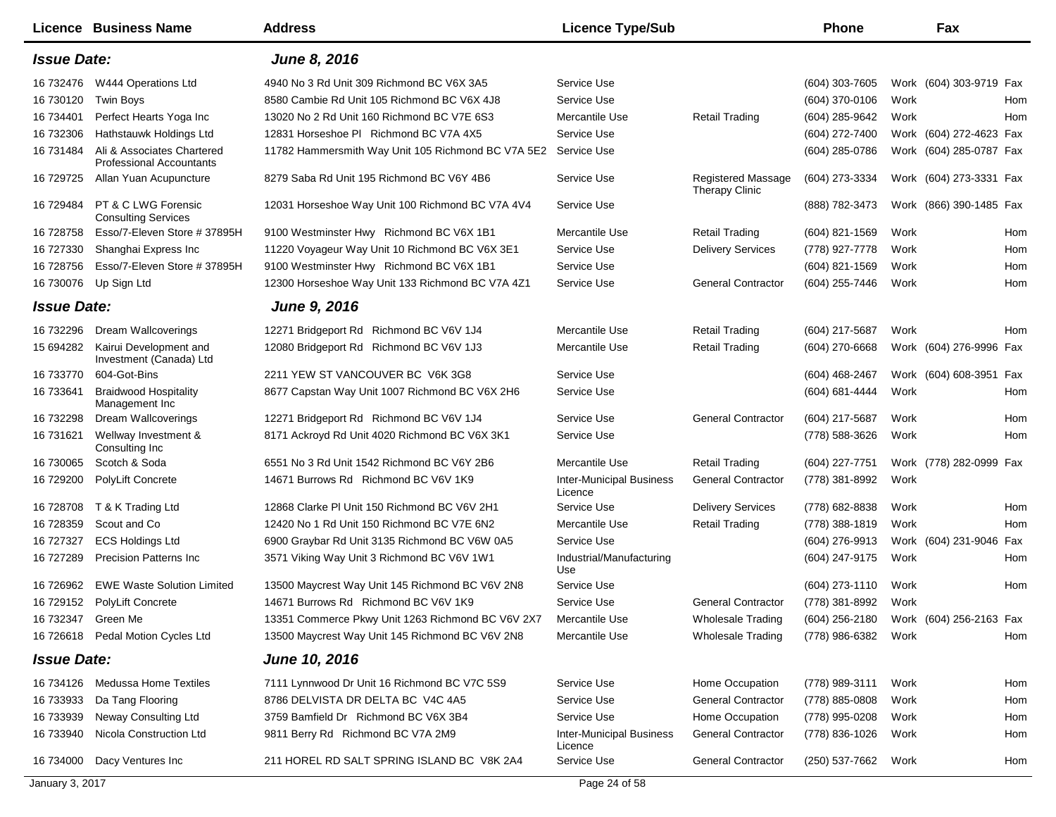| Licence | Business Name | Address | Licence Type/Sub | | Phone | | Fax | |
|---|---|---|---|---|---|---|---|---|
| ***Issue Date:*** | | ***June 8, 2016*** | | | | | | |
| 16 732476 | W444 Operations Ltd | 4940 No 3 Rd Unit 309 Richmond BC V6X 3A5 | Service Use | | (604) 303-7605 | Work | (604) 303-9719 | Fax |
| 16 730120 | Twin Boys | 8580 Cambie Rd Unit 105 Richmond BC V6X 4J8 | Service Use | | (604) 370-0106 | Work | | Hom |
| 16 734401 | Perfect Hearts Yoga Inc | 13020 No 2 Rd Unit 160 Richmond BC V7E 6S3 | Mercantile Use | Retail Trading | (604) 285-9642 | Work | | Hom |
| 16 732306 | Hathstauwk Holdings Ltd | 12831 Horseshoe Pl Richmond BC V7A 4X5 | Service Use | | (604) 272-7400 | Work | (604) 272-4623 | Fax |
| 16 731484 | Ali & Associates Chartered Professional Accountants | 11782 Hammersmith Way Unit 105 Richmond BC V7A 5E2 | Service Use | | (604) 285-0786 | Work | (604) 285-0787 | Fax |
| 16 729725 | Allan Yuan Acupuncture | 8279 Saba Rd Unit 195 Richmond BC V6Y 4B6 | Service Use | Registered Massage Therapy Clinic | (604) 273-3334 | Work | (604) 273-3331 | Fax |
| 16 729484 | PT & C LWG Forensic Consulting Services | 12031 Horseshoe Way Unit 100 Richmond BC V7A 4V4 | Service Use | | (888) 782-3473 | Work | (866) 390-1485 | Fax |
| 16 728758 | Esso/7-Eleven Store # 37895H | 9100 Westminster Hwy Richmond BC V6X 1B1 | Mercantile Use | Retail Trading | (604) 821-1569 | Work | | Hom |
| 16 727330 | Shanghai Express Inc | 11220 Voyageur Way Unit 10 Richmond BC V6X 3E1 | Service Use | Delivery Services | (778) 927-7778 | Work | | Hom |
| 16 728756 | Esso/7-Eleven Store # 37895H | 9100 Westminster Hwy Richmond BC V6X 1B1 | Service Use | | (604) 821-1569 | Work | | Hom |
| 16 730076 | Up Sign Ltd | 12300 Horseshoe Way Unit 133 Richmond BC V7A 4Z1 | Service Use | General Contractor | (604) 255-7446 | Work | | Hom |
| ***Issue Date:*** | | ***June 9, 2016*** | | | | | | |
| 16 732296 | Dream Wallcoverings | 12271 Bridgeport Rd Richmond BC V6V 1J4 | Mercantile Use | Retail Trading | (604) 217-5687 | Work | | Hom |
| 15 694282 | Kairui Development and Investment (Canada) Ltd | 12080 Bridgeport Rd Richmond BC V6V 1J3 | Mercantile Use | Retail Trading | (604) 270-6668 | Work | (604) 276-9996 | Fax |
| 16 733770 | 604-Got-Bins | 2211 YEW ST VANCOUVER BC V6K 3G8 | Service Use | | (604) 468-2467 | Work | (604) 608-3951 | Fax |
| 16 733641 | Braidwood Hospitality Management Inc | 8677 Capstan Way Unit 1007 Richmond BC V6X 2H6 | Service Use | | (604) 681-4444 | Work | | Hom |
| 16 732298 | Dream Wallcoverings | 12271 Bridgeport Rd Richmond BC V6V 1J4 | Service Use | General Contractor | (604) 217-5687 | Work | | Hom |
| 16 731621 | Wellway Investment & Consulting Inc | 8171 Ackroyd Rd Unit 4020 Richmond BC V6X 3K1 | Service Use | | (778) 588-3626 | Work | | Hom |
| 16 730065 | Scotch & Soda | 6551 No 3 Rd Unit 1542 Richmond BC V6Y 2B6 | Mercantile Use | Retail Trading | (604) 227-7751 | Work | (778) 282-0999 | Fax |
| 16 729200 | PolyLift Concrete | 14671 Burrows Rd Richmond BC V6V 1K9 | Inter-Municipal Business Licence | General Contractor | (778) 381-8992 | Work | | |
| 16 728708 | T & K Trading Ltd | 12868 Clarke Pl Unit 150 Richmond BC V6V 2H1 | Service Use | Delivery Services | (778) 682-8838 | Work | | Hom |
| 16 728359 | Scout and Co | 12420 No 1 Rd Unit 150 Richmond BC V7E 6N2 | Mercantile Use | Retail Trading | (778) 388-1819 | Work | | Hom |
| 16 727327 | ECS Holdings Ltd | 6900 Graybar Rd Unit 3135 Richmond BC V6W 0A5 | Service Use | | (604) 276-9913 | Work | (604) 231-9046 | Fax |
| 16 727289 | Precision Patterns Inc | 3571 Viking Way Unit 3 Richmond BC V6V 1W1 | Industrial/Manufacturing Use | | (604) 247-9175 | Work | | Hom |
| 16 726962 | EWE Waste Solution Limited | 13500 Maycrest Way Unit 145 Richmond BC V6V 2N8 | Service Use | | (604) 273-1110 | Work | | Hom |
| 16 729152 | PolyLift Concrete | 14671 Burrows Rd Richmond BC V6V 1K9 | Service Use | General Contractor | (778) 381-8992 | Work | | |
| 16 732347 | Green Me | 13351 Commerce Pkwy Unit 1263 Richmond BC V6V 2X7 | Mercantile Use | Wholesale Trading | (604) 256-2180 | Work | (604) 256-2163 | Fax |
| 16 726618 | Pedal Motion Cycles Ltd | 13500 Maycrest Way Unit 145 Richmond BC V6V 2N8 | Mercantile Use | Wholesale Trading | (778) 986-6382 | Work | | Hom |
| ***Issue Date:*** | | ***June 10, 2016*** | | | | | | |
| 16 734126 | Medussa Home Textiles | 7111 Lynnwood Dr Unit 16 Richmond BC V7C 5S9 | Service Use | Home Occupation | (778) 989-3111 | Work | | Hom |
| 16 733933 | Da Tang Flooring | 8786 DELVISTA DR DELTA BC V4C 4A5 | Service Use | General Contractor | (778) 885-0808 | Work | | Hom |
| 16 733939 | Neway Consulting Ltd | 3759 Bamfield Dr Richmond BC V6X 3B4 | Service Use | Home Occupation | (778) 995-0208 | Work | | Hom |
| 16 733940 | Nicola Construction Ltd | 9811 Berry Rd Richmond BC V7A 2M9 | Inter-Municipal Business Licence | General Contractor | (778) 836-1026 | Work | | Hom |
| 16 734000 | Dacy Ventures Inc | 211 HOREL RD SALT SPRING ISLAND BC V8K 2A4 | Service Use | General Contractor | (250) 537-7662 | Work | | Hom |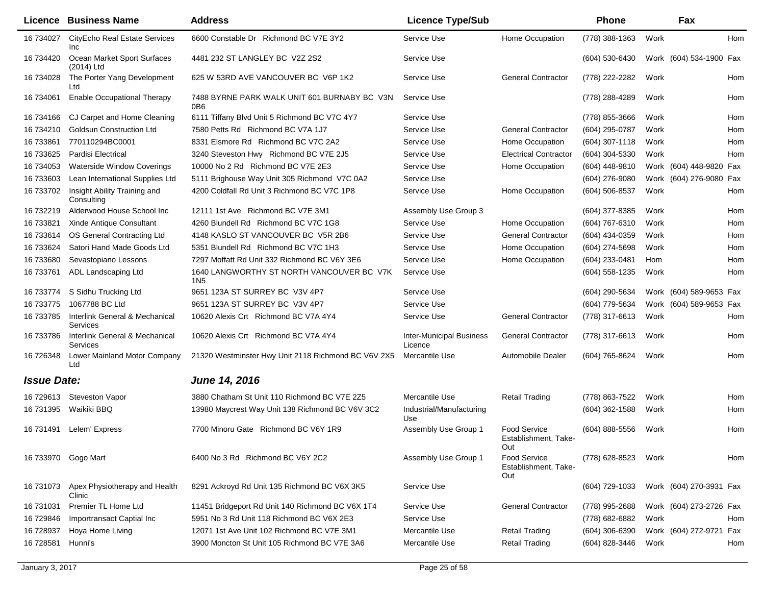| Licence | Business Name | Address | Licence Type/Sub | | Phone | | Fax | |
|---|---|---|---|---|---|---|---|---|
| 16 734027 | CityEcho Real Estate Services Inc | 6600 Constable Dr Richmond BC V7E 3Y2 | Service Use | Home Occupation | (778) 388-1363 | Work | | Hom |
| 16 734420 | Ocean Market Sport Surfaces (2014) Ltd | 4481 232 ST LANGLEY BC V2Z 2S2 | Service Use | | (604) 530-6430 | Work | (604) 534-1900 | Fax |
| 16 734028 | The Porter Yang Development Ltd | 625 W 53RD AVE VANCOUVER BC V6P 1K2 | Service Use | General Contractor | (778) 222-2282 | Work | | Hom |
| 16 734061 | Enable Occupational Therapy | 7488 BYRNE PARK WALK UNIT 601 BURNABY BC V3N 0B6 | Service Use | | (778) 288-4289 | Work | | Hom |
| 16 734166 | CJ Carpet and Home Cleaning | 6111 Tiffany Blvd Unit 5 Richmond BC V7C 4Y7 | Service Use | | (778) 855-3666 | Work | | Hom |
| 16 734210 | Goldsun Construction Ltd | 7580 Petts Rd Richmond BC V7A 1J7 | Service Use | General Contractor | (604) 295-0787 | Work | | Hom |
| 16 733861 | 770110294BC0001 | 8331 Elsmore Rd Richmond BC V7C 2A2 | Service Use | Home Occupation | (604) 307-1118 | Work | | Hom |
| 16 733625 | Pardisi Electrical | 3240 Steveston Hwy Richmond BC V7E 2J5 | Service Use | Electrical Contractor | (604) 304-5330 | Work | | Hom |
| 16 734053 | Waterside Window Coverings | 10000 No 2 Rd Richmond BC V7E 2E3 | Service Use | Home Occupation | (604) 448-9810 | Work | (604) 448-9820 | Fax |
| 16 733603 | Lean International Supplies Ltd | 5111 Brighouse Way Unit 305 Richmond V7C 0A2 | Service Use | | (604) 276-9080 | Work | (604) 276-9080 | Fax |
| 16 733702 | Insight Ability Training and Consulting | 4200 Coldfall Rd Unit 3 Richmond BC V7C 1P8 | Service Use | Home Occupation | (604) 506-8537 | Work | | Hom |
| 16 732219 | Alderwood House School Inc | 12111 1st Ave Richmond BC V7E 3M1 | Assembly Use Group 3 | | (604) 377-8385 | Work | | Hom |
| 16 733821 | Xinde Antique Consultant | 4260 Blundell Rd Richmond BC V7C 1G8 | Service Use | Home Occupation | (604) 767-6310 | Work | | Hom |
| 16 733614 | OS General Contracting Ltd | 4148 KASLO ST VANCOUVER BC V5R 2B6 | Service Use | General Contractor | (604) 434-0359 | Work | | Hom |
| 16 733624 | Satori Hand Made Goods Ltd | 5351 Blundell Rd Richmond BC V7C 1H3 | Service Use | Home Occupation | (604) 274-5698 | Work | | Hom |
| 16 733680 | Sevastopiano Lessons | 7297 Moffatt Rd Unit 332 Richmond BC V6Y 3E6 | Service Use | Home Occupation | (604) 233-0481 | Hom | | Hom |
| 16 733761 | ADL Landscaping Ltd | 1640 LANGWORTHY ST NORTH VANCOUVER BC V7K 1N5 | Service Use | | (604) 558-1235 | Work | | Hom |
| 16 733774 | S Sidhu Trucking Ltd | 9651 123A ST SURREY BC V3V 4P7 | Service Use | | (604) 290-5634 | Work | (604) 589-9653 | Fax |
| 16 733775 | 1067788 BC Ltd | 9651 123A ST SURREY BC V3V 4P7 | Service Use | | (604) 779-5634 | Work | (604) 589-9653 | Fax |
| 16 733785 | Interlink General & Mechanical Services | 10620 Alexis Crt Richmond BC V7A 4Y4 | Service Use | General Contractor | (778) 317-6613 | Work | | Hom |
| 16 733786 | Interlink General & Mechanical Services | 10620 Alexis Crt Richmond BC V7A 4Y4 | Inter-Municipal Business Licence | General Contractor | (778) 317-6613 | Work | | Hom |
| 16 726348 | Lower Mainland Motor Company Ltd | 21320 Westminster Hwy Unit 2118 Richmond BC V6V 2X5 | Mercantile Use | Automobile Dealer | (604) 765-8624 | Work | | Hom |

***Issue Date:*** ***June 14, 2016***

| Licence | Business Name | Address | Licence Type/Sub | | Phone | | Fax | |
|---|---|---|---|---|---|---|---|---|
| 16 729613 | Steveston Vapor | 3880 Chatham St Unit 110 Richmond BC V7E 2Z5 | Mercantile Use | Retail Trading | (778) 863-7522 | Work | | Hom |
| 16 731395 | Waikiki BBQ | 13980 Maycrest Way Unit 138 Richmond BC V6V 3C2 | Industrial/Manufacturing Use | | (604) 362-1588 | Work | | Hom |
| 16 731491 | Lelem' Express | 7700 Minoru Gate Richmond BC V6Y 1R9 | Assembly Use Group 1 | Food Service Establishment, Take-Out | (604) 888-5556 | Work | | Hom |
| 16 733970 | Gogo Mart | 6400 No 3 Rd Richmond BC V6Y 2C2 | Assembly Use Group 1 | Food Service Establishment, Take-Out | (778) 628-8523 | Work | | Hom |
| 16 731073 | Apex Physiotherapy and Health Clinic | 8291 Ackroyd Rd Unit 135 Richmond BC V6X 3K5 | Service Use | | (604) 729-1033 | Work | (604) 270-3931 | Fax |
| 16 731031 | Premier TL Home Ltd | 11451 Bridgeport Rd Unit 140 Richmond BC V6X 1T4 | Service Use | General Contractor | (778) 995-2688 | Work | (604) 273-2726 | Fax |
| 16 729846 | Importransact Captial Inc | 5951 No 3 Rd Unit 118 Richmond BC V6X 2E3 | Service Use | | (778) 682-6882 | Work | | Hom |
| 16 728937 | Hoya Home Living | 12071 1st Ave Unit 102 Richmond BC V7E 3M1 | Mercantile Use | Retail Trading | (604) 306-6390 | Work | (604) 272-9721 | Fax |
| 16 728581 | Hunni's | 3900 Moncton St Unit 105 Richmond BC V7E 3A6 | Mercantile Use | Retail Trading | (604) 828-3446 | Work | | Hom |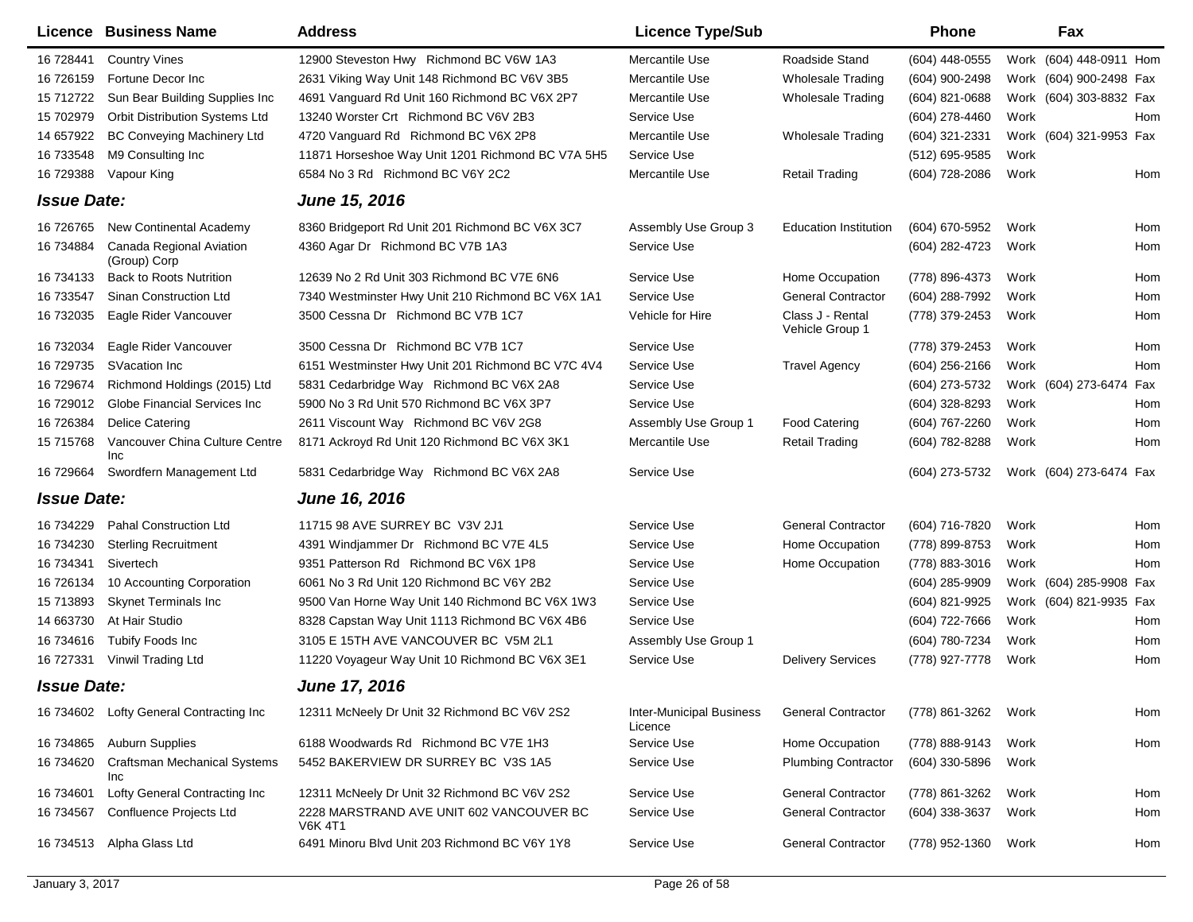| Licence | Business Name | Address | Licence Type/Sub | | Phone | | Fax | |
|---|---|---|---|---|---|---|---|---|
| 16 728441 | Country Vines | 12900 Steveston Hwy Richmond BC V6W 1A3 | Mercantile Use | Roadside Stand | (604) 448-0555 | Work | (604) 448-0911 | Hom |
| 16 726159 | Fortune Decor Inc | 2631 Viking Way Unit 148 Richmond BC V6V 3B5 | Mercantile Use | Wholesale Trading | (604) 900-2498 | Work | (604) 900-2498 | Fax |
| 15 712722 | Sun Bear Building Supplies Inc | 4691 Vanguard Rd Unit 160 Richmond BC V6X 2P7 | Mercantile Use | Wholesale Trading | (604) 821-0688 | Work | (604) 303-8832 | Fax |
| 15 702979 | Orbit Distribution Systems Ltd | 13240 Worster Crt Richmond BC V6V 2B3 | Service Use | | (604) 278-4460 | Work | | Hom |
| 14 657922 | BC Conveying Machinery Ltd | 4720 Vanguard Rd Richmond BC V6X 2P8 | Mercantile Use | Wholesale Trading | (604) 321-2331 | Work | (604) 321-9953 | Fax |
| 16 733548 | M9 Consulting Inc | 11871 Horseshoe Way Unit 1201 Richmond BC V7A 5H5 | Service Use | | (512) 695-9585 | Work | | |
| 16 729388 | Vapour King | 6584 No 3 Rd Richmond BC V6Y 2C2 | Mercantile Use | Retail Trading | (604) 728-2086 | Work | | Hom |
| ***Issue Date:*** | | ***June 15, 2016*** | | | | | | |
| 16 726765 | New Continental Academy | 8360 Bridgeport Rd Unit 201 Richmond BC V6X 3C7 | Assembly Use Group 3 | Education Institution | (604) 670-5952 | Work | | Hom |
| 16 734884 | Canada Regional Aviation (Group) Corp | 4360 Agar Dr Richmond BC V7B 1A3 | Service Use | | (604) 282-4723 | Work | | Hom |
| 16 734133 | Back to Roots Nutrition | 12639 No 2 Rd Unit 303 Richmond BC V7E 6N6 | Service Use | Home Occupation | (778) 896-4373 | Work | | Hom |
| 16 733547 | Sinan Construction Ltd | 7340 Westminster Hwy Unit 210 Richmond BC V6X 1A1 | Service Use | General Contractor | (604) 288-7992 | Work | | Hom |
| 16 732035 | Eagle Rider Vancouver | 3500 Cessna Dr Richmond BC V7B 1C7 | Vehicle for Hire | Class J - Rental Vehicle Group 1 | (778) 379-2453 | Work | | Hom |
| 16 732034 | Eagle Rider Vancouver | 3500 Cessna Dr Richmond BC V7B 1C7 | Service Use | | (778) 379-2453 | Work | | Hom |
| 16 729735 | SVacation Inc | 6151 Westminster Hwy Unit 201 Richmond BC V7C 4V4 | Service Use | Travel Agency | (604) 256-2166 | Work | | Hom |
| 16 729674 | Richmond Holdings (2015) Ltd | 5831 Cedarbridge Way Richmond BC V6X 2A8 | Service Use | | (604) 273-5732 | Work | (604) 273-6474 | Fax |
| 16 729012 | Globe Financial Services Inc | 5900 No 3 Rd Unit 570 Richmond BC V6X 3P7 | Service Use | | (604) 328-8293 | Work | | Hom |
| 16 726384 | Delice Catering | 2611 Viscount Way Richmond BC V6V 2G8 | Assembly Use Group 1 | Food Catering | (604) 767-2260 | Work | | Hom |
| 15 715768 | Vancouver China Culture Centre Inc | 8171 Ackroyd Rd Unit 120 Richmond BC V6X 3K1 | Mercantile Use | Retail Trading | (604) 782-8288 | Work | | Hom |
| 16 729664 | Swordfern Management Ltd | 5831 Cedarbridge Way Richmond BC V6X 2A8 | Service Use | | (604) 273-5732 | Work | (604) 273-6474 | Fax |
| ***Issue Date:*** | | ***June 16, 2016*** | | | | | | |
| 16 734229 | Pahal Construction Ltd | 11715 98 AVE SURREY BC V3V 2J1 | Service Use | General Contractor | (604) 716-7820 | Work | | Hom |
| 16 734230 | Sterling Recruitment | 4391 Windjammer Dr Richmond BC V7E 4L5 | Service Use | Home Occupation | (778) 899-8753 | Work | | Hom |
| 16 734341 | Sivertech | 9351 Patterson Rd Richmond BC V6X 1P8 | Service Use | Home Occupation | (778) 883-3016 | Work | | Hom |
| 16 726134 | 10 Accounting Corporation | 6061 No 3 Rd Unit 120 Richmond BC V6Y 2B2 | Service Use | | (604) 285-9909 | Work | (604) 285-9908 | Fax |
| 15 713893 | Skynet Terminals Inc | 9500 Van Horne Way Unit 140 Richmond BC V6X 1W3 | Service Use | | (604) 821-9925 | Work | (604) 821-9935 | Fax |
| 14 663730 | At Hair Studio | 8328 Capstan Way Unit 1113 Richmond BC V6X 4B6 | Service Use | | (604) 722-7666 | Work | | Hom |
| 16 734616 | Tubify Foods Inc | 3105 E 15TH AVE VANCOUVER BC V5M 2L1 | Assembly Use Group 1 | | (604) 780-7234 | Work | | Hom |
| 16 727331 | Vinwil Trading Ltd | 11220 Voyageur Way Unit 10 Richmond BC V6X 3E1 | Service Use | Delivery Services | (778) 927-7778 | Work | | Hom |
| ***Issue Date:*** | | ***June 17, 2016*** | | | | | | |
| 16 734602 | Lofty General Contracting Inc | 12311 McNeely Dr Unit 32 Richmond BC V6V 2S2 | Inter-Municipal Business Licence | General Contractor | (778) 861-3262 | Work | | Hom |
| 16 734865 | Auburn Supplies | 6188 Woodwards Rd Richmond BC V7E 1H3 | Service Use | Home Occupation | (778) 888-9143 | Work | | Hom |
| 16 734620 | Craftsman Mechanical Systems Inc | 5452 BAKERVIEW DR SURREY BC V3S 1A5 | Service Use | Plumbing Contractor | (604) 330-5896 | Work | | |
| 16 734601 | Lofty General Contracting Inc | 12311 McNeely Dr Unit 32 Richmond BC V6V 2S2 | Service Use | General Contractor | (778) 861-3262 | Work | | Hom |
| 16 734567 | Confluence Projects Ltd | 2228 MARSTRAND AVE UNIT 602 VANCOUVER BC V6K 4T1 | Service Use | General Contractor | (604) 338-3637 | Work | | Hom |
| 16 734513 | Alpha Glass Ltd | 6491 Minoru Blvd Unit 203 Richmond BC V6Y 1Y8 | Service Use | General Contractor | (778) 952-1360 | Work | | Hom |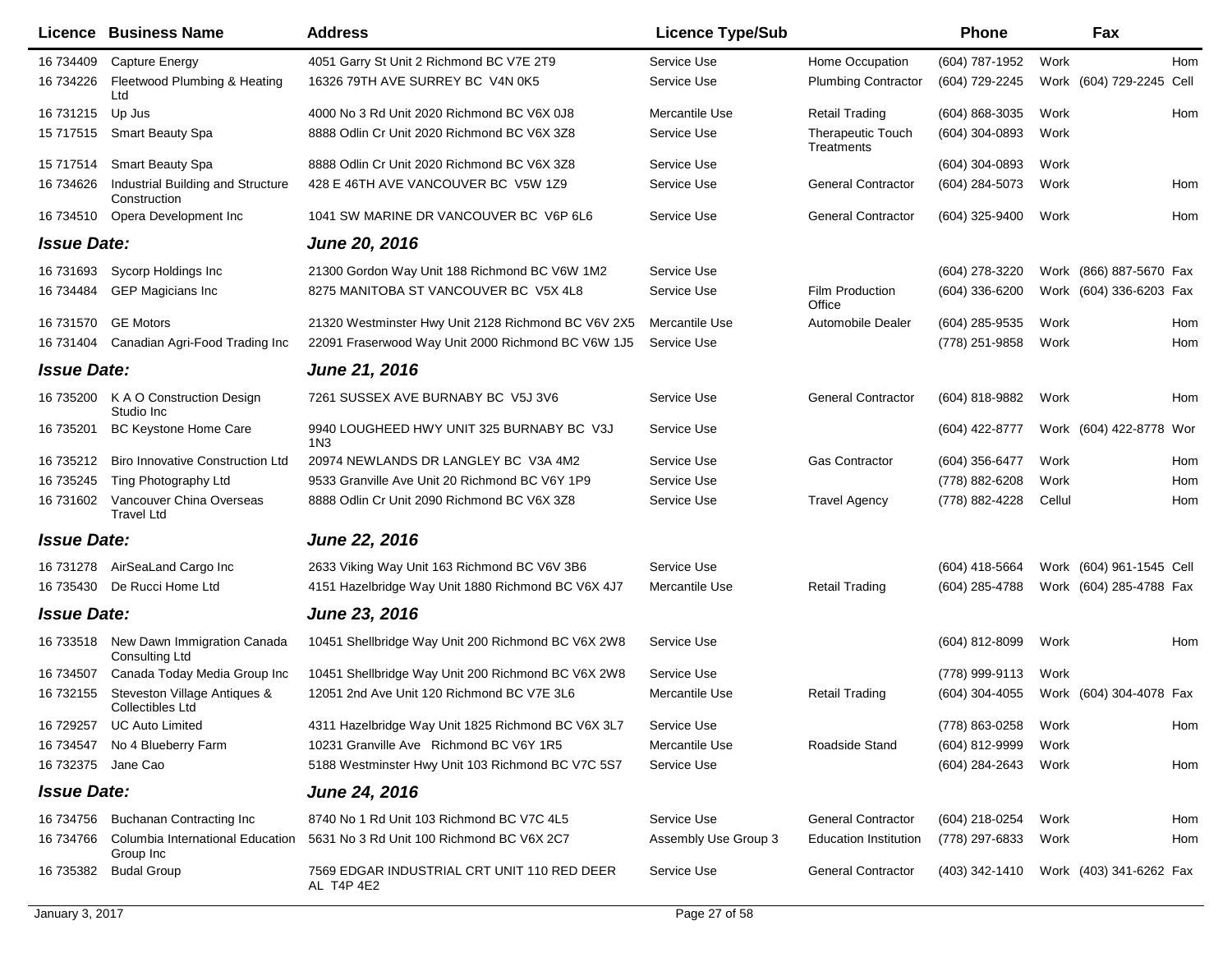| Licence | Business Name | Address | Licence Type/Sub | | Phone | | Fax | |
|---|---|---|---|---|---|---|---|---|
| 16 734409 | Capture Energy | 4051 Garry St Unit 2 Richmond BC V7E 2T9 | Service Use | Home Occupation | (604) 787-1952 | Work | | Hom |
| 16 734226 | Fleetwood Plumbing & Heating Ltd | 16326 79TH AVE SURREY BC V4N 0K5 | Service Use | Plumbing Contractor | (604) 729-2245 | Work | (604) 729-2245 | Cell |
| 16 731215 | Up Jus | 4000 No 3 Rd Unit 2020 Richmond BC V6X 0J8 | Mercantile Use | Retail Trading | (604) 868-3035 | Work | | Hom |
| 15 717515 | Smart Beauty Spa | 8888 Odlin Cr Unit 2020 Richmond BC V6X 3Z8 | Service Use | Therapeutic Touch Treatments | (604) 304-0893 | Work | | |
| 15 717514 | Smart Beauty Spa | 8888 Odlin Cr Unit 2020 Richmond BC V6X 3Z8 | Service Use | | (604) 304-0893 | Work | | |
| 16 734626 | Industrial Building and Structure Construction | 428 E 46TH AVE VANCOUVER BC V5W 1Z9 | Service Use | General Contractor | (604) 284-5073 | Work | | Hom |
| 16 734510 | Opera Development Inc | 1041 SW MARINE DR VANCOUVER BC V6P 6L6 | Service Use | General Contractor | (604) 325-9400 | Work | | Hom |
| ***Issue Date:*** | | ***June 20, 2016*** | | | | | | |
| 16 731693 | Sycorp Holdings Inc | 21300 Gordon Way Unit 188 Richmond BC V6W 1M2 | Service Use | | (604) 278-3220 | Work | (866) 887-5670 | Fax |
| 16 734484 | GEP Magicians Inc | 8275 MANITOBA ST VANCOUVER BC V5X 4L8 | Service Use | Film Production Office | (604) 336-6200 | Work | (604) 336-6203 | Fax |
| 16 731570 | GE Motors | 21320 Westminster Hwy Unit 2128 Richmond BC V6V 2X5 | Mercantile Use | Automobile Dealer | (604) 285-9535 | Work | | Hom |
| 16 731404 | Canadian Agri-Food Trading Inc | 22091 Fraserwood Way Unit 2000 Richmond BC V6W 1J5 | Service Use | | (778) 251-9858 | Work | | Hom |
| ***Issue Date:*** | | ***June 21, 2016*** | | | | | | |
| 16 735200 | K A O Construction Design Studio Inc | 7261 SUSSEX AVE BURNABY BC V5J 3V6 | Service Use | General Contractor | (604) 818-9882 | Work | | Hom |
| 16 735201 | BC Keystone Home Care | 9940 LOUGHEED HWY UNIT 325 BURNABY BC V3J 1N3 | Service Use | | (604) 422-8777 | Work | (604) 422-8778 | Wor |
| 16 735212 | Biro Innovative Construction Ltd | 20974 NEWLANDS DR LANGLEY BC V3A 4M2 | Service Use | Gas Contractor | (604) 356-6477 | Work | | Hom |
| 16 735245 | Ting Photography Ltd | 9533 Granville Ave Unit 20 Richmond BC V6Y 1P9 | Service Use | | (778) 882-6208 | Work | | Hom |
| 16 731602 | Vancouver China Overseas Travel Ltd | 8888 Odlin Cr Unit 2090 Richmond BC V6X 3Z8 | Service Use | Travel Agency | (778) 882-4228 | Cellul | | Hom |
| ***Issue Date:*** | | ***June 22, 2016*** | | | | | | |
| 16 731278 | AirSeaLand Cargo Inc | 2633 Viking Way Unit 163 Richmond BC V6V 3B6 | Service Use | | (604) 418-5664 | Work | (604) 961-1545 | Cell |
| 16 735430 | De Rucci Home Ltd | 4151 Hazelbridge Way Unit 1880 Richmond BC V6X 4J7 | Mercantile Use | Retail Trading | (604) 285-4788 | Work | (604) 285-4788 | Fax |
| ***Issue Date:*** | | ***June 23, 2016*** | | | | | | |
| 16 733518 | New Dawn Immigration Canada Consulting Ltd | 10451 Shellbridge Way Unit 200 Richmond BC V6X 2W8 | Service Use | | (604) 812-8099 | Work | | Hom |
| 16 734507 | Canada Today Media Group Inc | 10451 Shellbridge Way Unit 200 Richmond BC V6X 2W8 | Service Use | | (778) 999-9113 | Work | | |
| 16 732155 | Steveston Village Antiques & Collectibles Ltd | 12051 2nd Ave Unit 120 Richmond BC V7E 3L6 | Mercantile Use | Retail Trading | (604) 304-4055 | Work | (604) 304-4078 | Fax |
| 16 729257 | UC Auto Limited | 4311 Hazelbridge Way Unit 1825 Richmond BC V6X 3L7 | Service Use | | (778) 863-0258 | Work | | Hom |
| 16 734547 | No 4 Blueberry Farm | 10231 Granville Ave Richmond BC V6Y 1R5 | Mercantile Use | Roadside Stand | (604) 812-9999 | Work | | |
| 16 732375 | Jane Cao | 5188 Westminster Hwy Unit 103 Richmond BC V7C 5S7 | Service Use | | (604) 284-2643 | Work | | Hom |
| ***Issue Date:*** | | ***June 24, 2016*** | | | | | | |
| 16 734756 | Buchanan Contracting Inc | 8740 No 1 Rd Unit 103 Richmond BC V7C 4L5 | Service Use | General Contractor | (604) 218-0254 | Work | | Hom |
| 16 734766 | Columbia International Education Group Inc | 5631 No 3 Rd Unit 100 Richmond BC V6X 2C7 | Assembly Use Group 3 | Education Institution | (778) 297-6833 | Work | | Hom |
| 16 735382 | Budal Group | 7569 EDGAR INDUSTRIAL CRT UNIT 110 RED DEER AL T4P 4E2 | Service Use | General Contractor | (403) 342-1410 | Work | (403) 341-6262 | Fax |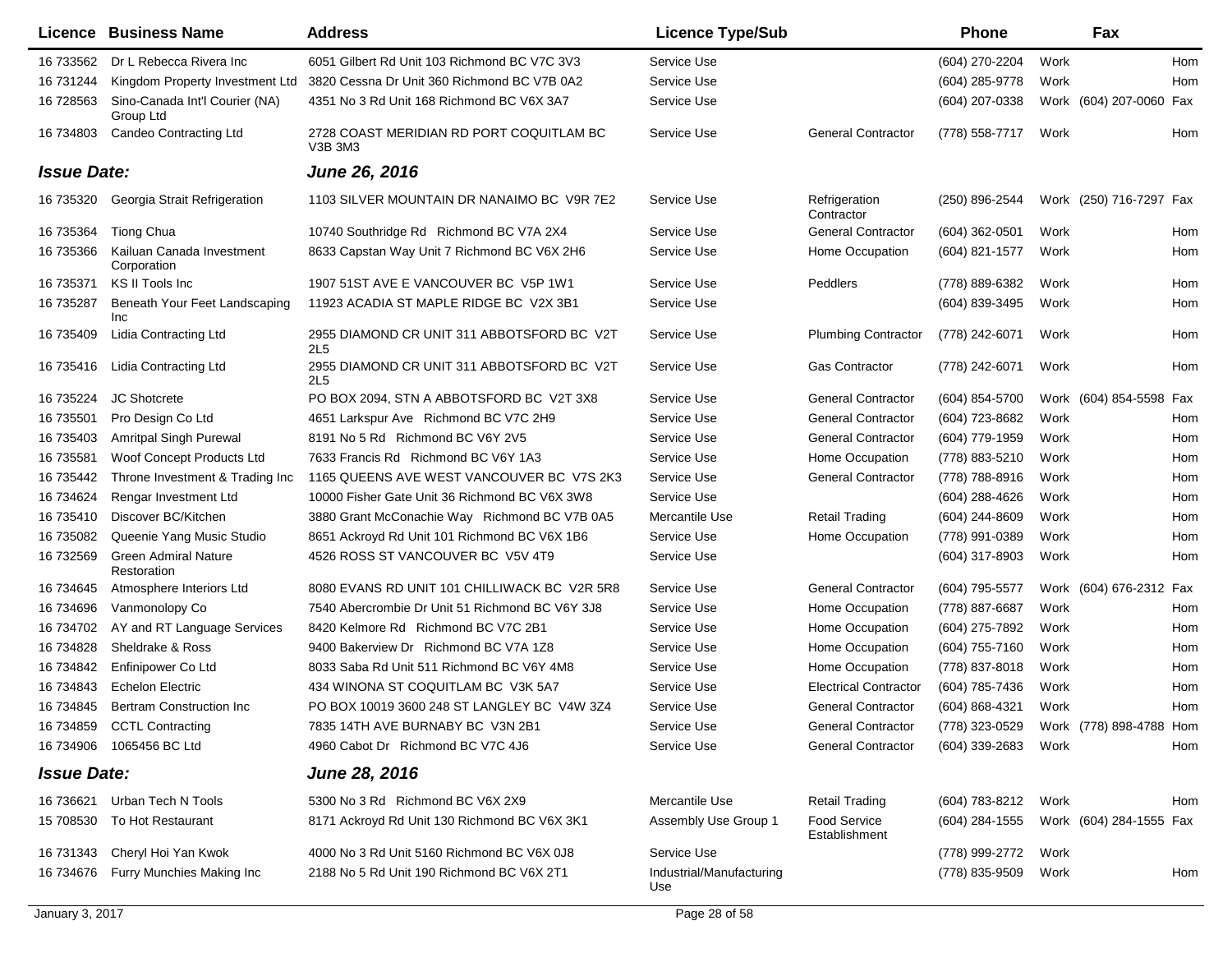| Licence | Business Name | Address | Licence Type/Sub | | Phone | | Fax | |
|---|---|---|---|---|---|---|---|---|
| 16 733562 | Dr L Rebecca Rivera Inc | 6051 Gilbert Rd Unit 103 Richmond BC V7C 3V3 | Service Use | | (604) 270-2204 | Work | | Hom |
| 16 731244 | Kingdom Property Investment Ltd | 3820 Cessna Dr Unit 360 Richmond BC V7B 0A2 | Service Use | | (604) 285-9778 | Work | | Hom |
| 16 728563 | Sino-Canada Int'l Courier (NA) Group Ltd | 4351 No 3 Rd Unit 168 Richmond BC V6X 3A7 | Service Use | | (604) 207-0338 | Work | (604) 207-0060 | Fax |
| 16 734803 | Candeo Contracting Ltd | 2728 COAST MERIDIAN RD PORT COQUITLAM BC V3B 3M3 | Service Use | General Contractor | (778) 558-7717 | Work | | Hom |
| ***Issue Date:*** | | ***June 26, 2016*** | | | | | | |
| 16 735320 | Georgia Strait Refrigeration | 1103 SILVER MOUNTAIN DR NANAIMO BC V9R 7E2 | Service Use | Refrigeration Contractor | (250) 896-2544 | Work | (250) 716-7297 | Fax |
| 16 735364 | Tiong Chua | 10740 Southridge Rd Richmond BC V7A 2X4 | Service Use | General Contractor | (604) 362-0501 | Work | | Hom |
| 16 735366 | Kailuan Canada Investment Corporation | 8633 Capstan Way Unit 7 Richmond BC V6X 2H6 | Service Use | Home Occupation | (604) 821-1577 | Work | | Hom |
| 16 735371 | KS II Tools Inc | 1907 51ST AVE E VANCOUVER BC V5P 1W1 | Service Use | Peddlers | (778) 889-6382 | Work | | Hom |
| 16 735287 | Beneath Your Feet Landscaping Inc | 11923 ACADIA ST MAPLE RIDGE BC V2X 3B1 | Service Use | | (604) 839-3495 | Work | | Hom |
| 16 735409 | Lidia Contracting Ltd | 2955 DIAMOND CR UNIT 311 ABBOTSFORD BC V2T 2L5 | Service Use | Plumbing Contractor | (778) 242-6071 | Work | | Hom |
| 16 735416 | Lidia Contracting Ltd | 2955 DIAMOND CR UNIT 311 ABBOTSFORD BC V2T 2L5 | Service Use | Gas Contractor | (778) 242-6071 | Work | | Hom |
| 16 735224 | JC Shotcrete | PO BOX 2094, STN A ABBOTSFORD BC V2T 3X8 | Service Use | General Contractor | (604) 854-5700 | Work | (604) 854-5598 | Fax |
| 16 735501 | Pro Design Co Ltd | 4651 Larkspur Ave Richmond BC V7C 2H9 | Service Use | General Contractor | (604) 723-8682 | Work | | Hom |
| 16 735403 | Amritpal Singh Purewal | 8191 No 5 Rd Richmond BC V6Y 2V5 | Service Use | General Contractor | (604) 779-1959 | Work | | Hom |
| 16 735581 | Woof Concept Products Ltd | 7633 Francis Rd Richmond BC V6Y 1A3 | Service Use | Home Occupation | (778) 883-5210 | Work | | Hom |
| 16 735442 | Throne Investment & Trading Inc | 1165 QUEENS AVE WEST VANCOUVER BC V7S 2K3 | Service Use | General Contractor | (778) 788-8916 | Work | | Hom |
| 16 734624 | Rengar Investment Ltd | 10000 Fisher Gate Unit 36 Richmond BC V6X 3W8 | Service Use | | (604) 288-4626 | Work | | Hom |
| 16 735410 | Discover BC/Kitchen | 3880 Grant McConachie Way Richmond BC V7B 0A5 | Mercantile Use | Retail Trading | (604) 244-8609 | Work | | Hom |
| 16 735082 | Queenie Yang Music Studio | 8651 Ackroyd Rd Unit 101 Richmond BC V6X 1B6 | Service Use | Home Occupation | (778) 991-0389 | Work | | Hom |
| 16 732569 | Green Admiral Nature Restoration | 4526 ROSS ST VANCOUVER BC V5V 4T9 | Service Use | | (604) 317-8903 | Work | | Hom |
| 16 734645 | Atmosphere Interiors Ltd | 8080 EVANS RD UNIT 101 CHILLIWACK BC V2R 5R8 | Service Use | General Contractor | (604) 795-5577 | Work | (604) 676-2312 | Fax |
| 16 734696 | Vanmonolopy Co | 7540 Abercrombie Dr Unit 51 Richmond BC V6Y 3J8 | Service Use | Home Occupation | (778) 887-6687 | Work | | Hom |
| 16 734702 | AY and RT Language Services | 8420 Kelmore Rd Richmond BC V7C 2B1 | Service Use | Home Occupation | (604) 275-7892 | Work | | Hom |
| 16 734828 | Sheldrake & Ross | 9400 Bakerview Dr Richmond BC V7A 1Z8 | Service Use | Home Occupation | (604) 755-7160 | Work | | Hom |
| 16 734842 | Enfinipower Co Ltd | 8033 Saba Rd Unit 511 Richmond BC V6Y 4M8 | Service Use | Home Occupation | (778) 837-8018 | Work | | Hom |
| 16 734843 | Echelon Electric | 434 WINONA ST COQUITLAM BC V3K 5A7 | Service Use | Electrical Contractor | (604) 785-7436 | Work | | Hom |
| 16 734845 | Bertram Construction Inc | PO BOX 10019 3600 248 ST LANGLEY BC V4W 3Z4 | Service Use | General Contractor | (604) 868-4321 | Work | | Hom |
| 16 734859 | CCTL Contracting | 7835 14TH AVE BURNABY BC V3N 2B1 | Service Use | General Contractor | (778) 323-0529 | Work | (778) 898-4788 | Hom |
| 16 734906 | 1065456 BC Ltd | 4960 Cabot Dr Richmond BC V7C 4J6 | Service Use | General Contractor | (604) 339-2683 | Work | | Hom |
| ***Issue Date:*** | | ***June 28, 2016*** | | | | | | |
| 16 736621 | Urban Tech N Tools | 5300 No 3 Rd Richmond BC V6X 2X9 | Mercantile Use | Retail Trading | (604) 783-8212 | Work | | Hom |
| 15 708530 | To Hot Restaurant | 8171 Ackroyd Rd Unit 130 Richmond BC V6X 3K1 | Assembly Use Group 1 | Food Service Establishment | (604) 284-1555 | Work | (604) 284-1555 | Fax |
| 16 731343 | Cheryl Hoi Yan Kwok | 4000 No 3 Rd Unit 5160 Richmond BC V6X 0J8 | Service Use | | (778) 999-2772 | Work | | |
| 16 734676 | Furry Munchies Making Inc | 2188 No 5 Rd Unit 190 Richmond BC V6X 2T1 | Industrial/Manufacturing Use | | (778) 835-9509 | Work | | Hom |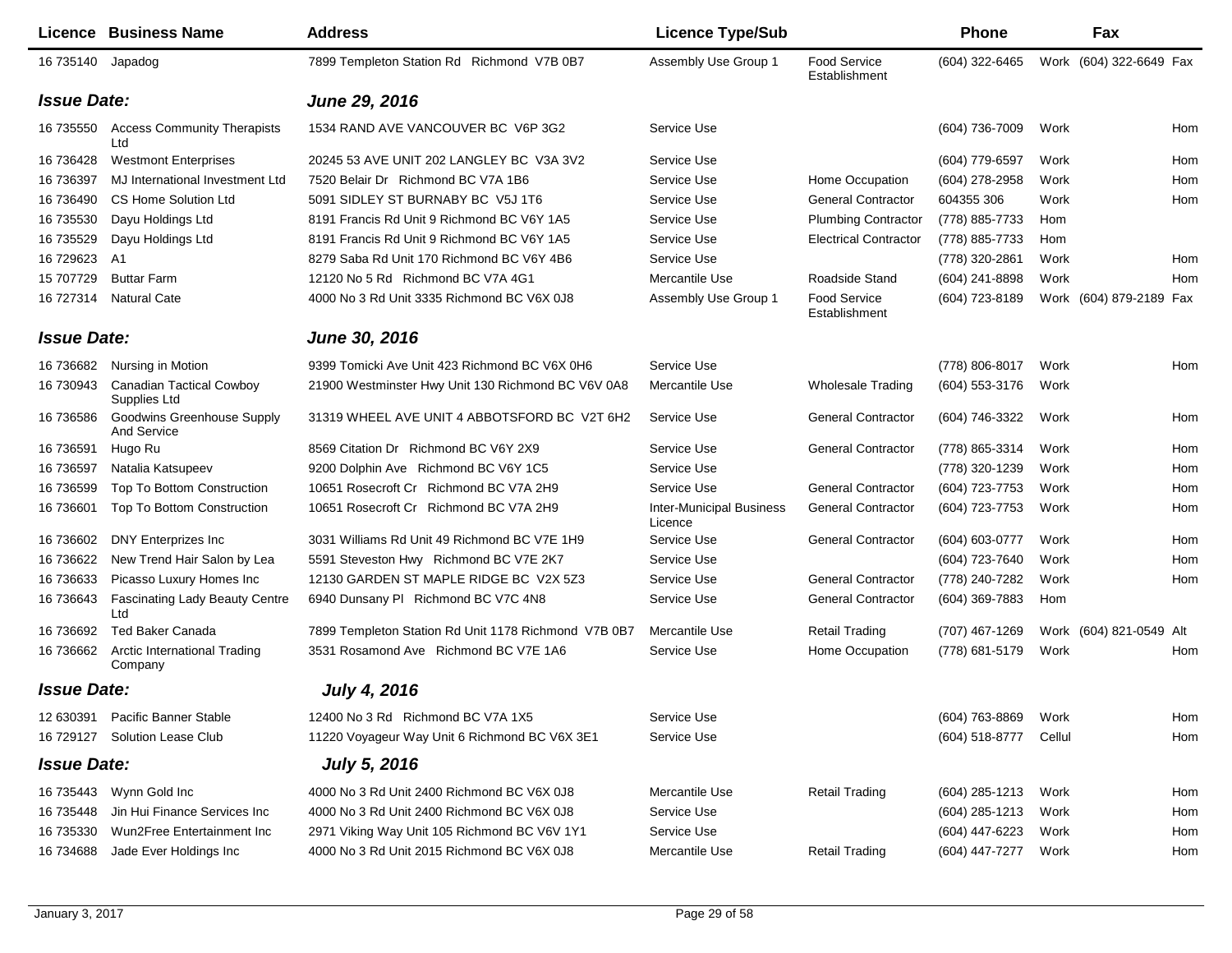| Licence | Business Name | Address | Licence Type/Sub | | Phone | | Fax | |
|---|---|---|---|---|---|---|---|---|
| 16 735140 | Japadog | 7899 Templeton Station Rd Richmond V7B 0B7 | Assembly Use Group 1 | Food Service Establishment | (604) 322-6465 | Work | (604) 322-6649 | Fax |
| ***Issue Date:*** | | ***June 29, 2016*** | | | | | | |
| 16 735550 | Access Community Therapists Ltd | 1534 RAND AVE VANCOUVER BC V6P 3G2 | Service Use | | (604) 736-7009 | Work | | Hom |
| 16 736428 | Westmont Enterprises | 20245 53 AVE UNIT 202 LANGLEY BC V3A 3V2 | Service Use | | (604) 779-6597 | Work | | Hom |
| 16 736397 | MJ International Investment Ltd | 7520 Belair Dr Richmond BC V7A 1B6 | Service Use | Home Occupation | (604) 278-2958 | Work | | Hom |
| 16 736490 | CS Home Solution Ltd | 5091 SIDLEY ST BURNABY BC V5J 1T6 | Service Use | General Contractor | 604355 306 | Work | | Hom |
| 16 735530 | Dayu Holdings Ltd | 8191 Francis Rd Unit 9 Richmond BC V6Y 1A5 | Service Use | Plumbing Contractor | (778) 885-7733 | Hom | | |
| 16 735529 | Dayu Holdings Ltd | 8191 Francis Rd Unit 9 Richmond BC V6Y 1A5 | Service Use | Electrical Contractor | (778) 885-7733 | Hom | | |
| 16 729623 | A1 | 8279 Saba Rd Unit 170 Richmond BC V6Y 4B6 | Service Use | | (778) 320-2861 | Work | | Hom |
| 15 707729 | Buttar Farm | 12120 No 5 Rd Richmond BC V7A 4G1 | Mercantile Use | Roadside Stand | (604) 241-8898 | Work | | Hom |
| 16 727314 | Natural Cate | 4000 No 3 Rd Unit 3335 Richmond BC V6X 0J8 | Assembly Use Group 1 | Food Service Establishment | (604) 723-8189 | Work | (604) 879-2189 | Fax |
| ***Issue Date:*** | | ***June 30, 2016*** | | | | | | |
| 16 736682 | Nursing in Motion | 9399 Tomicki Ave Unit 423 Richmond BC V6X 0H6 | Service Use | | (778) 806-8017 | Work | | Hom |
| 16 730943 | Canadian Tactical Cowboy Supplies Ltd | 21900 Westminster Hwy Unit 130 Richmond BC V6V 0A8 | Mercantile Use | Wholesale Trading | (604) 553-3176 | Work | | |
| 16 736586 | Goodwins Greenhouse Supply And Service | 31319 WHEEL AVE UNIT 4 ABBOTSFORD BC V2T 6H2 | Service Use | General Contractor | (604) 746-3322 | Work | | Hom |
| 16 736591 | Hugo Ru | 8569 Citation Dr Richmond BC V6Y 2X9 | Service Use | General Contractor | (778) 865-3314 | Work | | Hom |
| 16 736597 | Natalia Katsupeev | 9200 Dolphin Ave Richmond BC V6Y 1C5 | Service Use | | (778) 320-1239 | Work | | Hom |
| 16 736599 | Top To Bottom Construction | 10651 Rosecroft Cr Richmond BC V7A 2H9 | Service Use | General Contractor | (604) 723-7753 | Work | | Hom |
| 16 736601 | Top To Bottom Construction | 10651 Rosecroft Cr Richmond BC V7A 2H9 | Inter-Municipal Business Licence | General Contractor | (604) 723-7753 | Work | | Hom |
| 16 736602 | DNY Enterprizes Inc | 3031 Williams Rd Unit 49 Richmond BC V7E 1H9 | Service Use | General Contractor | (604) 603-0777 | Work | | Hom |
| 16 736622 | New Trend Hair Salon by Lea | 5591 Steveston Hwy Richmond BC V7E 2K7 | Service Use | | (604) 723-7640 | Work | | Hom |
| 16 736633 | Picasso Luxury Homes Inc | 12130 GARDEN ST MAPLE RIDGE BC V2X 5Z3 | Service Use | General Contractor | (778) 240-7282 | Work | | Hom |
| 16 736643 | Fascinating Lady Beauty Centre Ltd | 6940 Dunsany Pl Richmond BC V7C 4N8 | Service Use | General Contractor | (604) 369-7883 | Hom | | |
| 16 736692 | Ted Baker Canada | 7899 Templeton Station Rd Unit 1178 Richmond V7B 0B7 | Mercantile Use | Retail Trading | (707) 467-1269 | Work | (604) 821-0549 | Alt |
| 16 736662 | Arctic International Trading Company | 3531 Rosamond Ave Richmond BC V7E 1A6 | Service Use | Home Occupation | (778) 681-5179 | Work | | Hom |
| ***Issue Date:*** | | ***July 4, 2016*** | | | | | | |
| 12 630391 | Pacific Banner Stable | 12400 No 3 Rd Richmond BC V7A 1X5 | Service Use | | (604) 763-8869 | Work | | Hom |
| 16 729127 | Solution Lease Club | 11220 Voyageur Way Unit 6 Richmond BC V6X 3E1 | Service Use | | (604) 518-8777 | Cellul | | Hom |
| ***Issue Date:*** | | ***July 5, 2016*** | | | | | | |
| 16 735443 | Wynn Gold Inc | 4000 No 3 Rd Unit 2400 Richmond BC V6X 0J8 | Mercantile Use | Retail Trading | (604) 285-1213 | Work | | Hom |
| 16 735448 | Jin Hui Finance Services Inc | 4000 No 3 Rd Unit 2400 Richmond BC V6X 0J8 | Service Use | | (604) 285-1213 | Work | | Hom |
| 16 735330 | Wun2Free Entertainment Inc | 2971 Viking Way Unit 105 Richmond BC V6V 1Y1 | Service Use | | (604) 447-6223 | Work | | Hom |
| 16 734688 | Jade Ever Holdings Inc | 4000 No 3 Rd Unit 2015 Richmond BC V6X 0J8 | Mercantile Use | Retail Trading | (604) 447-7277 | Work | | Hom |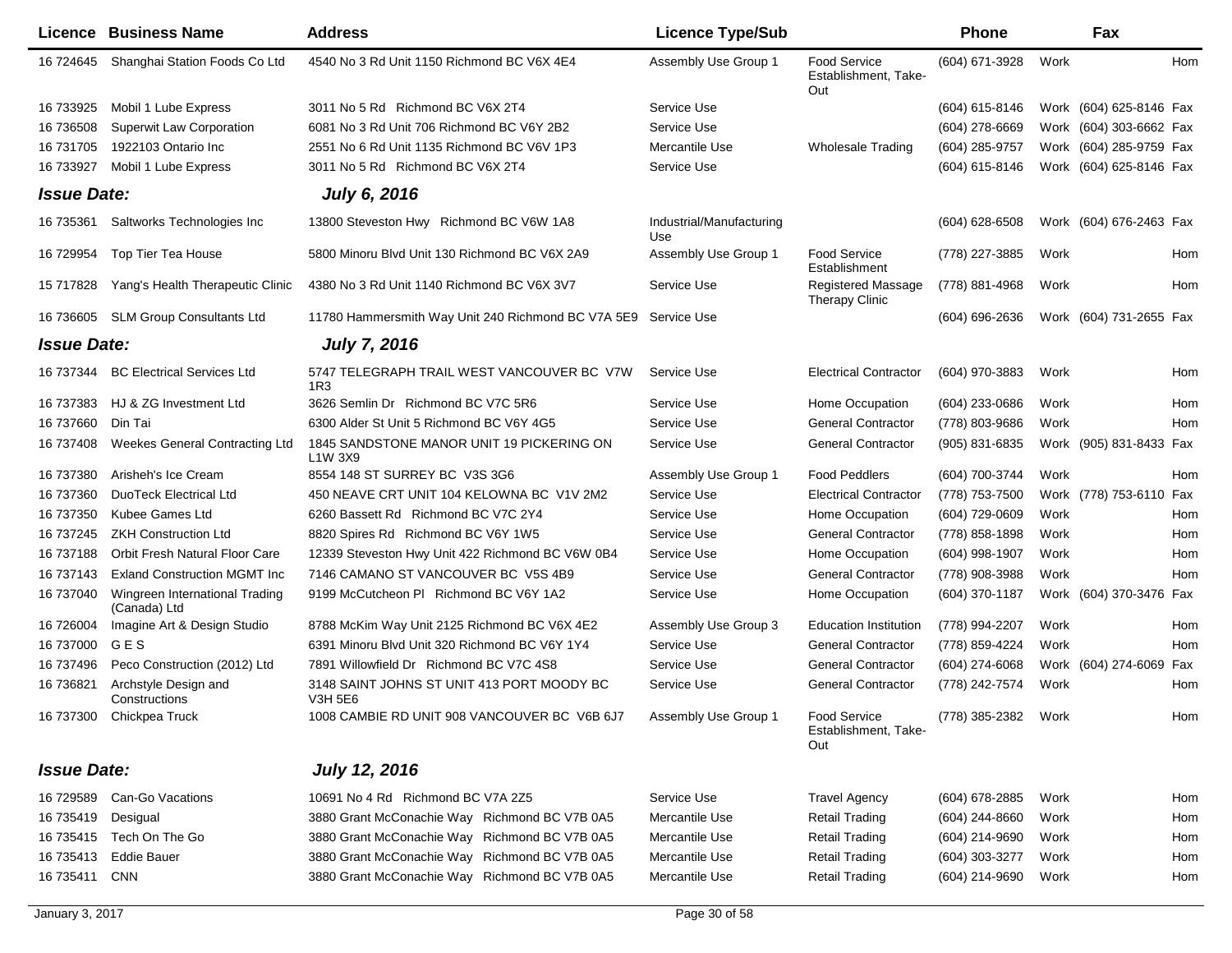| Licence | Business Name | Address | Licence Type/Sub | | Phone | | Fax | |
|---|---|---|---|---|---|---|---|---|
| 16 724645 | Shanghai Station Foods Co Ltd | 4540 No 3 Rd Unit 1150 Richmond BC V6X 4E4 | Assembly Use Group 1 | Food Service Establishment, Take-Out | (604) 671-3928 | Work | | Hom |
| 16 733925 | Mobil 1 Lube Express | 3011 No 5 Rd Richmond BC V6X 2T4 | Service Use | | (604) 615-8146 | Work | (604) 625-8146 | Fax |
| 16 736508 | Superwit Law Corporation | 6081 No 3 Rd Unit 706 Richmond BC V6Y 2B2 | Service Use | | (604) 278-6669 | Work | (604) 303-6662 | Fax |
| 16 731705 | 1922103 Ontario Inc | 2551 No 6 Rd Unit 1135 Richmond BC V6V 1P3 | Mercantile Use | Wholesale Trading | (604) 285-9757 | Work | (604) 285-9759 | Fax |
| 16 733927 | Mobil 1 Lube Express | 3011 No 5 Rd Richmond BC V6X 2T4 | Service Use | | (604) 615-8146 | Work | (604) 625-8146 | Fax |
| ***Issue Date:*** | | ***July 6, 2016*** | | | | | | |
| 16 735361 | Saltworks Technologies Inc | 13800 Steveston Hwy Richmond BC V6W 1A8 | Industrial/Manufacturing Use | | (604) 628-6508 | Work | (604) 676-2463 | Fax |
| 16 729954 | Top Tier Tea House | 5800 Minoru Blvd Unit 130 Richmond BC V6X 2A9 | Assembly Use Group 1 | Food Service Establishment | (778) 227-3885 | Work | | Hom |
| 15 717828 | Yang's Health Therapeutic Clinic | 4380 No 3 Rd Unit 1140 Richmond BC V6X 3V7 | Service Use | Registered Massage Therapy Clinic | (778) 881-4968 | Work | | Hom |
| 16 736605 | SLM Group Consultants Ltd | 11780 Hammersmith Way Unit 240 Richmond BC V7A 5E9 | Service Use | | (604) 696-2636 | Work | (604) 731-2655 | Fax |
| ***Issue Date:*** | | ***July 7, 2016*** | | | | | | |
| 16 737344 | BC Electrical Services Ltd | 5747 TELEGRAPH TRAIL WEST VANCOUVER BC V7W 1R3 | Service Use | Electrical Contractor | (604) 970-3883 | Work | | Hom |
| 16 737383 | HJ & ZG Investment Ltd | 3626 Semlin Dr Richmond BC V7C 5R6 | Service Use | Home Occupation | (604) 233-0686 | Work | | Hom |
| 16 737660 | Din Tai | 6300 Alder St Unit 5 Richmond BC V6Y 4G5 | Service Use | General Contractor | (778) 803-9686 | Work | | Hom |
| 16 737408 | Weekes General Contracting Ltd | 1845 SANDSTONE MANOR UNIT 19 PICKERING ON L1W 3X9 | Service Use | General Contractor | (905) 831-6835 | Work | (905) 831-8433 | Fax |
| 16 737380 | Arisheh's Ice Cream | 8554 148 ST SURREY BC V3S 3G6 | Assembly Use Group 1 | Food Peddlers | (604) 700-3744 | Work | | Hom |
| 16 737360 | DuoTeck Electrical Ltd | 450 NEAVE CRT UNIT 104 KELOWNA BC V1V 2M2 | Service Use | Electrical Contractor | (778) 753-7500 | Work | (778) 753-6110 | Fax |
| 16 737350 | Kubee Games Ltd | 6260 Bassett Rd Richmond BC V7C 2Y4 | Service Use | Home Occupation | (604) 729-0609 | Work | | Hom |
| 16 737245 | ZKH Construction Ltd | 8820 Spires Rd Richmond BC V6Y 1W5 | Service Use | General Contractor | (778) 858-1898 | Work | | Hom |
| 16 737188 | Orbit Fresh Natural Floor Care | 12339 Steveston Hwy Unit 422 Richmond BC V6W 0B4 | Service Use | Home Occupation | (604) 998-1907 | Work | | Hom |
| 16 737143 | Exland Construction MGMT Inc | 7146 CAMANO ST VANCOUVER BC V5S 4B9 | Service Use | General Contractor | (778) 908-3988 | Work | | Hom |
| 16 737040 | Wingreen International Trading (Canada) Ltd | 9199 McCutcheon Pl Richmond BC V6Y 1A2 | Service Use | Home Occupation | (604) 370-1187 | Work | (604) 370-3476 | Fax |
| 16 726004 | Imagine Art & Design Studio | 8788 McKim Way Unit 2125 Richmond BC V6X 4E2 | Assembly Use Group 3 | Education Institution | (778) 994-2207 | Work | | Hom |
| 16 737000 | G E S | 6391 Minoru Blvd Unit 320 Richmond BC V6Y 1Y4 | Service Use | General Contractor | (778) 859-4224 | Work | | Hom |
| 16 737496 | Peco Construction (2012) Ltd | 7891 Willowfield Dr Richmond BC V7C 4S8 | Service Use | General Contractor | (604) 274-6068 | Work | (604) 274-6069 | Fax |
| 16 736821 | Archstyle Design and Constructions | 3148 SAINT JOHNS ST UNIT 413 PORT MOODY BC V3H 5E6 | Service Use | General Contractor | (778) 242-7574 | Work | | Hom |
| 16 737300 | Chickpea Truck | 1008 CAMBIE RD UNIT 908 VANCOUVER BC V6B 6J7 | Assembly Use Group 1 | Food Service Establishment, Take-Out | (778) 385-2382 | Work | | Hom |
| ***Issue Date:*** | | ***July 12, 2016*** | | | | | | |
| 16 729589 | Can-Go Vacations | 10691 No 4 Rd Richmond BC V7A 2Z5 | Service Use | Travel Agency | (604) 678-2885 | Work | | Hom |
| 16 735419 | Desigual | 3880 Grant McConachie Way Richmond BC V7B 0A5 | Mercantile Use | Retail Trading | (604) 244-8660 | Work | | Hom |
| 16 735415 | Tech On The Go | 3880 Grant McConachie Way Richmond BC V7B 0A5 | Mercantile Use | Retail Trading | (604) 214-9690 | Work | | Hom |
| 16 735413 | Eddie Bauer | 3880 Grant McConachie Way Richmond BC V7B 0A5 | Mercantile Use | Retail Trading | (604) 303-3277 | Work | | Hom |
| 16 735411 | CNN | 3880 Grant McConachie Way Richmond BC V7B 0A5 | Mercantile Use | Retail Trading | (604) 214-9690 | Work | | Hom |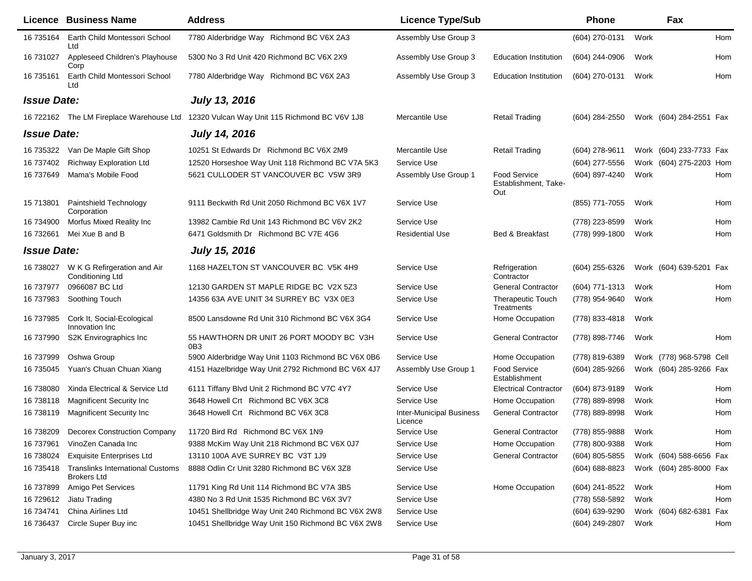| Licence | Business Name | Address | Licence Type/Sub | | Phone | | Fax | |
|---|---|---|---|---|---|---|---|---|
| 16 735164 | Earth Child Montessori School Ltd | 7780 Alderbridge Way Richmond BC V6X 2A3 | Assembly Use Group 3 | | (604) 270-0131 | Work | | Hom |
| 16 731027 | Appleseed Children's Playhouse Corp | 5300 No 3 Rd Unit 420 Richmond BC V6X 2X9 | Assembly Use Group 3 | Education Institution | (604) 244-0906 | Work | | Hom |
| 16 735161 | Earth Child Montessori School Ltd | 7780 Alderbridge Way Richmond BC V6X 2A3 | Assembly Use Group 3 | Education Institution | (604) 270-0131 | Work | | Hom |
| ***Issue Date:*** | | ***July 13, 2016*** | | | | | | |
| 16 722162 | The LM Fireplace Warehouse Ltd | 12320 Vulcan Way Unit 115 Richmond BC V6V 1J8 | Mercantile Use | Retail Trading | (604) 284-2550 | Work | (604) 284-2551 | Fax |
| ***Issue Date:*** | | ***July 14, 2016*** | | | | | | |
| 16 735322 | Van De Maple Gift Shop | 10251 St Edwards Dr Richmond BC V6X 2M9 | Mercantile Use | Retail Trading | (604) 278-9611 | Work | (604) 233-7733 | Fax |
| 16 737402 | Richway Exploration Ltd | 12520 Horseshoe Way Unit 118 Richmond BC V7A 5K3 | Service Use | | (604) 277-5556 | Work | (604) 275-2203 | Hom |
| 16 737649 | Mama's Mobile Food | 5621 CULLODER ST VANCOUVER BC V5W 3R9 | Assembly Use Group 1 | Food Service Establishment, Take-Out | (604) 897-4240 | Work | | Hom |
| 15 713801 | Paintshield Technology Corporation | 9111 Beckwith Rd Unit 2050 Richmond BC V6X 1V7 | Service Use | | (855) 771-7055 | Work | | Hom |
| 16 734900 | Morfus Mixed Reality Inc | 13982 Cambie Rd Unit 143 Richmond BC V6V 2K2 | Service Use | | (778) 223-8599 | Work | | Hom |
| 16 732661 | Mei Xue B and B | 6471 Goldsmith Dr Richmond BC V7E 4G6 | Residential Use | Bed & Breakfast | (778) 999-1800 | Work | | Hom |
| ***Issue Date:*** | | ***July 15, 2016*** | | | | | | |
| 16 738027 | W K G Refirgeration and Air Conditioning Ltd | 1168 HAZELTON ST VANCOUVER BC V5K 4H9 | Service Use | Refrigeration Contractor | (604) 255-6326 | Work | (604) 639-5201 | Fax |
| 16 737977 | 0966087 BC Ltd | 12130 GARDEN ST MAPLE RIDGE BC V2X 5Z3 | Service Use | General Contractor | (604) 771-1313 | Work | | Hom |
| 16 737983 | Soothing Touch | 14356 63A AVE UNIT 34 SURREY BC V3X 0E3 | Service Use | Therapeutic Touch Treatments | (778) 954-9640 | Work | | Hom |
| 16 737985 | Cork It, Social-Ecological Innovation Inc | 8500 Lansdowne Rd Unit 310 Richmond BC V6X 3G4 | Service Use | Home Occupation | (778) 833-4818 | Work | | |
| 16 737990 | S2K Envirographics Inc | 55 HAWTHORN DR UNIT 26 PORT MOODY BC V3H 0B3 | Service Use | General Contractor | (778) 898-7746 | Work | | Hom |
| 16 737999 | Oshwa Group | 5900 Alderbridge Way Unit 1103 Richmond BC V6X 0B6 | Service Use | Home Occupation | (778) 819-6389 | Work | (778) 968-5798 | Cell |
| 16 735045 | Yuan's Chuan Chuan Xiang | 4151 Hazelbridge Way Unit 2792 Richmond BC V6X 4J7 | Assembly Use Group 1 | Food Service Establishment | (604) 285-9266 | Work | (604) 285-9266 | Fax |
| 16 738080 | Xinda Electrical & Service Ltd | 6111 Tiffany Blvd Unit 2 Richmond BC V7C 4Y7 | Service Use | Electrical Contractor | (604) 873-9189 | Work | | Hom |
| 16 738118 | Magnificent Security Inc | 3648 Howell Crt Richmond BC V6X 3C8 | Service Use | Home Occupation | (778) 889-8998 | Work | | Hom |
| 16 738119 | Magnificent Security Inc | 3648 Howell Crt Richmond BC V6X 3C8 | Inter-Municipal Business Licence | General Contractor | (778) 889-8998 | Work | | Hom |
| 16 738209 | Decorex Construction Company | 11720 Bird Rd Richmond BC V6X 1N9 | Service Use | General Contractor | (778) 855-9888 | Work | | Hom |
| 16 737961 | VinoZen Canada Inc | 9388 McKim Way Unit 218 Richmond BC V6X 0J7 | Service Use | Home Occupation | (778) 800-9388 | Work | | Hom |
| 16 738024 | Exquisite Enterprises Ltd | 13110 100A AVE SURREY BC V3T 1J9 | Service Use | General Contractor | (604) 805-5855 | Work | (604) 588-6656 | Fax |
| 16 735418 | Translinks International Customs Brokers Ltd | 8888 Odlin Cr Unit 3280 Richmond BC V6X 3Z8 | Service Use | | (604) 688-8823 | Work | (604) 285-8000 | Fax |
| 16 737899 | Amigo Pet Services | 11791 King Rd Unit 114 Richmond BC V7A 3B5 | Service Use | Home Occupation | (604) 241-8522 | Work | | Hom |
| 16 729612 | Jiatu Trading | 4380 No 3 Rd Unit 1535 Richmond BC V6X 3V7 | Service Use | | (778) 558-5892 | Work | | Hom |
| 16 734741 | China Airlines Ltd | 10451 Shellbridge Way Unit 240 Richmond BC V6X 2W8 | Service Use | | (604) 639-9290 | Work | (604) 682-6381 | Fax |
| 16 736437 | Circle Super Buy inc | 10451 Shellbridge Way Unit 150 Richmond BC V6X 2W8 | Service Use | | (604) 249-2807 | Work | | Hom |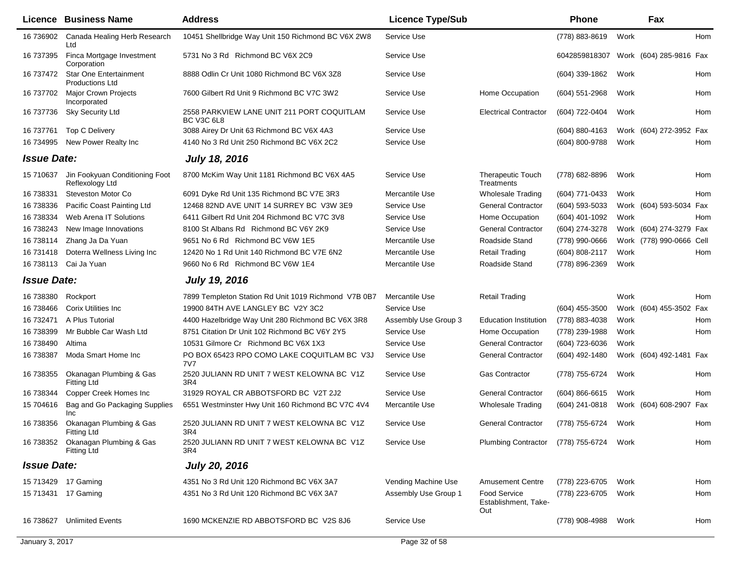| Licence | Business Name | Address | Licence Type/Sub | | Phone | | Fax | |
|---|---|---|---|---|---|---|---|---|
| 16 736902 | Canada Healing Herb Research Ltd | 10451 Shellbridge Way Unit 150 Richmond BC V6X 2W8 | Service Use | | (778) 883-8619 | Work | | Hom |
| 16 737395 | Finca Mortgage Investment Corporation | 5731 No 3 Rd Richmond BC V6X 2C9 | Service Use | | 6042859818307 | Work | (604) 285-9816 | Fax |
| 16 737472 | Star One Entertainment Productions Ltd | 8888 Odlin Cr Unit 1080 Richmond BC V6X 3Z8 | Service Use | | (604) 339-1862 | Work | | Hom |
| 16 737702 | Major Crown Projects Incorporated | 7600 Gilbert Rd Unit 9 Richmond BC V7C 3W2 | Service Use | Home Occupation | (604) 551-2968 | Work | | Hom |
| 16 737736 | Sky Security Ltd | 2558 PARKVIEW LANE UNIT 211 PORT COQUITLAM BC V3C 6L8 | Service Use | Electrical Contractor | (604) 722-0404 | Work | | Hom |
| 16 737761 | Top C Delivery | 3088 Airey Dr Unit 63 Richmond BC V6X 4A3 | Service Use | | (604) 880-4163 | Work | (604) 272-3952 | Fax |
| 16 734995 | New Power Realty Inc | 4140 No 3 Rd Unit 250 Richmond BC V6X 2C2 | Service Use | | (604) 800-9788 | Work | | Hom |
| ***Issue Date:*** | | ***July 18, 2016*** | | | | | | |
| 15 710637 | Jin Fookyuan Conditioning Foot Reflexology Ltd | 8700 McKim Way Unit 1181 Richmond BC V6X 4A5 | Service Use | Therapeutic Touch Treatments | (778) 682-8896 | Work | | Hom |
| 16 738331 | Steveston Motor Co | 6091 Dyke Rd Unit 135 Richmond BC V7E 3R3 | Mercantile Use | Wholesale Trading | (604) 771-0433 | Work | | Hom |
| 16 738336 | Pacific Coast Painting Ltd | 12468 82ND AVE UNIT 14 SURREY BC V3W 3E9 | Service Use | General Contractor | (604) 593-5033 | Work | (604) 593-5034 | Fax |
| 16 738334 | Web Arena IT Solutions | 6411 Gilbert Rd Unit 204 Richmond BC V7C 3V8 | Service Use | Home Occupation | (604) 401-1092 | Work | | Hom |
| 16 738243 | New Image Innovations | 8100 St Albans Rd Richmond BC V6Y 2K9 | Service Use | General Contractor | (604) 274-3278 | Work | (604) 274-3279 | Fax |
| 16 738114 | Zhang Ja Da Yuan | 9651 No 6 Rd Richmond BC V6W 1E5 | Mercantile Use | Roadside Stand | (778) 990-0666 | Work | (778) 990-0666 | Cell |
| 16 731418 | Doterra Wellness Living Inc | 12420 No 1 Rd Unit 140 Richmond BC V7E 6N2 | Mercantile Use | Retail Trading | (604) 808-2117 | Work | | Hom |
| 16 738113 | Cai Ja Yuan | 9660 No 6 Rd Richmond BC V6W 1E4 | Mercantile Use | Roadside Stand | (778) 896-2369 | Work | | |
| ***Issue Date:*** | | ***July 19, 2016*** | | | | | | |
| 16 738380 | Rockport | 7899 Templeton Station Rd Unit 1019 Richmond V7B 0B7 | Mercantile Use | Retail Trading | | Work | | Hom |
| 16 738466 | Corix Utilities Inc | 19900 84TH AVE LANGLEY BC V2Y 3C2 | Service Use | | (604) 455-3500 | Work | (604) 455-3502 | Fax |
| 16 732471 | A Plus Tutorial | 4400 Hazelbridge Way Unit 280 Richmond BC V6X 3R8 | Assembly Use Group 3 | Education Institution | (778) 883-4038 | Work | | Hom |
| 16 738399 | Mr Bubble Car Wash Ltd | 8751 Citation Dr Unit 102 Richmond BC V6Y 2Y5 | Service Use | Home Occupation | (778) 239-1988 | Work | | Hom |
| 16 738490 | Altima | 10531 Gilmore Cr Richmond BC V6X 1X3 | Service Use | General Contractor | (604) 723-6036 | Work | | |
| 16 738387 | Moda Smart Home Inc | PO BOX 65423 RPO COMO LAKE COQUITLAM BC V3J 7V7 | Service Use | General Contractor | (604) 492-1480 | Work | (604) 492-1481 | Fax |
| 16 738355 | Okanagan Plumbing & Gas Fitting Ltd | 2520 JULIANN RD UNIT 7 WEST KELOWNA BC V1Z 3R4 | Service Use | Gas Contractor | (778) 755-6724 | Work | | Hom |
| 16 738344 | Copper Creek Homes Inc | 31929 ROYAL CR ABBOTSFORD BC V2T 2J2 | Service Use | General Contractor | (604) 866-6615 | Work | | Hom |
| 15 704616 | Bag and Go Packaging Supplies Inc | 6551 Westminster Hwy Unit 160 Richmond BC V7C 4V4 | Mercantile Use | Wholesale Trading | (604) 241-0818 | Work | (604) 608-2907 | Fax |
| 16 738356 | Okanagan Plumbing & Gas Fitting Ltd | 2520 JULIANN RD UNIT 7 WEST KELOWNA BC V1Z 3R4 | Service Use | General Contractor | (778) 755-6724 | Work | | Hom |
| 16 738352 | Okanagan Plumbing & Gas Fitting Ltd | 2520 JULIANN RD UNIT 7 WEST KELOWNA BC V1Z 3R4 | Service Use | Plumbing Contractor | (778) 755-6724 | Work | | Hom |
| ***Issue Date:*** | | ***July 20, 2016*** | | | | | | |
| 15 713429 | 17 Gaming | 4351 No 3 Rd Unit 120 Richmond BC V6X 3A7 | Vending Machine Use | Amusement Centre | (778) 223-6705 | Work | | Hom |
| 15 713431 | 17 Gaming | 4351 No 3 Rd Unit 120 Richmond BC V6X 3A7 | Assembly Use Group 1 | Food Service Establishment, Take-Out | (778) 223-6705 | Work | | Hom |
| 16 738627 | Unlimited Events | 1690 MCKENZIE RD ABBOTSFORD BC V2S 8J6 | Service Use | | (778) 908-4988 | Work | | Hom |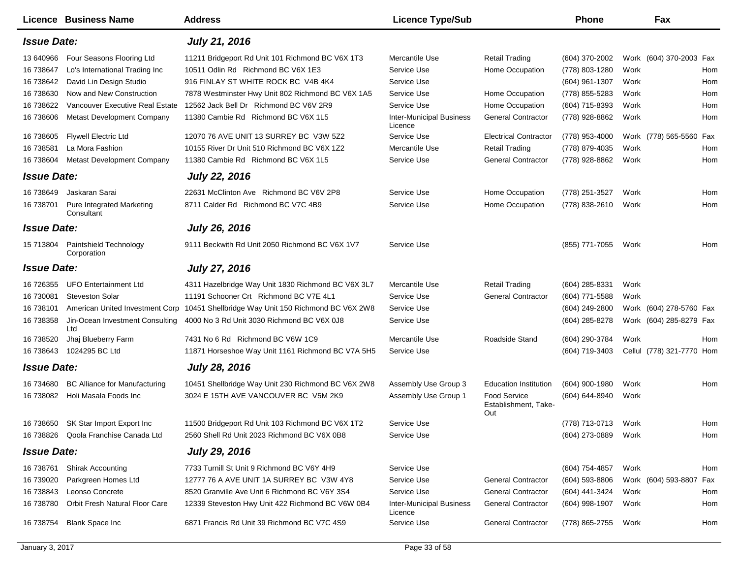| Licence | Business Name | Address | Licence Type/Sub | | Phone | | Fax | |
|---|---|---|---|---|---|---|---|---|
| ***Issue Date:*** | | ***July 21, 2016*** | | | | | | |
| 13 640966 | Four Seasons Flooring Ltd | 11211 Bridgeport Rd Unit 101 Richmond BC V6X 1T3 | Mercantile Use | Retail Trading | (604) 370-2002 | Work | (604) 370-2003 | Fax |
| 16 738647 | Lo's International Trading Inc | 10511 Odlin Rd Richmond BC V6X 1E3 | Service Use | Home Occupation | (778) 803-1280 | Work | | Hom |
| 16 738642 | David Lin Design Studio | 916 FINLAY ST WHITE ROCK BC V4B 4K4 | Service Use | | (604) 961-1307 | Work | | Hom |
| 16 738630 | Now and New Construction | 7878 Westminster Hwy Unit 802 Richmond BC V6X 1A5 | Service Use | Home Occupation | (778) 855-5283 | Work | | Hom |
| 16 738622 | Vancouver Executive Real Estate | 12562 Jack Bell Dr Richmond BC V6V 2R9 | Service Use | Home Occupation | (604) 715-8393 | Work | | Hom |
| 16 738606 | Metast Development Company | 11380 Cambie Rd Richmond BC V6X 1L5 | Inter-Municipal Business Licence | General Contractor | (778) 928-8862 | Work | | Hom |
| 16 738605 | Flywell Electric Ltd | 12070 76 AVE UNIT 13 SURREY BC V3W 5Z2 | Service Use | Electrical Contractor | (778) 953-4000 | Work | (778) 565-5560 | Fax |
| 16 738581 | La Mora Fashion | 10155 River Dr Unit 510 Richmond BC V6X 1Z2 | Mercantile Use | Retail Trading | (778) 879-4035 | Work | | Hom |
| 16 738604 | Metast Development Company | 11380 Cambie Rd Richmond BC V6X 1L5 | Service Use | General Contractor | (778) 928-8862 | Work | | Hom |
| ***Issue Date:*** | | ***July 22, 2016*** | | | | | | |
| 16 738649 | Jaskaran Sarai | 22631 McClinton Ave Richmond BC V6V 2P8 | Service Use | Home Occupation | (778) 251-3527 | Work | | Hom |
| 16 738701 | Pure Integrated Marketing Consultant | 8711 Calder Rd Richmond BC V7C 4B9 | Service Use | Home Occupation | (778) 838-2610 | Work | | Hom |
| ***Issue Date:*** | | ***July 26, 2016*** | | | | | | |
| 15 713804 | Paintshield Technology Corporation | 9111 Beckwith Rd Unit 2050 Richmond BC V6X 1V7 | Service Use | | (855) 771-7055 | Work | | Hom |
| ***Issue Date:*** | | ***July 27, 2016*** | | | | | | |
| 16 726355 | UFO Entertainment Ltd | 4311 Hazelbridge Way Unit 1830 Richmond BC V6X 3L7 | Mercantile Use | Retail Trading | (604) 285-8331 | Work | | |
| 16 730081 | Steveston Solar | 11191 Schooner Crt Richmond BC V7E 4L1 | Service Use | General Contractor | (604) 771-5588 | Work | | |
| 16 738101 | American United Investment Corp | 10451 Shellbridge Way Unit 150 Richmond BC V6X 2W8 | Service Use | | (604) 249-2800 | Work | (604) 278-5760 | Fax |
| 16 738358 | Jin-Ocean Investment Consulting Ltd | 4000 No 3 Rd Unit 3030 Richmond BC V6X 0J8 | Service Use | | (604) 285-8278 | Work | (604) 285-8279 | Fax |
| 16 738520 | Jhaj Blueberry Farm | 7431 No 6 Rd Richmond BC V6W 1C9 | Mercantile Use | Roadside Stand | (604) 290-3784 | Work | | Hom |
| 16 738643 | 1024295 BC Ltd | 11871 Horseshoe Way Unit 1161 Richmond BC V7A 5H5 | Service Use | | (604) 719-3403 | Cellul | (778) 321-7770 | Hom |
| ***Issue Date:*** | | ***July 28, 2016*** | | | | | | |
| 16 734680 | BC Alliance for Manufacturing | 10451 Shellbridge Way Unit 230 Richmond BC V6X 2W8 | Assembly Use Group 3 | Education Institution | (604) 900-1980 | Work | | Hom |
| 16 738082 | Holi Masala Foods Inc | 3024 E 15TH AVE VANCOUVER BC V5M 2K9 | Assembly Use Group 1 | Food Service Establishment, Take-Out | (604) 644-8940 | Work | | |
| 16 738650 | SK Star Import Export Inc | 11500 Bridgeport Rd Unit 103 Richmond BC V6X 1T2 | Service Use | | (778) 713-0713 | Work | | Hom |
| 16 738826 | Qoola Franchise Canada Ltd | 2560 Shell Rd Unit 2023 Richmond BC V6X 0B8 | Service Use | | (604) 273-0889 | Work | | Hom |
| ***Issue Date:*** | | ***July 29, 2016*** | | | | | | |
| 16 738761 | Shirak Accounting | 7733 Turnill St Unit 9 Richmond BC V6Y 4H9 | Service Use | | (604) 754-4857 | Work | | Hom |
| 16 739020 | Parkgreen Homes Ltd | 12777 76 A AVE UNIT 1A SURREY BC V3W 4Y8 | Service Use | General Contractor | (604) 593-8806 | Work | (604) 593-8807 | Fax |
| 16 738843 | Leonso Concrete | 8520 Granville Ave Unit 6 Richmond BC V6Y 3S4 | Service Use | General Contractor | (604) 441-3424 | Work | | Hom |
| 16 738780 | Orbit Fresh Natural Floor Care | 12339 Steveston Hwy Unit 422 Richmond BC V6W 0B4 | Inter-Municipal Business Licence | General Contractor | (604) 998-1907 | Work | | Hom |
| 16 738754 | Blank Space Inc | 6871 Francis Rd Unit 39 Richmond BC V7C 4S9 | Service Use | General Contractor | (778) 865-2755 | Work | | Hom |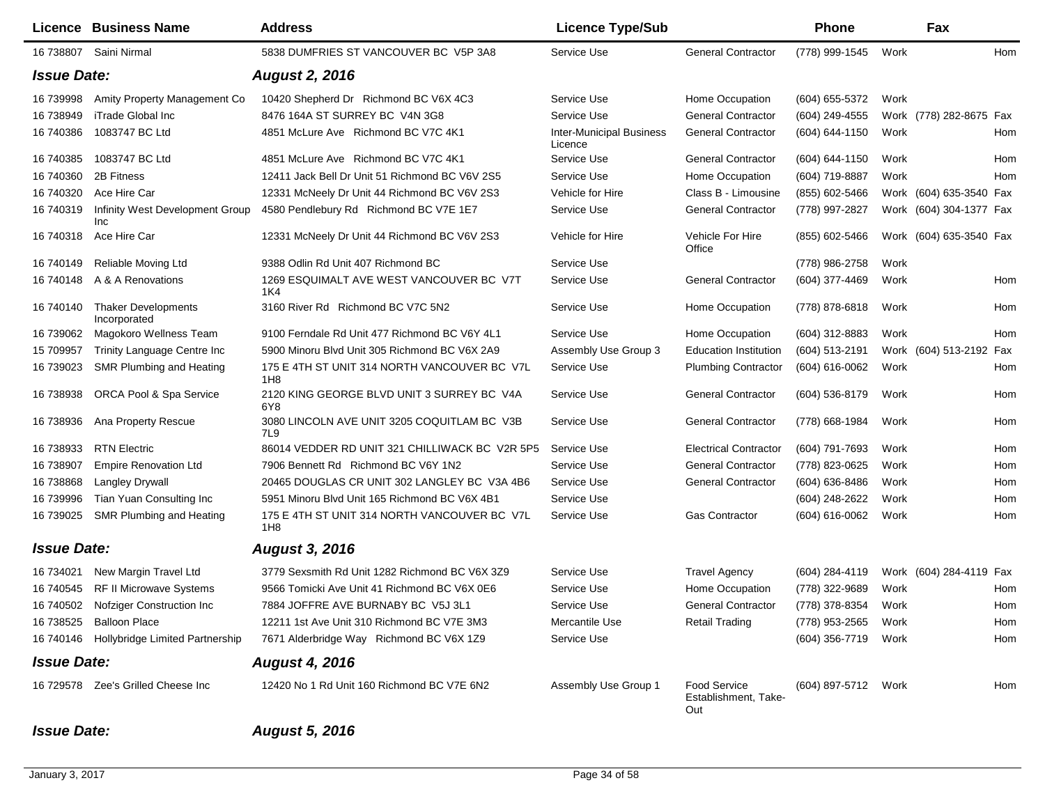| Licence | Business Name | Address | Licence Type/Sub | | Phone | | Fax | |
|---|---|---|---|---|---|---|---|---|
| 16 738807 | Saini Nirmal | 5838 DUMFRIES ST VANCOUVER BC V5P 3A8 | Service Use | General Contractor | (778) 999-1545 | Work | | Hom |
| ***Issue Date:*** | | ***August 2, 2016*** | | | | | | |
| 16 739998 | Amity Property Management Co | 10420 Shepherd Dr Richmond BC V6X 4C3 | Service Use | Home Occupation | (604) 655-5372 | Work | | |
| 16 738949 | iTrade Global Inc | 8476 164A ST SURREY BC V4N 3G8 | Service Use | General Contractor | (604) 249-4555 | Work | (778) 282-8675 | Fax |
| 16 740386 | 1083747 BC Ltd | 4851 McLure Ave Richmond BC V7C 4K1 | Inter-Municipal Business Licence | General Contractor | (604) 644-1150 | Work | | Hom |
| 16 740385 | 1083747 BC Ltd | 4851 McLure Ave Richmond BC V7C 4K1 | Service Use | General Contractor | (604) 644-1150 | Work | | Hom |
| 16 740360 | 2B Fitness | 12411 Jack Bell Dr Unit 51 Richmond BC V6V 2S5 | Service Use | Home Occupation | (604) 719-8887 | Work | | Hom |
| 16 740320 | Ace Hire Car | 12331 McNeely Dr Unit 44 Richmond BC V6V 2S3 | Vehicle for Hire | Class B - Limousine | (855) 602-5466 | Work | (604) 635-3540 | Fax |
| 16 740319 | Infinity West Development Group Inc | 4580 Pendlebury Rd Richmond BC V7E 1E7 | Service Use | General Contractor | (778) 997-2827 | Work | (604) 304-1377 | Fax |
| 16 740318 | Ace Hire Car | 12331 McNeely Dr Unit 44 Richmond BC V6V 2S3 | Vehicle for Hire | Vehicle For Hire Office | (855) 602-5466 | Work | (604) 635-3540 | Fax |
| 16 740149 | Reliable Moving Ltd | 9388 Odlin Rd Unit 407 Richmond BC | Service Use | | (778) 986-2758 | Work | | |
| 16 740148 | A & A Renovations | 1269 ESQUIMALT AVE WEST VANCOUVER BC V7T 1K4 | Service Use | General Contractor | (604) 377-4469 | Work | | Hom |
| 16 740140 | Thaker Developments Incorporated | 3160 River Rd Richmond BC V7C 5N2 | Service Use | Home Occupation | (778) 878-6818 | Work | | Hom |
| 16 739062 | Magokoro Wellness Team | 9100 Ferndale Rd Unit 477 Richmond BC V6Y 4L1 | Service Use | Home Occupation | (604) 312-8883 | Work | | Hom |
| 15 709957 | Trinity Language Centre Inc | 5900 Minoru Blvd Unit 305 Richmond BC V6X 2A9 | Assembly Use Group 3 | Education Institution | (604) 513-2191 | Work | (604) 513-2192 | Fax |
| 16 739023 | SMR Plumbing and Heating | 175 E 4TH ST UNIT 314 NORTH VANCOUVER BC V7L 1H8 | Service Use | Plumbing Contractor | (604) 616-0062 | Work | | Hom |
| 16 738938 | ORCA Pool & Spa Service | 2120 KING GEORGE BLVD UNIT 3 SURREY BC V4A 6Y8 | Service Use | General Contractor | (604) 536-8179 | Work | | Hom |
| 16 738936 | Ana Property Rescue | 3080 LINCOLN AVE UNIT 3205 COQUITLAM BC V3B 7L9 | Service Use | General Contractor | (778) 668-1984 | Work | | Hom |
| 16 738933 | RTN Electric | 86014 VEDDER RD UNIT 321 CHILLIWACK BC V2R 5P5 | Service Use | Electrical Contractor | (604) 791-7693 | Work | | Hom |
| 16 738907 | Empire Renovation Ltd | 7906 Bennett Rd Richmond BC V6Y 1N2 | Service Use | General Contractor | (778) 823-0625 | Work | | Hom |
| 16 738868 | Langley Drywall | 20465 DOUGLAS CR UNIT 302 LANGLEY BC V3A 4B6 | Service Use | General Contractor | (604) 636-8486 | Work | | Hom |
| 16 739996 | Tian Yuan Consulting Inc | 5951 Minoru Blvd Unit 165 Richmond BC V6X 4B1 | Service Use | | (604) 248-2622 | Work | | Hom |
| 16 739025 | SMR Plumbing and Heating | 175 E 4TH ST UNIT 314 NORTH VANCOUVER BC V7L 1H8 | Service Use | Gas Contractor | (604) 616-0062 | Work | | Hom |
| ***Issue Date:*** | | ***August 3, 2016*** | | | | | | |
| 16 734021 | New Margin Travel Ltd | 3779 Sexsmith Rd Unit 1282 Richmond BC V6X 3Z9 | Service Use | Travel Agency | (604) 284-4119 | Work | (604) 284-4119 | Fax |
| 16 740545 | RF II Microwave Systems | 9566 Tomicki Ave Unit 41 Richmond BC V6X 0E6 | Service Use | Home Occupation | (778) 322-9689 | Work | | Hom |
| 16 740502 | Nofziger Construction Inc | 7884 JOFFRE AVE BURNABY BC V5J 3L1 | Service Use | General Contractor | (778) 378-8354 | Work | | Hom |
| 16 738525 | Balloon Place | 12211 1st Ave Unit 310 Richmond BC V7E 3M3 | Mercantile Use | Retail Trading | (778) 953-2565 | Work | | Hom |
| 16 740146 | Hollybridge Limited Partnership | 7671 Alderbridge Way Richmond BC V6X 1Z9 | Service Use | | (604) 356-7719 | Work | | Hom |
| ***Issue Date:*** | | ***August 4, 2016*** | | | | | | |
| 16 729578 | Zee's Grilled Cheese Inc | 12420 No 1 Rd Unit 160 Richmond BC V7E 6N2 | Assembly Use Group 1 | Food Service Establishment, Take-Out | (604) 897-5712 | Work | | Hom |
| ***Issue Date:*** | | ***August 5, 2016*** | | | | | | |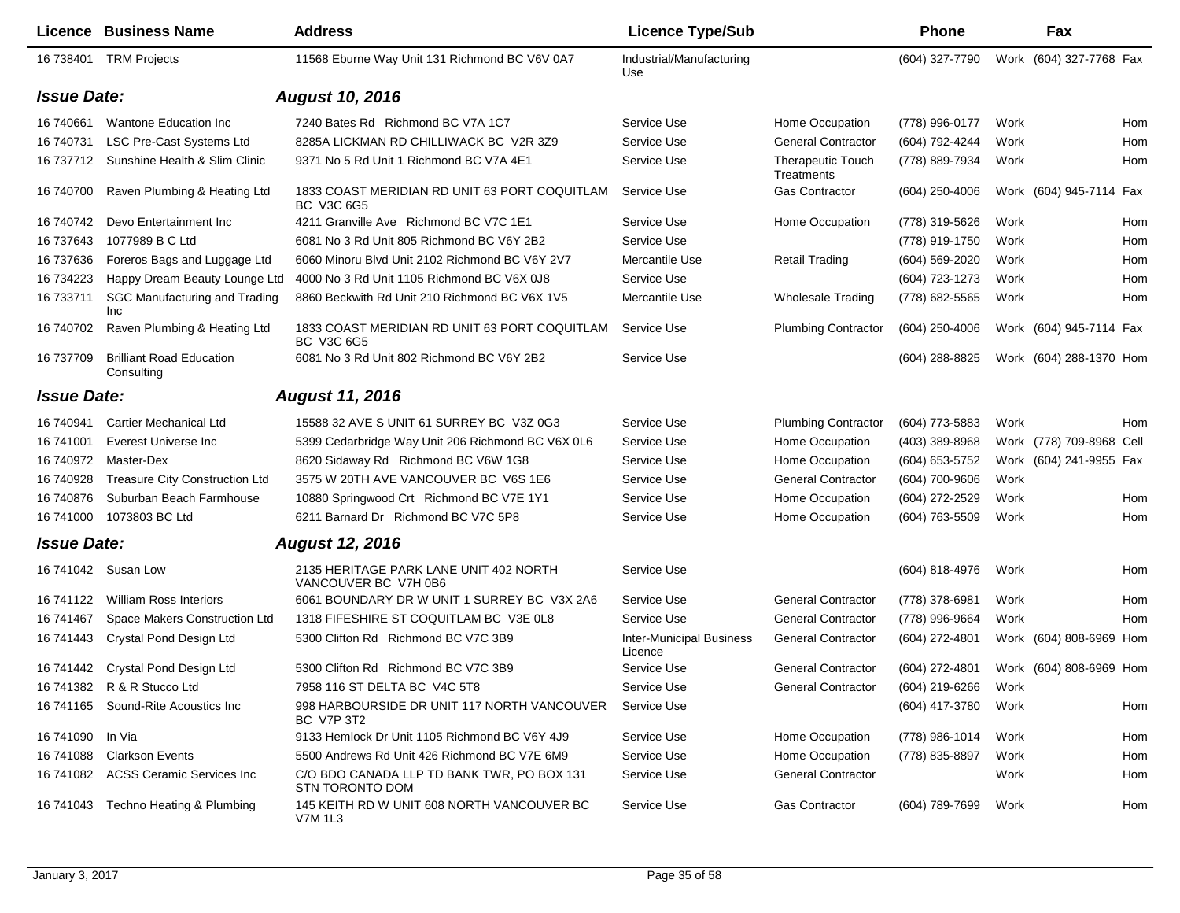| Licence | Business Name | Address | Licence Type/Sub | | Phone | | Fax | |
|---|---|---|---|---|---|---|---|---|
| 16 738401 | TRM Projects | 11568 Eburne Way Unit 131 Richmond BC V6V 0A7 | Industrial/Manufacturing Use | | (604) 327-7790 | Work | (604) 327-7768 | Fax |
| ***Issue Date:*** | | ***August 10, 2016*** | | | | | | |
| 16 740661 | Wantone Education Inc | 7240 Bates Rd Richmond BC V7A 1C7 | Service Use | Home Occupation | (778) 996-0177 | Work | | Hom |
| 16 740731 | LSC Pre-Cast Systems Ltd | 8285A LICKMAN RD CHILLIWACK BC V2R 3Z9 | Service Use | General Contractor | (604) 792-4244 | Work | | Hom |
| 16 737712 | Sunshine Health & Slim Clinic | 9371 No 5 Rd Unit 1 Richmond BC V7A 4E1 | Service Use | Therapeutic Touch Treatments | (778) 889-7934 | Work | | Hom |
| 16 740700 | Raven Plumbing & Heating Ltd | 1833 COAST MERIDIAN RD UNIT 63 PORT COQUITLAM BC V3C 6G5 | Service Use | Gas Contractor | (604) 250-4006 | Work | (604) 945-7114 | Fax |
| 16 740742 | Devo Entertainment Inc | 4211 Granville Ave Richmond BC V7C 1E1 | Service Use | Home Occupation | (778) 319-5626 | Work | | Hom |
| 16 737643 | 1077989 B C Ltd | 6081 No 3 Rd Unit 805 Richmond BC V6Y 2B2 | Service Use | | (778) 919-1750 | Work | | Hom |
| 16 737636 | Foreros Bags and Luggage Ltd | 6060 Minoru Blvd Unit 2102 Richmond BC V6Y 2V7 | Mercantile Use | Retail Trading | (604) 569-2020 | Work | | Hom |
| 16 734223 | Happy Dream Beauty Lounge Ltd | 4000 No 3 Rd Unit 1105 Richmond BC V6X 0J8 | Service Use | | (604) 723-1273 | Work | | Hom |
| 16 733711 | SGC Manufacturing and Trading Inc | 8860 Beckwith Rd Unit 210 Richmond BC V6X 1V5 | Mercantile Use | Wholesale Trading | (778) 682-5565 | Work | | Hom |
| 16 740702 | Raven Plumbing & Heating Ltd | 1833 COAST MERIDIAN RD UNIT 63 PORT COQUITLAM BC V3C 6G5 | Service Use | Plumbing Contractor | (604) 250-4006 | Work | (604) 945-7114 | Fax |
| 16 737709 | Brilliant Road Education Consulting | 6081 No 3 Rd Unit 802 Richmond BC V6Y 2B2 | Service Use | | (604) 288-8825 | Work | (604) 288-1370 | Hom |
| ***Issue Date:*** | | ***August 11, 2016*** | | | | | | |
| 16 740941 | Cartier Mechanical Ltd | 15588 32 AVE S UNIT 61 SURREY BC V3Z 0G3 | Service Use | Plumbing Contractor | (604) 773-5883 | Work | | Hom |
| 16 741001 | Everest Universe Inc | 5399 Cedarbridge Way Unit 206 Richmond BC V6X 0L6 | Service Use | Home Occupation | (403) 389-8968 | Work | (778) 709-8968 | Cell |
| 16 740972 | Master-Dex | 8620 Sidaway Rd Richmond BC V6W 1G8 | Service Use | Home Occupation | (604) 653-5752 | Work | (604) 241-9955 | Fax |
| 16 740928 | Treasure City Construction Ltd | 3575 W 20TH AVE VANCOUVER BC V6S 1E6 | Service Use | General Contractor | (604) 700-9606 | Work | | |
| 16 740876 | Suburban Beach Farmhouse | 10880 Springwood Crt Richmond BC V7E 1Y1 | Service Use | Home Occupation | (604) 272-2529 | Work | | Hom |
| 16 741000 | 1073803 BC Ltd | 6211 Barnard Dr Richmond BC V7C 5P8 | Service Use | Home Occupation | (604) 763-5509 | Work | | Hom |
| ***Issue Date:*** | | ***August 12, 2016*** | | | | | | |
| 16 741042 | Susan Low | 2135 HERITAGE PARK LANE UNIT 402 NORTH VANCOUVER BC V7H 0B6 | Service Use | | (604) 818-4976 | Work | | Hom |
| 16 741122 | William Ross Interiors | 6061 BOUNDARY DR W UNIT 1 SURREY BC V3X 2A6 | Service Use | General Contractor | (778) 378-6981 | Work | | Hom |
| 16 741467 | Space Makers Construction Ltd | 1318 FIFESHIRE ST COQUITLAM BC V3E 0L8 | Service Use | General Contractor | (778) 996-9664 | Work | | Hom |
| 16 741443 | Crystal Pond Design Ltd | 5300 Clifton Rd Richmond BC V7C 3B9 | Inter-Municipal Business Licence | General Contractor | (604) 272-4801 | Work | (604) 808-6969 | Hom |
| 16 741442 | Crystal Pond Design Ltd | 5300 Clifton Rd Richmond BC V7C 3B9 | Service Use | General Contractor | (604) 272-4801 | Work | (604) 808-6969 | Hom |
| 16 741382 | R & R Stucco Ltd | 7958 116 ST DELTA BC V4C 5T8 | Service Use | General Contractor | (604) 219-6266 | Work | | |
| 16 741165 | Sound-Rite Acoustics Inc | 998 HARBOURSIDE DR UNIT 117 NORTH VANCOUVER BC V7P 3T2 | Service Use | | (604) 417-3780 | Work | | Hom |
| 16 741090 | In Via | 9133 Hemlock Dr Unit 1105 Richmond BC V6Y 4J9 | Service Use | Home Occupation | (778) 986-1014 | Work | | Hom |
| 16 741088 | Clarkson Events | 5500 Andrews Rd Unit 426 Richmond BC V7E 6M9 | Service Use | Home Occupation | (778) 835-8897 | Work | | Hom |
| 16 741082 | ACSS Ceramic Services Inc | C/O BDO CANADA LLP TD BANK TWR, PO BOX 131 STN TORONTO DOM | Service Use | General Contractor | | Work | | Hom |
| 16 741043 | Techno Heating & Plumbing | 145 KEITH RD W UNIT 608 NORTH VANCOUVER BC V7M 1L3 | Service Use | Gas Contractor | (604) 789-7699 | Work | | Hom |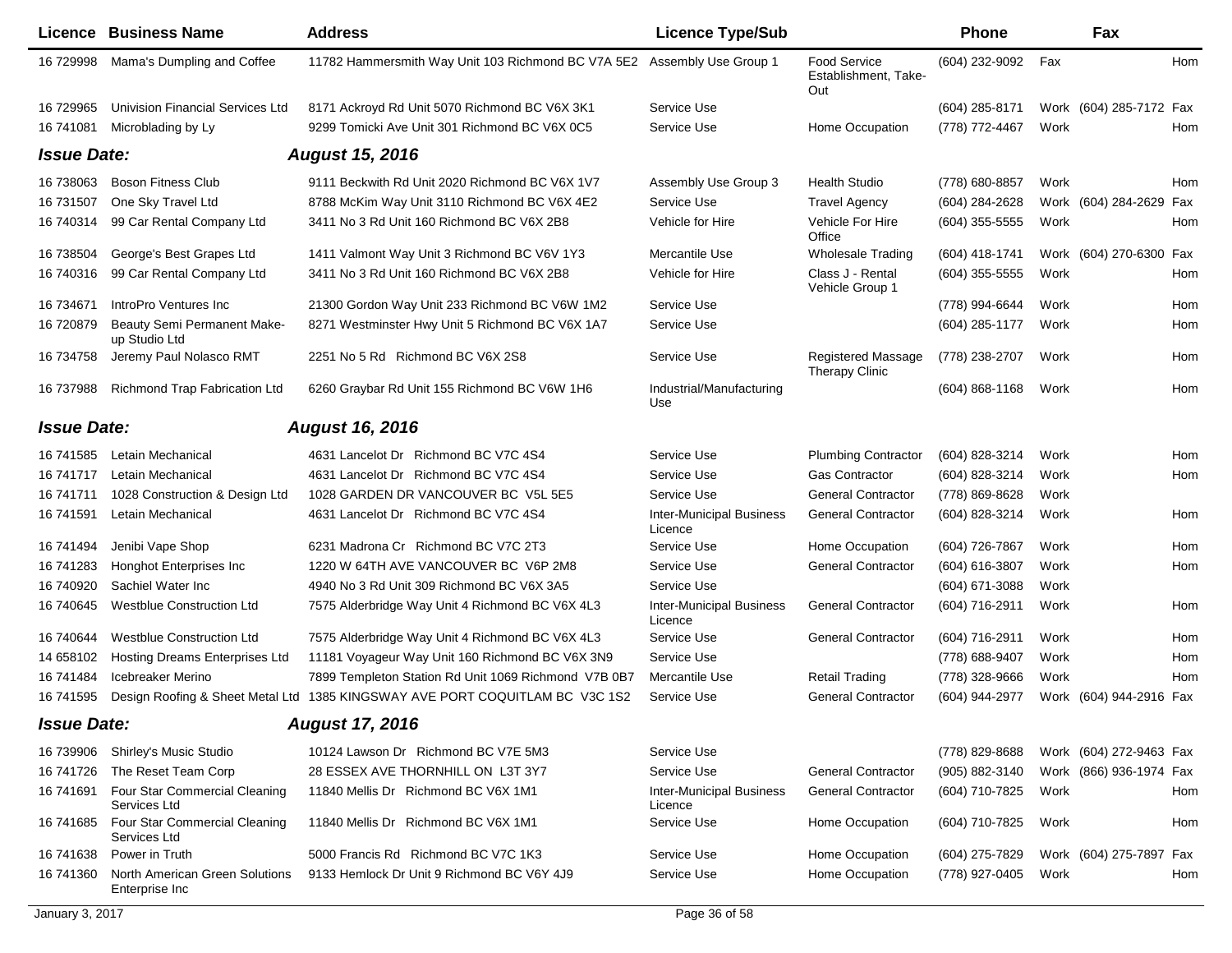| Licence | Business Name | Address | Licence Type/Sub | | Phone | Fax | |
|---|---|---|---|---|---|---|---|
| 16 729998 | Mama's Dumpling and Coffee | 11782 Hammersmith Way Unit 103 Richmond BC V7A 5E2 | Assembly Use Group 1 | Food Service Establishment, Take-Out | (604) 232-9092 | Fax | Hom |
| 16 729965 | Univision Financial Services Ltd | 8171 Ackroyd Rd Unit 5070 Richmond BC V6X 3K1 | Service Use | | (604) 285-8171 | Work (604) 285-7172 | Fax |
| 16 741081 | Microblading by Ly | 9299 Tomicki Ave Unit 301 Richmond BC V6X 0C5 | Service Use | Home Occupation | (778) 772-4467 | Work | Hom |
| ***Issue Date:*** | | ***August 15, 2016*** | | | | | |
| 16 738063 | Boson Fitness Club | 9111 Beckwith Rd Unit 2020 Richmond BC V6X 1V7 | Assembly Use Group 3 | Health Studio | (778) 680-8857 | Work | Hom |
| 16 731507 | One Sky Travel Ltd | 8788 McKim Way Unit 3110 Richmond BC V6X 4E2 | Service Use | Travel Agency | (604) 284-2628 | Work (604) 284-2629 | Fax |
| 16 740314 | 99 Car Rental Company Ltd | 3411 No 3 Rd Unit 160 Richmond BC V6X 2B8 | Vehicle for Hire | Vehicle For Hire Office | (604) 355-5555 | Work | Hom |
| 16 738504 | George's Best Grapes Ltd | 1411 Valmont Way Unit 3 Richmond BC V6V 1Y3 | Mercantile Use | Wholesale Trading | (604) 418-1741 | Work (604) 270-6300 | Fax |
| 16 740316 | 99 Car Rental Company Ltd | 3411 No 3 Rd Unit 160 Richmond BC V6X 2B8 | Vehicle for Hire | Class J - Rental Vehicle Group 1 | (604) 355-5555 | Work | Hom |
| 16 734671 | IntroPro Ventures Inc | 21300 Gordon Way Unit 233 Richmond BC V6W 1M2 | Service Use | | (778) 994-6644 | Work | Hom |
| 16 720879 | Beauty Semi Permanent Make-up Studio Ltd | 8271 Westminster Hwy Unit 5 Richmond BC V6X 1A7 | Service Use | | (604) 285-1177 | Work | Hom |
| 16 734758 | Jeremy Paul Nolasco RMT | 2251 No 5 Rd Richmond BC V6X 2S8 | Service Use | Registered Massage Therapy Clinic | (778) 238-2707 | Work | Hom |
| 16 737988 | Richmond Trap Fabrication Ltd | 6260 Graybar Rd Unit 155 Richmond BC V6W 1H6 | Industrial/Manufacturing Use | | (604) 868-1168 | Work | Hom |
| ***Issue Date:*** | | ***August 16, 2016*** | | | | | |
| 16 741585 | Letain Mechanical | 4631 Lancelot Dr Richmond BC V7C 4S4 | Service Use | Plumbing Contractor | (604) 828-3214 | Work | Hom |
| 16 741717 | Letain Mechanical | 4631 Lancelot Dr Richmond BC V7C 4S4 | Service Use | Gas Contractor | (604) 828-3214 | Work | Hom |
| 16 741711 | 1028 Construction & Design Ltd | 1028 GARDEN DR VANCOUVER BC V5L 5E5 | Service Use | General Contractor | (778) 869-8628 | Work | |
| 16 741591 | Letain Mechanical | 4631 Lancelot Dr Richmond BC V7C 4S4 | Inter-Municipal Business Licence | General Contractor | (604) 828-3214 | Work | Hom |
| 16 741494 | Jenibi Vape Shop | 6231 Madrona Cr Richmond BC V7C 2T3 | Service Use | Home Occupation | (604) 726-7867 | Work | Hom |
| 16 741283 | Honghot Enterprises Inc | 1220 W 64TH AVE VANCOUVER BC V6P 2M8 | Service Use | General Contractor | (604) 616-3807 | Work | Hom |
| 16 740920 | Sachiel Water Inc | 4940 No 3 Rd Unit 309 Richmond BC V6X 3A5 | Service Use | | (604) 671-3088 | Work | |
| 16 740645 | Westblue Construction Ltd | 7575 Alderbridge Way Unit 4 Richmond BC V6X 4L3 | Inter-Municipal Business Licence | General Contractor | (604) 716-2911 | Work | Hom |
| 16 740644 | Westblue Construction Ltd | 7575 Alderbridge Way Unit 4 Richmond BC V6X 4L3 | Service Use | General Contractor | (604) 716-2911 | Work | Hom |
| 14 658102 | Hosting Dreams Enterprises Ltd | 11181 Voyageur Way Unit 160 Richmond BC V6X 3N9 | Service Use | | (778) 688-9407 | Work | Hom |
| 16 741484 | Icebreaker Merino | 7899 Templeton Station Rd Unit 1069 Richmond V7B 0B7 | Mercantile Use | Retail Trading | (778) 328-9666 | Work | Hom |
| 16 741595 | Design Roofing & Sheet Metal Ltd | 1385 KINGSWAY AVE PORT COQUITLAM BC V3C 1S2 | Service Use | General Contractor | (604) 944-2977 | Work (604) 944-2916 | Fax |
| ***Issue Date:*** | | ***August 17, 2016*** | | | | | |
| 16 739906 | Shirley's Music Studio | 10124 Lawson Dr Richmond BC V7E 5M3 | Service Use | | (778) 829-8688 | Work (604) 272-9463 | Fax |
| 16 741726 | The Reset Team Corp | 28 ESSEX AVE THORNHILL ON L3T 3Y7 | Service Use | General Contractor | (905) 882-3140 | Work (866) 936-1974 | Fax |
| 16 741691 | Four Star Commercial Cleaning Services Ltd | 11840 Mellis Dr Richmond BC V6X 1M1 | Inter-Municipal Business Licence | General Contractor | (604) 710-7825 | Work | Hom |
| 16 741685 | Four Star Commercial Cleaning Services Ltd | 11840 Mellis Dr Richmond BC V6X 1M1 | Service Use | Home Occupation | (604) 710-7825 | Work | Hom |
| 16 741638 | Power in Truth | 5000 Francis Rd Richmond BC V7C 1K3 | Service Use | Home Occupation | (604) 275-7829 | Work (604) 275-7897 | Fax |
| 16 741360 | North American Green Solutions Enterprise Inc | 9133 Hemlock Dr Unit 9 Richmond BC V6Y 4J9 | Service Use | Home Occupation | (778) 927-0405 | Work | Hom |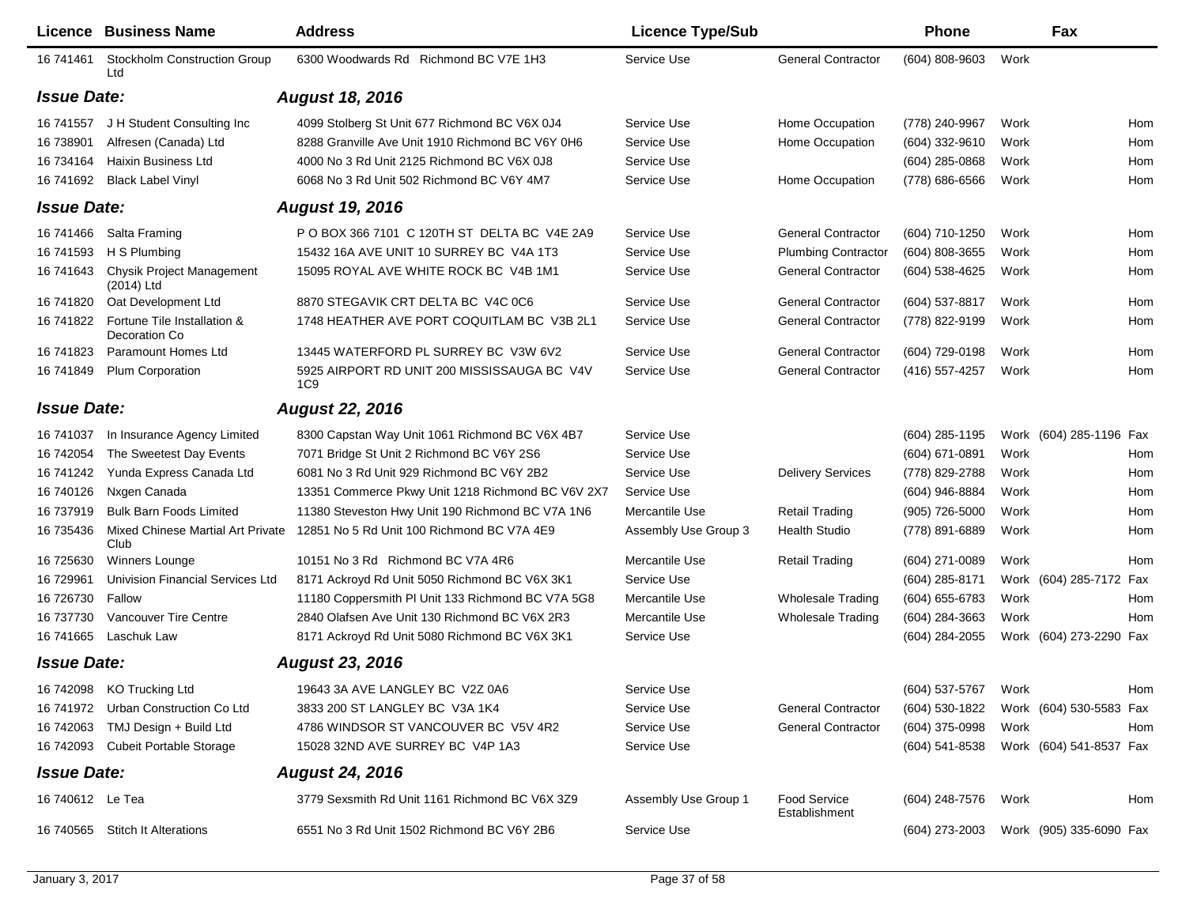| Licence | Business Name | Address | Licence Type/Sub | | Phone | | Fax | |
|---|---|---|---|---|---|---|---|---|
| 16 741461 | Stockholm Construction Group Ltd | 6300 Woodwards Rd Richmond BC V7E 1H3 | Service Use | General Contractor | (604) 808-9603 | Work | | |
| ***Issue Date:*** | | ***August 18, 2016*** | | | | | | |
| 16 741557 | J H Student Consulting Inc | 4099 Stolberg St Unit 677 Richmond BC V6X 0J4 | Service Use | Home Occupation | (778) 240-9967 | Work | | Hom |
| 16 738901 | Alfresen (Canada) Ltd | 8288 Granville Ave Unit 1910 Richmond BC V6Y 0H6 | Service Use | Home Occupation | (604) 332-9610 | Work | | Hom |
| 16 734164 | Haixin Business Ltd | 4000 No 3 Rd Unit 2125 Richmond BC V6X 0J8 | Service Use | | (604) 285-0868 | Work | | Hom |
| 16 741692 | Black Label Vinyl | 6068 No 3 Rd Unit 502 Richmond BC V6Y 4M7 | Service Use | Home Occupation | (778) 686-6566 | Work | | Hom |
| ***Issue Date:*** | | ***August 19, 2016*** | | | | | | |
| 16 741466 | Salta Framing | P O BOX 366 7101 C 120TH ST DELTA BC V4E 2A9 | Service Use | General Contractor | (604) 710-1250 | Work | | Hom |
| 16 741593 | H S Plumbing | 15432 16A AVE UNIT 10 SURREY BC V4A 1T3 | Service Use | Plumbing Contractor | (604) 808-3655 | Work | | Hom |
| 16 741643 | Chysik Project Management (2014) Ltd | 15095 ROYAL AVE WHITE ROCK BC V4B 1M1 | Service Use | General Contractor | (604) 538-4625 | Work | | Hom |
| 16 741820 | Oat Development Ltd | 8870 STEGAVIK CRT DELTA BC V4C 0C6 | Service Use | General Contractor | (604) 537-8817 | Work | | Hom |
| 16 741822 | Fortune Tile Installation & Decoration Co | 1748 HEATHER AVE PORT COQUITLAM BC V3B 2L1 | Service Use | General Contractor | (778) 822-9199 | Work | | Hom |
| 16 741823 | Paramount Homes Ltd | 13445 WATERFORD PL SURREY BC V3W 6V2 | Service Use | General Contractor | (604) 729-0198 | Work | | Hom |
| 16 741849 | Plum Corporation | 5925 AIRPORT RD UNIT 200 MISSISSAUGA BC V4V 1C9 | Service Use | General Contractor | (416) 557-4257 | Work | | Hom |
| ***Issue Date:*** | | ***August 22, 2016*** | | | | | | |
| 16 741037 | In Insurance Agency Limited | 8300 Capstan Way Unit 1061 Richmond BC V6X 4B7 | Service Use | | (604) 285-1195 | Work | (604) 285-1196 | Fax |
| 16 742054 | The Sweetest Day Events | 7071 Bridge St Unit 2 Richmond BC V6Y 2S6 | Service Use | | (604) 671-0891 | Work | | Hom |
| 16 741242 | Yunda Express Canada Ltd | 6081 No 3 Rd Unit 929 Richmond BC V6Y 2B2 | Service Use | Delivery Services | (778) 829-2788 | Work | | Hom |
| 16 740126 | Nxgen Canada | 13351 Commerce Pkwy Unit 1218 Richmond BC V6V 2X7 | Service Use | | (604) 946-8884 | Work | | Hom |
| 16 737919 | Bulk Barn Foods Limited | 11380 Steveston Hwy Unit 190 Richmond BC V7A 1N6 | Mercantile Use | Retail Trading | (905) 726-5000 | Work | | Hom |
| 16 735436 | Mixed Chinese Martial Art Private Club | 12851 No 5 Rd Unit 100 Richmond BC V7A 4E9 | Assembly Use Group 3 | Health Studio | (778) 891-6889 | Work | | Hom |
| 16 725630 | Winners Lounge | 10151 No 3 Rd Richmond BC V7A 4R6 | Mercantile Use | Retail Trading | (604) 271-0089 | Work | | Hom |
| 16 729961 | Univision Financial Services Ltd | 8171 Ackroyd Rd Unit 5050 Richmond BC V6X 3K1 | Service Use | | (604) 285-8171 | Work | (604) 285-7172 | Fax |
| 16 726730 | Fallow | 11180 Coppersmith Pl Unit 133 Richmond BC V7A 5G8 | Mercantile Use | Wholesale Trading | (604) 655-6783 | Work | | Hom |
| 16 737730 | Vancouver Tire Centre | 2840 Olafsen Ave Unit 130 Richmond BC V6X 2R3 | Mercantile Use | Wholesale Trading | (604) 284-3663 | Work | | Hom |
| 16 741665 | Laschuk Law | 8171 Ackroyd Rd Unit 5080 Richmond BC V6X 3K1 | Service Use | | (604) 284-2055 | Work | (604) 273-2290 | Fax |
| ***Issue Date:*** | | ***August 23, 2016*** | | | | | | |
| 16 742098 | KO Trucking Ltd | 19643 3A AVE LANGLEY BC V2Z 0A6 | Service Use | | (604) 537-5767 | Work | | Hom |
| 16 741972 | Urban Construction Co Ltd | 3833 200 ST LANGLEY BC V3A 1K4 | Service Use | General Contractor | (604) 530-1822 | Work | (604) 530-5583 | Fax |
| 16 742063 | TMJ Design + Build Ltd | 4786 WINDSOR ST VANCOUVER BC V5V 4R2 | Service Use | General Contractor | (604) 375-0998 | Work | | Hom |
| 16 742093 | Cubeit Portable Storage | 15028 32ND AVE SURREY BC V4P 1A3 | Service Use | | (604) 541-8538 | Work | (604) 541-8537 | Fax |
| ***Issue Date:*** | | ***August 24, 2016*** | | | | | | |
| 16 740612 | Le Tea | 3779 Sexsmith Rd Unit 1161 Richmond BC V6X 3Z9 | Assembly Use Group 1 | Food Service Establishment | (604) 248-7576 | Work | | Hom |
| 16 740565 | Stitch It Alterations | 6551 No 3 Rd Unit 1502 Richmond BC V6Y 2B6 | Service Use | | (604) 273-2003 | Work | (905) 335-6090 | Fax |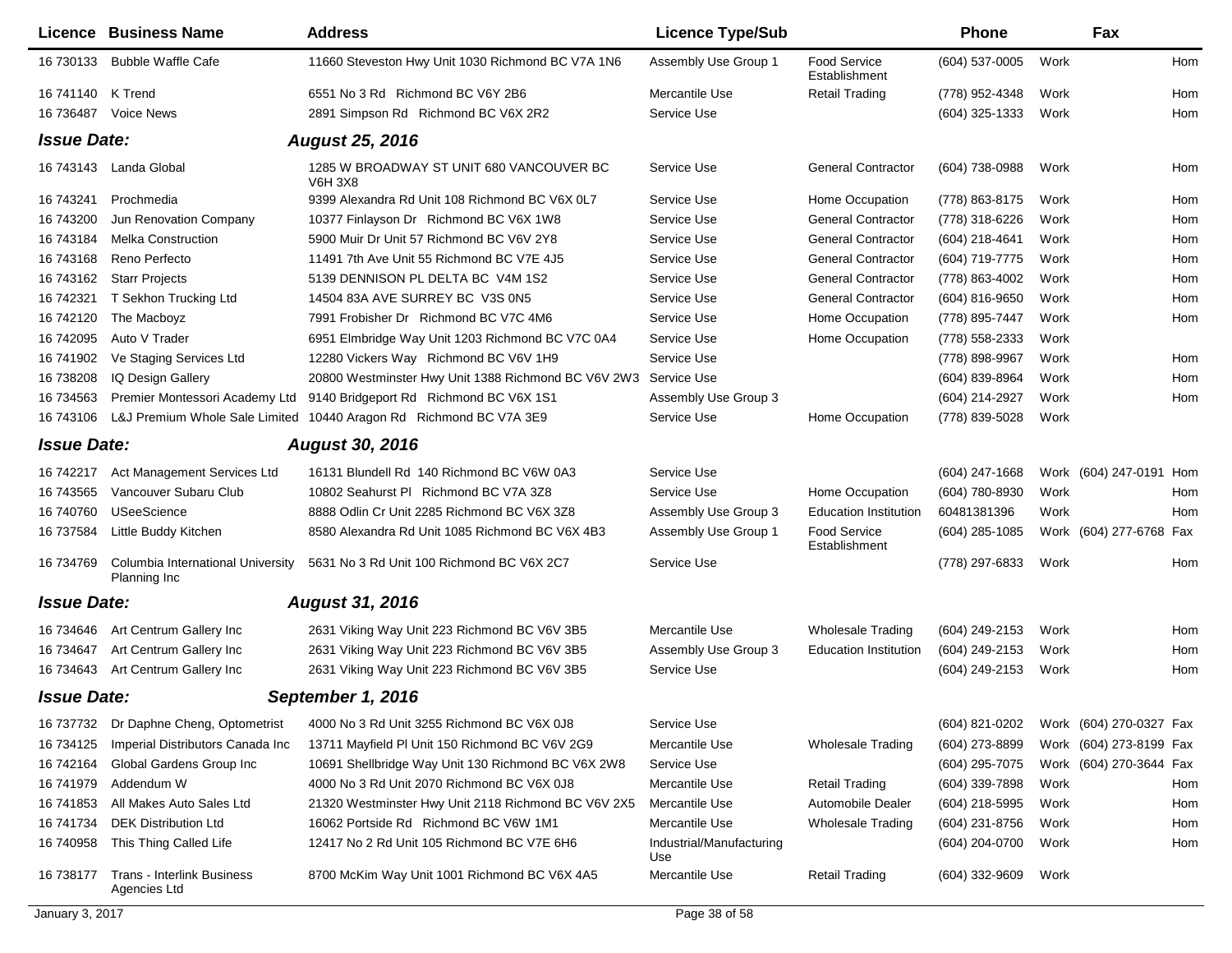| Licence | Business Name | Address | Licence Type/Sub | | Phone | | Fax | |
|---|---|---|---|---|---|---|---|---|
| 16 730133 | Bubble Waffle Cafe | 11660 Steveston Hwy Unit 1030 Richmond BC V7A 1N6 | Assembly Use Group 1 | Food Service Establishment | (604) 537-0005 | Work | | Hom |
| 16 741140 | K Trend | 6551 No 3 Rd Richmond BC V6Y 2B6 | Mercantile Use | Retail Trading | (778) 952-4348 | Work | | Hom |
| 16 736487 | Voice News | 2891 Simpson Rd Richmond BC V6X 2R2 | Service Use | | (604) 325-1333 | Work | | Hom |
| ***Issue Date:*** | | ***August 25, 2016*** | | | | | | |
| 16 743143 | Landa Global | 1285 W BROADWAY ST UNIT 680 VANCOUVER BC V6H 3X8 | Service Use | General Contractor | (604) 738-0988 | Work | | Hom |
| 16 743241 | Prochmedia | 9399 Alexandra Rd Unit 108 Richmond BC V6X 0L7 | Service Use | Home Occupation | (778) 863-8175 | Work | | Hom |
| 16 743200 | Jun Renovation Company | 10377 Finlayson Dr Richmond BC V6X 1W8 | Service Use | General Contractor | (778) 318-6226 | Work | | Hom |
| 16 743184 | Melka Construction | 5900 Muir Dr Unit 57 Richmond BC V6V 2Y8 | Service Use | General Contractor | (604) 218-4641 | Work | | Hom |
| 16 743168 | Reno Perfecto | 11491 7th Ave Unit 55 Richmond BC V7E 4J5 | Service Use | General Contractor | (604) 719-7775 | Work | | Hom |
| 16 743162 | Starr Projects | 5139 DENNISON PL DELTA BC V4M 1S2 | Service Use | General Contractor | (778) 863-4002 | Work | | Hom |
| 16 742321 | T Sekhon Trucking Ltd | 14504 83A AVE SURREY BC V3S 0N5 | Service Use | General Contractor | (604) 816-9650 | Work | | Hom |
| 16 742120 | The Macboyz | 7991 Frobisher Dr Richmond BC V7C 4M6 | Service Use | Home Occupation | (778) 895-7447 | Work | | Hom |
| 16 742095 | Auto V Trader | 6951 Elmbridge Way Unit 1203 Richmond BC V7C 0A4 | Service Use | Home Occupation | (778) 558-2333 | Work | | |
| 16 741902 | Ve Staging Services Ltd | 12280 Vickers Way Richmond BC V6V 1H9 | Service Use | | (778) 898-9967 | Work | | Hom |
| 16 738208 | IQ Design Gallery | 20800 Westminster Hwy Unit 1388 Richmond BC V6V 2W3 | Service Use | | (604) 839-8964 | Work | | Hom |
| 16 734563 | Premier Montessori Academy Ltd | 9140 Bridgeport Rd Richmond BC V6X 1S1 | Assembly Use Group 3 | | (604) 214-2927 | Work | | Hom |
| 16 743106 | L&J Premium Whole Sale Limited | 10440 Aragon Rd Richmond BC V7A 3E9 | Service Use | Home Occupation | (778) 839-5028 | Work | | |
| ***Issue Date:*** | | ***August 30, 2016*** | | | | | | |
| 16 742217 | Act Management Services Ltd | 16131 Blundell Rd 140 Richmond BC V6W 0A3 | Service Use | | (604) 247-1668 | Work | (604) 247-0191 | Hom |
| 16 743565 | Vancouver Subaru Club | 10802 Seahurst Pl Richmond BC V7A 3Z8 | Service Use | Home Occupation | (604) 780-8930 | Work | | Hom |
| 16 740760 | USeeScience | 8888 Odlin Cr Unit 2285 Richmond BC V6X 3Z8 | Assembly Use Group 3 | Education Institution | 60481381396 | Work | | Hom |
| 16 737584 | Little Buddy Kitchen | 8580 Alexandra Rd Unit 1085 Richmond BC V6X 4B3 | Assembly Use Group 1 | Food Service Establishment | (604) 285-1085 | Work | (604) 277-6768 | Fax |
| 16 734769 | Columbia International University Planning Inc | 5631 No 3 Rd Unit 100 Richmond BC V6X 2C7 | Service Use | | (778) 297-6833 | Work | | Hom |
| ***Issue Date:*** | | ***August 31, 2016*** | | | | | | |
| 16 734646 | Art Centrum Gallery Inc | 2631 Viking Way Unit 223 Richmond BC V6V 3B5 | Mercantile Use | Wholesale Trading | (604) 249-2153 | Work | | Hom |
| 16 734647 | Art Centrum Gallery Inc | 2631 Viking Way Unit 223 Richmond BC V6V 3B5 | Assembly Use Group 3 | Education Institution | (604) 249-2153 | Work | | Hom |
| 16 734643 | Art Centrum Gallery Inc | 2631 Viking Way Unit 223 Richmond BC V6V 3B5 | Service Use | | (604) 249-2153 | Work | | Hom |
| ***Issue Date:*** | | ***September 1, 2016*** | | | | | | |
| 16 737732 | Dr Daphne Cheng, Optometrist | 4000 No 3 Rd Unit 3255 Richmond BC V6X 0J8 | Service Use | | (604) 821-0202 | Work | (604) 270-0327 | Fax |
| 16 734125 | Imperial Distributors Canada Inc | 13711 Mayfield Pl Unit 150 Richmond BC V6V 2G9 | Mercantile Use | Wholesale Trading | (604) 273-8899 | Work | (604) 273-8199 | Fax |
| 16 742164 | Global Gardens Group Inc | 10691 Shellbridge Way Unit 130 Richmond BC V6X 2W8 | Service Use | | (604) 295-7075 | Work | (604) 270-3644 | Fax |
| 16 741979 | Addendum W | 4000 No 3 Rd Unit 2070 Richmond BC V6X 0J8 | Mercantile Use | Retail Trading | (604) 339-7898 | Work | | Hom |
| 16 741853 | All Makes Auto Sales Ltd | 21320 Westminster Hwy Unit 2118 Richmond BC V6V 2X5 | Mercantile Use | Automobile Dealer | (604) 218-5995 | Work | | Hom |
| 16 741734 | DEK Distribution Ltd | 16062 Portside Rd Richmond BC V6W 1M1 | Mercantile Use | Wholesale Trading | (604) 231-8756 | Work | | Hom |
| 16 740958 | This Thing Called Life | 12417 No 2 Rd Unit 105 Richmond BC V7E 6H6 | Industrial/Manufacturing Use | | (604) 204-0700 | Work | | Hom |
| 16 738177 | Trans - Interlink Business Agencies Ltd | 8700 McKim Way Unit 1001 Richmond BC V6X 4A5 | Mercantile Use | Retail Trading | (604) 332-9609 | Work | | |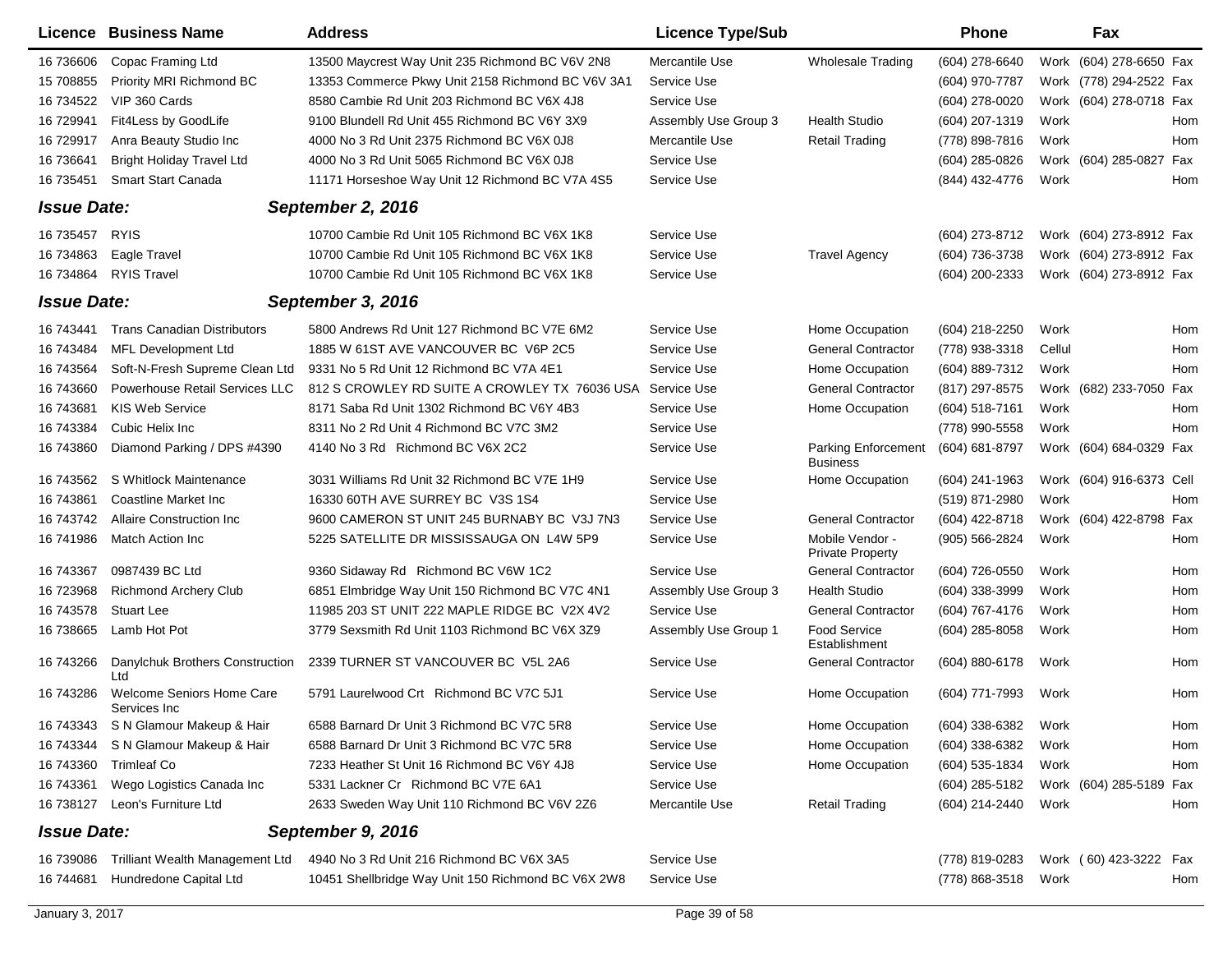| Licence | Business Name | Address | Licence Type/Sub | | Phone | | Fax | |
|---|---|---|---|---|---|---|---|---|
| 16 736606 | Copac Framing Ltd | 13500 Maycrest Way Unit 235 Richmond BC V6V 2N8 | Mercantile Use | Wholesale Trading | (604) 278-6640 | Work | (604) 278-6650 | Fax |
| 15 708855 | Priority MRI Richmond BC | 13353 Commerce Pkwy Unit 2158 Richmond BC V6V 3A1 | Service Use | | (604) 970-7787 | Work | (778) 294-2522 | Fax |
| 16 734522 | VIP 360 Cards | 8580 Cambie Rd Unit 203 Richmond BC V6X 4J8 | Service Use | | (604) 278-0020 | Work | (604) 278-0718 | Fax |
| 16 729941 | Fit4Less by GoodLife | 9100 Blundell Rd Unit 455 Richmond BC V6Y 3X9 | Assembly Use Group 3 | Health Studio | (604) 207-1319 | Work | | Hom |
| 16 729917 | Anra Beauty Studio Inc | 4000 No 3 Rd Unit 2375 Richmond BC V6X 0J8 | Mercantile Use | Retail Trading | (778) 898-7816 | Work | | Hom |
| 16 736641 | Bright Holiday Travel Ltd | 4000 No 3 Rd Unit 5065 Richmond BC V6X 0J8 | Service Use | | (604) 285-0826 | Work | (604) 285-0827 | Fax |
| 16 735451 | Smart Start Canada | 11171 Horseshoe Way Unit 12 Richmond BC V7A 4S5 | Service Use | | (844) 432-4776 | Work | | Hom |
| ***Issue Date:*** | | ***September 2, 2016*** | | | | | | |
| 16 735457 | RYIS | 10700 Cambie Rd Unit 105 Richmond BC V6X 1K8 | Service Use | | (604) 273-8712 | Work | (604) 273-8912 | Fax |
| 16 734863 | Eagle Travel | 10700 Cambie Rd Unit 105 Richmond BC V6X 1K8 | Service Use | Travel Agency | (604) 736-3738 | Work | (604) 273-8912 | Fax |
| 16 734864 | RYIS Travel | 10700 Cambie Rd Unit 105 Richmond BC V6X 1K8 | Service Use | | (604) 200-2333 | Work | (604) 273-8912 | Fax |
| ***Issue Date:*** | | ***September 3, 2016*** | | | | | | |
| 16 743441 | Trans Canadian Distributors | 5800 Andrews Rd Unit 127 Richmond BC V7E 6M2 | Service Use | Home Occupation | (604) 218-2250 | Work | | Hom |
| 16 743484 | MFL Development Ltd | 1885 W 61ST AVE VANCOUVER BC V6P 2C5 | Service Use | General Contractor | (778) 938-3318 | Cellul | | Hom |
| 16 743564 | Soft-N-Fresh Supreme Clean Ltd | 9331 No 5 Rd Unit 12 Richmond BC V7A 4E1 | Service Use | Home Occupation | (604) 889-7312 | Work | | Hom |
| 16 743660 | Powerhouse Retail Services LLC | 812 S CROWLEY RD SUITE A CROWLEY TX 76036 USA | Service Use | General Contractor | (817) 297-8575 | Work | (682) 233-7050 | Fax |
| 16 743681 | KIS Web Service | 8171 Saba Rd Unit 1302 Richmond BC V6Y 4B3 | Service Use | Home Occupation | (604) 518-7161 | Work | | Hom |
| 16 743384 | Cubic Helix Inc | 8311 No 2 Rd Unit 4 Richmond BC V7C 3M2 | Service Use | | (778) 990-5558 | Work | | Hom |
| 16 743860 | Diamond Parking / DPS #4390 | 4140 No 3 Rd Richmond BC V6X 2C2 | Service Use | Parking Enforcement Business | (604) 681-8797 | Work | (604) 684-0329 | Fax |
| 16 743562 | S Whitlock Maintenance | 3031 Williams Rd Unit 32 Richmond BC V7E 1H9 | Service Use | Home Occupation | (604) 241-1963 | Work | (604) 916-6373 | Cell |
| 16 743861 | Coastline Market Inc | 16330 60TH AVE SURREY BC V3S 1S4 | Service Use | | (519) 871-2980 | Work | | Hom |
| 16 743742 | Allaire Construction Inc | 9600 CAMERON ST UNIT 245 BURNABY BC V3J 7N3 | Service Use | General Contractor | (604) 422-8718 | Work | (604) 422-8798 | Fax |
| 16 741986 | Match Action Inc | 5225 SATELLITE DR MISSISSAUGA ON L4W 5P9 | Service Use | Mobile Vendor - Private Property | (905) 566-2824 | Work | | Hom |
| 16 743367 | 0987439 BC Ltd | 9360 Sidaway Rd Richmond BC V6W 1C2 | Service Use | General Contractor | (604) 726-0550 | Work | | Hom |
| 16 723968 | Richmond Archery Club | 6851 Elmbridge Way Unit 150 Richmond BC V7C 4N1 | Assembly Use Group 3 | Health Studio | (604) 338-3999 | Work | | Hom |
| 16 743578 | Stuart Lee | 11985 203 ST UNIT 222 MAPLE RIDGE BC V2X 4V2 | Service Use | General Contractor | (604) 767-4176 | Work | | Hom |
| 16 738665 | Lamb Hot Pot | 3779 Sexsmith Rd Unit 1103 Richmond BC V6X 3Z9 | Assembly Use Group 1 | Food Service Establishment | (604) 285-8058 | Work | | Hom |
| 16 743266 | Danylchuk Brothers Construction Ltd | 2339 TURNER ST VANCOUVER BC V5L 2A6 | Service Use | General Contractor | (604) 880-6178 | Work | | Hom |
| 16 743286 | Welcome Seniors Home Care Services Inc | 5791 Laurelwood Crt Richmond BC V7C 5J1 | Service Use | Home Occupation | (604) 771-7993 | Work | | Hom |
| 16 743343 | S N Glamour Makeup & Hair | 6588 Barnard Dr Unit 3 Richmond BC V7C 5R8 | Service Use | Home Occupation | (604) 338-6382 | Work | | Hom |
| 16 743344 | S N Glamour Makeup & Hair | 6588 Barnard Dr Unit 3 Richmond BC V7C 5R8 | Service Use | Home Occupation | (604) 338-6382 | Work | | Hom |
| 16 743360 | Trimleaf Co | 7233 Heather St Unit 16 Richmond BC V6Y 4J8 | Service Use | Home Occupation | (604) 535-1834 | Work | | Hom |
| 16 743361 | Wego Logistics Canada Inc | 5331 Lackner Cr Richmond BC V7E 6A1 | Service Use | | (604) 285-5182 | Work | (604) 285-5189 | Fax |
| 16 738127 | Leon's Furniture Ltd | 2633 Sweden Way Unit 110 Richmond BC V6V 2Z6 | Mercantile Use | Retail Trading | (604) 214-2440 | Work | | Hom |
| ***Issue Date:*** | | ***September 9, 2016*** | | | | | | |
| 16 739086 | Trilliant Wealth Management Ltd | 4940 No 3 Rd Unit 216 Richmond BC V6X 3A5 | Service Use | | (778) 819-0283 | Work | ( 60) 423-3222 | Fax |
| 16 744681 | Hundredone Capital Ltd | 10451 Shellbridge Way Unit 150 Richmond BC V6X 2W8 | Service Use | | (778) 868-3518 | Work | | Hom |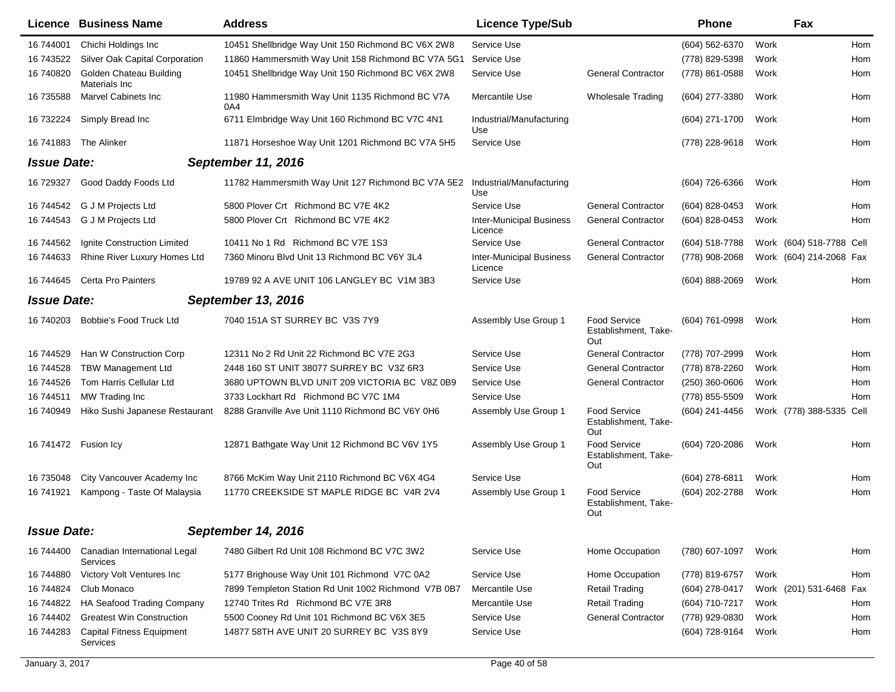| Licence | Business Name | Address | Licence Type/Sub | | Phone | | Fax | |
|---|---|---|---|---|---|---|---|---|
| 16 744001 | Chichi Holdings Inc | 10451 Shellbridge Way Unit 150 Richmond BC V6X 2W8 | Service Use | | (604) 562-6370 | Work | | Hom |
| 16 743522 | Silver Oak Capital Corporation | 11860 Hammersmith Way Unit 158 Richmond BC V7A 5G1 | Service Use | | (778) 829-5398 | Work | | Hom |
| 16 740820 | Golden Chateau Building Materials Inc | 10451 Shellbridge Way Unit 150 Richmond BC V6X 2W8 | Service Use | General Contractor | (778) 861-0588 | Work | | Hom |
| 16 735588 | Marvel Cabinets Inc | 11980 Hammersmith Way Unit 1135 Richmond BC V7A 0A4 | Mercantile Use | Wholesale Trading | (604) 277-3380 | Work | | Hom |
| 16 732224 | Simply Bread Inc | 6711 Elmbridge Way Unit 160 Richmond BC V7C 4N1 | Industrial/Manufacturing Use | | (604) 271-1700 | Work | | Hom |
| 16 741883 | The Alinker | 11871 Horseshoe Way Unit 1201 Richmond BC V7A 5H5 | Service Use | | (778) 228-9618 | Work | | Hom |
| ***Issue Date:*** | ***September 11, 2016*** | | | | | | | |
| 16 729327 | Good Daddy Foods Ltd | 11782 Hammersmith Way Unit 127 Richmond BC V7A 5E2 | Industrial/Manufacturing Use | | (604) 726-6366 | Work | | Hom |
| 16 744542 | G J M Projects Ltd | 5800 Plover Crt Richmond BC V7E 4K2 | Service Use | General Contractor | (604) 828-0453 | Work | | Hom |
| 16 744543 | G J M Projects Ltd | 5800 Plover Crt Richmond BC V7E 4K2 | Inter-Municipal Business Licence | General Contractor | (604) 828-0453 | Work | | Hom |
| 16 744562 | Ignite Construction Limited | 10411 No 1 Rd Richmond BC V7E 1S3 | Service Use | General Contractor | (604) 518-7788 | Work | (604) 518-7788 | Cell |
| 16 744633 | Rhine River Luxury Homes Ltd | 7360 Minoru Blvd Unit 13 Richmond BC V6Y 3L4 | Inter-Municipal Business Licence | General Contractor | (778) 908-2068 | Work | (604) 214-2068 | Fax |
| 16 744645 | Certa Pro Painters | 19789 92 A AVE UNIT 106 LANGLEY BC V1M 3B3 | Service Use | | (604) 888-2069 | Work | | Hom |
| ***Issue Date:*** | ***September 13, 2016*** | | | | | | | |
| 16 740203 | Bobbie's Food Truck Ltd | 7040 151A ST SURREY BC V3S 7Y9 | Assembly Use Group 1 | Food Service Establishment, Take-Out | (604) 761-0998 | Work | | Hom |
| 16 744529 | Han W Construction Corp | 12311 No 2 Rd Unit 22 Richmond BC V7E 2G3 | Service Use | General Contractor | (778) 707-2999 | Work | | Hom |
| 16 744528 | TBW Management Ltd | 2448 160 ST UNIT 38077 SURREY BC V3Z 6R3 | Service Use | General Contractor | (778) 878-2260 | Work | | Hom |
| 16 744526 | Tom Harris Cellular Ltd | 3680 UPTOWN BLVD UNIT 209 VICTORIA BC V8Z 0B9 | Service Use | General Contractor | (250) 360-0606 | Work | | Hom |
| 16 744511 | MW Trading Inc | 3733 Lockhart Rd Richmond BC V7C 1M4 | Service Use | | (778) 855-5509 | Work | | Hom |
| 16 740949 | Hiko Sushi Japanese Restaurant | 8288 Granville Ave Unit 1110 Richmond BC V6Y 0H6 | Assembly Use Group 1 | Food Service Establishment, Take-Out | (604) 241-4456 | Work | (778) 388-5335 | Cell |
| 16 741472 | Fusion Icy | 12871 Bathgate Way Unit 12 Richmond BC V6V 1Y5 | Assembly Use Group 1 | Food Service Establishment, Take-Out | (604) 720-2086 | Work | | Hom |
| 16 735048 | City Vancouver Academy Inc | 8766 McKim Way Unit 2110 Richmond BC V6X 4G4 | Service Use | | (604) 278-6811 | Work | | Hom |
| 16 741921 | Kampong - Taste Of Malaysia | 11770 CREEKSIDE ST MAPLE RIDGE BC V4R 2V4 | Assembly Use Group 1 | Food Service Establishment, Take-Out | (604) 202-2788 | Work | | Hom |
| ***Issue Date:*** | ***September 14, 2016*** | | | | | | | |
| 16 744400 | Canadian International Legal Services | 7480 Gilbert Rd Unit 108 Richmond BC V7C 3W2 | Service Use | Home Occupation | (780) 607-1097 | Work | | Hom |
| 16 744880 | Victory Volt Ventures Inc | 5177 Brighouse Way Unit 101 Richmond V7C 0A2 | Service Use | Home Occupation | (778) 819-6757 | Work | | Hom |
| 16 744824 | Club Monaco | 7899 Templeton Station Rd Unit 1002 Richmond V7B 0B7 | Mercantile Use | Retail Trading | (604) 278-0417 | Work | (201) 531-6468 | Fax |
| 16 744822 | HA Seafood Trading Company | 12740 Trites Rd Richmond BC V7E 3R8 | Mercantile Use | Retail Trading | (604) 710-7217 | Work | | Hom |
| 16 744402 | Greatest Win Construction | 5500 Cooney Rd Unit 101 Richmond BC V6X 3E5 | Service Use | General Contractor | (778) 929-0830 | Work | | Hom |
| 16 744283 | Capital Fitness Equipment Services | 14877 58TH AVE UNIT 20 SURREY BC V3S 8Y9 | Service Use | | (604) 728-9164 | Work | | Hom |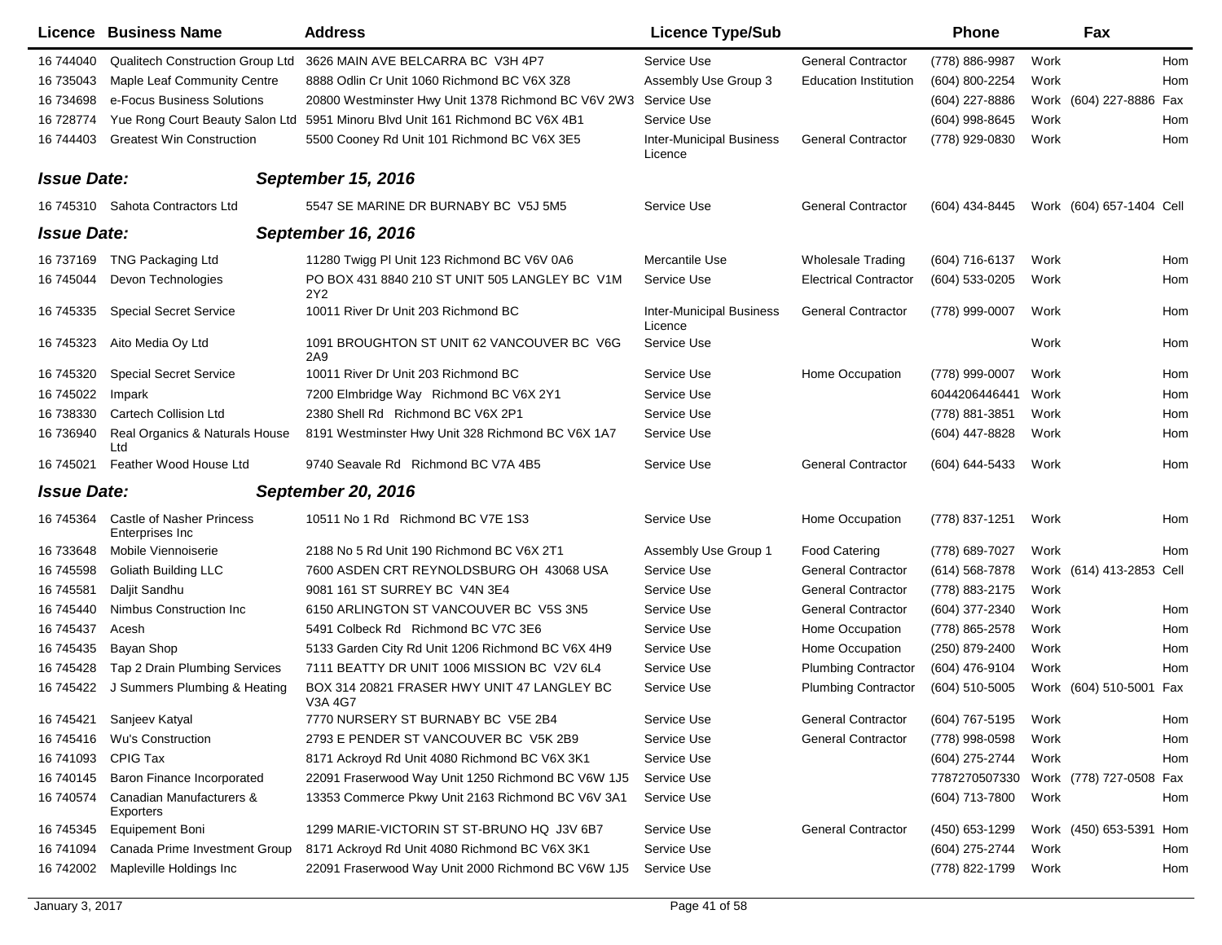| Licence | Business Name | Address | Licence Type/Sub | | Phone | | Fax | |
|---|---|---|---|---|---|---|---|---|
| 16 744040 | Qualitech Construction Group Ltd | 3626 MAIN AVE BELCARRA BC V3H 4P7 | Service Use | General Contractor | (778) 886-9987 | Work | | Hom |
| 16 735043 | Maple Leaf Community Centre | 8888 Odlin Cr Unit 1060 Richmond BC V6X 3Z8 | Assembly Use Group 3 | Education Institution | (604) 800-2254 | Work | | Hom |
| 16 734698 | e-Focus Business Solutions | 20800 Westminster Hwy Unit 1378 Richmond BC V6V 2W3 | Service Use | | (604) 227-8886 | Work | (604) 227-8886 | Fax |
| 16 728774 | Yue Rong Court Beauty Salon Ltd | 5951 Minoru Blvd Unit 161 Richmond BC V6X 4B1 | Service Use | | (604) 998-8645 | Work | | Hom |
| 16 744403 | Greatest Win Construction | 5500 Cooney Rd Unit 101 Richmond BC V6X 3E5 | Inter-Municipal Business Licence | General Contractor | (778) 929-0830 | Work | | Hom |
| ***Issue Date:*** | | ***September 15, 2016*** | | | | | | |
| 16 745310 | Sahota Contractors Ltd | 5547 SE MARINE DR BURNABY BC V5J 5M5 | Service Use | General Contractor | (604) 434-8445 | Work | (604) 657-1404 | Cell |
| ***Issue Date:*** | | ***September 16, 2016*** | | | | | | |
| 16 737169 | TNG Packaging Ltd | 11280 Twigg Pl Unit 123 Richmond BC V6V 0A6 | Mercantile Use | Wholesale Trading | (604) 716-6137 | Work | | Hom |
| 16 745044 | Devon Technologies | PO BOX 431 8840 210 ST UNIT 505 LANGLEY BC V1M 2Y2 | Service Use | Electrical Contractor | (604) 533-0205 | Work | | Hom |
| 16 745335 | Special Secret Service | 10011 River Dr Unit 203 Richmond BC | Inter-Municipal Business Licence | General Contractor | (778) 999-0007 | Work | | Hom |
| 16 745323 | Aito Media Oy Ltd | 1091 BROUGHTON ST UNIT 62 VANCOUVER BC V6G 2A9 | Service Use | | | Work | | Hom |
| 16 745320 | Special Secret Service | 10011 River Dr Unit 203 Richmond BC | Service Use | Home Occupation | (778) 999-0007 | Work | | Hom |
| 16 745022 | Impark | 7200 Elmbridge Way Richmond BC V6X 2Y1 | Service Use | | 6044206446441 | Work | | Hom |
| 16 738330 | Cartech Collision Ltd | 2380 Shell Rd Richmond BC V6X 2P1 | Service Use | | (778) 881-3851 | Work | | Hom |
| 16 736940 | Real Organics & Naturals House Ltd | 8191 Westminster Hwy Unit 328 Richmond BC V6X 1A7 | Service Use | | (604) 447-8828 | Work | | Hom |
| 16 745021 | Feather Wood House Ltd | 9740 Seavale Rd Richmond BC V7A 4B5 | Service Use | General Contractor | (604) 644-5433 | Work | | Hom |
| ***Issue Date:*** | | ***September 20, 2016*** | | | | | | |
| 16 745364 | Castle of Nasher Princess Enterprises Inc | 10511 No 1 Rd Richmond BC V7E 1S3 | Service Use | Home Occupation | (778) 837-1251 | Work | | Hom |
| 16 733648 | Mobile Viennoiserie | 2188 No 5 Rd Unit 190 Richmond BC V6X 2T1 | Assembly Use Group 1 | Food Catering | (778) 689-7027 | Work | | Hom |
| 16 745598 | Goliath Building LLC | 7600 ASDEN CRT REYNOLDSBURG OH 43068 USA | Service Use | General Contractor | (614) 568-7878 | Work | (614) 413-2853 | Cell |
| 16 745581 | Daljit Sandhu | 9081 161 ST SURREY BC V4N 3E4 | Service Use | General Contractor | (778) 883-2175 | Work | | |
| 16 745440 | Nimbus Construction Inc | 6150 ARLINGTON ST VANCOUVER BC V5S 3N5 | Service Use | General Contractor | (604) 377-2340 | Work | | Hom |
| 16 745437 | Acesh | 5491 Colbeck Rd Richmond BC V7C 3E6 | Service Use | Home Occupation | (778) 865-2578 | Work | | Hom |
| 16 745435 | Bayan Shop | 5133 Garden City Rd Unit 1206 Richmond BC V6X 4H9 | Service Use | Home Occupation | (250) 879-2400 | Work | | Hom |
| 16 745428 | Tap 2 Drain Plumbing Services | 7111 BEATTY DR UNIT 1006 MISSION BC V2V 6L4 | Service Use | Plumbing Contractor | (604) 476-9104 | Work | | Hom |
| 16 745422 | J Summers Plumbing & Heating | BOX 314 20821 FRASER HWY UNIT 47 LANGLEY BC V3A 4G7 | Service Use | Plumbing Contractor | (604) 510-5005 | Work | (604) 510-5001 | Fax |
| 16 745421 | Sanjeev Katyal | 7770 NURSERY ST BURNABY BC V5E 2B4 | Service Use | General Contractor | (604) 767-5195 | Work | | Hom |
| 16 745416 | Wu's Construction | 2793 E PENDER ST VANCOUVER BC V5K 2B9 | Service Use | General Contractor | (778) 998-0598 | Work | | Hom |
| 16 741093 | CPIG Tax | 8171 Ackroyd Rd Unit 4080 Richmond BC V6X 3K1 | Service Use | | (604) 275-2744 | Work | | Hom |
| 16 740145 | Baron Finance Incorporated | 22091 Fraserwood Way Unit 1250 Richmond BC V6W 1J5 | Service Use | | 7787270507330 | Work | (778) 727-0508 | Fax |
| 16 740574 | Canadian Manufacturers & Exporters | 13353 Commerce Pkwy Unit 2163 Richmond BC V6V 3A1 | Service Use | | (604) 713-7800 | Work | | Hom |
| 16 745345 | Equipement Boni | 1299 MARIE-VICTORIN ST ST-BRUNO HQ J3V 6B7 | Service Use | General Contractor | (450) 653-1299 | Work | (450) 653-5391 | Hom |
| 16 741094 | Canada Prime Investment Group | 8171 Ackroyd Rd Unit 4080 Richmond BC V6X 3K1 | Service Use | | (604) 275-2744 | Work | | Hom |
| 16 742002 | Mapleville Holdings Inc | 22091 Fraserwood Way Unit 2000 Richmond BC V6W 1J5 | Service Use | | (778) 822-1799 | Work | | Hom |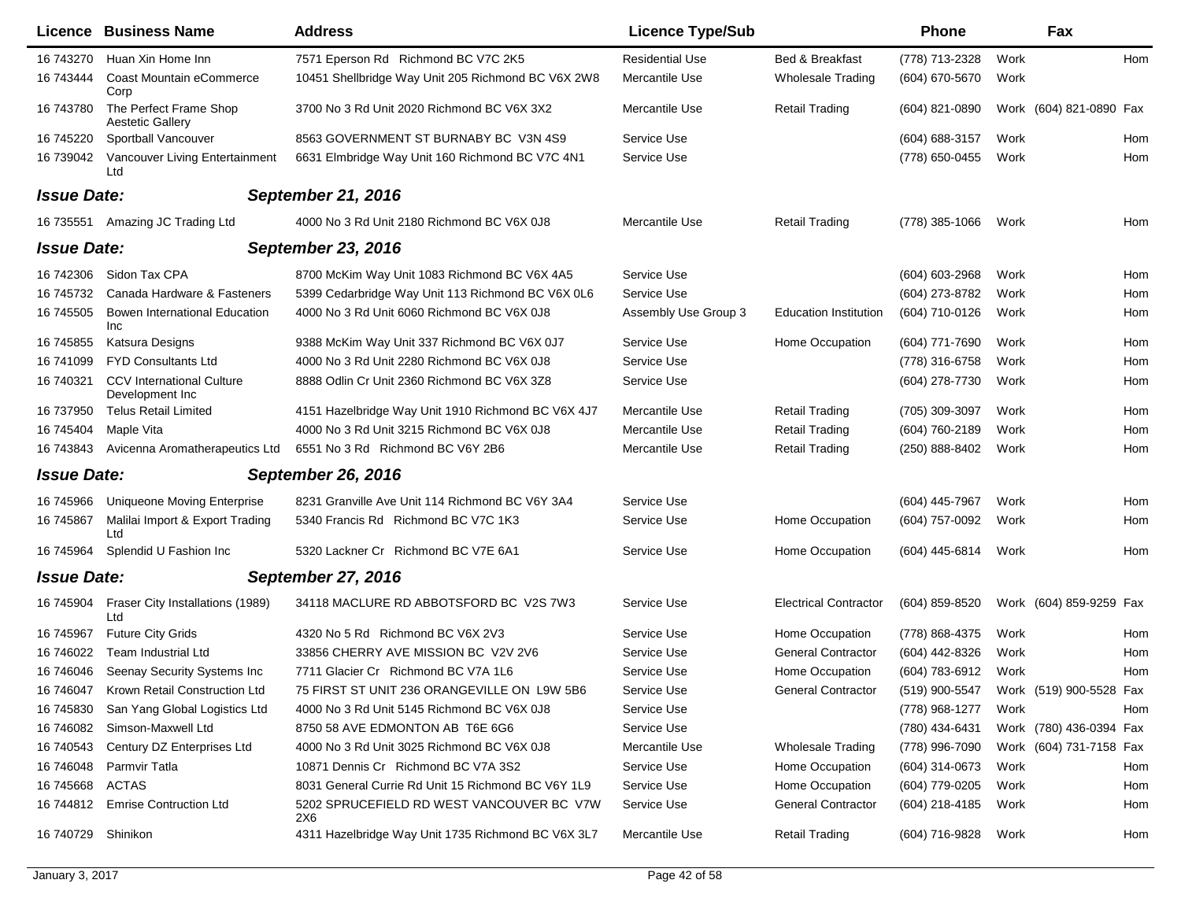| Licence | Business Name | Address | Licence Type/Sub | | Phone | | Fax | |
|---|---|---|---|---|---|---|---|---|
| 16 743270 | Huan Xin Home Inn | 7571 Eperson Rd Richmond BC V7C 2K5 | Residential Use | Bed & Breakfast | (778) 713-2328 | Work | | Hom |
| 16 743444 | Coast Mountain eCommerce Corp | 10451 Shellbridge Way Unit 205 Richmond BC V6X 2W8 | Mercantile Use | Wholesale Trading | (604) 670-5670 | Work | | |
| 16 743780 | The Perfect Frame Shop Aestetic Gallery | 3700 No 3 Rd Unit 2020 Richmond BC V6X 3X2 | Mercantile Use | Retail Trading | (604) 821-0890 | Work | (604) 821-0890 | Fax |
| 16 745220 | Sportball Vancouver | 8563 GOVERNMENT ST BURNABY BC V3N 4S9 | Service Use | | (604) 688-3157 | Work | | Hom |
| 16 739042 | Vancouver Living Entertainment Ltd | 6631 Elmbridge Way Unit 160 Richmond BC V7C 4N1 | Service Use | | (778) 650-0455 | Work | | Hom |
| ***Issue Date:*** | | ***September 21, 2016*** | | | | | | |
| 16 735551 | Amazing JC Trading Ltd | 4000 No 3 Rd Unit 2180 Richmond BC V6X 0J8 | Mercantile Use | Retail Trading | (778) 385-1066 | Work | | Hom |
| ***Issue Date:*** | | ***September 23, 2016*** | | | | | | |
| 16 742306 | Sidon Tax CPA | 8700 McKim Way Unit 1083 Richmond BC V6X 4A5 | Service Use | | (604) 603-2968 | Work | | Hom |
| 16 745732 | Canada Hardware & Fasteners | 5399 Cedarbridge Way Unit 113 Richmond BC V6X 0L6 | Service Use | | (604) 273-8782 | Work | | Hom |
| 16 745505 | Bowen International Education Inc | 4000 No 3 Rd Unit 6060 Richmond BC V6X 0J8 | Assembly Use Group 3 | Education Institution | (604) 710-0126 | Work | | Hom |
| 16 745855 | Katsura Designs | 9388 McKim Way Unit 337 Richmond BC V6X 0J7 | Service Use | Home Occupation | (604) 771-7690 | Work | | Hom |
| 16 741099 | FYD Consultants Ltd | 4000 No 3 Rd Unit 2280 Richmond BC V6X 0J8 | Service Use | | (778) 316-6758 | Work | | Hom |
| 16 740321 | CCV International Culture Development Inc | 8888 Odlin Cr Unit 2360 Richmond BC V6X 3Z8 | Service Use | | (604) 278-7730 | Work | | Hom |
| 16 737950 | Telus Retail Limited | 4151 Hazelbridge Way Unit 1910 Richmond BC V6X 4J7 | Mercantile Use | Retail Trading | (705) 309-3097 | Work | | Hom |
| 16 745404 | Maple Vita | 4000 No 3 Rd Unit 3215 Richmond BC V6X 0J8 | Mercantile Use | Retail Trading | (604) 760-2189 | Work | | Hom |
| 16 743843 | Avicenna Aromatherapeutics Ltd | 6551 No 3 Rd Richmond BC V6Y 2B6 | Mercantile Use | Retail Trading | (250) 888-8402 | Work | | Hom |
| ***Issue Date:*** | | ***September 26, 2016*** | | | | | | |
| 16 745966 | Uniqueone Moving Enterprise | 8231 Granville Ave Unit 114 Richmond BC V6Y 3A4 | Service Use | | (604) 445-7967 | Work | | Hom |
| 16 745867 | Malilai Import & Export Trading Ltd | 5340 Francis Rd Richmond BC V7C 1K3 | Service Use | Home Occupation | (604) 757-0092 | Work | | Hom |
| 16 745964 | Splendid U Fashion Inc | 5320 Lackner Cr Richmond BC V7E 6A1 | Service Use | Home Occupation | (604) 445-6814 | Work | | Hom |
| ***Issue Date:*** | | ***September 27, 2016*** | | | | | | |
| 16 745904 | Fraser City Installations (1989) Ltd | 34118 MACLURE RD ABBOTSFORD BC V2S 7W3 | Service Use | Electrical Contractor | (604) 859-8520 | Work | (604) 859-9259 | Fax |
| 16 745967 | Future City Grids | 4320 No 5 Rd Richmond BC V6X 2V3 | Service Use | Home Occupation | (778) 868-4375 | Work | | Hom |
| 16 746022 | Team Industrial Ltd | 33856 CHERRY AVE MISSION BC V2V 2V6 | Service Use | General Contractor | (604) 442-8326 | Work | | Hom |
| 16 746046 | Seenay Security Systems Inc | 7711 Glacier Cr Richmond BC V7A 1L6 | Service Use | Home Occupation | (604) 783-6912 | Work | | Hom |
| 16 746047 | Krown Retail Construction Ltd | 75 FIRST ST UNIT 236 ORANGEVILLE ON L9W 5B6 | Service Use | General Contractor | (519) 900-5547 | Work | (519) 900-5528 | Fax |
| 16 745830 | San Yang Global Logistics Ltd | 4000 No 3 Rd Unit 5145 Richmond BC V6X 0J8 | Service Use | | (778) 968-1277 | Work | | Hom |
| 16 746082 | Simson-Maxwell Ltd | 8750 58 AVE EDMONTON AB T6E 6G6 | Service Use | | (780) 434-6431 | Work | (780) 436-0394 | Fax |
| 16 740543 | Century DZ Enterprises Ltd | 4000 No 3 Rd Unit 3025 Richmond BC V6X 0J8 | Mercantile Use | Wholesale Trading | (778) 996-7090 | Work | (604) 731-7158 | Fax |
| 16 746048 | Parmvir Tatla | 10871 Dennis Cr Richmond BC V7A 3S2 | Service Use | Home Occupation | (604) 314-0673 | Work | | Hom |
| 16 745668 | ACTAS | 8031 General Currie Rd Unit 15 Richmond BC V6Y 1L9 | Service Use | Home Occupation | (604) 779-0205 | Work | | Hom |
| 16 744812 | Emrise Contruction Ltd | 5202 SPRUCEFIELD RD WEST VANCOUVER BC V7W 2X6 | Service Use | General Contractor | (604) 218-4185 | Work | | Hom |
| 16 740729 | Shinikon | 4311 Hazelbridge Way Unit 1735 Richmond BC V6X 3L7 | Mercantile Use | Retail Trading | (604) 716-9828 | Work | | Hom |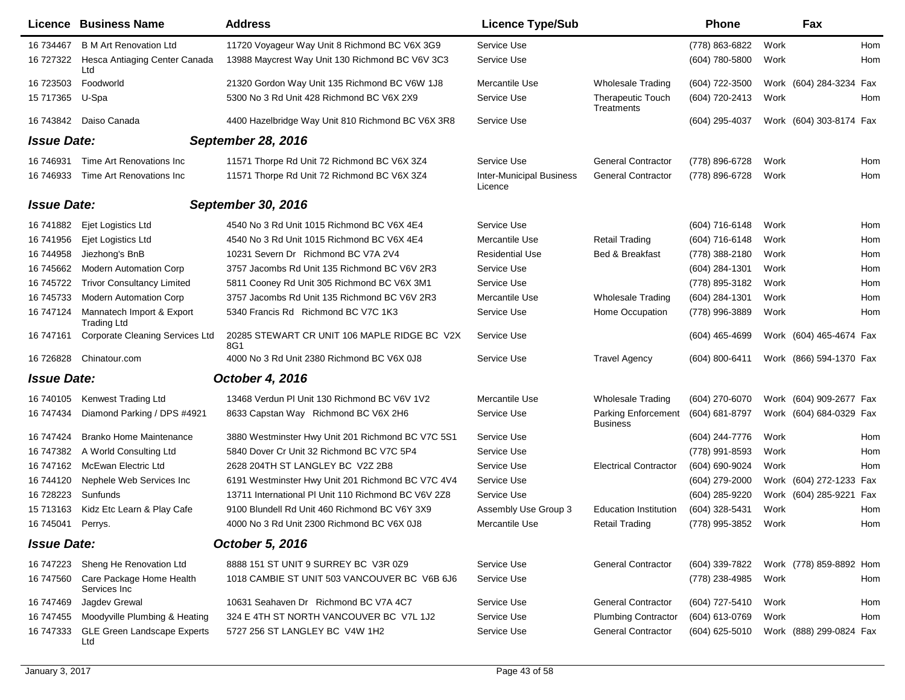| Licence | Business Name | Address | Licence Type/Sub | | Phone | | Fax | |
|---|---|---|---|---|---|---|---|---|
| 16 734467 | B M Art Renovation Ltd | 11720 Voyageur Way Unit 8 Richmond BC V6X 3G9 | Service Use | | (778) 863-6822 | Work | | Hom |
| 16 727322 | Hesca Antiaging Center Canada Ltd | 13988 Maycrest Way Unit 130 Richmond BC V6V 3C3 | Service Use | | (604) 780-5800 | Work | | Hom |
| 16 723503 | Foodworld | 21320 Gordon Way Unit 135 Richmond BC V6W 1J8 | Mercantile Use | Wholesale Trading | (604) 722-3500 | Work | (604) 284-3234 | Fax |
| 15 717365 | U-Spa | 5300 No 3 Rd Unit 428 Richmond BC V6X 2X9 | Service Use | Therapeutic Touch Treatments | (604) 720-2413 | Work | | Hom |
| 16 743842 | Daiso Canada | 4400 Hazelbridge Way Unit 810 Richmond BC V6X 3R8 | Service Use | | (604) 295-4037 | Work | (604) 303-8174 | Fax |
| ***Issue Date:*** | | ***September 28, 2016*** | | | | | | |
| 16 746931 | Time Art Renovations Inc | 11571 Thorpe Rd Unit 72 Richmond BC V6X 3Z4 | Service Use | General Contractor | (778) 896-6728 | Work | | Hom |
| 16 746933 | Time Art Renovations Inc | 11571 Thorpe Rd Unit 72 Richmond BC V6X 3Z4 | Inter-Municipal Business Licence | General Contractor | (778) 896-6728 | Work | | Hom |
| ***Issue Date:*** | | ***September 30, 2016*** | | | | | | |
| 16 741882 | Ejet Logistics Ltd | 4540 No 3 Rd Unit 1015 Richmond BC V6X 4E4 | Service Use | | (604) 716-6148 | Work | | Hom |
| 16 741956 | Ejet Logistics Ltd | 4540 No 3 Rd Unit 1015 Richmond BC V6X 4E4 | Mercantile Use | Retail Trading | (604) 716-6148 | Work | | Hom |
| 16 744958 | Jiezhong's BnB | 10231 Severn Dr Richmond BC V7A 2V4 | Residential Use | Bed & Breakfast | (778) 388-2180 | Work | | Hom |
| 16 745662 | Modern Automation Corp | 3757 Jacombs Rd Unit 135 Richmond BC V6V 2R3 | Service Use | | (604) 284-1301 | Work | | Hom |
| 16 745722 | Trivor Consultancy Limited | 5811 Cooney Rd Unit 305 Richmond BC V6X 3M1 | Service Use | | (778) 895-3182 | Work | | Hom |
| 16 745733 | Modern Automation Corp | 3757 Jacombs Rd Unit 135 Richmond BC V6V 2R3 | Mercantile Use | Wholesale Trading | (604) 284-1301 | Work | | Hom |
| 16 747124 | Mannatech Import & Export Trading Ltd | 5340 Francis Rd Richmond BC V7C 1K3 | Service Use | Home Occupation | (778) 996-3889 | Work | | Hom |
| 16 747161 | Corporate Cleaning Services Ltd | 20285 STEWART CR UNIT 106 MAPLE RIDGE BC V2X 8G1 | Service Use | | (604) 465-4699 | Work | (604) 465-4674 | Fax |
| 16 726828 | Chinatour.com | 4000 No 3 Rd Unit 2380 Richmond BC V6X 0J8 | Service Use | Travel Agency | (604) 800-6411 | Work | (866) 594-1370 | Fax |
| ***Issue Date:*** | | ***October 4, 2016*** | | | | | | |
| 16 740105 | Kenwest Trading Ltd | 13468 Verdun Pl Unit 130 Richmond BC V6V 1V2 | Mercantile Use | Wholesale Trading | (604) 270-6070 | Work | (604) 909-2677 | Fax |
| 16 747434 | Diamond Parking / DPS #4921 | 8633 Capstan Way Richmond BC V6X 2H6 | Service Use | Parking Enforcement Business | (604) 681-8797 | Work | (604) 684-0329 | Fax |
| 16 747424 | Branko Home Maintenance | 3880 Westminster Hwy Unit 201 Richmond BC V7C 5S1 | Service Use | | (604) 244-7776 | Work | | Hom |
| 16 747382 | A World Consulting Ltd | 5840 Dover Cr Unit 32 Richmond BC V7C 5P4 | Service Use | | (778) 991-8593 | Work | | Hom |
| 16 747162 | McEwan Electric Ltd | 2628 204TH ST LANGLEY BC V2Z 2B8 | Service Use | Electrical Contractor | (604) 690-9024 | Work | | Hom |
| 16 744120 | Nephele Web Services Inc | 6191 Westminster Hwy Unit 201 Richmond BC V7C 4V4 | Service Use | | (604) 279-2000 | Work | (604) 272-1233 | Fax |
| 16 728223 | Sunfunds | 13711 International Pl Unit 110 Richmond BC V6V 2Z8 | Service Use | | (604) 285-9220 | Work | (604) 285-9221 | Fax |
| 15 713163 | Kidz Etc Learn & Play Cafe | 9100 Blundell Rd Unit 460 Richmond BC V6Y 3X9 | Assembly Use Group 3 | Education Institution | (604) 328-5431 | Work | | Hom |
| 16 745041 | Perrys. | 4000 No 3 Rd Unit 2300 Richmond BC V6X 0J8 | Mercantile Use | Retail Trading | (778) 995-3852 | Work | | Hom |
| ***Issue Date:*** | | ***October 5, 2016*** | | | | | | |
| 16 747223 | Sheng He Renovation Ltd | 8888 151 ST UNIT 9 SURREY BC V3R 0Z9 | Service Use | General Contractor | (604) 339-7822 | Work | (778) 859-8892 | Hom |
| 16 747560 | Care Package Home Health Services Inc | 1018 CAMBIE ST UNIT 503 VANCOUVER BC V6B 6J6 | Service Use | | (778) 238-4985 | Work | | Hom |
| 16 747469 | Jagdev Grewal | 10631 Seahaven Dr Richmond BC V7A 4C7 | Service Use | General Contractor | (604) 727-5410 | Work | | Hom |
| 16 747455 | Moodyville Plumbing & Heating | 324 E 4TH ST NORTH VANCOUVER BC V7L 1J2 | Service Use | Plumbing Contractor | (604) 613-0769 | Work | | Hom |
| 16 747333 | GLE Green Landscape Experts Ltd | 5727 256 ST LANGLEY BC V4W 1H2 | Service Use | General Contractor | (604) 625-5010 | Work | (888) 299-0824 | Fax |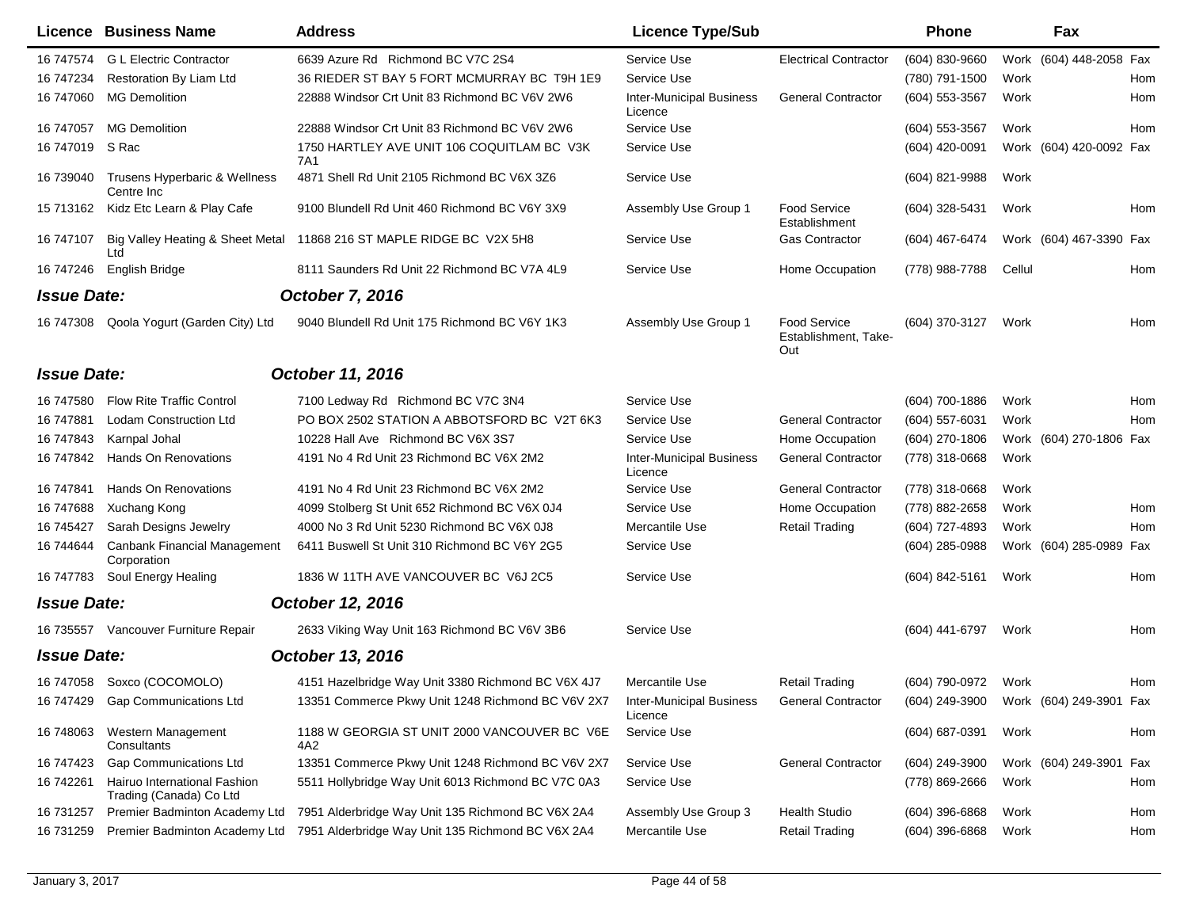| Licence | Business Name | Address | Licence Type/Sub | | Phone | | Fax | |
|---|---|---|---|---|---|---|---|---|
| 16 747574 | G L Electric Contractor | 6639 Azure Rd Richmond BC V7C 2S4 | Service Use | Electrical Contractor | (604) 830-9660 | Work | (604) 448-2058 | Fax |
| 16 747234 | Restoration By Liam Ltd | 36 RIEDER ST BAY 5 FORT MCMURRAY BC T9H 1E9 | Service Use | | (780) 791-1500 | Work | | Hom |
| 16 747060 | MG Demolition | 22888 Windsor Crt Unit 83 Richmond BC V6V 2W6 | Inter-Municipal Business Licence | General Contractor | (604) 553-3567 | Work | | Hom |
| 16 747057 | MG Demolition | 22888 Windsor Crt Unit 83 Richmond BC V6V 2W6 | Service Use | | (604) 553-3567 | Work | | Hom |
| 16 747019 | S Rac | 1750 HARTLEY AVE UNIT 106 COQUITLAM BC V3K 7A1 | Service Use | | (604) 420-0091 | Work | (604) 420-0092 | Fax |
| 16 739040 | Trusens Hyperbaric & Wellness Centre Inc | 4871 Shell Rd Unit 2105 Richmond BC V6X 3Z6 | Service Use | | (604) 821-9988 | Work | | |
| 15 713162 | Kidz Etc Learn & Play Cafe | 9100 Blundell Rd Unit 460 Richmond BC V6Y 3X9 | Assembly Use Group 1 | Food Service Establishment | (604) 328-5431 | Work | | Hom |
| 16 747107 | Big Valley Heating & Sheet Metal Ltd | 11868 216 ST MAPLE RIDGE BC V2X 5H8 | Service Use | Gas Contractor | (604) 467-6474 | Work | (604) 467-3390 | Fax |
| 16 747246 | English Bridge | 8111 Saunders Rd Unit 22 Richmond BC V7A 4L9 | Service Use | Home Occupation | (778) 988-7788 | Cellul | | Hom |
| ***Issue Date:*** | | ***October 7, 2016*** | | | | | | |
| 16 747308 | Qoola Yogurt (Garden City) Ltd | 9040 Blundell Rd Unit 175 Richmond BC V6Y 1K3 | Assembly Use Group 1 | Food Service Establishment, Take-Out | (604) 370-3127 | Work | | Hom |
| ***Issue Date:*** | | ***October 11, 2016*** | | | | | | |
| 16 747580 | Flow Rite Traffic Control | 7100 Ledway Rd Richmond BC V7C 3N4 | Service Use | | (604) 700-1886 | Work | | Hom |
| 16 747881 | Lodam Construction Ltd | PO BOX 2502 STATION A ABBOTSFORD BC V2T 6K3 | Service Use | General Contractor | (604) 557-6031 | Work | | Hom |
| 16 747843 | Karnpal Johal | 10228 Hall Ave Richmond BC V6X 3S7 | Service Use | Home Occupation | (604) 270-1806 | Work | (604) 270-1806 | Fax |
| 16 747842 | Hands On Renovations | 4191 No 4 Rd Unit 23 Richmond BC V6X 2M2 | Inter-Municipal Business Licence | General Contractor | (778) 318-0668 | Work | | |
| 16 747841 | Hands On Renovations | 4191 No 4 Rd Unit 23 Richmond BC V6X 2M2 | Service Use | General Contractor | (778) 318-0668 | Work | | |
| 16 747688 | Xuchang Kong | 4099 Stolberg St Unit 652 Richmond BC V6X 0J4 | Service Use | Home Occupation | (778) 882-2658 | Work | | Hom |
| 16 745427 | Sarah Designs Jewelry | 4000 No 3 Rd Unit 5230 Richmond BC V6X 0J8 | Mercantile Use | Retail Trading | (604) 727-4893 | Work | | Hom |
| 16 744644 | Canbank Financial Management Corporation | 6411 Buswell St Unit 310 Richmond BC V6Y 2G5 | Service Use | | (604) 285-0988 | Work | (604) 285-0989 | Fax |
| 16 747783 | Soul Energy Healing | 1836 W 11TH AVE VANCOUVER BC V6J 2C5 | Service Use | | (604) 842-5161 | Work | | Hom |
| ***Issue Date:*** | | ***October 12, 2016*** | | | | | | |
| 16 735557 | Vancouver Furniture Repair | 2633 Viking Way Unit 163 Richmond BC V6V 3B6 | Service Use | | (604) 441-6797 | Work | | Hom |
| ***Issue Date:*** | | ***October 13, 2016*** | | | | | | |
| 16 747058 | Soxco (COCOMOLO) | 4151 Hazelbridge Way Unit 3380 Richmond BC V6X 4J7 | Mercantile Use | Retail Trading | (604) 790-0972 | Work | | Hom |
| 16 747429 | Gap Communications Ltd | 13351 Commerce Pkwy Unit 1248 Richmond BC V6V 2X7 | Inter-Municipal Business Licence | General Contractor | (604) 249-3900 | Work | (604) 249-3901 | Fax |
| 16 748063 | Western Management Consultants | 1188 W GEORGIA ST UNIT 2000 VANCOUVER BC V6E 4A2 | Service Use | | (604) 687-0391 | Work | | Hom |
| 16 747423 | Gap Communications Ltd | 13351 Commerce Pkwy Unit 1248 Richmond BC V6V 2X7 | Service Use | General Contractor | (604) 249-3900 | Work | (604) 249-3901 | Fax |
| 16 742261 | Hairuo International Fashion Trading (Canada) Co Ltd | 5511 Hollybridge Way Unit 6013 Richmond BC V7C 0A3 | Service Use | | (778) 869-2666 | Work | | Hom |
| 16 731257 | Premier Badminton Academy Ltd | 7951 Alderbridge Way Unit 135 Richmond BC V6X 2A4 | Assembly Use Group 3 | Health Studio | (604) 396-6868 | Work | | Hom |
| 16 731259 | Premier Badminton Academy Ltd | 7951 Alderbridge Way Unit 135 Richmond BC V6X 2A4 | Mercantile Use | Retail Trading | (604) 396-6868 | Work | | Hom |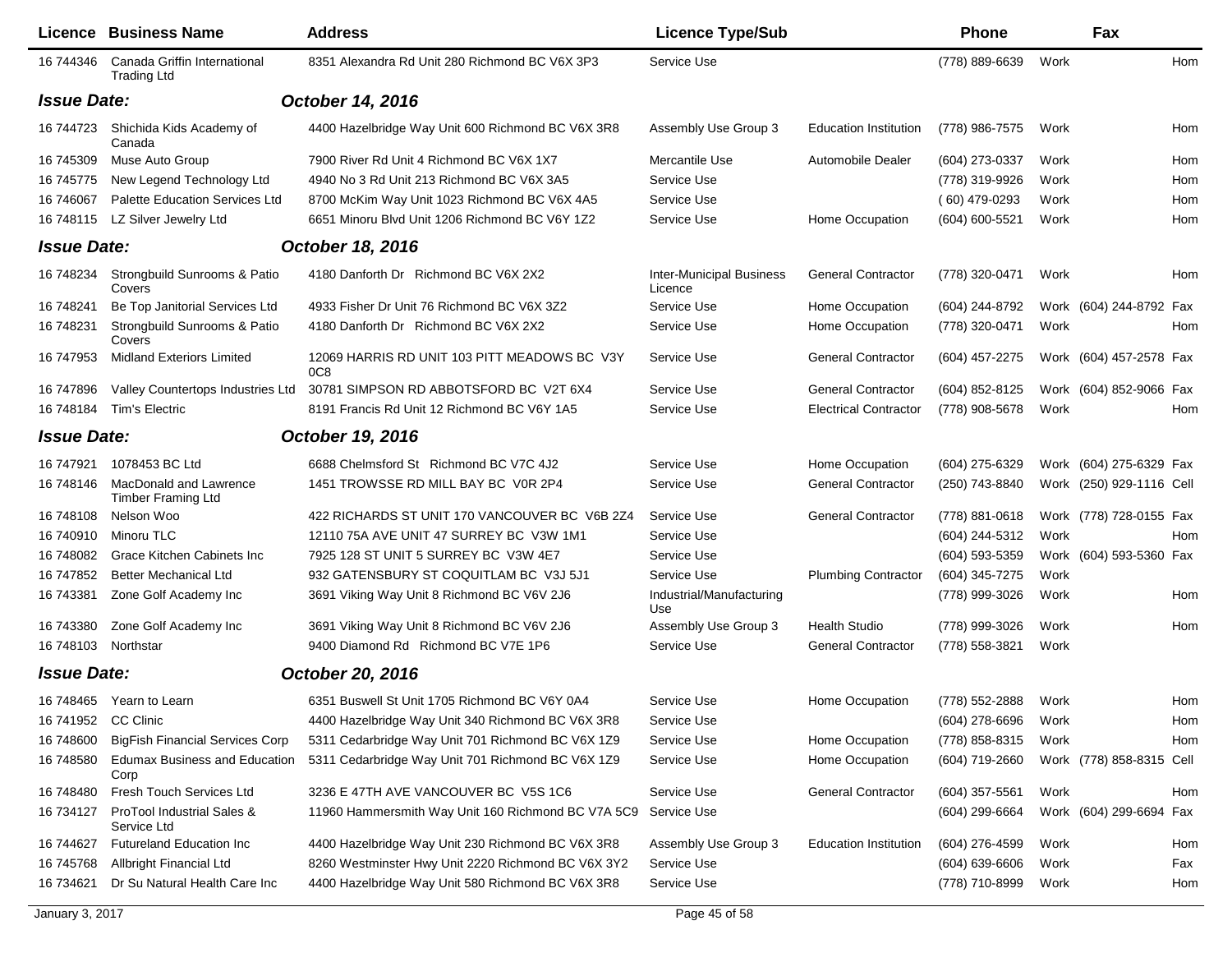| Licence | Business Name | Address | Licence Type/Sub | | Phone | | Fax | |
|---|---|---|---|---|---|---|---|---|
| 16 744346 | Canada Griffin International Trading Ltd | 8351 Alexandra Rd Unit 280 Richmond BC V6X 3P3 | Service Use | | (778) 889-6639 | Work | | Hom |
| ***Issue Date:*** | | ***October 14, 2016*** | | | | | | |
| 16 744723 | Shichida Kids Academy of Canada | 4400 Hazelbridge Way Unit 600 Richmond BC V6X 3R8 | Assembly Use Group 3 | Education Institution | (778) 986-7575 | Work | | Hom |
| 16 745309 | Muse Auto Group | 7900 River Rd Unit 4 Richmond BC V6X 1X7 | Mercantile Use | Automobile Dealer | (604) 273-0337 | Work | | Hom |
| 16 745775 | New Legend Technology Ltd | 4940 No 3 Rd Unit 213 Richmond BC V6X 3A5 | Service Use | | (778) 319-9926 | Work | | Hom |
| 16 746067 | Palette Education Services Ltd | 8700 McKim Way Unit 1023 Richmond BC V6X 4A5 | Service Use | | ( 60) 479-0293 | Work | | Hom |
| 16 748115 | LZ Silver Jewelry Ltd | 6651 Minoru Blvd Unit 1206 Richmond BC V6Y 1Z2 | Service Use | Home Occupation | (604) 600-5521 | Work | | Hom |
| ***Issue Date:*** | | ***October 18, 2016*** | | | | | | |
| 16 748234 | Strongbuild Sunrooms & Patio Covers | 4180 Danforth Dr Richmond BC V6X 2X2 | Inter-Municipal Business Licence | General Contractor | (778) 320-0471 | Work | | Hom |
| 16 748241 | Be Top Janitorial Services Ltd | 4933 Fisher Dr Unit 76 Richmond BC V6X 3Z2 | Service Use | Home Occupation | (604) 244-8792 | Work | (604) 244-8792 | Fax |
| 16 748231 | Strongbuild Sunrooms & Patio Covers | 4180 Danforth Dr Richmond BC V6X 2X2 | Service Use | Home Occupation | (778) 320-0471 | Work | | Hom |
| 16 747953 | Midland Exteriors Limited | 12069 HARRIS RD UNIT 103 PITT MEADOWS BC V3Y 0C8 | Service Use | General Contractor | (604) 457-2275 | Work | (604) 457-2578 | Fax |
| 16 747896 | Valley Countertops Industries Ltd | 30781 SIMPSON RD ABBOTSFORD BC V2T 6X4 | Service Use | General Contractor | (604) 852-8125 | Work | (604) 852-9066 | Fax |
| 16 748184 | Tim's Electric | 8191 Francis Rd Unit 12 Richmond BC V6Y 1A5 | Service Use | Electrical Contractor | (778) 908-5678 | Work | | Hom |
| ***Issue Date:*** | | ***October 19, 2016*** | | | | | | |
| 16 747921 | 1078453 BC Ltd | 6688 Chelmsford St Richmond BC V7C 4J2 | Service Use | Home Occupation | (604) 275-6329 | Work | (604) 275-6329 | Fax |
| 16 748146 | MacDonald and Lawrence Timber Framing Ltd | 1451 TROWSSE RD MILL BAY BC V0R 2P4 | Service Use | General Contractor | (250) 743-8840 | Work | (250) 929-1116 | Cell |
| 16 748108 | Nelson Woo | 422 RICHARDS ST UNIT 170 VANCOUVER BC V6B 2Z4 | Service Use | General Contractor | (778) 881-0618 | Work | (778) 728-0155 | Fax |
| 16 740910 | Minoru TLC | 12110 75A AVE UNIT 47 SURREY BC V3W 1M1 | Service Use | | (604) 244-5312 | Work | | Hom |
| 16 748082 | Grace Kitchen Cabinets Inc | 7925 128 ST UNIT 5 SURREY BC V3W 4E7 | Service Use | | (604) 593-5359 | Work | (604) 593-5360 | Fax |
| 16 747852 | Better Mechanical Ltd | 932 GATENSBURY ST COQUITLAM BC V3J 5J1 | Service Use | Plumbing Contractor | (604) 345-7275 | Work | | |
| 16 743381 | Zone Golf Academy Inc | 3691 Viking Way Unit 8 Richmond BC V6V 2J6 | Industrial/Manufacturing Use | | (778) 999-3026 | Work | | Hom |
| 16 743380 | Zone Golf Academy Inc | 3691 Viking Way Unit 8 Richmond BC V6V 2J6 | Assembly Use Group 3 | Health Studio | (778) 999-3026 | Work | | Hom |
| 16 748103 | Northstar | 9400 Diamond Rd Richmond BC V7E 1P6 | Service Use | General Contractor | (778) 558-3821 | Work | | |
| ***Issue Date:*** | | ***October 20, 2016*** | | | | | | |
| 16 748465 | Yearn to Learn | 6351 Buswell St Unit 1705 Richmond BC V6Y 0A4 | Service Use | Home Occupation | (778) 552-2888 | Work | | Hom |
| 16 741952 | CC Clinic | 4400 Hazelbridge Way Unit 340 Richmond BC V6X 3R8 | Service Use | | (604) 278-6696 | Work | | Hom |
| 16 748600 | BigFish Financial Services Corp | 5311 Cedarbridge Way Unit 701 Richmond BC V6X 1Z9 | Service Use | Home Occupation | (778) 858-8315 | Work | | Hom |
| 16 748580 | Edumax Business and Education Corp | 5311 Cedarbridge Way Unit 701 Richmond BC V6X 1Z9 | Service Use | Home Occupation | (604) 719-2660 | Work | (778) 858-8315 | Cell |
| 16 748480 | Fresh Touch Services Ltd | 3236 E 47TH AVE VANCOUVER BC V5S 1C6 | Service Use | General Contractor | (604) 357-5561 | Work | | Hom |
| 16 734127 | ProTool Industrial Sales & Service Ltd | 11960 Hammersmith Way Unit 160 Richmond BC V7A 5C9 | Service Use | | (604) 299-6664 | Work | (604) 299-6694 | Fax |
| 16 744627 | Futureland Education Inc | 4400 Hazelbridge Way Unit 230 Richmond BC V6X 3R8 | Assembly Use Group 3 | Education Institution | (604) 276-4599 | Work | | Hom |
| 16 745768 | Allbright Financial Ltd | 8260 Westminster Hwy Unit 2220 Richmond BC V6X 3Y2 | Service Use | | (604) 639-6606 | Work | | Fax |
| 16 734621 | Dr Su Natural Health Care Inc | 4400 Hazelbridge Way Unit 580 Richmond BC V6X 3R8 | Service Use | | (778) 710-8999 | Work | | Hom |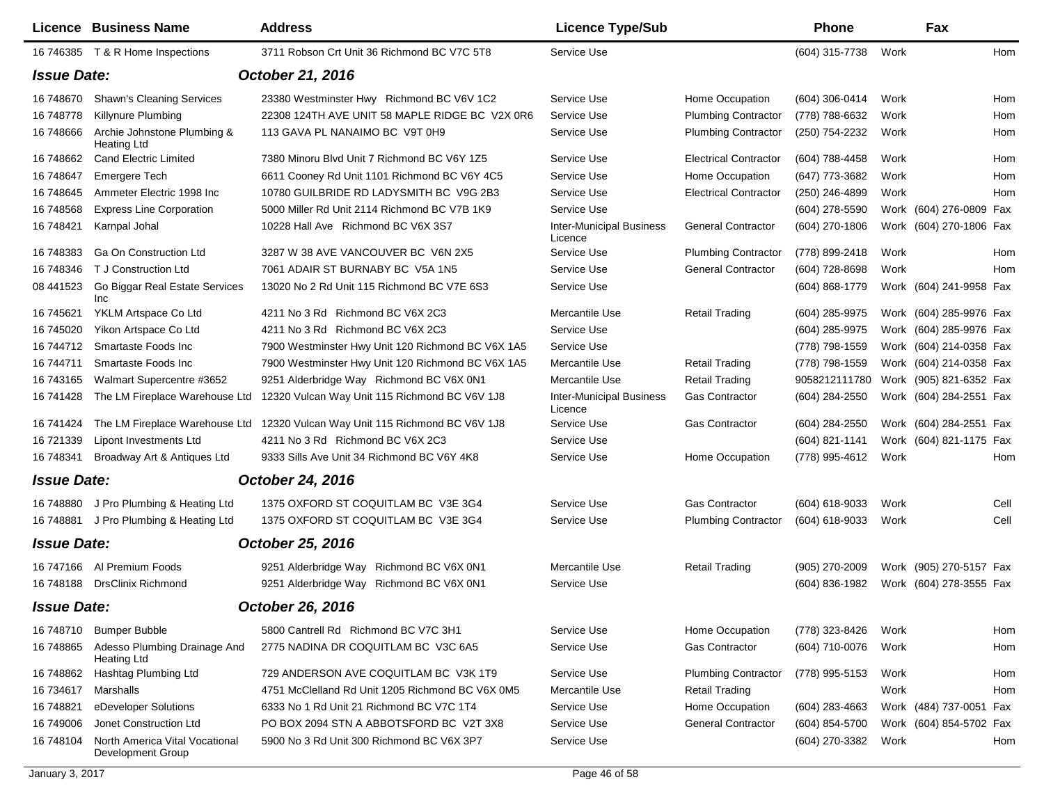| Licence | Business Name | Address | Licence Type/Sub | | Phone | | Fax | |
|---|---|---|---|---|---|---|---|---|
| 16 746385 | T & R Home Inspections | 3711 Robson Crt Unit 36 Richmond BC V7C 5T8 | Service Use | | (604) 315-7738 | Work | | Hom |
| ***Issue Date:*** | | ***October 21, 2016*** | | | | | | |
| 16 748670 | Shawn's Cleaning Services | 23380 Westminster Hwy Richmond BC V6V 1C2 | Service Use | Home Occupation | (604) 306-0414 | Work | | Hom |
| 16 748778 | Killynure Plumbing | 22308 124TH AVE UNIT 58 MAPLE RIDGE BC V2X 0R6 | Service Use | Plumbing Contractor | (778) 788-6632 | Work | | Hom |
| 16 748666 | Archie Johnstone Plumbing & Heating Ltd | 113 GAVA PL NANAIMO BC V9T 0H9 | Service Use | Plumbing Contractor | (250) 754-2232 | Work | | Hom |
| 16 748662 | Cand Electric Limited | 7380 Minoru Blvd Unit 7 Richmond BC V6Y 1Z5 | Service Use | Electrical Contractor | (604) 788-4458 | Work | | Hom |
| 16 748647 | Emergere Tech | 6611 Cooney Rd Unit 1101 Richmond BC V6Y 4C5 | Service Use | Home Occupation | (647) 773-3682 | Work | | Hom |
| 16 748645 | Ammeter Electric 1998 Inc | 10780 GUILBRIDE RD LADYSMITH BC V9G 2B3 | Service Use | Electrical Contractor | (250) 246-4899 | Work | | Hom |
| 16 748568 | Express Line Corporation | 5000 Miller Rd Unit 2114 Richmond BC V7B 1K9 | Service Use | | (604) 278-5590 | Work | (604) 276-0809 | Fax |
| 16 748421 | Karnpal Johal | 10228 Hall Ave Richmond BC V6X 3S7 | Inter-Municipal Business Licence | General Contractor | (604) 270-1806 | Work | (604) 270-1806 | Fax |
| 16 748383 | Ga On Construction Ltd | 3287 W 38 AVE VANCOUVER BC V6N 2X5 | Service Use | Plumbing Contractor | (778) 899-2418 | Work | | Hom |
| 16 748346 | T J Construction Ltd | 7061 ADAIR ST BURNABY BC V5A 1N5 | Service Use | General Contractor | (604) 728-8698 | Work | | Hom |
| 08 441523 | Go Biggar Real Estate Services Inc | 13020 No 2 Rd Unit 115 Richmond BC V7E 6S3 | Service Use | | (604) 868-1779 | Work | (604) 241-9958 | Fax |
| 16 745621 | YKLM Artspace Co Ltd | 4211 No 3 Rd Richmond BC V6X 2C3 | Mercantile Use | Retail Trading | (604) 285-9975 | Work | (604) 285-9976 | Fax |
| 16 745020 | Yikon Artspace Co Ltd | 4211 No 3 Rd Richmond BC V6X 2C3 | Service Use | | (604) 285-9975 | Work | (604) 285-9976 | Fax |
| 16 744712 | Smartaste Foods Inc | 7900 Westminster Hwy Unit 120 Richmond BC V6X 1A5 | Service Use | | (778) 798-1559 | Work | (604) 214-0358 | Fax |
| 16 744711 | Smartaste Foods Inc | 7900 Westminster Hwy Unit 120 Richmond BC V6X 1A5 | Mercantile Use | Retail Trading | (778) 798-1559 | Work | (604) 214-0358 | Fax |
| 16 743165 | Walmart Supercentre #3652 | 9251 Alderbridge Way Richmond BC V6X 0N1 | Mercantile Use | Retail Trading | 9058212111780 | Work | (905) 821-6352 | Fax |
| 16 741428 | The LM Fireplace Warehouse Ltd | 12320 Vulcan Way Unit 115 Richmond BC V6V 1J8 | Inter-Municipal Business Licence | Gas Contractor | (604) 284-2550 | Work | (604) 284-2551 | Fax |
| 16 741424 | The LM Fireplace Warehouse Ltd | 12320 Vulcan Way Unit 115 Richmond BC V6V 1J8 | Service Use | Gas Contractor | (604) 284-2550 | Work | (604) 284-2551 | Fax |
| 16 721339 | Lipont Investments Ltd | 4211 No 3 Rd Richmond BC V6X 2C3 | Service Use | | (604) 821-1141 | Work | (604) 821-1175 | Fax |
| 16 748341 | Broadway Art & Antiques Ltd | 9333 Sills Ave Unit 34 Richmond BC V6Y 4K8 | Service Use | Home Occupation | (778) 995-4612 | Work | | Hom |
| ***Issue Date:*** | | ***October 24, 2016*** | | | | | | |
| 16 748880 | J Pro Plumbing & Heating Ltd | 1375 OXFORD ST COQUITLAM BC V3E 3G4 | Service Use | Gas Contractor | (604) 618-9033 | Work | | Cell |
| 16 748881 | J Pro Plumbing & Heating Ltd | 1375 OXFORD ST COQUITLAM BC V3E 3G4 | Service Use | Plumbing Contractor | (604) 618-9033 | Work | | Cell |
| ***Issue Date:*** | | ***October 25, 2016*** | | | | | | |
| 16 747166 | Al Premium Foods | 9251 Alderbridge Way Richmond BC V6X 0N1 | Mercantile Use | Retail Trading | (905) 270-2009 | Work | (905) 270-5157 | Fax |
| 16 748188 | DrsClinix Richmond | 9251 Alderbridge Way Richmond BC V6X 0N1 | Service Use | | (604) 836-1982 | Work | (604) 278-3555 | Fax |
| ***Issue Date:*** | | ***October 26, 2016*** | | | | | | |
| 16 748710 | Bumper Bubble | 5800 Cantrell Rd Richmond BC V7C 3H1 | Service Use | Home Occupation | (778) 323-8426 | Work | | Hom |
| 16 748865 | Adesso Plumbing Drainage And Heating Ltd | 2775 NADINA DR COQUITLAM BC V3C 6A5 | Service Use | Gas Contractor | (604) 710-0076 | Work | | Hom |
| 16 748862 | Hashtag Plumbing Ltd | 729 ANDERSON AVE COQUITLAM BC V3K 1T9 | Service Use | Plumbing Contractor | (778) 995-5153 | Work | | Hom |
| 16 734617 | Marshalls | 4751 McClelland Rd Unit 1205 Richmond BC V6X 0M5 | Mercantile Use | Retail Trading | | Work | | Hom |
| 16 748821 | eDeveloper Solutions | 6333 No 1 Rd Unit 21 Richmond BC V7C 1T4 | Service Use | Home Occupation | (604) 283-4663 | Work | (484) 737-0051 | Fax |
| 16 749006 | Jonet Construction Ltd | PO BOX 2094 STN A ABBOTSFORD BC V2T 3X8 | Service Use | General Contractor | (604) 854-5700 | Work | (604) 854-5702 | Fax |
| 16 748104 | North America Vital Vocational Development Group | 5900 No 3 Rd Unit 300 Richmond BC V6X 3P7 | Service Use | | (604) 270-3382 | Work | | Hom |

January 3, 2017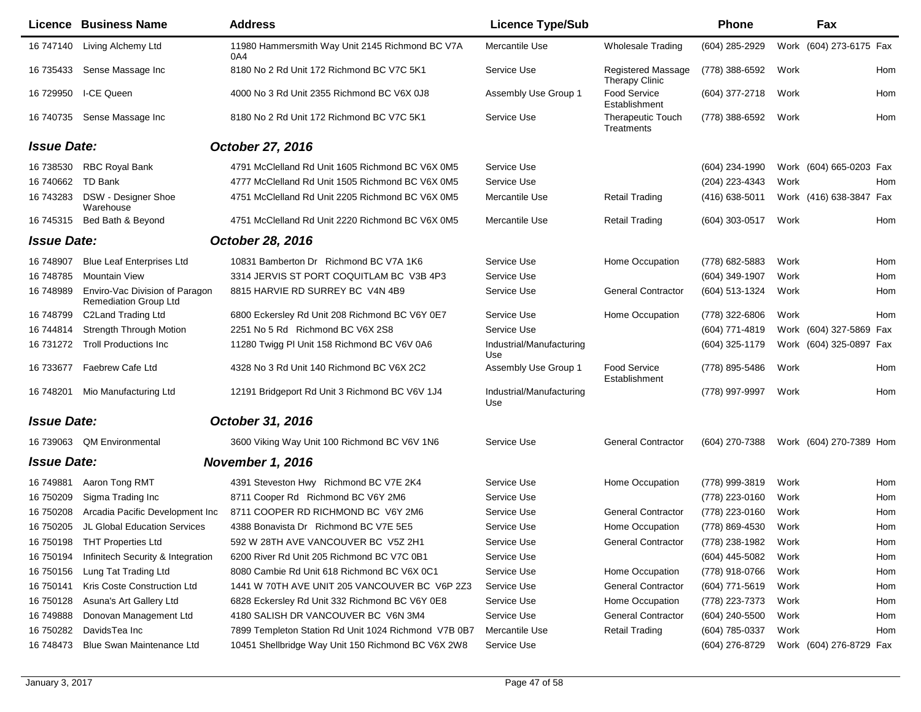| Licence | Business Name | Address | Licence Type/Sub | | Phone | | Fax | |
|---|---|---|---|---|---|---|---|---|
| 16 747140 | Living Alchemy Ltd | 11980 Hammersmith Way Unit 2145 Richmond BC V7A 0A4 | Mercantile Use | Wholesale Trading | (604) 285-2929 | Work | (604) 273-6175 | Fax |
| 16 735433 | Sense Massage Inc | 8180 No 2 Rd Unit 172 Richmond BC V7C 5K1 | Service Use | Registered Massage Therapy Clinic | (778) 388-6592 | Work | | Hom |
| 16 729950 | I-CE Queen | 4000 No 3 Rd Unit 2355 Richmond BC V6X 0J8 | Assembly Use Group 1 | Food Service Establishment | (604) 377-2718 | Work | | Hom |
| 16 740735 | Sense Massage Inc | 8180 No 2 Rd Unit 172 Richmond BC V7C 5K1 | Service Use | Therapeutic Touch Treatments | (778) 388-6592 | Work | | Hom |
| ***Issue Date:*** | | ***October 27, 2016*** | | | | | | |
| 16 738530 | RBC Royal Bank | 4791 McClelland Rd Unit 1605 Richmond BC V6X 0M5 | Service Use | | (604) 234-1990 | Work | (604) 665-0203 | Fax |
| 16 740662 | TD Bank | 4777 McClelland Rd Unit 1505 Richmond BC V6X 0M5 | Service Use | | (204) 223-4343 | Work | | Hom |
| 16 743283 | DSW - Designer Shoe Warehouse | 4751 McClelland Rd Unit 2205 Richmond BC V6X 0M5 | Mercantile Use | Retail Trading | (416) 638-5011 | Work | (416) 638-3847 | Fax |
| 16 745315 | Bed Bath & Beyond | 4751 McClelland Rd Unit 2220 Richmond BC V6X 0M5 | Mercantile Use | Retail Trading | (604) 303-0517 | Work | | Hom |
| ***Issue Date:*** | | ***October 28, 2016*** | | | | | | |
| 16 748907 | Blue Leaf Enterprises Ltd | 10831 Bamberton Dr Richmond BC V7A 1K6 | Service Use | Home Occupation | (778) 682-5883 | Work | | Hom |
| 16 748785 | Mountain View | 3314 JERVIS ST PORT COQUITLAM BC V3B 4P3 | Service Use | | (604) 349-1907 | Work | | Hom |
| 16 748989 | Enviro-Vac Division of Paragon Remediation Group Ltd | 8815 HARVIE RD SURREY BC V4N 4B9 | Service Use | General Contractor | (604) 513-1324 | Work | | Hom |
| 16 748799 | C2Land Trading Ltd | 6800 Eckersley Rd Unit 208 Richmond BC V6Y 0E7 | Service Use | Home Occupation | (778) 322-6806 | Work | | Hom |
| 16 744814 | Strength Through Motion | 2251 No 5 Rd Richmond BC V6X 2S8 | Service Use | | (604) 771-4819 | Work | (604) 327-5869 | Fax |
| 16 731272 | Troll Productions Inc | 11280 Twigg Pl Unit 158 Richmond BC V6V 0A6 | Industrial/Manufacturing Use | | (604) 325-1179 | Work | (604) 325-0897 | Fax |
| 16 733677 | Faebrew Cafe Ltd | 4328 No 3 Rd Unit 140 Richmond BC V6X 2C2 | Assembly Use Group 1 | Food Service Establishment | (778) 895-5486 | Work | | Hom |
| 16 748201 | Mio Manufacturing Ltd | 12191 Bridgeport Rd Unit 3 Richmond BC V6V 1J4 | Industrial/Manufacturing Use | | (778) 997-9997 | Work | | Hom |
| ***Issue Date:*** | | ***October 31, 2016*** | | | | | | |
| 16 739063 | QM Environmental | 3600 Viking Way Unit 100 Richmond BC V6V 1N6 | Service Use | General Contractor | (604) 270-7388 | Work | (604) 270-7389 | Hom |
| ***Issue Date:*** | | ***November 1, 2016*** | | | | | | |
| 16 749881 | Aaron Tong RMT | 4391 Steveston Hwy Richmond BC V7E 2K4 | Service Use | Home Occupation | (778) 999-3819 | Work | | Hom |
| 16 750209 | Sigma Trading Inc | 8711 Cooper Rd Richmond BC V6Y 2M6 | Service Use | | (778) 223-0160 | Work | | Hom |
| 16 750208 | Arcadia Pacific Development Inc | 8711 COOPER RD RICHMOND BC V6Y 2M6 | Service Use | General Contractor | (778) 223-0160 | Work | | Hom |
| 16 750205 | JL Global Education Services | 4388 Bonavista Dr Richmond BC V7E 5E5 | Service Use | Home Occupation | (778) 869-4530 | Work | | Hom |
| 16 750198 | THT Properties Ltd | 592 W 28TH AVE VANCOUVER BC V5Z 2H1 | Service Use | General Contractor | (778) 238-1982 | Work | | Hom |
| 16 750194 | Infinitech Security & Integration | 6200 River Rd Unit 205 Richmond BC V7C 0B1 | Service Use | | (604) 445-5082 | Work | | Hom |
| 16 750156 | Lung Tat Trading Ltd | 8080 Cambie Rd Unit 618 Richmond BC V6X 0C1 | Service Use | Home Occupation | (778) 918-0766 | Work | | Hom |
| 16 750141 | Kris Coste Construction Ltd | 1441 W 70TH AVE UNIT 205 VANCOUVER BC V6P 2Z3 | Service Use | General Contractor | (604) 771-5619 | Work | | Hom |
| 16 750128 | Asuna's Art Gallery Ltd | 6828 Eckersley Rd Unit 332 Richmond BC V6Y 0E8 | Service Use | Home Occupation | (778) 223-7373 | Work | | Hom |
| 16 749888 | Donovan Management Ltd | 4180 SALISH DR VANCOUVER BC V6N 3M4 | Service Use | General Contractor | (604) 240-5500 | Work | | Hom |
| 16 750282 | DavidsTea Inc | 7899 Templeton Station Rd Unit 1024 Richmond V7B 0B7 | Mercantile Use | Retail Trading | (604) 785-0337 | Work | | Hom |
| 16 748473 | Blue Swan Maintenance Ltd | 10451 Shellbridge Way Unit 150 Richmond BC V6X 2W8 | Service Use | | (604) 276-8729 | Work | (604) 276-8729 | Fax |

January 3, 2017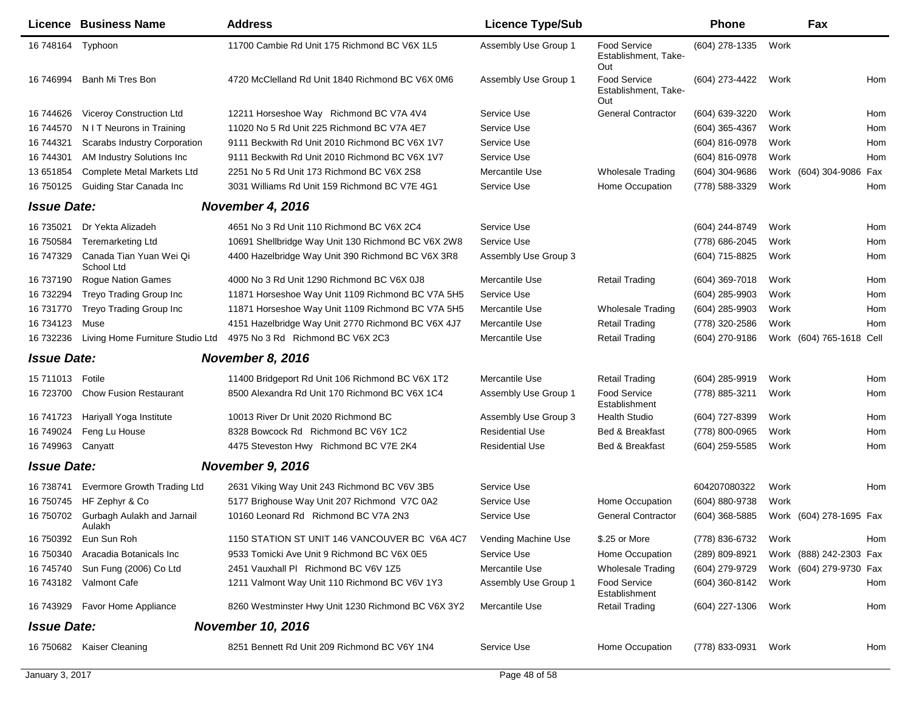| Licence | Business Name | Address | Licence Type/Sub | | Phone | | Fax | |
|---|---|---|---|---|---|---|---|---|
| 16 748164 | Typhoon | 11700 Cambie Rd Unit 175 Richmond BC V6X 1L5 | Assembly Use Group 1 | Food Service Establishment, Take-Out | (604) 278-1335 | Work | | |
| 16 746994 | Banh Mi Tres Bon | 4720 McClelland Rd Unit 1840 Richmond BC V6X 0M6 | Assembly Use Group 1 | Food Service Establishment, Take-Out | (604) 273-4422 | Work | | Hom |
| 16 744626 | Viceroy Construction Ltd | 12211 Horseshoe Way Richmond BC V7A 4V4 | Service Use | General Contractor | (604) 639-3220 | Work | | Hom |
| 16 744570 | N I T Neurons in Training | 11020 No 5 Rd Unit 225 Richmond BC V7A 4E7 | Service Use | | (604) 365-4367 | Work | | Hom |
| 16 744321 | Scarabs Industry Corporation | 9111 Beckwith Rd Unit 2010 Richmond BC V6X 1V7 | Service Use | | (604) 816-0978 | Work | | Hom |
| 16 744301 | AM Industry Solutions Inc | 9111 Beckwith Rd Unit 2010 Richmond BC V6X 1V7 | Service Use | | (604) 816-0978 | Work | | Hom |
| 13 651854 | Complete Metal Markets Ltd | 2251 No 5 Rd Unit 173 Richmond BC V6X 2S8 | Mercantile Use | Wholesale Trading | (604) 304-9686 | Work | (604) 304-9086 | Fax |
| 16 750125 | Guiding Star Canada Inc | 3031 Williams Rd Unit 159 Richmond BC V7E 4G1 | Service Use | Home Occupation | (778) 588-3329 | Work | | Hom |
| ***Issue Date:*** | | ***November 4, 2016*** | | | | | | |
| 16 735021 | Dr Yekta Alizadeh | 4651 No 3 Rd Unit 110 Richmond BC V6X 2C4 | Service Use | | (604) 244-8749 | Work | | Hom |
| 16 750584 | Teremarketing Ltd | 10691 Shellbridge Way Unit 130 Richmond BC V6X 2W8 | Service Use | | (778) 686-2045 | Work | | Hom |
| 16 747329 | Canada Tian Yuan Wei Qi School Ltd | 4400 Hazelbridge Way Unit 390 Richmond BC V6X 3R8 | Assembly Use Group 3 | | (604) 715-8825 | Work | | Hom |
| 16 737190 | Rogue Nation Games | 4000 No 3 Rd Unit 1290 Richmond BC V6X 0J8 | Mercantile Use | Retail Trading | (604) 369-7018 | Work | | Hom |
| 16 732294 | Treyo Trading Group Inc | 11871 Horseshoe Way Unit 1109 Richmond BC V7A 5H5 | Service Use | | (604) 285-9903 | Work | | Hom |
| 16 731770 | Treyo Trading Group Inc | 11871 Horseshoe Way Unit 1109 Richmond BC V7A 5H5 | Mercantile Use | Wholesale Trading | (604) 285-9903 | Work | | Hom |
| 16 734123 | Muse | 4151 Hazelbridge Way Unit 2770 Richmond BC V6X 4J7 | Mercantile Use | Retail Trading | (778) 320-2586 | Work | | Hom |
| 16 732236 | Living Home Furniture Studio Ltd | 4975 No 3 Rd Richmond BC V6X 2C3 | Mercantile Use | Retail Trading | (604) 270-9186 | Work | (604) 765-1618 | Cell |
| ***Issue Date:*** | | ***November 8, 2016*** | | | | | | |
| 15 711013 | Fotile | 11400 Bridgeport Rd Unit 106 Richmond BC V6X 1T2 | Mercantile Use | Retail Trading | (604) 285-9919 | Work | | Hom |
| 16 723700 | Chow Fusion Restaurant | 8500 Alexandra Rd Unit 170 Richmond BC V6X 1C4 | Assembly Use Group 1 | Food Service Establishment | (778) 885-3211 | Work | | Hom |
| 16 741723 | Hariyall Yoga Institute | 10013 River Dr Unit 2020 Richmond BC | Assembly Use Group 3 | Health Studio | (604) 727-8399 | Work | | Hom |
| 16 749024 | Feng Lu House | 8328 Bowcock Rd Richmond BC V6Y 1C2 | Residential Use | Bed & Breakfast | (778) 800-0965 | Work | | Hom |
| 16 749963 | Canyatt | 4475 Steveston Hwy Richmond BC V7E 2K4 | Residential Use | Bed & Breakfast | (604) 259-5585 | Work | | Hom |
| ***Issue Date:*** | | ***November 9, 2016*** | | | | | | |
| 16 738741 | Evermore Growth Trading Ltd | 2631 Viking Way Unit 243 Richmond BC V6V 3B5 | Service Use | | 604207080322 | Work | | Hom |
| 16 750745 | HF Zephyr & Co | 5177 Brighouse Way Unit 207 Richmond V7C 0A2 | Service Use | Home Occupation | (604) 880-9738 | Work | | |
| 16 750702 | Gurbagh Aulakh and Jarnail Aulakh | 10160 Leonard Rd Richmond BC V7A 2N3 | Service Use | General Contractor | (604) 368-5885 | Work | (604) 278-1695 | Fax |
| 16 750392 | Eun Sun Roh | 1150 STATION ST UNIT 146 VANCOUVER BC V6A 4C7 | Vending Machine Use | $.25 or More | (778) 836-6732 | Work | | Hom |
| 16 750340 | Aracadia Botanicals Inc | 9533 Tomicki Ave Unit 9 Richmond BC V6X 0E5 | Service Use | Home Occupation | (289) 809-8921 | Work | (888) 242-2303 | Fax |
| 16 745740 | Sun Fung (2006) Co Ltd | 2451 Vauxhall Pl Richmond BC V6V 1Z5 | Mercantile Use | Wholesale Trading | (604) 279-9729 | Work | (604) 279-9730 | Fax |
| 16 743182 | Valmont Cafe | 1211 Valmont Way Unit 110 Richmond BC V6V 1Y3 | Assembly Use Group 1 | Food Service Establishment | (604) 360-8142 | Work | | Hom |
| 16 743929 | Favor Home Appliance | 8260 Westminster Hwy Unit 1230 Richmond BC V6X 3Y2 | Mercantile Use | Retail Trading | (604) 227-1306 | Work | | Hom |
| ***Issue Date:*** | | ***November 10, 2016*** | | | | | | |
| 16 750682 | Kaiser Cleaning | 8251 Bennett Rd Unit 209 Richmond BC V6Y 1N4 | Service Use | Home Occupation | (778) 833-0931 | Work | | Hom |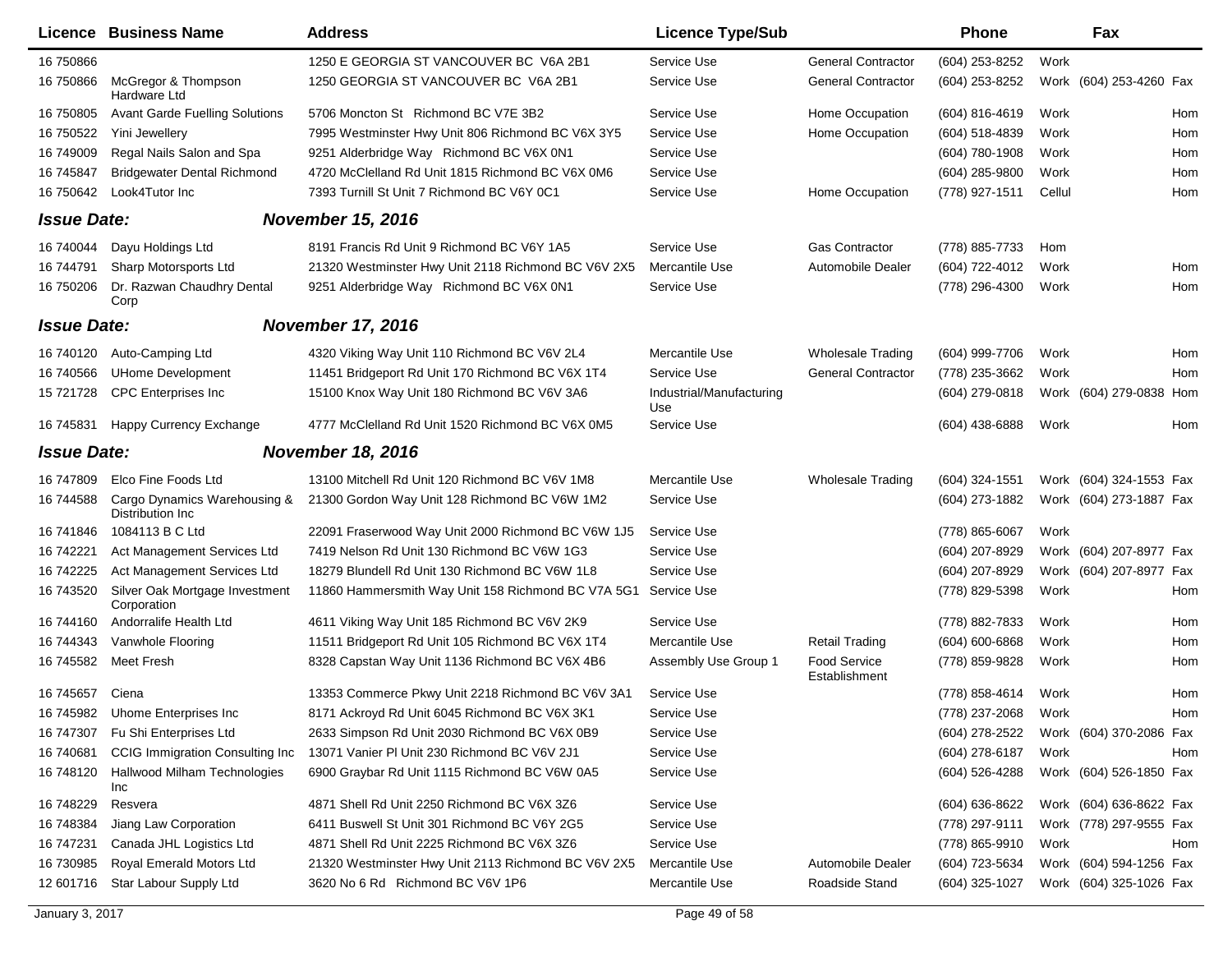| Licence | Business Name | Address | Licence Type/Sub | | Phone | | Fax | |
|---|---|---|---|---|---|---|---|---|
| 16 750866 | | 1250 E GEORGIA ST VANCOUVER BC V6A 2B1 | Service Use | General Contractor | (604) 253-8252 | Work | | |
| 16 750866 | McGregor & Thompson Hardware Ltd | 1250 GEORGIA ST VANCOUVER BC V6A 2B1 | Service Use | General Contractor | (604) 253-8252 | Work | (604) 253-4260 | Fax |
| 16 750805 | Avant Garde Fuelling Solutions | 5706 Moncton St Richmond BC V7E 3B2 | Service Use | Home Occupation | (604) 816-4619 | Work | | Hom |
| 16 750522 | Yini Jewellery | 7995 Westminster Hwy Unit 806 Richmond BC V6X 3Y5 | Service Use | Home Occupation | (604) 518-4839 | Work | | Hom |
| 16 749009 | Regal Nails Salon and Spa | 9251 Alderbridge Way Richmond BC V6X 0N1 | Service Use | | (604) 780-1908 | Work | | Hom |
| 16 745847 | Bridgewater Dental Richmond | 4720 McClelland Rd Unit 1815 Richmond BC V6X 0M6 | Service Use | | (604) 285-9800 | Work | | Hom |
| 16 750642 | Look4Tutor Inc | 7393 Turnill St Unit 7 Richmond BC V6Y 0C1 | Service Use | Home Occupation | (778) 927-1511 | Cellul | | Hom |
| ***Issue Date:*** | | ***November 15, 2016*** | | | | | | |
| 16 740044 | Dayu Holdings Ltd | 8191 Francis Rd Unit 9 Richmond BC V6Y 1A5 | Service Use | Gas Contractor | (778) 885-7733 | Hom | | |
| 16 744791 | Sharp Motorsports Ltd | 21320 Westminster Hwy Unit 2118 Richmond BC V6V 2X5 | Mercantile Use | Automobile Dealer | (604) 722-4012 | Work | | Hom |
| 16 750206 | Dr. Razwan Chaudhry Dental Corp | 9251 Alderbridge Way Richmond BC V6X 0N1 | Service Use | | (778) 296-4300 | Work | | Hom |
| ***Issue Date:*** | | ***November 17, 2016*** | | | | | | |
| 16 740120 | Auto-Camping Ltd | 4320 Viking Way Unit 110 Richmond BC V6V 2L4 | Mercantile Use | Wholesale Trading | (604) 999-7706 | Work | | Hom |
| 16 740566 | UHome Development | 11451 Bridgeport Rd Unit 170 Richmond BC V6X 1T4 | Service Use | General Contractor | (778) 235-3662 | Work | | Hom |
| 15 721728 | CPC Enterprises Inc | 15100 Knox Way Unit 180 Richmond BC V6V 3A6 | Industrial/Manufacturing Use | | (604) 279-0818 | Work | (604) 279-0838 | Hom |
| 16 745831 | Happy Currency Exchange | 4777 McClelland Rd Unit 1520 Richmond BC V6X 0M5 | Service Use | | (604) 438-6888 | Work | | Hom |
| ***Issue Date:*** | | ***November 18, 2016*** | | | | | | |
| 16 747809 | Elco Fine Foods Ltd | 13100 Mitchell Rd Unit 120 Richmond BC V6V 1M8 | Mercantile Use | Wholesale Trading | (604) 324-1551 | Work | (604) 324-1553 | Fax |
| 16 744588 | Cargo Dynamics Warehousing & Distribution Inc | 21300 Gordon Way Unit 128 Richmond BC V6W 1M2 | Service Use | | (604) 273-1882 | Work | (604) 273-1887 | Fax |
| 16 741846 | 1084113 B C Ltd | 22091 Fraserwood Way Unit 2000 Richmond BC V6W 1J5 | Service Use | | (778) 865-6067 | Work | | |
| 16 742221 | Act Management Services Ltd | 7419 Nelson Rd Unit 130 Richmond BC V6W 1G3 | Service Use | | (604) 207-8929 | Work | (604) 207-8977 | Fax |
| 16 742225 | Act Management Services Ltd | 18279 Blundell Rd Unit 130 Richmond BC V6W 1L8 | Service Use | | (604) 207-8929 | Work | (604) 207-8977 | Fax |
| 16 743520 | Silver Oak Mortgage Investment Corporation | 11860 Hammersmith Way Unit 158 Richmond BC V7A 5G1 | Service Use | | (778) 829-5398 | Work | | Hom |
| 16 744160 | Andorralife Health Ltd | 4611 Viking Way Unit 185 Richmond BC V6V 2K9 | Service Use | | (778) 882-7833 | Work | | Hom |
| 16 744343 | Vanwhole Flooring | 11511 Bridgeport Rd Unit 105 Richmond BC V6X 1T4 | Mercantile Use | Retail Trading | (604) 600-6868 | Work | | Hom |
| 16 745582 | Meet Fresh | 8328 Capstan Way Unit 1136 Richmond BC V6X 4B6 | Assembly Use Group 1 | Food Service Establishment | (778) 859-9828 | Work | | Hom |
| 16 745657 | Ciena | 13353 Commerce Pkwy Unit 2218 Richmond BC V6V 3A1 | Service Use | | (778) 858-4614 | Work | | Hom |
| 16 745982 | Uhome Enterprises Inc | 8171 Ackroyd Rd Unit 6045 Richmond BC V6X 3K1 | Service Use | | (778) 237-2068 | Work | | Hom |
| 16 747307 | Fu Shi Enterprises Ltd | 2633 Simpson Rd Unit 2030 Richmond BC V6X 0B9 | Service Use | | (604) 278-2522 | Work | (604) 370-2086 | Fax |
| 16 740681 | CCIG Immigration Consulting Inc | 13071 Vanier Pl Unit 230 Richmond BC V6V 2J1 | Service Use | | (604) 278-6187 | Work | | Hom |
| 16 748120 | Hallwood Milham Technologies Inc | 6900 Graybar Rd Unit 1115 Richmond BC V6W 0A5 | Service Use | | (604) 526-4288 | Work | (604) 526-1850 | Fax |
| 16 748229 | Resvera | 4871 Shell Rd Unit 2250 Richmond BC V6X 3Z6 | Service Use | | (604) 636-8622 | Work | (604) 636-8622 | Fax |
| 16 748384 | Jiang Law Corporation | 6411 Buswell St Unit 301 Richmond BC V6Y 2G5 | Service Use | | (778) 297-9111 | Work | (778) 297-9555 | Fax |
| 16 747231 | Canada JHL Logistics Ltd | 4871 Shell Rd Unit 2225 Richmond BC V6X 3Z6 | Service Use | | (778) 865-9910 | Work | | Hom |
| 16 730985 | Royal Emerald Motors Ltd | 21320 Westminster Hwy Unit 2113 Richmond BC V6V 2X5 | Mercantile Use | Automobile Dealer | (604) 723-5634 | Work | (604) 594-1256 | Fax |
| 12 601716 | Star Labour Supply Ltd | 3620 No 6 Rd Richmond BC V6V 1P6 | Mercantile Use | Roadside Stand | (604) 325-1027 | Work | (604) 325-1026 | Fax |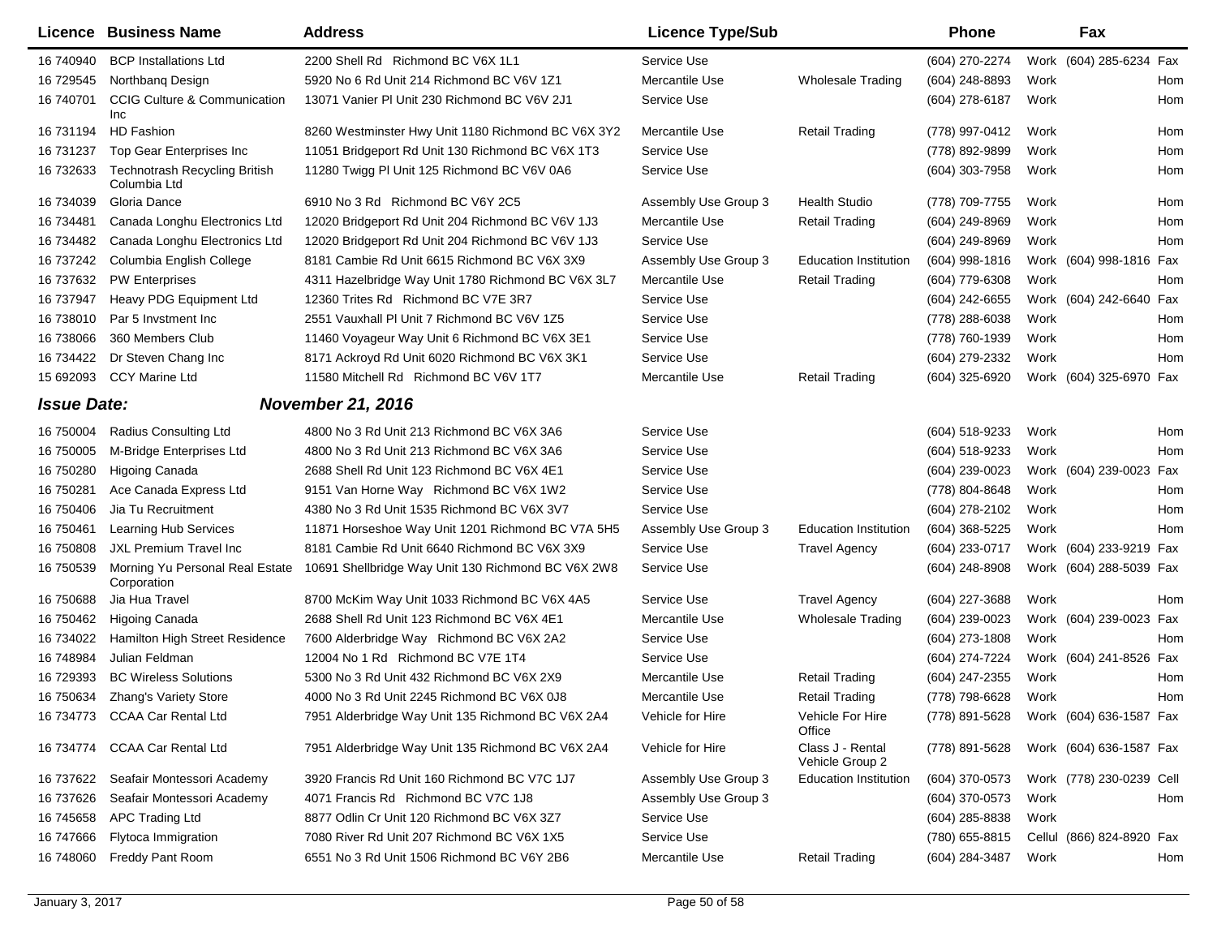| Licence | Business Name | Address | Licence Type/Sub | | Phone | | Fax | |
|---|---|---|---|---|---|---|---|---|
| 16 740940 | BCP Installations Ltd | 2200 Shell Rd Richmond BC V6X 1L1 | Service Use | | (604) 270-2274 | Work | (604) 285-6234 | Fax |
| 16 729545 | Northbanq Design | 5920 No 6 Rd Unit 214 Richmond BC V6V 1Z1 | Mercantile Use | Wholesale Trading | (604) 248-8893 | Work | | Hom |
| 16 740701 | CCIG Culture & Communication Inc | 13071 Vanier Pl Unit 230 Richmond BC V6V 2J1 | Service Use | | (604) 278-6187 | Work | | Hom |
| 16 731194 | HD Fashion | 8260 Westminster Hwy Unit 1180 Richmond BC V6X 3Y2 | Mercantile Use | Retail Trading | (778) 997-0412 | Work | | Hom |
| 16 731237 | Top Gear Enterprises Inc | 11051 Bridgeport Rd Unit 130 Richmond BC V6X 1T3 | Service Use | | (778) 892-9899 | Work | | Hom |
| 16 732633 | Technotrash Recycling British Columbia Ltd | 11280 Twigg Pl Unit 125 Richmond BC V6V 0A6 | Service Use | | (604) 303-7958 | Work | | Hom |
| 16 734039 | Gloria Dance | 6910 No 3 Rd Richmond BC V6Y 2C5 | Assembly Use Group 3 | Health Studio | (778) 709-7755 | Work | | Hom |
| 16 734481 | Canada Longhu Electronics Ltd | 12020 Bridgeport Rd Unit 204 Richmond BC V6V 1J3 | Mercantile Use | Retail Trading | (604) 249-8969 | Work | | Hom |
| 16 734482 | Canada Longhu Electronics Ltd | 12020 Bridgeport Rd Unit 204 Richmond BC V6V 1J3 | Service Use | | (604) 249-8969 | Work | | Hom |
| 16 737242 | Columbia English College | 8181 Cambie Rd Unit 6615 Richmond BC V6X 3X9 | Assembly Use Group 3 | Education Institution | (604) 998-1816 | Work | (604) 998-1816 | Fax |
| 16 737632 | PW Enterprises | 4311 Hazelbridge Way Unit 1780 Richmond BC V6X 3L7 | Mercantile Use | Retail Trading | (604) 779-6308 | Work | | Hom |
| 16 737947 | Heavy PDG Equipment Ltd | 12360 Trites Rd Richmond BC V7E 3R7 | Service Use | | (604) 242-6655 | Work | (604) 242-6640 | Fax |
| 16 738010 | Par 5 Invstment Inc | 2551 Vauxhall Pl Unit 7 Richmond BC V6V 1Z5 | Service Use | | (778) 288-6038 | Work | | Hom |
| 16 738066 | 360 Members Club | 11460 Voyageur Way Unit 6 Richmond BC V6X 3E1 | Service Use | | (778) 760-1939 | Work | | Hom |
| 16 734422 | Dr Steven Chang Inc | 8171 Ackroyd Rd Unit 6020 Richmond BC V6X 3K1 | Service Use | | (604) 279-2332 | Work | | Hom |
| 15 692093 | CCY Marine Ltd | 11580 Mitchell Rd Richmond BC V6V 1T7 | Mercantile Use | Retail Trading | (604) 325-6920 | Work | (604) 325-6970 | Fax |

***Issue Date:*** ***November 21, 2016***

| Licence | Business Name | Address | Licence Type/Sub | | Phone | | Fax | |
|---|---|---|---|---|---|---|---|---|
| 16 750004 | Radius Consulting Ltd | 4800 No 3 Rd Unit 213 Richmond BC V6X 3A6 | Service Use | | (604) 518-9233 | Work | | Hom |
| 16 750005 | M-Bridge Enterprises Ltd | 4800 No 3 Rd Unit 213 Richmond BC V6X 3A6 | Service Use | | (604) 518-9233 | Work | | Hom |
| 16 750280 | Higoing Canada | 2688 Shell Rd Unit 123 Richmond BC V6X 4E1 | Service Use | | (604) 239-0023 | Work | (604) 239-0023 | Fax |
| 16 750281 | Ace Canada Express Ltd | 9151 Van Horne Way Richmond BC V6X 1W2 | Service Use | | (778) 804-8648 | Work | | Hom |
| 16 750406 | Jia Tu Recruitment | 4380 No 3 Rd Unit 1535 Richmond BC V6X 3V7 | Service Use | | (604) 278-2102 | Work | | Hom |
| 16 750461 | Learning Hub Services | 11871 Horseshoe Way Unit 1201 Richmond BC V7A 5H5 | Assembly Use Group 3 | Education Institution | (604) 368-5225 | Work | | Hom |
| 16 750808 | JXL Premium Travel Inc | 8181 Cambie Rd Unit 6640 Richmond BC V6X 3X9 | Service Use | Travel Agency | (604) 233-0717 | Work | (604) 233-9219 | Fax |
| 16 750539 | Morning Yu Personal Real Estate Corporation | 10691 Shellbridge Way Unit 130 Richmond BC V6X 2W8 | Service Use | | (604) 248-8908 | Work | (604) 288-5039 | Fax |
| 16 750688 | Jia Hua Travel | 8700 McKim Way Unit 1033 Richmond BC V6X 4A5 | Service Use | Travel Agency | (604) 227-3688 | Work | | Hom |
| 16 750462 | Higoing Canada | 2688 Shell Rd Unit 123 Richmond BC V6X 4E1 | Mercantile Use | Wholesale Trading | (604) 239-0023 | Work | (604) 239-0023 | Fax |
| 16 734022 | Hamilton High Street Residence | 7600 Alderbridge Way Richmond BC V6X 2A2 | Service Use | | (604) 273-1808 | Work | | Hom |
| 16 748984 | Julian Feldman | 12004 No 1 Rd Richmond BC V7E 1T4 | Service Use | | (604) 274-7224 | Work | (604) 241-8526 | Fax |
| 16 729393 | BC Wireless Solutions | 5300 No 3 Rd Unit 432 Richmond BC V6X 2X9 | Mercantile Use | Retail Trading | (604) 247-2355 | Work | | Hom |
| 16 750634 | Zhang's Variety Store | 4000 No 3 Rd Unit 2245 Richmond BC V6X 0J8 | Mercantile Use | Retail Trading | (778) 798-6628 | Work | | Hom |
| 16 734773 | CCAA Car Rental Ltd | 7951 Alderbridge Way Unit 135 Richmond BC V6X 2A4 | Vehicle for Hire | Vehicle For Hire Office | (778) 891-5628 | Work | (604) 636-1587 | Fax |
| 16 734774 | CCAA Car Rental Ltd | 7951 Alderbridge Way Unit 135 Richmond BC V6X 2A4 | Vehicle for Hire | Class J - Rental Vehicle Group 2 | (778) 891-5628 | Work | (604) 636-1587 | Fax |
| 16 737622 | Seafair Montessori Academy | 3920 Francis Rd Unit 160 Richmond BC V7C 1J7 | Assembly Use Group 3 | Education Institution | (604) 370-0573 | Work | (778) 230-0239 | Cell |
| 16 737626 | Seafair Montessori Academy | 4071 Francis Rd Richmond BC V7C 1J8 | Assembly Use Group 3 | | (604) 370-0573 | Work | | Hom |
| 16 745658 | APC Trading Ltd | 8877 Odlin Cr Unit 120 Richmond BC V6X 3Z7 | Service Use | | (604) 285-8838 | Work | | |
| 16 747666 | Flytoca Immigration | 7080 River Rd Unit 207 Richmond BC V6X 1X5 | Service Use | | (780) 655-8815 | Cellul | (866) 824-8920 | Fax |
| 16 748060 | Freddy Pant Room | 6551 No 3 Rd Unit 1506 Richmond BC V6Y 2B6 | Mercantile Use | Retail Trading | (604) 284-3487 | Work | | Hom |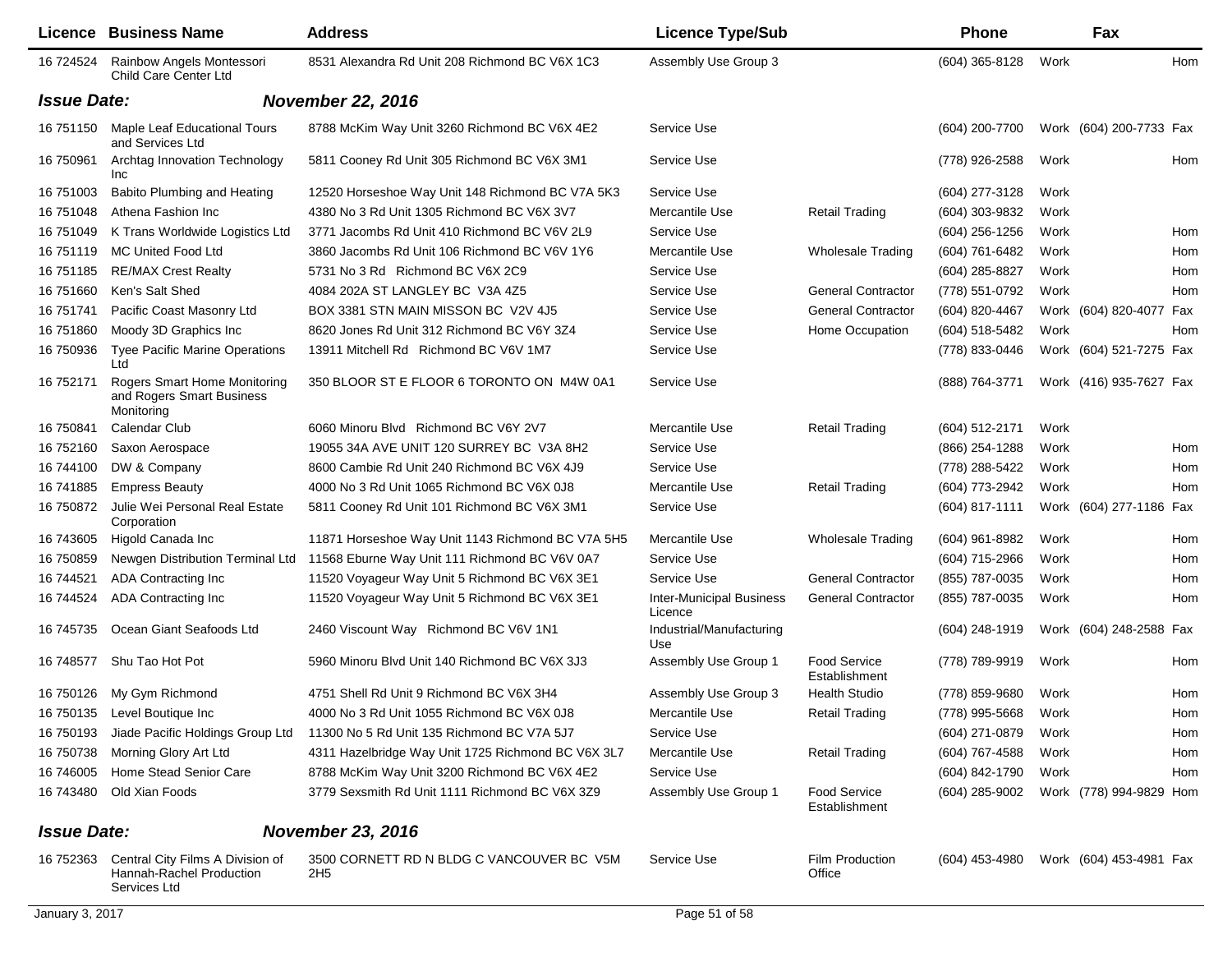| Licence | Business Name | Address | Licence Type/Sub | | Phone | | Fax | |
|---|---|---|---|---|---|---|---|---|
| 16 724524 | Rainbow Angels Montessori Child Care Center Ltd | 8531 Alexandra Rd Unit 208 Richmond BC V6X 1C3 | Assembly Use Group 3 | | (604) 365-8128 | Work | | Hom |
| ***Issue Date:*** | | ***November 22, 2016*** | | | | | | |
| 16 751150 | Maple Leaf Educational Tours and Services Ltd | 8788 McKim Way Unit 3260 Richmond BC V6X 4E2 | Service Use | | (604) 200-7700 | Work | (604) 200-7733 | Fax |
| 16 750961 | Archtag Innovation Technology Inc | 5811 Cooney Rd Unit 305 Richmond BC V6X 3M1 | Service Use | | (778) 926-2588 | Work | | Hom |
| 16 751003 | Babito Plumbing and Heating | 12520 Horseshoe Way Unit 148 Richmond BC V7A 5K3 | Service Use | | (604) 277-3128 | Work | | |
| 16 751048 | Athena Fashion Inc | 4380 No 3 Rd Unit 1305 Richmond BC V6X 3V7 | Mercantile Use | Retail Trading | (604) 303-9832 | Work | | |
| 16 751049 | K Trans Worldwide Logistics Ltd | 3771 Jacombs Rd Unit 410 Richmond BC V6V 2L9 | Service Use | | (604) 256-1256 | Work | | Hom |
| 16 751119 | MC United Food Ltd | 3860 Jacombs Rd Unit 106 Richmond BC V6V 1Y6 | Mercantile Use | Wholesale Trading | (604) 761-6482 | Work | | Hom |
| 16 751185 | RE/MAX Crest Realty | 5731 No 3 Rd Richmond BC V6X 2C9 | Service Use | | (604) 285-8827 | Work | | Hom |
| 16 751660 | Ken's Salt Shed | 4084 202A ST LANGLEY BC V3A 4Z5 | Service Use | General Contractor | (778) 551-0792 | Work | | Hom |
| 16 751741 | Pacific Coast Masonry Ltd | BOX 3381 STN MAIN MISSON BC V2V 4J5 | Service Use | General Contractor | (604) 820-4467 | Work | (604) 820-4077 | Fax |
| 16 751860 | Moody 3D Graphics Inc | 8620 Jones Rd Unit 312 Richmond BC V6Y 3Z4 | Service Use | Home Occupation | (604) 518-5482 | Work | | Hom |
| 16 750936 | Tyee Pacific Marine Operations Ltd | 13911 Mitchell Rd Richmond BC V6V 1M7 | Service Use | | (778) 833-0446 | Work | (604) 521-7275 | Fax |
| 16 752171 | Rogers Smart Home Monitoring and Rogers Smart Business Monitoring | 350 BLOOR ST E FLOOR 6 TORONTO ON M4W 0A1 | Service Use | | (888) 764-3771 | Work | (416) 935-7627 | Fax |
| 16 750841 | Calendar Club | 6060 Minoru Blvd Richmond BC V6Y 2V7 | Mercantile Use | Retail Trading | (604) 512-2171 | Work | | |
| 16 752160 | Saxon Aerospace | 19055 34A AVE UNIT 120 SURREY BC V3A 8H2 | Service Use | | (866) 254-1288 | Work | | Hom |
| 16 744100 | DW & Company | 8600 Cambie Rd Unit 240 Richmond BC V6X 4J9 | Service Use | | (778) 288-5422 | Work | | Hom |
| 16 741885 | Empress Beauty | 4000 No 3 Rd Unit 1065 Richmond BC V6X 0J8 | Mercantile Use | Retail Trading | (604) 773-2942 | Work | | Hom |
| 16 750872 | Julie Wei Personal Real Estate Corporation | 5811 Cooney Rd Unit 101 Richmond BC V6X 3M1 | Service Use | | (604) 817-1111 | Work | (604) 277-1186 | Fax |
| 16 743605 | Higold Canada Inc | 11871 Horseshoe Way Unit 1143 Richmond BC V7A 5H5 | Mercantile Use | Wholesale Trading | (604) 961-8982 | Work | | Hom |
| 16 750859 | Newgen Distribution Terminal Ltd | 11568 Eburne Way Unit 111 Richmond BC V6V 0A7 | Service Use | | (604) 715-2966 | Work | | Hom |
| 16 744521 | ADA Contracting Inc | 11520 Voyageur Way Unit 5 Richmond BC V6X 3E1 | Service Use | General Contractor | (855) 787-0035 | Work | | Hom |
| 16 744524 | ADA Contracting Inc | 11520 Voyageur Way Unit 5 Richmond BC V6X 3E1 | Inter-Municipal Business Licence | General Contractor | (855) 787-0035 | Work | | Hom |
| 16 745735 | Ocean Giant Seafoods Ltd | 2460 Viscount Way Richmond BC V6V 1N1 | Industrial/Manufacturing Use | | (604) 248-1919 | Work | (604) 248-2588 | Fax |
| 16 748577 | Shu Tao Hot Pot | 5960 Minoru Blvd Unit 140 Richmond BC V6X 3J3 | Assembly Use Group 1 | Food Service Establishment | (778) 789-9919 | Work | | Hom |
| 16 750126 | My Gym Richmond | 4751 Shell Rd Unit 9 Richmond BC V6X 3H4 | Assembly Use Group 3 | Health Studio | (778) 859-9680 | Work | | Hom |
| 16 750135 | Level Boutique Inc | 4000 No 3 Rd Unit 1055 Richmond BC V6X 0J8 | Mercantile Use | Retail Trading | (778) 995-5668 | Work | | Hom |
| 16 750193 | Jiade Pacific Holdings Group Ltd | 11300 No 5 Rd Unit 135 Richmond BC V7A 5J7 | Service Use | | (604) 271-0879 | Work | | Hom |
| 16 750738 | Morning Glory Art Ltd | 4311 Hazelbridge Way Unit 1725 Richmond BC V6X 3L7 | Mercantile Use | Retail Trading | (604) 767-4588 | Work | | Hom |
| 16 746005 | Home Stead Senior Care | 8788 McKim Way Unit 3200 Richmond BC V6X 4E2 | Service Use | | (604) 842-1790 | Work | | Hom |
| 16 743480 | Old Xian Foods | 3779 Sexsmith Rd Unit 1111 Richmond BC V6X 3Z9 | Assembly Use Group 1 | Food Service Establishment | (604) 285-9002 | Work | (778) 994-9829 | Hom |
| ***Issue Date:*** | | ***November 23, 2016*** | | | | | | |
| 16 752363 | Central City Films A Division of Hannah-Rachel Production Services Ltd | 3500 CORNETT RD N BLDG C VANCOUVER BC V5M 2H5 | Service Use | Film Production Office | (604) 453-4980 | Work | (604) 453-4981 | Fax |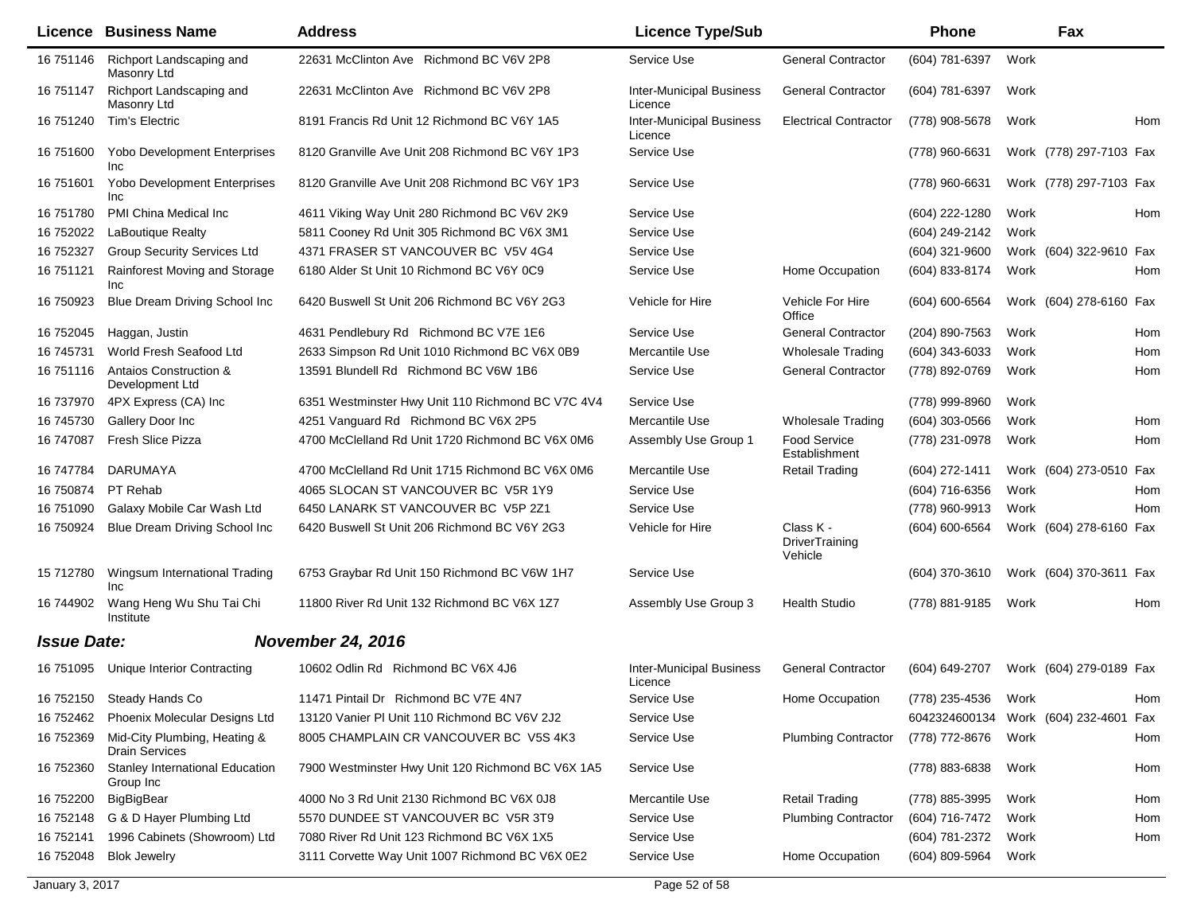| Licence | Business Name | Address | Licence Type/Sub | | Phone | | Fax | |
|---|---|---|---|---|---|---|---|---|
| 16 751146 | Richport Landscaping and Masonry Ltd | 22631 McClinton Ave Richmond BC V6V 2P8 | Service Use | General Contractor | (604) 781-6397 | Work | | |
| 16 751147 | Richport Landscaping and Masonry Ltd | 22631 McClinton Ave Richmond BC V6V 2P8 | Inter-Municipal Business Licence | General Contractor | (604) 781-6397 | Work | | |
| 16 751240 | Tim's Electric | 8191 Francis Rd Unit 12 Richmond BC V6Y 1A5 | Inter-Municipal Business Licence | Electrical Contractor | (778) 908-5678 | Work | | Hom |
| 16 751600 | Yobo Development Enterprises Inc | 8120 Granville Ave Unit 208 Richmond BC V6Y 1P3 | Service Use | | (778) 960-6631 | Work | (778) 297-7103 | Fax |
| 16 751601 | Yobo Development Enterprises Inc | 8120 Granville Ave Unit 208 Richmond BC V6Y 1P3 | Service Use | | (778) 960-6631 | Work | (778) 297-7103 | Fax |
| 16 751780 | PMI China Medical Inc | 4611 Viking Way Unit 280 Richmond BC V6V 2K9 | Service Use | | (604) 222-1280 | Work | | Hom |
| 16 752022 | LaBoutique Realty | 5811 Cooney Rd Unit 305 Richmond BC V6X 3M1 | Service Use | | (604) 249-2142 | Work | | |
| 16 752327 | Group Security Services Ltd | 4371 FRASER ST VANCOUVER BC V5V 4G4 | Service Use | | (604) 321-9600 | Work | (604) 322-9610 | Fax |
| 16 751121 | Rainforest Moving and Storage Inc | 6180 Alder St Unit 10 Richmond BC V6Y 0C9 | Service Use | Home Occupation | (604) 833-8174 | Work | | Hom |
| 16 750923 | Blue Dream Driving School Inc | 6420 Buswell St Unit 206 Richmond BC V6Y 2G3 | Vehicle for Hire | Vehicle For Hire Office | (604) 600-6564 | Work | (604) 278-6160 | Fax |
| 16 752045 | Haggan, Justin | 4631 Pendlebury Rd Richmond BC V7E 1E6 | Service Use | General Contractor | (204) 890-7563 | Work | | Hom |
| 16 745731 | World Fresh Seafood Ltd | 2633 Simpson Rd Unit 1010 Richmond BC V6X 0B9 | Mercantile Use | Wholesale Trading | (604) 343-6033 | Work | | Hom |
| 16 751116 | Antaios Construction & Development Ltd | 13591 Blundell Rd Richmond BC V6W 1B6 | Service Use | General Contractor | (778) 892-0769 | Work | | Hom |
| 16 737970 | 4PX Express (CA) Inc | 6351 Westminster Hwy Unit 110 Richmond BC V7C 4V4 | Service Use | | (778) 999-8960 | Work | | |
| 16 745730 | Gallery Door Inc | 4251 Vanguard Rd Richmond BC V6X 2P5 | Mercantile Use | Wholesale Trading | (604) 303-0566 | Work | | Hom |
| 16 747087 | Fresh Slice Pizza | 4700 McClelland Rd Unit 1720 Richmond BC V6X 0M6 | Assembly Use Group 1 | Food Service Establishment | (778) 231-0978 | Work | | Hom |
| 16 747784 | DARUMAYA | 4700 McClelland Rd Unit 1715 Richmond BC V6X 0M6 | Mercantile Use | Retail Trading | (604) 272-1411 | Work | (604) 273-0510 | Fax |
| 16 750874 | PT Rehab | 4065 SLOCAN ST VANCOUVER BC V5R 1Y9 | Service Use | | (604) 716-6356 | Work | | Hom |
| 16 751090 | Galaxy Mobile Car Wash Ltd | 6450 LANARK ST VANCOUVER BC V5P 2Z1 | Service Use | | (778) 960-9913 | Work | | Hom |
| 16 750924 | Blue Dream Driving School Inc | 6420 Buswell St Unit 206 Richmond BC V6Y 2G3 | Vehicle for Hire | Class K - DriverTraining Vehicle | (604) 600-6564 | Work | (604) 278-6160 | Fax |
| 15 712780 | Wingsum International Trading Inc | 6753 Graybar Rd Unit 150 Richmond BC V6W 1H7 | Service Use | | (604) 370-3610 | Work | (604) 370-3611 | Fax |
| 16 744902 | Wang Heng Wu Shu Tai Chi Institute | 11800 River Rd Unit 132 Richmond BC V6X 1Z7 | Assembly Use Group 3 | Health Studio | (778) 881-9185 | Work | | Hom |

***Issue Date:*** ***November 24, 2016***

| Licence | Business Name | Address | Licence Type/Sub | | Phone | | Fax | |
|---|---|---|---|---|---|---|---|---|
| 16 751095 | Unique Interior Contracting | 10602 Odlin Rd Richmond BC V6X 4J6 | Inter-Municipal Business Licence | General Contractor | (604) 649-2707 | Work | (604) 279-0189 | Fax |
| 16 752150 | Steady Hands Co | 11471 Pintail Dr Richmond BC V7E 4N7 | Service Use | Home Occupation | (778) 235-4536 | Work | | Hom |
| 16 752462 | Phoenix Molecular Designs Ltd | 13120 Vanier Pl Unit 110 Richmond BC V6V 2J2 | Service Use | | 6042324600134 | Work | (604) 232-4601 | Fax |
| 16 752369 | Mid-City Plumbing, Heating & Drain Services | 8005 CHAMPLAIN CR VANCOUVER BC V5S 4K3 | Service Use | Plumbing Contractor | (778) 772-8676 | Work | | Hom |
| 16 752360 | Stanley International Education Group Inc | 7900 Westminster Hwy Unit 120 Richmond BC V6X 1A5 | Service Use | | (778) 883-6838 | Work | | Hom |
| 16 752200 | BigBigBear | 4000 No 3 Rd Unit 2130 Richmond BC V6X 0J8 | Mercantile Use | Retail Trading | (778) 885-3995 | Work | | Hom |
| 16 752148 | G & D Hayer Plumbing Ltd | 5570 DUNDEE ST VANCOUVER BC V5R 3T9 | Service Use | Plumbing Contractor | (604) 716-7472 | Work | | Hom |
| 16 752141 | 1996 Cabinets (Showroom) Ltd | 7080 River Rd Unit 123 Richmond BC V6X 1X5 | Service Use | | (604) 781-2372 | Work | | Hom |
| 16 752048 | Blok Jewelry | 3111 Corvette Way Unit 1007 Richmond BC V6X 0E2 | Service Use | Home Occupation | (604) 809-5964 | Work | | |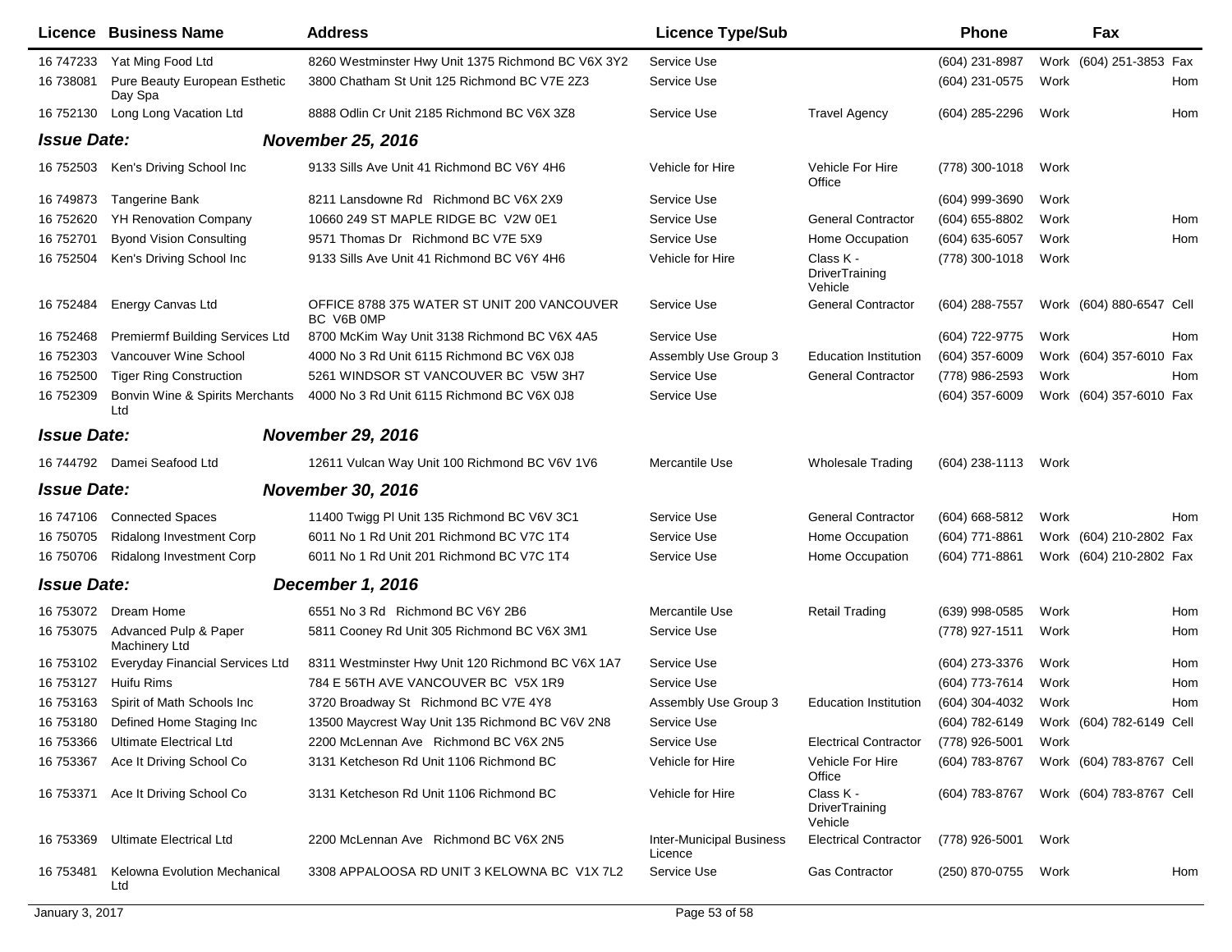| Licence | Business Name | Address | Licence Type/Sub | | Phone | | Fax | |
|---|---|---|---|---|---|---|---|---|
| 16 747233 | Yat Ming Food Ltd | 8260 Westminster Hwy Unit 1375 Richmond BC V6X 3Y2 | Service Use | | (604) 231-8987 | Work | (604) 251-3853 | Fax |
| 16 738081 | Pure Beauty European Esthetic Day Spa | 3800 Chatham St Unit 125 Richmond BC V7E 2Z3 | Service Use | | (604) 231-0575 | Work | | Hom |
| 16 752130 | Long Long Vacation Ltd | 8888 Odlin Cr Unit 2185 Richmond BC V6X 3Z8 | Service Use | Travel Agency | (604) 285-2296 | Work | | Hom |
| ***Issue Date:*** | | ***November 25, 2016*** | | | | | | |
| 16 752503 | Ken's Driving School Inc | 9133 Sills Ave Unit 41 Richmond BC V6Y 4H6 | Vehicle for Hire | Vehicle For Hire Office | (778) 300-1018 | Work | | |
| 16 749873 | Tangerine Bank | 8211 Lansdowne Rd Richmond BC V6X 2X9 | Service Use | | (604) 999-3690 | Work | | |
| 16 752620 | YH Renovation Company | 10660 249 ST MAPLE RIDGE BC V2W 0E1 | Service Use | General Contractor | (604) 655-8802 | Work | | Hom |
| 16 752701 | Byond Vision Consulting | 9571 Thomas Dr Richmond BC V7E 5X9 | Service Use | Home Occupation | (604) 635-6057 | Work | | Hom |
| 16 752504 | Ken's Driving School Inc | 9133 Sills Ave Unit 41 Richmond BC V6Y 4H6 | Vehicle for Hire | Class K - DriverTraining Vehicle | (778) 300-1018 | Work | | |
| 16 752484 | Energy Canvas Ltd | OFFICE 8788 375 WATER ST UNIT 200 VANCOUVER BC V6B 0MP | Service Use | General Contractor | (604) 288-7557 | Work | (604) 880-6547 | Cell |
| 16 752468 | Premiermf Building Services Ltd | 8700 McKim Way Unit 3138 Richmond BC V6X 4A5 | Service Use | | (604) 722-9775 | Work | | Hom |
| 16 752303 | Vancouver Wine School | 4000 No 3 Rd Unit 6115 Richmond BC V6X 0J8 | Assembly Use Group 3 | Education Institution | (604) 357-6009 | Work | (604) 357-6010 | Fax |
| 16 752500 | Tiger Ring Construction | 5261 WINDSOR ST VANCOUVER BC V5W 3H7 | Service Use | General Contractor | (778) 986-2593 | Work | | Hom |
| 16 752309 | Bonvin Wine & Spirits Merchants Ltd | 4000 No 3 Rd Unit 6115 Richmond BC V6X 0J8 | Service Use | | (604) 357-6009 | Work | (604) 357-6010 | Fax |
| ***Issue Date:*** | | ***November 29, 2016*** | | | | | | |
| 16 744792 | Damei Seafood Ltd | 12611 Vulcan Way Unit 100 Richmond BC V6V 1V6 | Mercantile Use | Wholesale Trading | (604) 238-1113 | Work | | |
| ***Issue Date:*** | | ***November 30, 2016*** | | | | | | |
| 16 747106 | Connected Spaces | 11400 Twigg Pl Unit 135 Richmond BC V6V 3C1 | Service Use | General Contractor | (604) 668-5812 | Work | | Hom |
| 16 750705 | Ridalong Investment Corp | 6011 No 1 Rd Unit 201 Richmond BC V7C 1T4 | Service Use | Home Occupation | (604) 771-8861 | Work | (604) 210-2802 | Fax |
| 16 750706 | Ridalong Investment Corp | 6011 No 1 Rd Unit 201 Richmond BC V7C 1T4 | Service Use | Home Occupation | (604) 771-8861 | Work | (604) 210-2802 | Fax |
| ***Issue Date:*** | | ***December 1, 2016*** | | | | | | |
| 16 753072 | Dream Home | 6551 No 3 Rd Richmond BC V6Y 2B6 | Mercantile Use | Retail Trading | (639) 998-0585 | Work | | Hom |
| 16 753075 | Advanced Pulp & Paper Machinery Ltd | 5811 Cooney Rd Unit 305 Richmond BC V6X 3M1 | Service Use | | (778) 927-1511 | Work | | Hom |
| 16 753102 | Everyday Financial Services Ltd | 8311 Westminster Hwy Unit 120 Richmond BC V6X 1A7 | Service Use | | (604) 273-3376 | Work | | Hom |
| 16 753127 | Huifu Rims | 784 E 56TH AVE VANCOUVER BC V5X 1R9 | Service Use | | (604) 773-7614 | Work | | Hom |
| 16 753163 | Spirit of Math Schools Inc | 3720 Broadway St Richmond BC V7E 4Y8 | Assembly Use Group 3 | Education Institution | (604) 304-4032 | Work | | Hom |
| 16 753180 | Defined Home Staging Inc | 13500 Maycrest Way Unit 135 Richmond BC V6V 2N8 | Service Use | | (604) 782-6149 | Work | (604) 782-6149 | Cell |
| 16 753366 | Ultimate Electrical Ltd | 2200 McLennan Ave Richmond BC V6X 2N5 | Service Use | Electrical Contractor | (778) 926-5001 | Work | | |
| 16 753367 | Ace It Driving School Co | 3131 Ketcheson Rd Unit 1106 Richmond BC | Vehicle for Hire | Vehicle For Hire Office | (604) 783-8767 | Work | (604) 783-8767 | Cell |
| 16 753371 | Ace It Driving School Co | 3131 Ketcheson Rd Unit 1106 Richmond BC | Vehicle for Hire | Class K - DriverTraining Vehicle | (604) 783-8767 | Work | (604) 783-8767 | Cell |
| 16 753369 | Ultimate Electrical Ltd | 2200 McLennan Ave Richmond BC V6X 2N5 | Inter-Municipal Business Licence | Electrical Contractor | (778) 926-5001 | Work | | |
| 16 753481 | Kelowna Evolution Mechanical Ltd | 3308 APPALOOSA RD UNIT 3 KELOWNA BC V1X 7L2 | Service Use | Gas Contractor | (250) 870-0755 | Work | | Hom |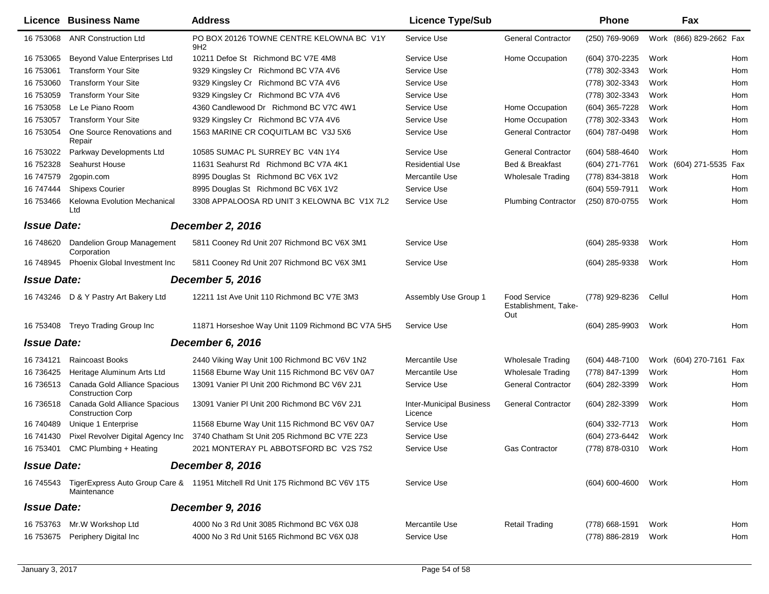| Licence | Business Name | Address | Licence Type/Sub | | Phone | | Fax | |
|---|---|---|---|---|---|---|---|---|
| 16 753068 | ANR Construction Ltd | PO BOX 20126 TOWNE CENTRE KELOWNA BC V1Y 9H2 | Service Use | General Contractor | (250) 769-9069 | Work | (866) 829-2662 | Fax |
| 16 753065 | Beyond Value Enterprises Ltd | 10211 Defoe St Richmond BC V7E 4M8 | Service Use | Home Occupation | (604) 370-2235 | Work | | Hom |
| 16 753061 | Transform Your Site | 9329 Kingsley Cr Richmond BC V7A 4V6 | Service Use | | (778) 302-3343 | Work | | Hom |
| 16 753060 | Transform Your Site | 9329 Kingsley Cr Richmond BC V7A 4V6 | Service Use | | (778) 302-3343 | Work | | Hom |
| 16 753059 | Transform Your Site | 9329 Kingsley Cr Richmond BC V7A 4V6 | Service Use | | (778) 302-3343 | Work | | Hom |
| 16 753058 | Le Le Piano Room | 4360 Candlewood Dr Richmond BC V7C 4W1 | Service Use | Home Occupation | (604) 365-7228 | Work | | Hom |
| 16 753057 | Transform Your Site | 9329 Kingsley Cr Richmond BC V7A 4V6 | Service Use | Home Occupation | (778) 302-3343 | Work | | Hom |
| 16 753054 | One Source Renovations and Repair | 1563 MARINE CR COQUITLAM BC V3J 5X6 | Service Use | General Contractor | (604) 787-0498 | Work | | Hom |
| 16 753022 | Parkway Developments Ltd | 10585 SUMAC PL SURREY BC V4N 1Y4 | Service Use | General Contractor | (604) 588-4640 | Work | | Hom |
| 16 752328 | Seahurst House | 11631 Seahurst Rd Richmond BC V7A 4K1 | Residential Use | Bed & Breakfast | (604) 271-7761 | Work | (604) 271-5535 | Fax |
| 16 747579 | 2gopin.com | 8995 Douglas St Richmond BC V6X 1V2 | Mercantile Use | Wholesale Trading | (778) 834-3818 | Work | | Hom |
| 16 747444 | Shipexs Courier | 8995 Douglas St Richmond BC V6X 1V2 | Service Use | | (604) 559-7911 | Work | | Hom |
| 16 753466 | Kelowna Evolution Mechanical Ltd | 3308 APPALOOSA RD UNIT 3 KELOWNA BC V1X 7L2 | Service Use | Plumbing Contractor | (250) 870-0755 | Work | | Hom |
| ***Issue Date:*** | | ***December 2, 2016*** | | | | | | |
| 16 748620 | Dandelion Group Management Corporation | 5811 Cooney Rd Unit 207 Richmond BC V6X 3M1 | Service Use | | (604) 285-9338 | Work | | Hom |
| 16 748945 | Phoenix Global Investment Inc | 5811 Cooney Rd Unit 207 Richmond BC V6X 3M1 | Service Use | | (604) 285-9338 | Work | | Hom |
| ***Issue Date:*** | | ***December 5, 2016*** | | | | | | |
| 16 743246 | D & Y Pastry Art Bakery Ltd | 12211 1st Ave Unit 110 Richmond BC V7E 3M3 | Assembly Use Group 1 | Food Service Establishment, Take-Out | (778) 929-8236 | Cellul | | Hom |
| 16 753408 | Treyo Trading Group Inc | 11871 Horseshoe Way Unit 1109 Richmond BC V7A 5H5 | Service Use | | (604) 285-9903 | Work | | Hom |
| ***Issue Date:*** | | ***December 6, 2016*** | | | | | | |
| 16 734121 | Raincoast Books | 2440 Viking Way Unit 100 Richmond BC V6V 1N2 | Mercantile Use | Wholesale Trading | (604) 448-7100 | Work | (604) 270-7161 | Fax |
| 16 736425 | Heritage Aluminum Arts Ltd | 11568 Eburne Way Unit 115 Richmond BC V6V 0A7 | Mercantile Use | Wholesale Trading | (778) 847-1399 | Work | | Hom |
| 16 736513 | Canada Gold Alliance Spacious Construction Corp | 13091 Vanier Pl Unit 200 Richmond BC V6V 2J1 | Service Use | General Contractor | (604) 282-3399 | Work | | Hom |
| 16 736518 | Canada Gold Alliance Spacious Construction Corp | 13091 Vanier Pl Unit 200 Richmond BC V6V 2J1 | Inter-Municipal Business Licence | General Contractor | (604) 282-3399 | Work | | Hom |
| 16 740489 | Unique 1 Enterprise | 11568 Eburne Way Unit 115 Richmond BC V6V 0A7 | Service Use | | (604) 332-7713 | Work | | Hom |
| 16 741430 | Pixel Revolver Digital Agency Inc | 3740 Chatham St Unit 205 Richmond BC V7E 2Z3 | Service Use | | (604) 273-6442 | Work | | |
| 16 753401 | CMC Plumbing + Heating | 2021 MONTERAY PL ABBOTSFORD BC V2S 7S2 | Service Use | Gas Contractor | (778) 878-0310 | Work | | Hom |
| ***Issue Date:*** | | ***December 8, 2016*** | | | | | | |
| 16 745543 | TigerExpress Auto Group Care & Maintenance | 11951 Mitchell Rd Unit 175 Richmond BC V6V 1T5 | Service Use | | (604) 600-4600 | Work | | Hom |
| ***Issue Date:*** | | ***December 9, 2016*** | | | | | | |
| 16 753763 | Mr.W Workshop Ltd | 4000 No 3 Rd Unit 3085 Richmond BC V6X 0J8 | Mercantile Use | Retail Trading | (778) 668-1591 | Work | | Hom |
| 16 753675 | Periphery Digital Inc | 4000 No 3 Rd Unit 5165 Richmond BC V6X 0J8 | Service Use | | (778) 886-2819 | Work | | Hom |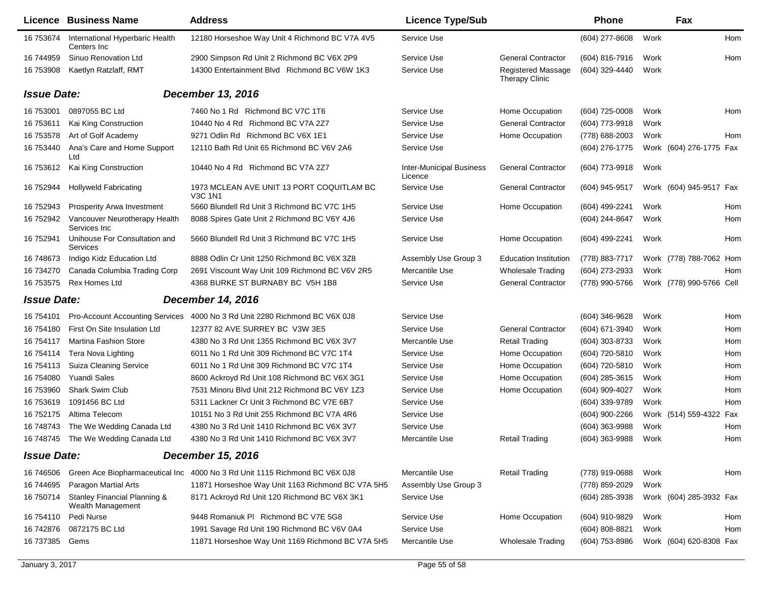| Licence | Business Name | Address | Licence Type/Sub | | Phone | | Fax | |
|---|---|---|---|---|---|---|---|---|
| 16 753674 | International Hyperbaric Health Centers Inc | 12180 Horseshoe Way Unit 4 Richmond BC V7A 4V5 | Service Use | | (604) 277-8608 | Work | | Hom |
| 16 744959 | Sinuo Renovation Ltd | 2900 Simpson Rd Unit 2 Richmond BC V6X 2P9 | Service Use | General Contractor | (604) 816-7916 | Work | | Hom |
| 16 753908 | Kaetlyn Ratzlaff, RMT | 14300 Entertainment Blvd Richmond BC V6W 1K3 | Service Use | Registered Massage Therapy Clinic | (604) 329-4440 | Work | | |
| ***Issue Date:*** | | ***December 13, 2016*** | | | | | | |
| 16 753001 | 0897055 BC Ltd | 7460 No 1 Rd Richmond BC V7C 1T6 | Service Use | Home Occupation | (604) 725-0008 | Work | | Hom |
| 16 753611 | Kai King Construction | 10440 No 4 Rd Richmond BC V7A 2Z7 | Service Use | General Contractor | (604) 773-9918 | Work | | |
| 16 753578 | Art of Golf Academy | 9271 Odlin Rd Richmond BC V6X 1E1 | Service Use | Home Occupation | (778) 688-2003 | Work | | Hom |
| 16 753440 | Ana's Care and Home Support Ltd | 12110 Bath Rd Unit 65 Richmond BC V6V 2A6 | Service Use | | (604) 276-1775 | Work | (604) 276-1775 | Fax |
| 16 753612 | Kai King Construction | 10440 No 4 Rd Richmond BC V7A 2Z7 | Inter-Municipal Business Licence | General Contractor | (604) 773-9918 | Work | | |
| 16 752944 | Hollyweld Fabricating | 1973 MCLEAN AVE UNIT 13 PORT COQUITLAM BC V3C 1N1 | Service Use | General Contractor | (604) 945-9517 | Work | (604) 945-9517 | Fax |
| 16 752943 | Prosperity Arwa Investment | 5660 Blundell Rd Unit 3 Richmond BC V7C 1H5 | Service Use | Home Occupation | (604) 499-2241 | Work | | Hom |
| 16 752942 | Vancouver Neurotherapy Health Services Inc | 8088 Spires Gate Unit 2 Richmond BC V6Y 4J6 | Service Use | | (604) 244-8647 | Work | | Hom |
| 16 752941 | Unihouse For Consultation and Services | 5660 Blundell Rd Unit 3 Richmond BC V7C 1H5 | Service Use | Home Occupation | (604) 499-2241 | Work | | Hom |
| 16 748673 | Indigo Kidz Education Ltd | 8888 Odlin Cr Unit 1250 Richmond BC V6X 3Z8 | Assembly Use Group 3 | Education Institution | (778) 883-7717 | Work | (778) 788-7062 | Hom |
| 16 734270 | Canada Columbia Trading Corp | 2691 Viscount Way Unit 109 Richmond BC V6V 2R5 | Mercantile Use | Wholesale Trading | (604) 273-2933 | Work | | Hom |
| 16 753575 | Rex Homes Ltd | 4368 BURKE ST BURNABY BC V5H 1B8 | Service Use | General Contractor | (778) 990-5766 | Work | (778) 990-5766 | Cell |
| ***Issue Date:*** | | ***December 14, 2016*** | | | | | | |
| 16 754101 | Pro-Account Accounting Services | 4000 No 3 Rd Unit 2280 Richmond BC V6X 0J8 | Service Use | | (604) 346-9628 | Work | | Hom |
| 16 754180 | First On Site Insulation Ltd | 12377 82 AVE SURREY BC V3W 3E5 | Service Use | General Contractor | (604) 671-3940 | Work | | Hom |
| 16 754117 | Martina Fashion Store | 4380 No 3 Rd Unit 1355 Richmond BC V6X 3V7 | Mercantile Use | Retail Trading | (604) 303-8733 | Work | | Hom |
| 16 754114 | Tera Nova Lighting | 6011 No 1 Rd Unit 309 Richmond BC V7C 1T4 | Service Use | Home Occupation | (604) 720-5810 | Work | | Hom |
| 16 754113 | Suiza Cleaning Service | 6011 No 1 Rd Unit 309 Richmond BC V7C 1T4 | Service Use | Home Occupation | (604) 720-5810 | Work | | Hom |
| 16 754080 | Yuandi Sales | 8600 Ackroyd Rd Unit 108 Richmond BC V6X 3G1 | Service Use | Home Occupation | (604) 285-3615 | Work | | Hom |
| 16 753960 | Shark Swim Club | 7531 Minoru Blvd Unit 212 Richmond BC V6Y 1Z3 | Service Use | Home Occupation | (604) 909-4027 | Work | | Hom |
| 16 753619 | 1091456 BC Ltd | 5311 Lackner Cr Unit 3 Richmond BC V7E 6B7 | Service Use | | (604) 339-9789 | Work | | Hom |
| 16 752175 | Altima Telecom | 10151 No 3 Rd Unit 255 Richmond BC V7A 4R6 | Service Use | | (604) 900-2266 | Work | (514) 559-4322 | Fax |
| 16 748743 | The We Wedding Canada Ltd | 4380 No 3 Rd Unit 1410 Richmond BC V6X 3V7 | Service Use | | (604) 363-9988 | Work | | Hom |
| 16 748745 | The We Wedding Canada Ltd | 4380 No 3 Rd Unit 1410 Richmond BC V6X 3V7 | Mercantile Use | Retail Trading | (604) 363-9988 | Work | | Hom |
| ***Issue Date:*** | | ***December 15, 2016*** | | | | | | |
| 16 746506 | Green Ace Biopharmaceutical Inc | 4000 No 3 Rd Unit 1115 Richmond BC V6X 0J8 | Mercantile Use | Retail Trading | (778) 919-0688 | Work | | Hom |
| 16 744695 | Paragon Martial Arts | 11871 Horseshoe Way Unit 1163 Richmond BC V7A 5H5 | Assembly Use Group 3 | | (778) 859-2029 | Work | | |
| 16 750714 | Stanley Financial Planning & Wealth Management | 8171 Ackroyd Rd Unit 120 Richmond BC V6X 3K1 | Service Use | | (604) 285-3938 | Work | (604) 285-3932 | Fax |
| 16 754110 | Pedi Nurse | 9448 Romaniuk Pl Richmond BC V7E 5G8 | Service Use | Home Occupation | (604) 910-9829 | Work | | Hom |
| 16 742876 | 0872175 BC Ltd | 1991 Savage Rd Unit 190 Richmond BC V6V 0A4 | Service Use | | (604) 808-8821 | Work | | Hom |
| 16 737385 | Gems | 11871 Horseshoe Way Unit 1169 Richmond BC V7A 5H5 | Mercantile Use | Wholesale Trading | (604) 753-8986 | Work | (604) 620-8308 | Fax |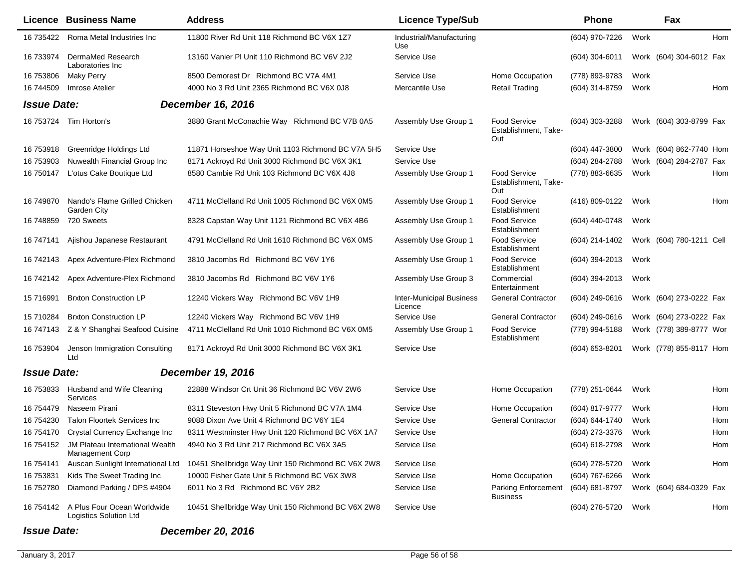| Licence | Business Name | Address | Licence Type/Sub | | Phone | | Fax | |
|---|---|---|---|---|---|---|---|---|
| 16 735422 | Roma Metal Industries Inc | 11800 River Rd Unit 118 Richmond BC V6X 1Z7 | Industrial/Manufacturing Use | | (604) 970-7226 | Work | | Hom |
| 16 733974 | DermaMed Research Laboratories Inc | 13160 Vanier Pl Unit 110 Richmond BC V6V 2J2 | Service Use | | (604) 304-6011 | Work | (604) 304-6012 | Fax |
| 16 753806 | Maky Perry | 8500 Demorest Dr Richmond BC V7A 4M1 | Service Use | Home Occupation | (778) 893-9783 | Work | | |
| 16 744509 | Imrose Atelier | 4000 No 3 Rd Unit 2365 Richmond BC V6X 0J8 | Mercantile Use | Retail Trading | (604) 314-8759 | Work | | Hom |
| ***Issue Date:*** | | ***December 16, 2016*** | | | | | | |
| 16 753724 | Tim Horton's | 3880 Grant McConachie Way Richmond BC V7B 0A5 | Assembly Use Group 1 | Food Service Establishment, Take-Out | (604) 303-3288 | Work | (604) 303-8799 | Fax |
| 16 753918 | Greenridge Holdings Ltd | 11871 Horseshoe Way Unit 1103 Richmond BC V7A 5H5 | Service Use | | (604) 447-3800 | Work | (604) 862-7740 | Hom |
| 16 753903 | Nuwealth Financial Group Inc | 8171 Ackroyd Rd Unit 3000 Richmond BC V6X 3K1 | Service Use | | (604) 284-2788 | Work | (604) 284-2787 | Fax |
| 16 750147 | L'otus Cake Boutique Ltd | 8580 Cambie Rd Unit 103 Richmond BC V6X 4J8 | Assembly Use Group 1 | Food Service Establishment, Take-Out | (778) 883-6635 | Work | | Hom |
| 16 749870 | Nando's Flame Grilled Chicken Garden City | 4711 McClelland Rd Unit 1005 Richmond BC V6X 0M5 | Assembly Use Group 1 | Food Service Establishment | (416) 809-0122 | Work | | Hom |
| 16 748859 | 720 Sweets | 8328 Capstan Way Unit 1121 Richmond BC V6X 4B6 | Assembly Use Group 1 | Food Service Establishment | (604) 440-0748 | Work | | |
| 16 747141 | Ajishou Japanese Restaurant | 4791 McClelland Rd Unit 1610 Richmond BC V6X 0M5 | Assembly Use Group 1 | Food Service Establishment | (604) 214-1402 | Work | (604) 780-1211 | Cell |
| 16 742143 | Apex Adventure-Plex Richmond | 3810 Jacombs Rd Richmond BC V6V 1Y6 | Assembly Use Group 1 | Food Service Establishment | (604) 394-2013 | Work | | |
| 16 742142 | Apex Adventure-Plex Richmond | 3810 Jacombs Rd Richmond BC V6V 1Y6 | Assembly Use Group 3 | Commercial Entertainment | (604) 394-2013 | Work | | |
| 15 716991 | Brxton Construction LP | 12240 Vickers Way Richmond BC V6V 1H9 | Inter-Municipal Business Licence | General Contractor | (604) 249-0616 | Work | (604) 273-0222 | Fax |
| 15 710284 | Brxton Construction LP | 12240 Vickers Way Richmond BC V6V 1H9 | Service Use | General Contractor | (604) 249-0616 | Work | (604) 273-0222 | Fax |
| 16 747143 | Z & Y Shanghai Seafood Cuisine | 4711 McClelland Rd Unit 1010 Richmond BC V6X 0M5 | Assembly Use Group 1 | Food Service Establishment | (778) 994-5188 | Work | (778) 389-8777 | Wor |
| 16 753904 | Jenson Immigration Consulting Ltd | 8171 Ackroyd Rd Unit 3000 Richmond BC V6X 3K1 | Service Use | | (604) 653-8201 | Work | (778) 855-8117 | Hom |
| ***Issue Date:*** | | ***December 19, 2016*** | | | | | | |
| 16 753833 | Husband and Wife Cleaning Services | 22888 Windsor Crt Unit 36 Richmond BC V6V 2W6 | Service Use | Home Occupation | (778) 251-0644 | Work | | Hom |
| 16 754479 | Naseem Pirani | 8311 Steveston Hwy Unit 5 Richmond BC V7A 1M4 | Service Use | Home Occupation | (604) 817-9777 | Work | | Hom |
| 16 754230 | Talon Floortek Services Inc | 9088 Dixon Ave Unit 4 Richmond BC V6Y 1E4 | Service Use | General Contractor | (604) 644-1740 | Work | | Hom |
| 16 754170 | Crystal Currency Exchange Inc | 8311 Westminster Hwy Unit 120 Richmond BC V6X 1A7 | Service Use | | (604) 273-3376 | Work | | Hom |
| 16 754152 | JM Plateau International Wealth Management Corp | 4940 No 3 Rd Unit 217 Richmond BC V6X 3A5 | Service Use | | (604) 618-2798 | Work | | Hom |
| 16 754141 | Auscan Sunlight International Ltd | 10451 Shellbridge Way Unit 150 Richmond BC V6X 2W8 | Service Use | | (604) 278-5720 | Work | | Hom |
| 16 753831 | Kids The Sweet Trading Inc | 10000 Fisher Gate Unit 5 Richmond BC V6X 3W8 | Service Use | Home Occupation | (604) 767-6266 | Work | | |
| 16 752780 | Diamond Parking / DPS #4904 | 6011 No 3 Rd Richmond BC V6Y 2B2 | Service Use | Parking Enforcement Business | (604) 681-8797 | Work | (604) 684-0329 | Fax |
| 16 754142 | A Plus Four Ocean Worldwide Logistics Solution Ltd | 10451 Shellbridge Way Unit 150 Richmond BC V6X 2W8 | Service Use | | (604) 278-5720 | Work | | Hom |
| ***Issue Date:*** | | ***December 20, 2016*** | | | | | | |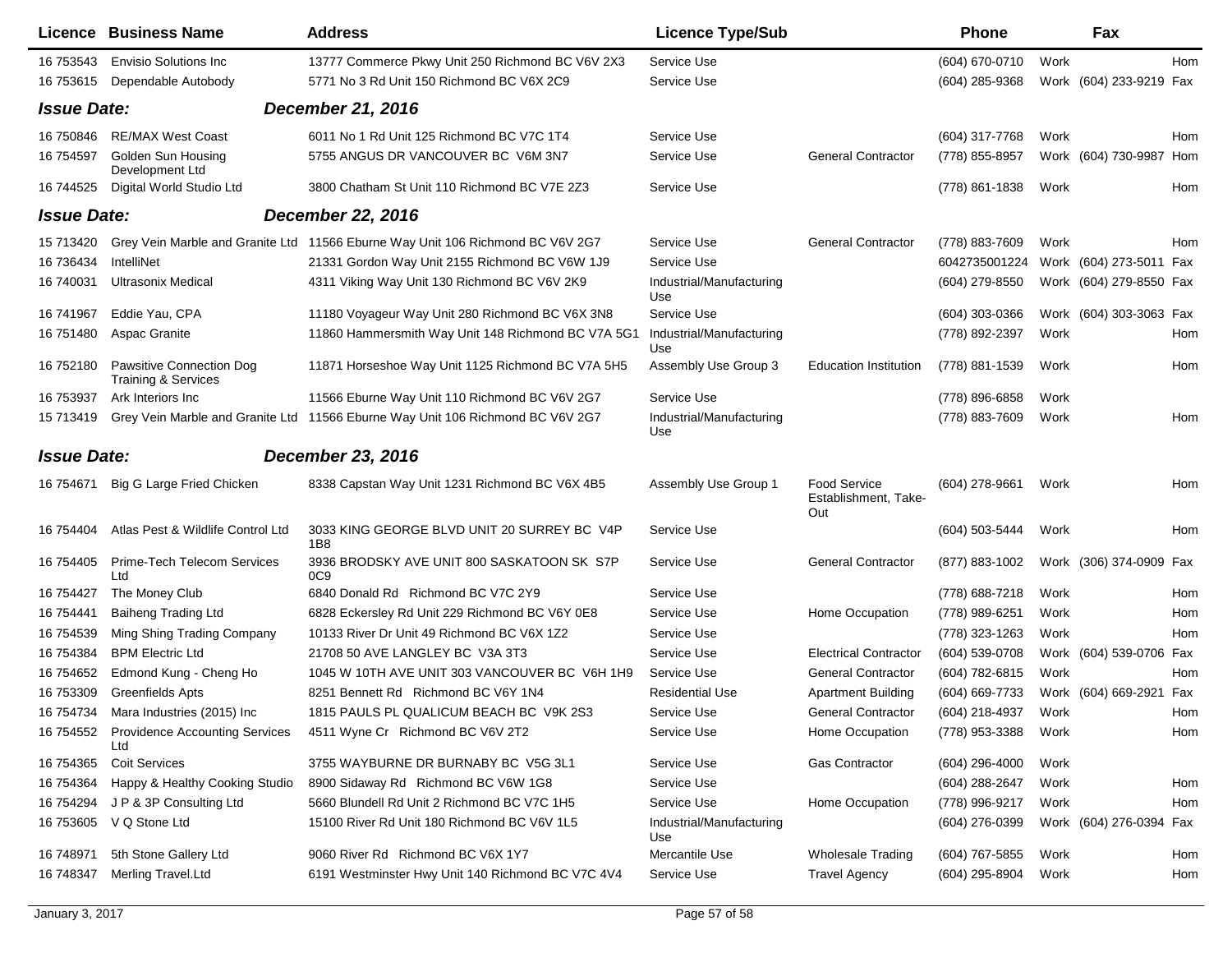| Licence | Business Name | Address | Licence Type/Sub | | Phone | | Fax | |
|---|---|---|---|---|---|---|---|---|
| 16 753543 | Envisio Solutions Inc | 13777 Commerce Pkwy Unit 250 Richmond BC V6V 2X3 | Service Use | | (604) 670-0710 | Work | | Hom |
| 16 753615 | Dependable Autobody | 5771 No 3 Rd Unit 150 Richmond BC V6X 2C9 | Service Use | | (604) 285-9368 | Work | (604) 233-9219 | Fax |
| ***Issue Date:*** | | ***December 21, 2016*** | | | | | | |
| 16 750846 | RE/MAX West Coast | 6011 No 1 Rd Unit 125 Richmond BC V7C 1T4 | Service Use | | (604) 317-7768 | Work | | Hom |
| 16 754597 | Golden Sun Housing Development Ltd | 5755 ANGUS DR VANCOUVER BC V6M 3N7 | Service Use | General Contractor | (778) 855-8957 | Work | (604) 730-9987 | Hom |
| 16 744525 | Digital World Studio Ltd | 3800 Chatham St Unit 110 Richmond BC V7E 2Z3 | Service Use | | (778) 861-1838 | Work | | Hom |
| ***Issue Date:*** | | ***December 22, 2016*** | | | | | | |
| 15 713420 | Grey Vein Marble and Granite Ltd | 11566 Eburne Way Unit 106 Richmond BC V6V 2G7 | Service Use | General Contractor | (778) 883-7609 | Work | | Hom |
| 16 736434 | IntelliNet | 21331 Gordon Way Unit 2155 Richmond BC V6W 1J9 | Service Use | | 6042735001224 | Work | (604) 273-5011 | Fax |
| 16 740031 | Ultrasonix Medical | 4311 Viking Way Unit 130 Richmond BC V6V 2K9 | Industrial/Manufacturing Use | | (604) 279-8550 | Work | (604) 279-8550 | Fax |
| 16 741967 | Eddie Yau, CPA | 11180 Voyageur Way Unit 280 Richmond BC V6X 3N8 | Service Use | | (604) 303-0366 | Work | (604) 303-3063 | Fax |
| 16 751480 | Aspac Granite | 11860 Hammersmith Way Unit 148 Richmond BC V7A 5G1 | Industrial/Manufacturing Use | | (778) 892-2397 | Work | | Hom |
| 16 752180 | Pawsitive Connection Dog Training & Services | 11871 Horseshoe Way Unit 1125 Richmond BC V7A 5H5 | Assembly Use Group 3 | Education Institution | (778) 881-1539 | Work | | Hom |
| 16 753937 | Ark Interiors Inc | 11566 Eburne Way Unit 110 Richmond BC V6V 2G7 | Service Use | | (778) 896-6858 | Work | | |
| 15 713419 | Grey Vein Marble and Granite Ltd | 11566 Eburne Way Unit 106 Richmond BC V6V 2G7 | Industrial/Manufacturing Use | | (778) 883-7609 | Work | | Hom |
| ***Issue Date:*** | | ***December 23, 2016*** | | | | | | |
| 16 754671 | Big G Large Fried Chicken | 8338 Capstan Way Unit 1231 Richmond BC V6X 4B5 | Assembly Use Group 1 | Food Service Establishment, Take-Out | (604) 278-9661 | Work | | Hom |
| 16 754404 | Atlas Pest & Wildlife Control Ltd | 3033 KING GEORGE BLVD UNIT 20 SURREY BC V4P 1B8 | Service Use | | (604) 503-5444 | Work | | Hom |
| 16 754405 | Prime-Tech Telecom Services Ltd | 3936 BRODSKY AVE UNIT 800 SASKATOON SK S7P 0C9 | Service Use | General Contractor | (877) 883-1002 | Work | (306) 374-0909 | Fax |
| 16 754427 | The Money Club | 6840 Donald Rd Richmond BC V7C 2Y9 | Service Use | | (778) 688-7218 | Work | | Hom |
| 16 754441 | Baiheng Trading Ltd | 6828 Eckersley Rd Unit 229 Richmond BC V6Y 0E8 | Service Use | Home Occupation | (778) 989-6251 | Work | | Hom |
| 16 754539 | Ming Shing Trading Company | 10133 River Dr Unit 49 Richmond BC V6X 1Z2 | Service Use | | (778) 323-1263 | Work | | Hom |
| 16 754384 | BPM Electric Ltd | 21708 50 AVE LANGLEY BC V3A 3T3 | Service Use | Electrical Contractor | (604) 539-0708 | Work | (604) 539-0706 | Fax |
| 16 754652 | Edmond Kung - Cheng Ho | 1045 W 10TH AVE UNIT 303 VANCOUVER BC V6H 1H9 | Service Use | General Contractor | (604) 782-6815 | Work | | Hom |
| 16 753309 | Greenfields Apts | 8251 Bennett Rd Richmond BC V6Y 1N4 | Residential Use | Apartment Building | (604) 669-7733 | Work | (604) 669-2921 | Fax |
| 16 754734 | Mara Industries (2015) Inc | 1815 PAULS PL QUALICUM BEACH BC V9K 2S3 | Service Use | General Contractor | (604) 218-4937 | Work | | Hom |
| 16 754552 | Providence Accounting Services Ltd | 4511 Wyne Cr Richmond BC V6V 2T2 | Service Use | Home Occupation | (778) 953-3388 | Work | | Hom |
| 16 754365 | Coit Services | 3755 WAYBURNE DR BURNABY BC V5G 3L1 | Service Use | Gas Contractor | (604) 296-4000 | Work | | |
| 16 754364 | Happy & Healthy Cooking Studio | 8900 Sidaway Rd Richmond BC V6W 1G8 | Service Use | | (604) 288-2647 | Work | | Hom |
| 16 754294 | J P & 3P Consulting Ltd | 5660 Blundell Rd Unit 2 Richmond BC V7C 1H5 | Service Use | Home Occupation | (778) 996-9217 | Work | | Hom |
| 16 753605 | V Q Stone Ltd | 15100 River Rd Unit 180 Richmond BC V6V 1L5 | Industrial/Manufacturing Use | | (604) 276-0399 | Work | (604) 276-0394 | Fax |
| 16 748971 | 5th Stone Gallery Ltd | 9060 River Rd Richmond BC V6X 1Y7 | Mercantile Use | Wholesale Trading | (604) 767-5855 | Work | | Hom |
| 16 748347 | Merling Travel.Ltd | 6191 Westminster Hwy Unit 140 Richmond BC V7C 4V4 | Service Use | Travel Agency | (604) 295-8904 | Work | | Hom |

January 3, 2017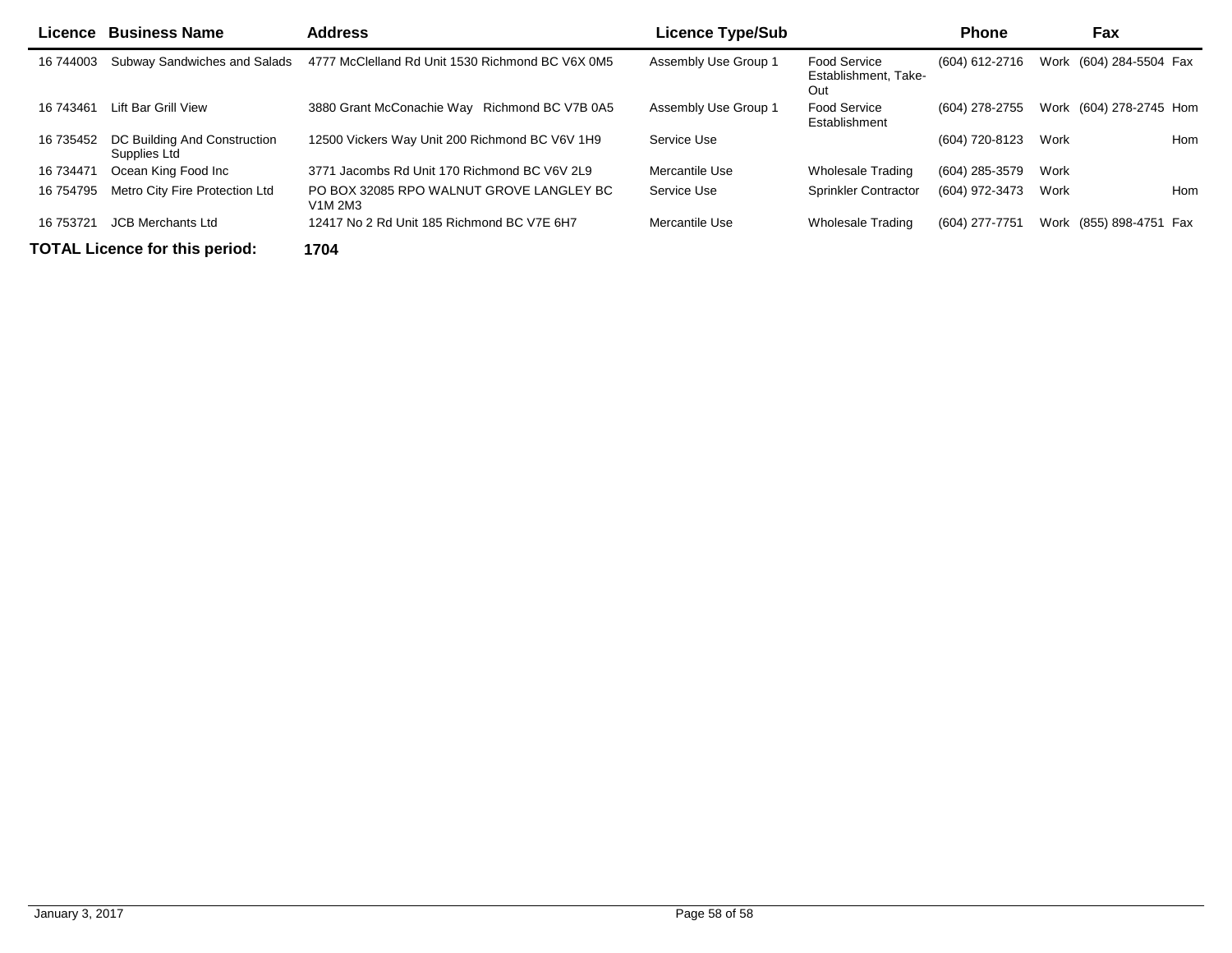| Licence | Business Name | Address | Licence Type/Sub | | Phone | | Fax | |
|---|---|---|---|---|---|---|---|---|
| 16 744003 | Subway Sandwiches and Salads | 4777 McClelland Rd Unit 1530 Richmond BC V6X 0M5 | Assembly Use Group 1 | Food Service Establishment, Take-Out | (604) 612-2716 | Work | (604) 284-5504 | Fax |
| 16 743461 | Lift Bar Grill View | 3880 Grant McConachie Way Richmond BC V7B 0A5 | Assembly Use Group 1 | Food Service Establishment | (604) 278-2755 | Work | (604) 278-2745 | Hom |
| 16 735452 | DC Building And Construction Supplies Ltd | 12500 Vickers Way Unit 200 Richmond BC V6V 1H9 | Service Use | | (604) 720-8123 | Work | | Hom |
| 16 734471 | Ocean King Food Inc | 3771 Jacombs Rd Unit 170 Richmond BC V6V 2L9 | Mercantile Use | Wholesale Trading | (604) 285-3579 | Work | | |
| 16 754795 | Metro City Fire Protection Ltd | PO BOX 32085 RPO WALNUT GROVE LANGLEY BC V1M 2M3 | Service Use | Sprinkler Contractor | (604) 972-3473 | Work | | Hom |
| 16 753721 | JCB Merchants Ltd | 12417 No 2 Rd Unit 185 Richmond BC V7E 6H7 | Mercantile Use | Wholesale Trading | (604) 277-7751 | Work | (855) 898-4751 | Fax |

**TOTAL Licence for this period: 1704**

January 3, 2017